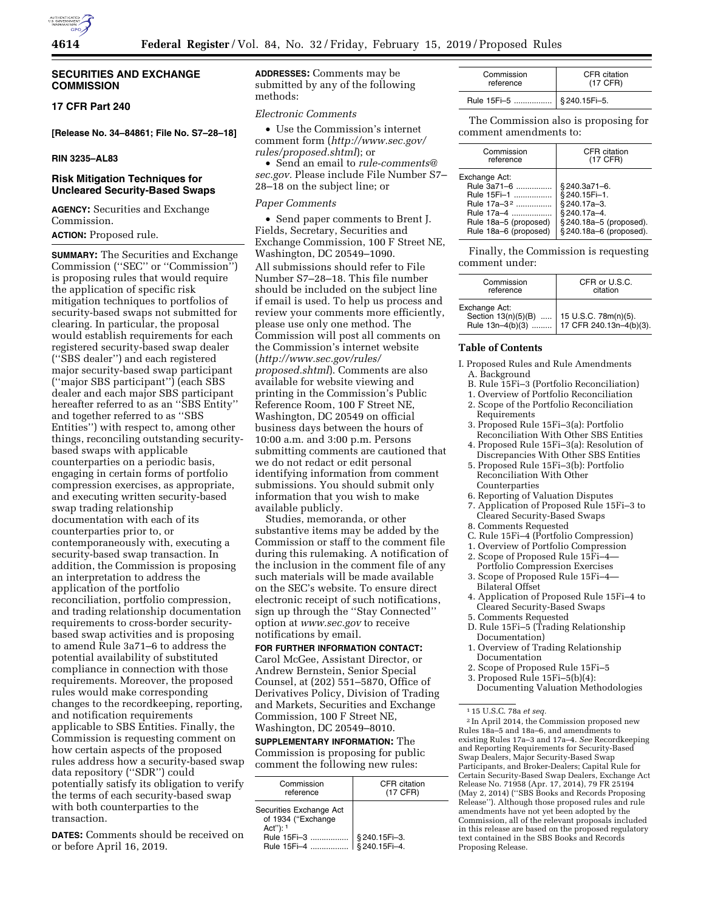## SECURITIES AND EXCHANGE COMMISSION

### 17 CFR Part 240

**[Release No. 34–84861; File No. S7–28–18]**

**RIN 3235–AL83**

### Risk Mitigation Techniques for Uncleared Security-Based Swaps

**AGENCY:** Securities and Exchange Commission.

**ACTION:** Proposed rule.

**SUMMARY:** The Securities and Exchange Commission (''SEC'' or ''Commission'') is proposing rules that would require the application of specific risk mitigation techniques to portfolios of security-based swaps not submitted for clearing. In particular, the proposal would establish requirements for each registered security-based swap dealer (''SBS dealer'') and each registered major security-based swap participant (''major SBS participant'') (each SBS dealer and each major SBS participant hereafter referred to as an ''SBS Entity'' and together referred to as ''SBS Entities'') with respect to, among other things, reconciling outstanding security-based swaps with applicable counterparties on a periodic basis, engaging in certain forms of portfolio compression exercises, as appropriate, and executing written security-based swap trading relationship documentation with each of its counterparties prior to, or contemporaneously with, executing a security-based swap transaction. In addition, the Commission is proposing an interpretation to address the application of the portfolio reconciliation, portfolio compression, and trading relationship documentation requirements to cross-border security-based swap activities and is proposing to amend Rule 3a71–6 to address the potential availability of substituted compliance in connection with those requirements. Moreover, the proposed rules would make corresponding changes to the recordkeeping, reporting, and notification requirements applicable to SBS Entities. Finally, the Commission is requesting comment on how certain aspects of the proposed rules address how a security-based swap data repository (''SDR'') could potentially satisfy its obligation to verify the terms of each security-based swap with both counterparties to the transaction.

**DATES:** Comments should be received on or before April 16, 2019.

**ADDRESSES:** Comments may be submitted by any of the following methods:

*Electronic Comments*

- Use the Commission's internet comment form (*http://www.sec.gov/rules/proposed.shtml*); or
- Send an email to *rule-comments@sec.gov.* Please include File Number S7–28–18 on the subject line; or

*Paper Comments*

- Send paper comments to Brent J. Fields, Secretary, Securities and Exchange Commission, 100 F Street NE, Washington, DC 20549–1090.

All submissions should refer to File Number S7–28–18. This file number should be included on the subject line if email is used. To help us process and review your comments more efficiently, please use only one method. The Commission will post all comments on the Commission's internet website (*http://www.sec.gov/rules/proposed.shtml*). Comments are also available for website viewing and printing in the Commission's Public Reference Room, 100 F Street NE, Washington, DC 20549 on official business days between the hours of 10:00 a.m. and 3:00 p.m. Persons submitting comments are cautioned that we do not redact or edit personal identifying information from comment submissions. You should submit only information that you wish to make available publicly.

Studies, memoranda, or other substantive items may be added by the Commission or staff to the comment file during this rulemaking. A notification of the inclusion in the comment file of any such materials will be made available on the SEC's website. To ensure direct electronic receipt of such notifications, sign up through the ''Stay Connected'' option at *www.sec.gov* to receive notifications by email.

**FOR FURTHER INFORMATION CONTACT:** Carol McGee, Assistant Director, or Andrew Bernstein, Senior Special Counsel, at (202) 551–5870, Office of Derivatives Policy, Division of Trading and Markets, Securities and Exchange Commission, 100 F Street NE, Washington, DC 20549–8010.

**SUPPLEMENTARY INFORMATION:** The Commission is proposing for public comment the following new rules:

| Commission reference | CFR citation (17 CFR) |
|---|---|
| Securities Exchange Act of 1934 (''Exchange Act''): [1] | |
| Rule 15Fi–3 | § 240.15Fi–3. |
| Rule 15Fi–4 | § 240.15Fi–4. |
| Rule 15Fi–5 | § 240.15Fi–5. |

The Commission also is proposing for comment amendments to:

| Commission reference | CFR citation (17 CFR) |
|---|---|
| Exchange Act: | |
| Rule 3a71–6 | § 240.3a71–6. |
| Rule 15Fi–1 | § 240.15Fi–1. |
| Rule 17a–3 [2] | § 240.17a–3. |
| Rule 17a–4 | § 240.17a–4. |
| Rule 18a–5 (proposed) | § 240.18a–5 (proposed). |
| Rule 18a–6 (proposed) | § 240.18a–6 (proposed). |

Finally, the Commission is requesting comment under:

| Commission reference | CFR or U.S.C. citation |
|---|---|
| Exchange Act: | |
| Section 13(n)(5)(B) | 15 U.S.C. 78m(n)(5). |
| Rule 13n–4(b)(3) | 17 CFR 240.13n–4(b)(3). |

### Table of Contents

I. Proposed Rules and Rule Amendments
- A. Background
- B. Rule 15Fi–3 (Portfolio Reconciliation)
  1. Overview of Portfolio Reconciliation
  2. Scope of the Portfolio Reconciliation Requirements
  3. Proposed Rule 15Fi–3(a): Portfolio Reconciliation With Other SBS Entities
  4. Proposed Rule 15Fi–3(a): Resolution of Discrepancies With Other SBS Entities
  5. Proposed Rule 15Fi–3(b): Portfolio Reconciliation With Other Counterparties
  6. Reporting of Valuation Disputes
  7. Application of Proposed Rule 15Fi–3 to Cleared Security-Based Swaps
  8. Comments Requested
- C. Rule 15Fi–4 (Portfolio Compression)
  1. Overview of Portfolio Compression
  2. Scope of Proposed Rule 15Fi–4—Portfolio Compression Exercises
  3. Scope of Proposed Rule 15Fi–4—Bilateral Offset
  4. Application of Proposed Rule 15Fi–4 to Cleared Security-Based Swaps
  5. Comments Requested
- D. Rule 15Fi–5 (Trading Relationship Documentation)
  1. Overview of Trading Relationship Documentation
  2. Scope of Proposed Rule 15Fi–5
  3. Proposed Rule 15Fi–5(b)(4): Documenting Valuation Methodologies

---

[1] 15 U.S.C. 78a *et seq.*

[2] In April 2014, the Commission proposed new Rules 18a–5 and 18a–6, and amendments to existing Rules 17a–3 and 17a–4. *See* Recordkeeping and Reporting Requirements for Security-Based Swap Dealers, Major Security-Based Swap Participants, and Broker-Dealers; Capital Rule for Certain Security-Based Swap Dealers, Exchange Act Release No. 71958 (Apr. 17, 2014), 79 FR 25194 (May 2, 2014) (''SBS Books and Records Proposing Release''). Although those proposed rules and rule amendments have not yet been adopted by the Commission, all of the relevant proposals included in this release are based on the proposed regulatory text contained in the SBS Books and Records Proposing Release.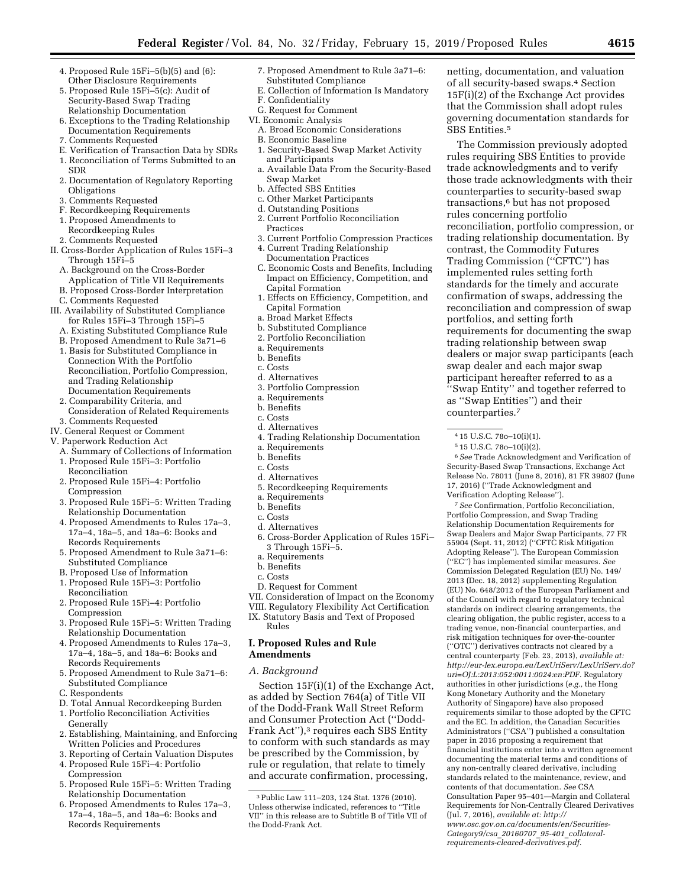4. Proposed Rule 15Fi–5(b)(5) and (6): Other Disclosure Requirements
5. Proposed Rule 15Fi–5(c): Audit of Security-Based Swap Trading Relationship Documentation
6. Exceptions to the Trading Relationship Documentation Requirements
7. Comments Requested

E. Verification of Transaction Data by SDRs
1. Reconciliation of Terms Submitted to an SDR
2. Documentation of Regulatory Reporting Obligations
3. Comments Requested

F. Recordkeeping Requirements
1. Proposed Amendments to Recordkeeping Rules
2. Comments Requested

II. Cross-Border Application of Rules 15Fi–3 Through 15Fi–5
A. Background on the Cross-Border Application of Title VII Requirements
B. Proposed Cross-Border Interpretation
C. Comments Requested

III. Availability of Substituted Compliance for Rules 15Fi–3 Through 15Fi–5
A. Existing Substituted Compliance Rule
B. Proposed Amendment to Rule 3a71–6
1. Basis for Substituted Compliance in Connection With the Portfolio Reconciliation, Portfolio Compression, and Trading Relationship Documentation Requirements
2. Comparability Criteria, and Consideration of Related Requirements
3. Comments Requested

IV. General Request or Comment

V. Paperwork Reduction Act
A. Summary of Collections of Information
1. Proposed Rule 15Fi–3: Portfolio Reconciliation
2. Proposed Rule 15Fi–4: Portfolio Compression
3. Proposed Rule 15Fi–5: Written Trading Relationship Documentation
4. Proposed Amendments to Rules 17a–3, 17a–4, 18a–5, and 18a–6: Books and Records Requirements
5. Proposed Amendment to Rule 3a71–6: Substituted Compliance

B. Proposed Use of Information
1. Proposed Rule 15Fi–3: Portfolio Reconciliation
2. Proposed Rule 15Fi–4: Portfolio Compression
3. Proposed Rule 15Fi–5: Written Trading Relationship Documentation
4. Proposed Amendments to Rules 17a–3, 17a–4, 18a–5, and 18a–6: Books and Records Requirements
5. Proposed Amendment to Rule 3a71–6: Substituted Compliance

C. Respondents

D. Total Annual Recordkeeping Burden
1. Portfolio Reconciliation Activities Generally
2. Establishing, Maintaining, and Enforcing Written Policies and Procedures
3. Reporting of Certain Valuation Disputes
4. Proposed Rule 15Fi–4: Portfolio Compression
5. Proposed Rule 15Fi–5: Written Trading Relationship Documentation
6. Proposed Amendments to Rules 17a–3, 17a–4, 18a–5, and 18a–6: Books and Records Requirements
7. Proposed Amendment to Rule 3a71–6: Substituted Compliance

E. Collection of Information Is Mandatory
F. Confidentiality
G. Request for Comment

VI. Economic Analysis
A. Broad Economic Considerations
B. Economic Baseline
1. Security-Based Swap Market Activity and Participants
a. Available Data From the Security-Based Swap Market
b. Affected SBS Entities
c. Other Market Participants
d. Outstanding Positions
2. Current Portfolio Reconciliation Practices
3. Current Portfolio Compression Practices
4. Current Trading Relationship Documentation Practices

C. Economic Costs and Benefits, Including Impact on Efficiency, Competition, and Capital Formation
1. Effects on Efficiency, Competition, and Capital Formation
a. Broad Market Effects
b. Substituted Compliance
2. Portfolio Reconciliation
a. Requirements
b. Benefits
c. Costs
d. Alternatives
3. Portfolio Compression
a. Requirements
b. Benefits
c. Costs
d. Alternatives
4. Trading Relationship Documentation
a. Requirements
b. Benefits
c. Costs
d. Alternatives
5. Recordkeeping Requirements
a. Requirements
b. Benefits
c. Costs
d. Alternatives
6. Cross-Border Application of Rules 15Fi–3 Through 15Fi–5.
a. Requirements
b. Benefits
c. Costs

D. Request for Comment

VII. Consideration of Impact on the Economy

VIII. Regulatory Flexibility Act Certification

IX. Statutory Basis and Text of Proposed Rules

## I. Proposed Rules and Rule Amendments

### *A. Background*

Section 15F(i)(1) of the Exchange Act, as added by Section 764(a) of Title VII of the Dodd-Frank Wall Street Reform and Consumer Protection Act ("Dodd-Frank Act"),[3] requires each SBS Entity to conform with such standards as may be prescribed by the Commission, by rule or regulation, that relate to timely and accurate confirmation, processing, netting, documentation, and valuation of all security-based swaps.[4] Section 15F(i)(2) of the Exchange Act provides that the Commission shall adopt rules governing documentation standards for SBS Entities.[5]

The Commission previously adopted rules requiring SBS Entities to provide trade acknowledgments and to verify those trade acknowledgments with their counterparties to security-based swap transactions,[6] but has not proposed rules concerning portfolio reconciliation, portfolio compression, or trading relationship documentation. By contrast, the Commodity Futures Trading Commission ("CFTC") has implemented rules setting forth standards for the timely and accurate confirmation of swaps, addressing the reconciliation and compression of swap portfolios, and setting forth requirements for documenting the swap trading relationship between swap dealers or major swap participants (each swap dealer and each major swap participant hereafter referred to as a "Swap Entity" and together referred to as "Swap Entities") and their counterparties.[7]

---

[3] Public Law 111–203, 124 Stat. 1376 (2010). Unless otherwise indicated, references to "Title VII" in this release are to Subtitle B of Title VII of the Dodd-Frank Act.

[4] 15 U.S.C. 78o–10(i)(1).

[5] 15 U.S.C. 78o–10(i)(2).

[6] *See* Trade Acknowledgment and Verification of Security-Based Swap Transactions, Exchange Act Release No. 78011 (June 8, 2016), 81 FR 39807 (June 17, 2016) ("Trade Acknowledgment and Verification Adopting Release").

[7] *See* Confirmation, Portfolio Reconciliation, Portfolio Compression, and Swap Trading Relationship Documentation Requirements for Swap Dealers and Major Swap Participants, 77 FR 55904 (Sept. 11, 2012) ("CFTC Risk Mitigation Adopting Release"). The European Commission ("EC") has implemented similar measures. *See* Commission Delegated Regulation (EU) No. 149/2013 (Dec. 18, 2012) supplementing Regulation (EU) No. 648/2012 of the European Parliament and of the Council with regard to regulatory technical standards on indirect clearing arrangements, the clearing obligation, the public register, access to a trading venue, non-financial counterparties, and risk mitigation techniques for over-the-counter ("OTC") derivatives contracts not cleared by a central counterparty (Feb. 23, 2013), *available at: http://eur-lex.europa.eu/LexUriServ/LexUriServ.do?uri=OJ:L:2013:052:0011:0024:en:PDF.* Regulatory authorities in other jurisdictions (*e.g.,* the Hong Kong Monetary Authority and the Monetary Authority of Singapore) have also proposed requirements similar to those adopted by the CFTC and the EC. In addition, the Canadian Securities Administrators ("CSA") published a consultation paper in 2016 proposing a requirement that financial institutions enter into a written agreement documenting the material terms and conditions of any non-centrally cleared derivative, including standards related to the maintenance, review, and contents of that documentation. *See* CSA Consultation Paper 95–401—Margin and Collateral Requirements for Non-Centrally Cleared Derivatives (Jul. 7, 2016), *available at: http://www.osc.gov.on.ca/documents/en/Securities-Category9/csa_20160707_95-401_collateral-requirements-cleared-derivatives.pdf.*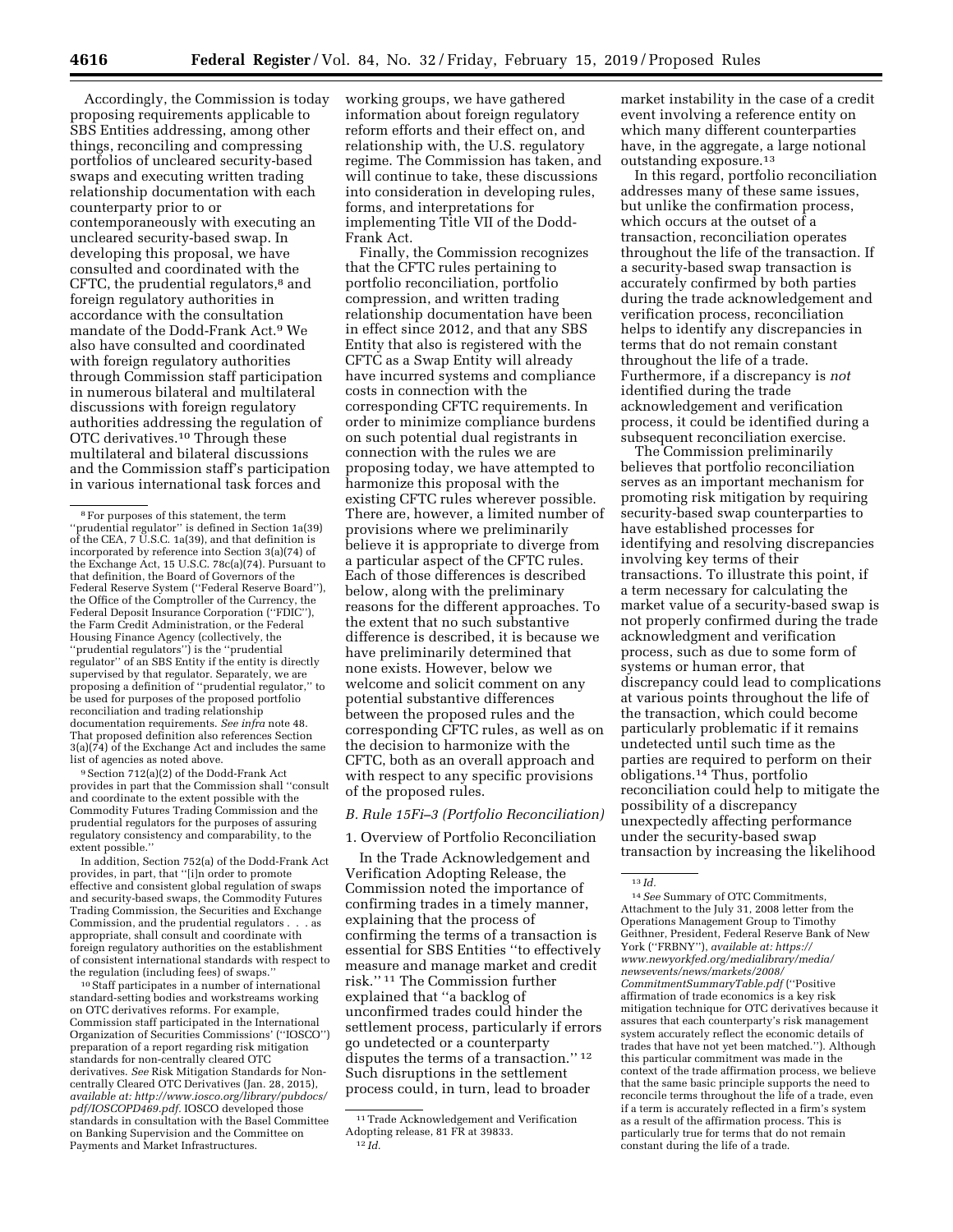Accordingly, the Commission is today proposing requirements applicable to SBS Entities addressing, among other things, reconciling and compressing portfolios of uncleared security-based swaps and executing written trading relationship documentation with each counterparty prior to or contemporaneously with executing an uncleared security-based swap. In developing this proposal, we have consulted and coordinated with the CFTC, the prudential regulators,[8] and foreign regulatory authorities in accordance with the consultation mandate of the Dodd-Frank Act.[9] We also have consulted and coordinated with foreign regulatory authorities through Commission staff participation in numerous bilateral and multilateral discussions with foreign regulatory authorities addressing the regulation of OTC derivatives.[10] Through these multilateral and bilateral discussions and the Commission staff's participation in various international task forces and working groups, we have gathered information about foreign regulatory reform efforts and their effect on, and relationship with, the U.S. regulatory regime. The Commission has taken, and will continue to take, these discussions into consideration in developing rules, forms, and interpretations for implementing Title VII of the Dodd-Frank Act.

Finally, the Commission recognizes that the CFTC rules pertaining to portfolio reconciliation, portfolio compression, and written trading relationship documentation have been in effect since 2012, and that any SBS Entity that also is registered with the CFTC as a Swap Entity will already have incurred systems and compliance costs in connection with the corresponding CFTC requirements. In order to minimize compliance burdens on such potential dual registrants in connection with the rules we are proposing today, we have attempted to harmonize this proposal with the existing CFTC rules wherever possible. There are, however, a limited number of provisions where we preliminarily believe it is appropriate to diverge from a particular aspect of the CFTC rules. Each of those differences is described below, along with the preliminary reasons for the different approaches. To the extent that no such substantive difference is described, it is because we have preliminarily determined that none exists. However, below we welcome and solicit comment on any potential substantive differences between the proposed rules and the corresponding CFTC rules, as well as on the decision to harmonize with the CFTC, both as an overall approach and with respect to any specific provisions of the proposed rules.

### B. Rule 15Fi–3 (Portfolio Reconciliation)

#### 1. Overview of Portfolio Reconciliation

In the Trade Acknowledgement and Verification Adopting Release, the Commission noted the importance of confirming trades in a timely manner, explaining that the process of confirming the terms of a transaction is essential for SBS Entities "to effectively measure and manage market and credit risk."[11] The Commission further explained that "a backlog of unconfirmed trades could hinder the settlement process, particularly if errors go undetected or a counterparty disputes the terms of a transaction."[12] Such disruptions in the settlement process could, in turn, lead to broader market instability in the case of a credit event involving a reference entity on which many different counterparties have, in the aggregate, a large notional outstanding exposure.[13]

In this regard, portfolio reconciliation addresses many of these same issues, but unlike the confirmation process, which occurs at the outset of a transaction, reconciliation operates throughout the life of the transaction. If a security-based swap transaction is accurately confirmed by both parties during the trade acknowledgement and verification process, reconciliation helps to identify any discrepancies in terms that do not remain constant throughout the life of a trade. Furthermore, if a discrepancy is *not* identified during the trade acknowledgement and verification process, it could be identified during a subsequent reconciliation exercise.

The Commission preliminarily believes that portfolio reconciliation serves as an important mechanism for promoting risk mitigation by requiring security-based swap counterparties to have established processes for identifying and resolving discrepancies involving key terms of their transactions. To illustrate this point, if a term necessary for calculating the market value of a security-based swap is not properly confirmed during the trade acknowledgment and verification process, such as due to some form of systems or human error, that discrepancy could lead to complications at various points throughout the life of the transaction, which could become particularly problematic if it remains undetected until such time as the parties are required to perform on their obligations.[14] Thus, portfolio reconciliation could help to mitigate the possibility of a discrepancy unexpectedly affecting performance under the security-based swap transaction by increasing the likelihood

---

[8] For purposes of this statement, the term "prudential regulator" is defined in Section 1a(39) of the CEA, 7 U.S.C. 1a(39), and that definition is incorporated by reference into Section 3(a)(74) of the Exchange Act, 15 U.S.C. 78c(a)(74). Pursuant to that definition, the Board of Governors of the Federal Reserve System ("Federal Reserve Board"), the Office of the Comptroller of the Currency, the Federal Deposit Insurance Corporation ("FDIC"), the Farm Credit Administration, or the Federal Housing Finance Agency (collectively, the "prudential regulators") is the "prudential regulator" of an SBS Entity if the entity is directly supervised by that regulator. Separately, we are proposing a definition of "prudential regulator," to be used for purposes of the proposed portfolio reconciliation and trading relationship documentation requirements. *See infra* note 48. That proposed definition also references Section 3(a)(74) of the Exchange Act and includes the same list of agencies as noted above.

[9] Section 712(a)(2) of the Dodd-Frank Act provides in part that the Commission shall "consult and coordinate to the extent possible with the Commodity Futures Trading Commission and the prudential regulators for the purposes of assuring regulatory consistency and comparability, to the extent possible."

In addition, Section 752(a) of the Dodd-Frank Act provides, in part, that "[i]n order to promote effective and consistent global regulation of swaps and security-based swaps, the Commodity Futures Trading Commission, the Securities and Exchange Commission, and the prudential regulators . . . as appropriate, shall consult and coordinate with foreign regulatory authorities on the establishment of consistent international standards with respect to the regulation (including fees) of swaps."

[10] Staff participates in a number of international standard-setting bodies and workstreams working on OTC derivatives reforms. For example, Commission staff participated in the International Organization of Securities Commissions' ("IOSCO") preparation of a report regarding risk mitigation standards for non-centrally cleared OTC derivatives. *See* Risk Mitigation Standards for Non-centrally Cleared OTC Derivatives (Jan. 28, 2015), *available at: http://www.iosco.org/library/pubdocs/pdf/IOSCOPD469.pdf*. IOSCO developed those standards in consultation with the Basel Committee on Banking Supervision and the Committee on Payments and Market Infrastructures.

[11] Trade Acknowledgement and Verification Adopting release, 81 FR at 39833.

[12] *Id.*

[13] *Id.*

[14] *See* Summary of OTC Commitments, Attachment to the July 31, 2008 letter from the Operations Management Group to Timothy Geithner, President, Federal Reserve Bank of New York ("FRBNY"), *available at: https://www.newyorkfed.org/medialibrary/media/newsevents/news/markets/2008/CommitmentSummaryTable.pdf* ("Positive affirmation of trade economics is a key risk mitigation technique for OTC derivatives because it assures that each counterparty's risk management system accurately reflect the economic details of trades that have not yet been matched."). Although this particular commitment was made in the context of the trade affirmation process, we believe that the same basic principle supports the need to reconcile terms throughout the life of a trade, even if a term is accurately reflected in a firm's system as a result of the affirmation process. This is particularly true for terms that do not remain constant during the life of a trade.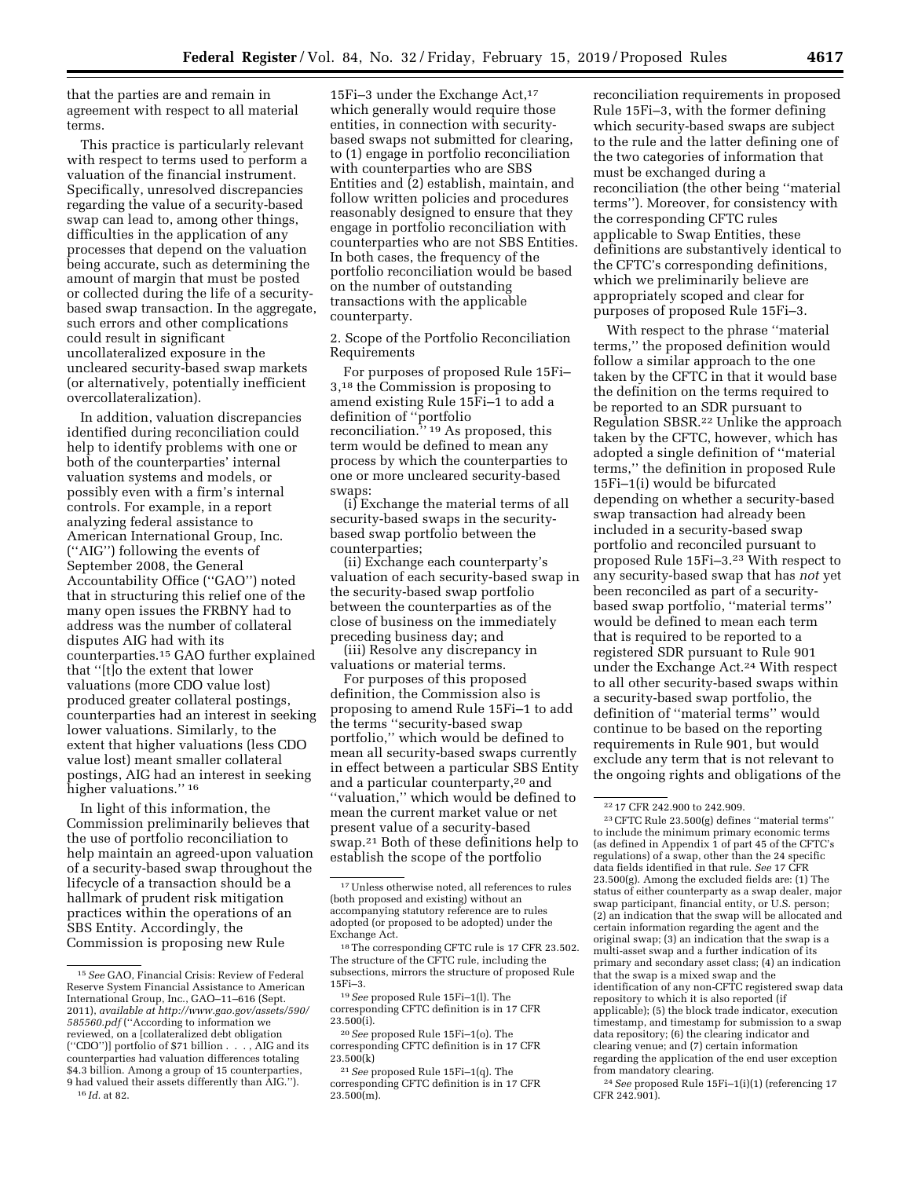that the parties are and remain in agreement with respect to all material terms.

This practice is particularly relevant with respect to terms used to perform a valuation of the financial instrument. Specifically, unresolved discrepancies regarding the value of a security-based swap can lead to, among other things, difficulties in the application of any processes that depend on the valuation being accurate, such as determining the amount of margin that must be posted or collected during the life of a security-based swap transaction. In the aggregate, such errors and other complications could result in significant uncollateralized exposure in the uncleared security-based swap markets (or alternatively, potentially inefficient overcollateralization).

In addition, valuation discrepancies identified during reconciliation could help to identify problems with one or both of the counterparties' internal valuation systems and models, or possibly even with a firm's internal controls. For example, in a report analyzing federal assistance to American International Group, Inc. (''AIG'') following the events of September 2008, the General Accountability Office (''GAO'') noted that in structuring this relief one of the many open issues the FRBNY had to address was the number of collateral disputes AIG had with its counterparties.[15] GAO further explained that ''[t]o the extent that lower valuations (more CDO value lost) produced greater collateral postings, counterparties had an interest in seeking lower valuations. Similarly, to the extent that higher valuations (less CDO value lost) meant smaller collateral postings, AIG had an interest in seeking higher valuations.'' [16]

In light of this information, the Commission preliminarily believes that the use of portfolio reconciliation to help maintain an agreed-upon valuation of a security-based swap throughout the lifecycle of a transaction should be a hallmark of prudent risk mitigation practices within the operations of an SBS Entity. Accordingly, the Commission is proposing new Rule 15Fi–3 under the Exchange Act,[17] which generally would require those entities, in connection with security-based swaps not submitted for clearing, to (1) engage in portfolio reconciliation with counterparties who are SBS Entities and (2) establish, maintain, and follow written policies and procedures reasonably designed to ensure that they engage in portfolio reconciliation with counterparties who are not SBS Entities. In both cases, the frequency of the portfolio reconciliation would be based on the number of outstanding transactions with the applicable counterparty.

2. Scope of the Portfolio Reconciliation Requirements

For purposes of proposed Rule 15Fi–3,[18] the Commission is proposing to amend existing Rule 15Fi–1 to add a definition of ''portfolio reconciliation.'' [19] As proposed, this term would be defined to mean any process by which the counterparties to one or more uncleared security-based swaps:

(i) Exchange the material terms of all security-based swaps in the security-based swap portfolio between the counterparties;

(ii) Exchange each counterparty's valuation of each security-based swap in the security-based swap portfolio between the counterparties as of the close of business on the immediately preceding business day; and

(iii) Resolve any discrepancy in valuations or material terms.

For purposes of this proposed definition, the Commission also is proposing to amend Rule 15Fi–1 to add the terms ''security-based swap portfolio,'' which would be defined to mean all security-based swaps currently in effect between a particular SBS Entity and a particular counterparty,[20] and ''valuation,'' which would be defined to mean the current market value or net present value of a security-based swap.[21] Both of these definitions help to establish the scope of the portfolio reconciliation requirements in proposed Rule 15Fi–3, with the former defining which security-based swaps are subject to the rule and the latter defining one of the two categories of information that must be exchanged during a reconciliation (the other being ''material terms''). Moreover, for consistency with the corresponding CFTC rules applicable to Swap Entities, these definitions are substantively identical to the CFTC's corresponding definitions, which we preliminarily believe are appropriately scoped and clear for purposes of proposed Rule 15Fi–3.

With respect to the phrase ''material terms,'' the proposed definition would follow a similar approach to the one taken by the CFTC in that it would base the definition on the terms required to be reported to an SDR pursuant to Regulation SBSR.[22] Unlike the approach taken by the CFTC, however, which has adopted a single definition of ''material terms,'' the definition in proposed Rule 15Fi–1(i) would be bifurcated depending on whether a security-based swap transaction had already been included in a security-based swap portfolio and reconciled pursuant to proposed Rule 15Fi–3.[23] With respect to any security-based swap that has *not* yet been reconciled as part of a security-based swap portfolio, ''material terms'' would be defined to mean each term that is required to be reported to a registered SDR pursuant to Rule 901 under the Exchange Act.[24] With respect to all other security-based swaps within a security-based swap portfolio, the definition of ''material terms'' would continue to be based on the reporting requirements in Rule 901, but would exclude any term that is not relevant to the ongoing rights and obligations of the

---

[15] *See* GAO, Financial Crisis: Review of Federal Reserve System Financial Assistance to American International Group, Inc., GAO–11–616 (Sept. 2011), *available at http://www.gao.gov/assets/590/585560.pdf* (''According to information we reviewed, on a [collateralized debt obligation (''CDO'')] portfolio of $71 billion . . . , AIG and its counterparties had valuation differences totaling $4.3 billion. Among a group of 15 counterparties, 9 had valued their assets differently than AIG.'').

[16] *Id.* at 82.

[17] Unless otherwise noted, all references to rules (both proposed and existing) without an accompanying statutory reference are to rules adopted (or proposed to be adopted) under the Exchange Act.

[18] The corresponding CFTC rule is 17 CFR 23.502. The structure of the CFTC rule, including the subsections, mirrors the structure of proposed Rule 15Fi–3.

[19] *See* proposed Rule 15Fi–1(l). The corresponding CFTC definition is in 17 CFR 23.500(i).

[20] *See* proposed Rule 15Fi–1(o). The corresponding CFTC definition is in 17 CFR 23.500(k)

[21] *See* proposed Rule 15Fi–1(q). The corresponding CFTC definition is in 17 CFR 23.500(m).

[22] 17 CFR 242.900 to 242.909.

[23] CFTC Rule 23.500(g) defines ''material terms'' to include the minimum primary economic terms (as defined in Appendix 1 of part 45 of the CFTC's regulations) of a swap, other than the 24 specific data fields identified in that rule. *See* 17 CFR 23.500(g). Among the excluded fields are: (1) The status of either counterparty as a swap dealer, major swap participant, financial entity, or U.S. person; (2) an indication that the swap will be allocated and certain information regarding the agent and the original swap; (3) an indication that the swap is a multi-asset swap and a further indication of its primary and secondary asset class; (4) an indication that the swap is a mixed swap and the identification of any non-CFTC registered swap data repository to which it is also reported (if applicable); (5) the block trade indicator, execution timestamp, and timestamp for submission to a swap data repository; (6) the clearing indicator and clearing venue; and (7) certain information regarding the application of the end user exception from mandatory clearing.

[24] *See* proposed Rule 15Fi–1(i)(1) (referencing 17 CFR 242.901).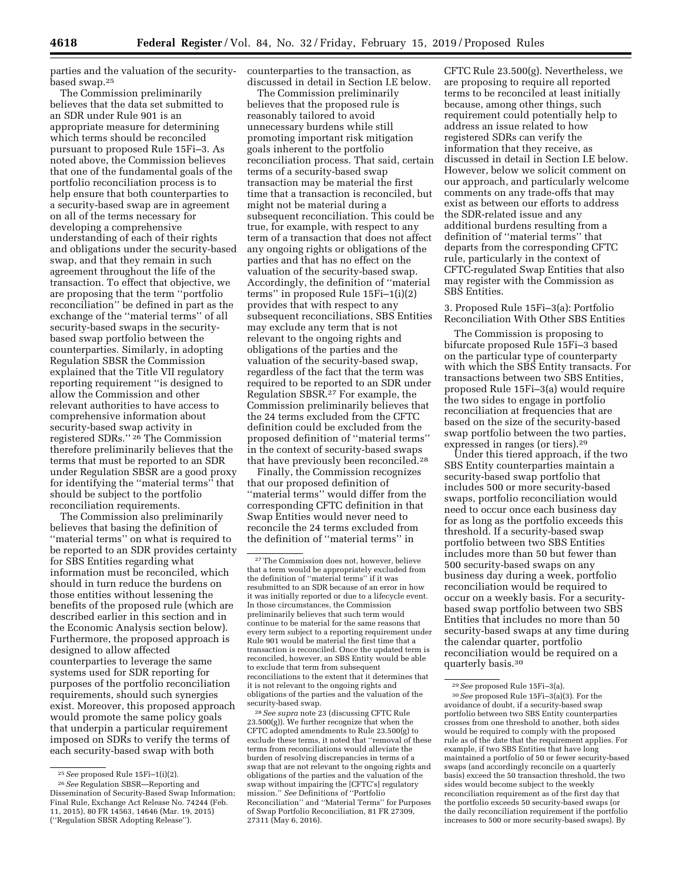parties and the valuation of the security-based swap.[25]

The Commission preliminarily believes that the data set submitted to an SDR under Rule 901 is an appropriate measure for determining which terms should be reconciled pursuant to proposed Rule 15Fi–3. As noted above, the Commission believes that one of the fundamental goals of the portfolio reconciliation process is to help ensure that both counterparties to a security-based swap are in agreement on all of the terms necessary for developing a comprehensive understanding of each of their rights and obligations under the security-based swap, and that they remain in such agreement throughout the life of the transaction. To effect that objective, we are proposing that the term ''portfolio reconciliation'' be defined in part as the exchange of the ''material terms'' of all security-based swaps in the security-based swap portfolio between the counterparties. Similarly, in adopting Regulation SBSR the Commission explained that the Title VII regulatory reporting requirement ''is designed to allow the Commission and other relevant authorities to have access to comprehensive information about security-based swap activity in registered SDRs.''[26] The Commission therefore preliminarily believes that the terms that must be reported to an SDR under Regulation SBSR are a good proxy for identifying the ''material terms'' that should be subject to the portfolio reconciliation requirements.

The Commission also preliminarily believes that basing the definition of ''material terms'' on what is required to be reported to an SDR provides certainty for SBS Entities regarding what information must be reconciled, which should in turn reduce the burdens on those entities without lessening the benefits of the proposed rule (which are described earlier in this section and in the Economic Analysis section below). Furthermore, the proposed approach is designed to allow affected counterparties to leverage the same systems used for SDR reporting for purposes of the portfolio reconciliation requirements, should such synergies exist. Moreover, this proposed approach would promote the same policy goals that underpin a particular requirement imposed on SDRs to verify the terms of each security-based swap with both counterparties to the transaction, as discussed in detail in Section I.E below.

The Commission preliminarily believes that the proposed rule is reasonably tailored to avoid unnecessary burdens while still promoting important risk mitigation goals inherent to the portfolio reconciliation process. That said, certain terms of a security-based swap transaction may be material the first time that a transaction is reconciled, but might not be material during a subsequent reconciliation. This could be true, for example, with respect to any term of a transaction that does not affect any ongoing rights or obligations of the parties and that has no effect on the valuation of the security-based swap. Accordingly, the definition of ''material terms'' in proposed Rule 15Fi–1(i)(2) provides that with respect to any subsequent reconciliations, SBS Entities may exclude any term that is not relevant to the ongoing rights and obligations of the parties and the valuation of the security-based swap, regardless of the fact that the term was required to be reported to an SDR under Regulation SBSR.[27] For example, the Commission preliminarily believes that the 24 terms excluded from the CFTC definition could be excluded from the proposed definition of ''material terms'' in the context of security-based swaps that have previously been reconciled.[28]

Finally, the Commission recognizes that our proposed definition of ''material terms'' would differ from the corresponding CFTC definition in that Swap Entities would never need to reconcile the 24 terms excluded from the definition of ''material terms'' in CFTC Rule 23.500(g). Nevertheless, we are proposing to require all reported terms to be reconciled at least initially because, among other things, such requirement could potentially help to address an issue related to how registered SDRs can verify the information that they receive, as discussed in detail in Section I.E below. However, below we solicit comment on our approach, and particularly welcome comments on any trade-offs that may exist as between our efforts to address the SDR-related issue and any additional burdens resulting from a definition of ''material terms'' that departs from the corresponding CFTC rule, particularly in the context of CFTC-regulated Swap Entities that also may register with the Commission as SBS Entities.

### 3. Proposed Rule 15Fi–3(a): Portfolio Reconciliation With Other SBS Entities

The Commission is proposing to bifurcate proposed Rule 15Fi–3 based on the particular type of counterparty with which the SBS Entity transacts. For transactions between two SBS Entities, proposed Rule 15Fi–3(a) would require the two sides to engage in portfolio reconciliation at frequencies that are based on the size of the security-based swap portfolio between the two parties, expressed in ranges (or tiers).[29]

Under this tiered approach, if the two SBS Entity counterparties maintain a security-based swap portfolio that includes 500 or more security-based swaps, portfolio reconciliation would need to occur once each business day for as long as the portfolio exceeds this threshold. If a security-based swap portfolio between two SBS Entities includes more than 50 but fewer than 500 security-based swaps on any business day during a week, portfolio reconciliation would be required to occur on a weekly basis. For a security-based swap portfolio between two SBS Entities that includes no more than 50 security-based swaps at any time during the calendar quarter, portfolio reconciliation would be required on a quarterly basis.[30]

---

[25] *See* proposed Rule 15Fi–1(i)(2).

[26] *See* Regulation SBSR—Reporting and Dissemination of Security-Based Swap Information; Final Rule, Exchange Act Release No. 74244 (Feb. 11, 2015), 80 FR 14563, 14646 (Mar. 19, 2015) (''Regulation SBSR Adopting Release'').

[27] The Commission does not, however, believe that a term would be appropriately excluded from the definition of ''material terms'' if it was resubmitted to an SDR because of an error in how it was initially reported or due to a lifecycle event. In those circumstances, the Commission preliminarily believes that such term would continue to be material for the same reasons that every term subject to a reporting requirement under Rule 901 would be material the first time that a transaction is reconciled. Once the updated term is reconciled, however, an SBS Entity would be able to exclude that term from subsequent reconciliations to the extent that it determines that it is not relevant to the ongoing rights and obligations of the parties and the valuation of the security-based swap.

[28] *See supra* note 23 (discussing CFTC Rule 23.500(g)). We further recognize that when the CFTC adopted amendments to Rule 23.500(g) to exclude these terms, it noted that ''removal of these terms from reconciliations would alleviate the burden of resolving discrepancies in terms of a swap that are not relevant to the ongoing rights and obligations of the parties and the valuation of the swap without impairing the [CFTC's] regulatory mission.'' *See* Definitions of ''Portfolio Reconciliation'' and ''Material Terms'' for Purposes of Swap Portfolio Reconciliation, 81 FR 27309, 27311 (May 6, 2016).

[29] *See* proposed Rule 15Fi–3(a).

[30] *See* proposed Rule 15Fi–3(a)(3). For the avoidance of doubt, if a security-based swap portfolio between two SBS Entity counterparties crosses from one threshold to another, both sides would be required to comply with the proposed rule as of the date that the requirement applies. For example, if two SBS Entities that have long maintained a portfolio of 50 or fewer security-based swaps (and accordingly reconcile on a quarterly basis) exceed the 50 transaction threshold, the two sides would become subject to the weekly reconciliation requirement as of the first day that the portfolio exceeds 50 security-based swaps (or the daily reconciliation requirement if the portfolio increases to 500 or more security-based swaps). By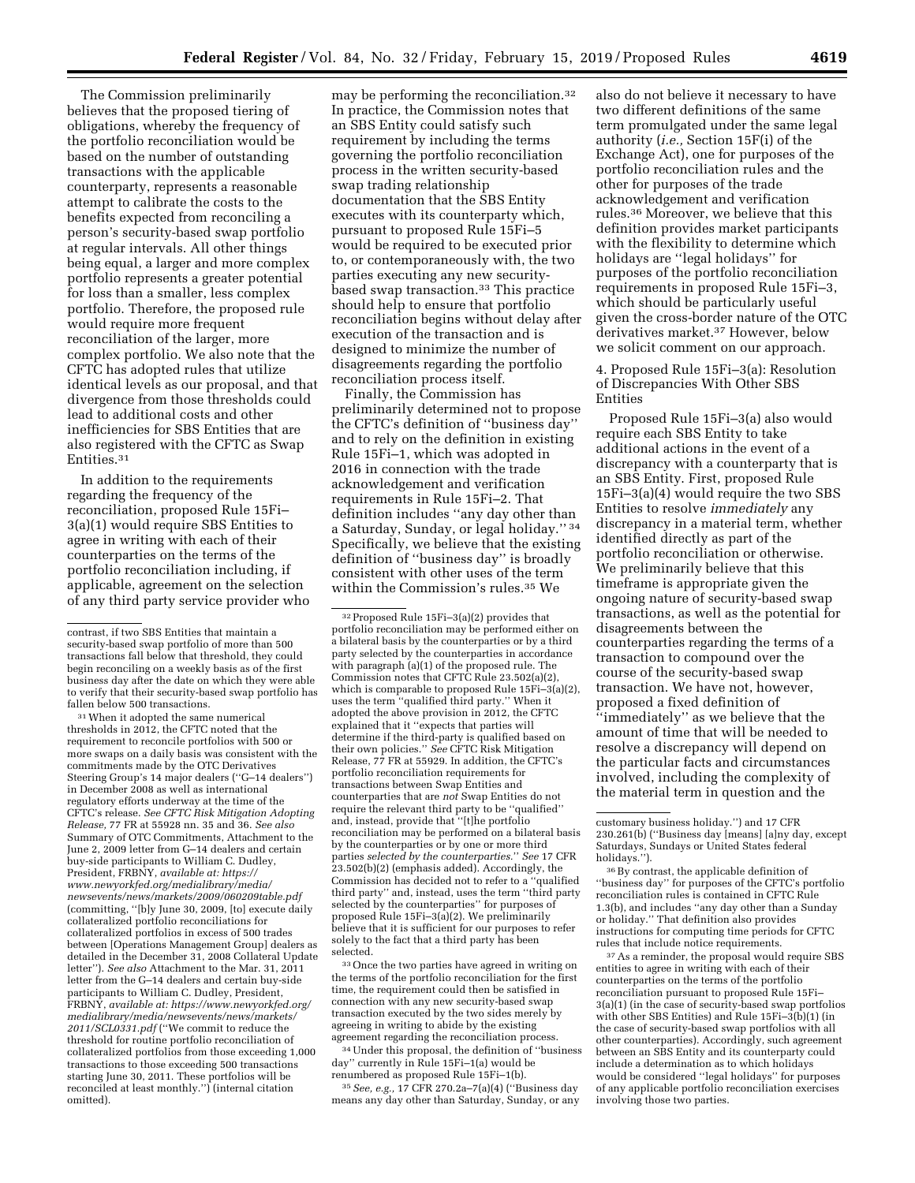The Commission preliminarily believes that the proposed tiering of obligations, whereby the frequency of the portfolio reconciliation would be based on the number of outstanding transactions with the applicable counterparty, represents a reasonable attempt to calibrate the costs to the benefits expected from reconciling a person's security-based swap portfolio at regular intervals. All other things being equal, a larger and more complex portfolio represents a greater potential for loss than a smaller, less complex portfolio. Therefore, the proposed rule would require more frequent reconciliation of the larger, more complex portfolio. We also note that the CFTC has adopted rules that utilize identical levels as our proposal, and that divergence from those thresholds could lead to additional costs and other inefficiencies for SBS Entities that are also registered with the CFTC as Swap Entities.[31]

In addition to the requirements regarding the frequency of the reconciliation, proposed Rule 15Fi–3(a)(1) would require SBS Entities to agree in writing with each of their counterparties on the terms of the portfolio reconciliation including, if applicable, agreement on the selection of any third party service provider who may be performing the reconciliation.[32] In practice, the Commission notes that an SBS Entity could satisfy such requirement by including the terms governing the portfolio reconciliation process in the written security-based swap trading relationship documentation that the SBS Entity executes with its counterparty which, pursuant to proposed Rule 15Fi–5 would be required to be executed prior to, or contemporaneously with, the two parties executing any new security-based swap transaction.[33] This practice should help to ensure that portfolio reconciliation begins without delay after execution of the transaction and is designed to minimize the number of disagreements regarding the portfolio reconciliation process itself.

Finally, the Commission has preliminarily determined not to propose the CFTC's definition of "business day" and to rely on the definition in existing Rule 15Fi–1, which was adopted in 2016 in connection with the trade acknowledgement and verification requirements in Rule 15Fi–2. That definition includes "any day other than a Saturday, Sunday, or legal holiday."[34] Specifically, we believe that the existing definition of "business day" is broadly consistent with other uses of the term within the Commission's rules.[35] We also do not believe it necessary to have two different definitions of the same term promulgated under the same legal authority (*i.e.,* Section 15F(i) of the Exchange Act), one for purposes of the portfolio reconciliation rules and the other for purposes of the trade acknowledgement and verification rules.[36] Moreover, we believe that this definition provides market participants with the flexibility to determine which holidays are "legal holidays" for purposes of the portfolio reconciliation requirements in proposed Rule 15Fi–3, which should be particularly useful given the cross-border nature of the OTC derivatives market.[37] However, below we solicit comment on our approach.

4. Proposed Rule 15Fi–3(a): Resolution of Discrepancies With Other SBS Entities

Proposed Rule 15Fi–3(a) also would require each SBS Entity to take additional actions in the event of a discrepancy with a counterparty that is an SBS Entity. First, proposed Rule 15Fi–3(a)(4) would require the two SBS Entities to resolve *immediately* any discrepancy in a material term, whether identified directly as part of the portfolio reconciliation or otherwise. We preliminarily believe that this timeframe is appropriate given the ongoing nature of security-based swap transactions, as well as the potential for disagreements between the counterparties regarding the terms of a transaction to compound over the course of the security-based swap transaction. We have not, however, proposed a fixed definition of "immediately" as we believe that the amount of time that will be needed to resolve a discrepancy will depend on the particular facts and circumstances involved, including the complexity of the material term in question and the

---

contrast, if two SBS Entities that maintain a security-based swap portfolio of more than 500 transactions fall below that threshold, they could begin reconciling on a weekly basis as of the first business day after the date on which they were able to verify that their security-based swap portfolio has fallen below 500 transactions.

[31] When it adopted the same numerical thresholds in 2012, the CFTC noted that the requirement to reconcile portfolios with 500 or more swaps on a daily basis was consistent with the commitments made by the OTC Derivatives Steering Group's 14 major dealers ("G–14 dealers") in December 2008 as well as international regulatory efforts underway at the time of the CFTC's release. *See CFTC Risk Mitigation Adopting Release,* 77 FR at 55928 nn. 35 and 36. *See also* Summary of OTC Commitments, Attachment to the June 2, 2009 letter from G–14 dealers and certain buy-side participants to William C. Dudley, President, FRBNY, *available at: https://www.newyorkfed.org/medialibrary/media/newsevents/news/markets/2009/060209table.pdf* (committing, "[b]y June 30, 2009, [to] execute daily collateralized portfolio reconciliations for collateralized portfolios in excess of 500 trades between [Operations Management Group] dealers as detailed in the December 31, 2008 Collateral Update letter"). *See also* Attachment to the Mar. 31, 2011 letter from the G–14 dealers and certain buy-side participants to William C. Dudley, President, FRBNY, *available at: https://www.newyorkfed.org/medialibrary/media/newsevents/news/markets/2011/SCL0331.pdf* ("We commit to reduce the threshold for routine portfolio reconciliation of collateralized portfolios from those exceeding 1,000 transactions to those exceeding 500 transactions starting June 30, 2011. These portfolios will be reconciled at least monthly.") (internal citation omitted).

[32] Proposed Rule 15Fi–3(a)(2) provides that portfolio reconciliation may be performed either on a bilateral basis by the counterparties or by a third party selected by the counterparties in accordance with paragraph (a)(1) of the proposed rule. The Commission notes that CFTC Rule 23.502(a)(2), which is comparable to proposed Rule 15Fi–3(a)(2), uses the term "qualified third party." When it adopted the above provision in 2012, the CFTC explained that it "expects that parties will determine if the third-party is qualified based on their own policies." *See* CFTC Risk Mitigation Release, 77 FR at 55929. In addition, the CFTC's portfolio reconciliation requirements for transactions between Swap Entities and counterparties that are *not* Swap Entities do not require the relevant third party to be "qualified" and, instead, provide that "[t]he portfolio reconciliation may be performed on a bilateral basis by the counterparties or by one or more third parties *selected by the counterparties.*" *See* 17 CFR 23.502(b)(2) (emphasis added). Accordingly, the Commission has decided not to refer to a "qualified third party" and, instead, uses the term "third party selected by the counterparties" for purposes of proposed Rule 15Fi–3(a)(2). We preliminarily believe that it is sufficient for our purposes to refer solely to the fact that a third party has been selected.

[33] Once the two parties have agreed in writing on the terms of the portfolio reconciliation for the first time, the requirement could then be satisfied in connection with any new security-based swap transaction executed by the two sides merely by agreeing in writing to abide by the existing agreement regarding the reconciliation process.

[34] Under this proposal, the definition of "business day" currently in Rule 15Fi–1(a) would be renumbered as proposed Rule 15Fi–1(b).

[35] *See, e.g.,* 17 CFR 270.2a–7(a)(4) ("Business day means any day other than Saturday, Sunday, or any customary business holiday.") and 17 CFR 230.261(b) ("Business day [means] [a]ny day, except Saturdays, Sundays or United States federal holidays.").

[36] By contrast, the applicable definition of "business day" for purposes of the CFTC's portfolio reconciliation rules is contained in CFTC Rule 1.3(b), and includes "any day other than a Sunday or holiday." That definition also provides instructions for computing time periods for CFTC rules that include notice requirements.

[37] As a reminder, the proposal would require SBS Entities to agree in writing with each of their counterparties on the terms of the portfolio reconciliation pursuant to proposed Rule 15Fi–3(a)(1) (in the case of security-based swap portfolios with other SBS Entities) and Rule 15Fi–3(b)(1) (in the case of security-based swap portfolios with all other counterparties). Accordingly, such agreement between an SBS Entity and its counterparty could include a determination as to which holidays would be considered "legal holidays" for purposes of any applicable portfolio reconciliation exercises involving those two parties.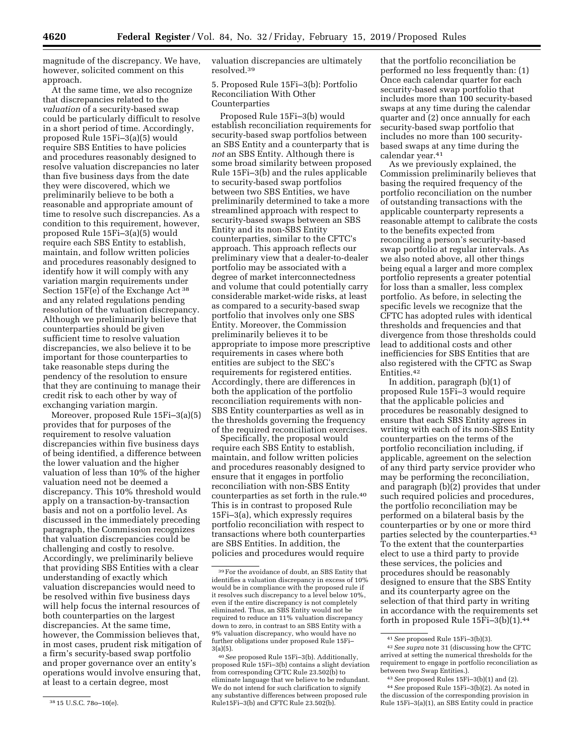magnitude of the discrepancy. We have, however, solicited comment on this approach.

At the same time, we also recognize that discrepancies related to the *valuation* of a security-based swap could be particularly difficult to resolve in a short period of time. Accordingly, proposed Rule 15Fi–3(a)(5) would require SBS Entities to have policies and procedures reasonably designed to resolve valuation discrepancies no later than five business days from the date they were discovered, which we preliminarily believe to be both a reasonable and appropriate amount of time to resolve such discrepancies. As a condition to this requirement, however, proposed Rule 15Fi–3(a)(5) would require each SBS Entity to establish, maintain, and follow written policies and procedures reasonably designed to identify how it will comply with any variation margin requirements under Section 15F(e) of the Exchange Act [38] and any related regulations pending resolution of the valuation discrepancy. Although we preliminarily believe that counterparties should be given sufficient time to resolve valuation discrepancies, we also believe it to be important for those counterparties to take reasonable steps during the pendency of the resolution to ensure that they are continuing to manage their credit risk to each other by way of exchanging variation margin.

Moreover, proposed Rule 15Fi–3(a)(5) provides that for purposes of the requirement to resolve valuation discrepancies within five business days of being identified, a difference between the lower valuation and the higher valuation of less than 10% of the higher valuation need not be deemed a discrepancy. This 10% threshold would apply on a transaction-by-transaction basis and not on a portfolio level. As discussed in the immediately preceding paragraph, the Commission recognizes that valuation discrepancies could be challenging and costly to resolve. Accordingly, we preliminarily believe that providing SBS Entities with a clear understanding of exactly which valuation discrepancies would need to be resolved within five business days will help focus the internal resources of both counterparties on the largest discrepancies. At the same time, however, the Commission believes that, in most cases, prudent risk mitigation of a firm's security-based swap portfolio and proper governance over an entity's operations would involve ensuring that, at least to a certain degree, most valuation discrepancies are ultimately resolved.[39]

### 5. Proposed Rule 15Fi–3(b): Portfolio Reconciliation With Other Counterparties

Proposed Rule 15Fi–3(b) would establish reconciliation requirements for security-based swap portfolios between an SBS Entity and a counterparty that is *not* an SBS Entity. Although there is some broad similarity between proposed Rule 15Fi–3(b) and the rules applicable to security-based swap portfolios between two SBS Entities, we have preliminarily determined to take a more streamlined approach with respect to security-based swaps between an SBS Entity and its non-SBS Entity counterparties, similar to the CFTC's approach. This approach reflects our preliminary view that a dealer-to-dealer portfolio may be associated with a degree of market interconnectedness and volume that could potentially carry considerable market-wide risks, at least as compared to a security-based swap portfolio that involves only one SBS Entity. Moreover, the Commission preliminarily believes it to be appropriate to impose more prescriptive requirements in cases where both entities are subject to the SEC's requirements for registered entities. Accordingly, there are differences in both the application of the portfolio reconciliation requirements with non-SBS Entity counterparties as well as in the thresholds governing the frequency of the required reconciliation exercises.

Specifically, the proposal would require each SBS Entity to establish, maintain, and follow written policies and procedures reasonably designed to ensure that it engages in portfolio reconciliation with non-SBS Entity counterparties as set forth in the rule.[40] This is in contrast to proposed Rule 15Fi–3(a), which expressly requires portfolio reconciliation with respect to transactions where both counterparties are SBS Entities. In addition, the policies and procedures would require that the portfolio reconciliation be performed no less frequently than: (1) Once each calendar quarter for each security-based swap portfolio that includes more than 100 security-based swaps at any time during the calendar quarter and (2) once annually for each security-based swap portfolio that includes no more than 100 security-based swaps at any time during the calendar year.[41]

As we previously explained, the Commission preliminarily believes that basing the required frequency of the portfolio reconciliation on the number of outstanding transactions with the applicable counterparty represents a reasonable attempt to calibrate the costs to the benefits expected from reconciling a person's security-based swap portfolio at regular intervals. As we also noted above, all other things being equal a larger and more complex portfolio represents a greater potential for loss than a smaller, less complex portfolio. As before, in selecting the specific levels we recognize that the CFTC has adopted rules with identical thresholds and frequencies and that divergence from those thresholds could lead to additional costs and other inefficiencies for SBS Entities that are also registered with the CFTC as Swap Entities.[42]

In addition, paragraph (b)(1) of proposed Rule 15Fi–3 would require that the applicable policies and procedures be reasonably designed to ensure that each SBS Entity agrees in writing with each of its non-SBS Entity counterparties on the terms of the portfolio reconciliation including, if applicable, agreement on the selection of any third party service provider who may be performing the reconciliation, and paragraph (b)(2) provides that under such required policies and procedures, the portfolio reconciliation may be performed on a bilateral basis by the counterparties or by one or more third parties selected by the counterparties.[43] To the extent that the counterparties elect to use a third party to provide these services, the policies and procedures should be reasonably designed to ensure that the SBS Entity and its counterparty agree on the selection of that third party in writing in accordance with the requirements set forth in proposed Rule 15Fi–3(b)(1).[44]

---

[38] 15 U.S.C. 78o–10(e).

[39] For the avoidance of doubt, an SBS Entity that identifies a valuation discrepancy in excess of 10% would be in compliance with the proposed rule if it resolves such discrepancy to a level below 10%, even if the entire discrepancy is not completely eliminated. Thus, an SBS Entity would not be required to reduce an 11% valuation discrepancy down to zero, in contrast to an SBS Entity with a 9% valuation discrepancy, who would have no further obligations under proposed Rule 15Fi–3(a)(5).

[40] *See* proposed Rule 15Fi–3(b). Additionally, proposed Rule 15Fi–3(b) contains a slight deviation from corresponding CFTC Rule 23.502(b) to eliminate language that we believe to be redundant. We do not intend for such clarification to signify any substantive differences between proposed rule Rule15Fi–3(b) and CFTC Rule 23.502(b).

[41] *See* proposed Rule 15Fi–3(b)(3).

[42] *See supra* note 31 (discussing how the CFTC arrived at setting the numerical thresholds for the requirement to engage in portfolio reconciliation as between two Swap Entities.).

[43] *See* proposed Rules 15Fi–3(b)(1) and (2).

[44] *See* proposed Rule 15Fi–3(b)(2). As noted in the discussion of the corresponding provision in Rule 15Fi–3(a)(1), an SBS Entity could in practice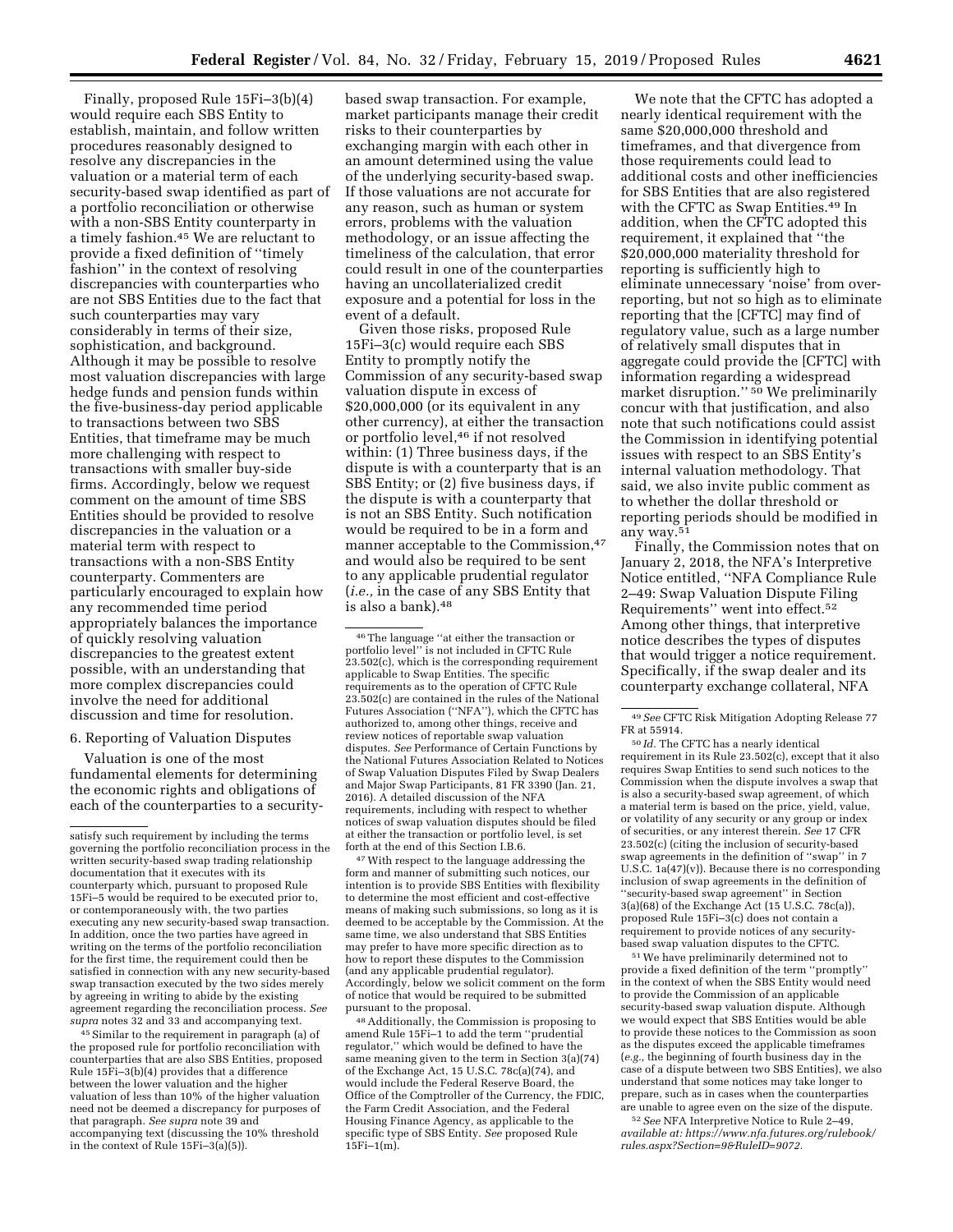Finally, proposed Rule 15Fi–3(b)(4) would require each SBS Entity to establish, maintain, and follow written procedures reasonably designed to resolve any discrepancies in the valuation or a material term of each security-based swap identified as part of a portfolio reconciliation or otherwise with a non-SBS Entity counterparty in a timely fashion.[45] We are reluctant to provide a fixed definition of ''timely fashion'' in the context of resolving discrepancies with counterparties who are not SBS Entities due to the fact that such counterparties may vary considerably in terms of their size, sophistication, and background. Although it may be possible to resolve most valuation discrepancies with large hedge funds and pension funds within the five-business-day period applicable to transactions between two SBS Entities, that timeframe may be much more challenging with respect to transactions with smaller buy-side firms. Accordingly, below we request comment on the amount of time SBS Entities should be provided to resolve discrepancies in the valuation or a material term with respect to transactions with a non-SBS Entity counterparty. Commenters are particularly encouraged to explain how any recommended time period appropriately balances the importance of quickly resolving valuation discrepancies to the greatest extent possible, with an understanding that more complex discrepancies could involve the need for additional discussion and time for resolution.

### 6. Reporting of Valuation Disputes

Valuation is one of the most fundamental elements for determining the economic rights and obligations of each of the counterparties to a security-based swap transaction. For example, market participants manage their credit risks to their counterparties by exchanging margin with each other in an amount determined using the value of the underlying security-based swap. If those valuations are not accurate for any reason, such as human or system errors, problems with the valuation methodology, or an issue affecting the timeliness of the calculation, that error could result in one of the counterparties having an uncollateralized credit exposure and a potential for loss in the event of a default.

Given those risks, proposed Rule 15Fi–3(c) would require each SBS Entity to promptly notify the Commission of any security-based swap valuation dispute in excess of $20,000,000 (or its equivalent in any other currency), at either the transaction or portfolio level,[46] if not resolved within: (1) Three business days, if the dispute is with a counterparty that is an SBS Entity; or (2) five business days, if the dispute is with a counterparty that is not an SBS Entity. Such notification would be required to be in a form and manner acceptable to the Commission,[47] and would also be required to be sent to any applicable prudential regulator (*i.e.,* in the case of any SBS Entity that is also a bank).[48]

We note that the CFTC has adopted a nearly identical requirement with the same $20,000,000 threshold and timeframes, and that divergence from those requirements could lead to additional costs and other inefficiencies for SBS Entities that are also registered with the CFTC as Swap Entities.[49] In addition, when the CFTC adopted this requirement, it explained that ''the $20,000,000 materiality threshold for reporting is sufficiently high to eliminate unnecessary 'noise' from over-reporting, but not so high as to eliminate reporting that the [CFTC] may find of regulatory value, such as a large number of relatively small disputes that in aggregate could provide the [CFTC] with information regarding a widespread market disruption.''[50] We preliminarily concur with that justification, and also note that such notifications could assist the Commission in identifying potential issues with respect to an SBS Entity's internal valuation methodology. That said, we also invite public comment as to whether the dollar threshold or reporting periods should be modified in any way.[51]

Finally, the Commission notes that on January 2, 2018, the NFA's Interpretive Notice entitled, ''NFA Compliance Rule 2–49: Swap Valuation Dispute Filing Requirements'' went into effect.[52] Among other things, that interpretive notice describes the types of disputes that would trigger a notice requirement. Specifically, if the swap dealer and its counterparty exchange collateral, NFA

---

satisfy such requirement by including the terms governing the portfolio reconciliation process in the written security-based swap trading relationship documentation that it executes with its counterparty which, pursuant to proposed Rule 15Fi–5 would be required to be executed prior to, or contemporaneously with, the two parties executing any new security-based swap transaction. In addition, once the two parties have agreed in writing on the terms of the portfolio reconciliation for the first time, the requirement could then be satisfied in connection with any new security-based swap transaction executed by the two sides merely by agreeing in writing to abide by the existing agreement regarding the reconciliation process. *See supra* notes 32 and 33 and accompanying text.

[45] Similar to the requirement in paragraph (a) of the proposed rule for portfolio reconciliation with counterparties that are also SBS Entities, proposed Rule 15Fi–3(b)(4) provides that a difference between the lower valuation and the higher valuation of less than 10% of the higher valuation need not be deemed a discrepancy for purposes of that paragraph. *See supra* note 39 and accompanying text (discussing the 10% threshold in the context of Rule 15Fi–3(a)(5)).

[46] The language ''at either the transaction or portfolio level'' is not included in CFTC Rule 23.502(c), which is the corresponding requirement applicable to Swap Entities. The specific requirements as to the operation of CFTC Rule 23.502(c) are contained in the rules of the National Futures Association (''NFA''), which the CFTC has authorized to, among other things, receive and review notices of reportable swap valuation disputes. *See* Performance of Certain Functions by the National Futures Association Related to Notices of Swap Valuation Disputes Filed by Swap Dealers and Major Swap Participants, 81 FR 3390 (Jan. 21, 2016). A detailed discussion of the NFA requirements, including with respect to whether notices of swap valuation disputes should be filed at either the transaction or portfolio level, is set forth at the end of this Section I.B.6.

[47] With respect to the language addressing the form and manner of submitting such notices, our intention is to provide SBS Entities with flexibility to determine the most efficient and cost-effective means of making such submissions, so long as it is deemed to be acceptable by the Commission. At the same time, we also understand that SBS Entities may prefer to have more specific direction as to how to report these disputes to the Commission (and any applicable prudential regulator). Accordingly, below we solicit comment on the form of notice that would be required to be submitted pursuant to the proposal.

[48] Additionally, the Commission is proposing to amend Rule 15Fi–1 to add the term ''prudential regulator,'' which would be defined to have the same meaning given to the term in Section 3(a)(74) of the Exchange Act, 15 U.S.C. 78c(a)(74), and would include the Federal Reserve Board, the Office of the Comptroller of the Currency, the FDIC, the Farm Credit Association, and the Federal Housing Finance Agency, as applicable to the specific type of SBS Entity. *See* proposed Rule 15Fi–1(m).

[49] *See* CFTC Risk Mitigation Adopting Release 77 FR at 55914.

[50] *Id.* The CFTC has a nearly identical requirement in its Rule 23.502(c), except that it also requires Swap Entities to send such notices to the Commission when the dispute involves a swap that is also a security-based swap agreement, of which a material term is based on the price, yield, value, or volatility of any security or any group or index of securities, or any interest therein. *See* 17 CFR 23.502(c) (citing the inclusion of security-based swap agreements in the definition of ''swap'' in 7 U.S.C. 1a(47)(v)). Because there is no corresponding inclusion of swap agreements in the definition of ''security-based swap agreement'' in Section 3(a)(68) of the Exchange Act (15 U.S.C. 78c(a)), proposed Rule 15Fi–3(c) does not contain a requirement to provide notices of any security-based swap valuation disputes to the CFTC.

[51] We have preliminarily determined not to provide a fixed definition of the term ''promptly'' in the context of when the SBS Entity would need to provide the Commission of an applicable security-based swap valuation dispute. Although we would expect that SBS Entities would be able to provide these notices to the Commission as soon as the disputes exceed the applicable timeframes (*e.g.,* the beginning of fourth business day in the case of a dispute between two SBS Entities), we also understand that some notices may take longer to prepare, such as in cases when the counterparties are unable to agree even on the size of the dispute.

[52] *See* NFA Interpretive Notice to Rule 2–49, *available at: https://www.nfa.futures.org/rulebook/rules.aspx?Section=9&RuleID=9072.*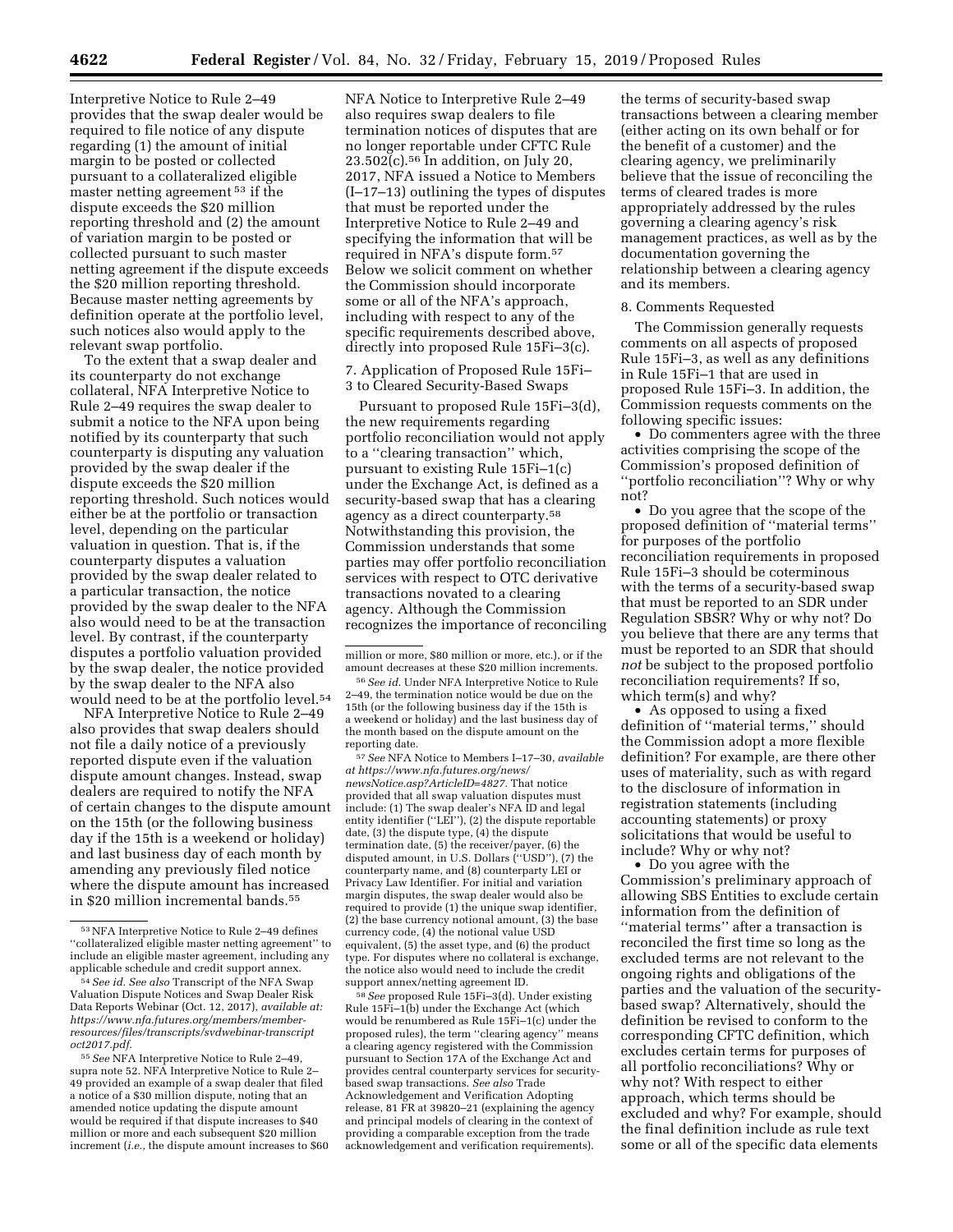Interpretive Notice to Rule 2–49 provides that the swap dealer would be required to file notice of any dispute regarding (1) the amount of initial margin to be posted or collected pursuant to a collateralized eligible master netting agreement [53] if the dispute exceeds the $20 million reporting threshold and (2) the amount of variation margin to be posted or collected pursuant to such master netting agreement if the dispute exceeds the $20 million reporting threshold. Because master netting agreements by definition operate at the portfolio level, such notices also would apply to the relevant swap portfolio.

To the extent that a swap dealer and its counterparty do not exchange collateral, NFA Interpretive Notice to Rule 2–49 requires the swap dealer to submit a notice to the NFA upon being notified by its counterparty that such counterparty is disputing any valuation provided by the swap dealer if the dispute exceeds the $20 million reporting threshold. Such notices would either be at the portfolio or transaction level, depending on the particular valuation in question. That is, if the counterparty disputes a valuation provided by the swap dealer related to a particular transaction, the notice provided by the swap dealer to the NFA also would need to be at the transaction level. By contrast, if the counterparty disputes a portfolio valuation provided by the swap dealer, the notice provided by the swap dealer to the NFA also would need to be at the portfolio level.[54]

NFA Interpretive Notice to Rule 2–49 also provides that swap dealers should not file a daily notice of a previously reported dispute even if the valuation dispute amount changes. Instead, swap dealers are required to notify the NFA of certain changes to the dispute amount on the 15th (or the following business day if the 15th is a weekend or holiday) and last business day of each month by amending any previously filed notice where the dispute amount has increased in $20 million incremental bands.[55]

NFA Notice to Interpretive Rule 2–49 also requires swap dealers to file termination notices of disputes that are no longer reportable under CFTC Rule 23.502(c).[56] In addition, on July 20, 2017, NFA issued a Notice to Members (I–17–13) outlining the types of disputes that must be reported under the Interpretive Notice to Rule 2–49 and specifying the information that will be required in NFA's dispute form.[57] Below we solicit comment on whether the Commission should incorporate some or all of the NFA's approach, including with respect to any of the specific requirements described above, directly into proposed Rule 15Fi–3(c).

7. Application of Proposed Rule 15Fi–3 to Cleared Security-Based Swaps

Pursuant to proposed Rule 15Fi–3(d), the new requirements regarding portfolio reconciliation would not apply to a ''clearing transaction'' which, pursuant to existing Rule 15Fi–1(c) under the Exchange Act, is defined as a security-based swap that has a clearing agency as a direct counterparty.[58] Notwithstanding this provision, the Commission understands that some parties may offer portfolio reconciliation services with respect to OTC derivative transactions novated to a clearing agency. Although the Commission recognizes the importance of reconciling the terms of security-based swap transactions between a clearing member (either acting on its own behalf or for the benefit of a customer) and the clearing agency, we preliminarily believe that the issue of reconciling the terms of cleared trades is more appropriately addressed by the rules governing a clearing agency's risk management practices, as well as by the documentation governing the relationship between a clearing agency and its members.

8. Comments Requested

The Commission generally requests comments on all aspects of proposed Rule 15Fi–3, as well as any definitions in Rule 15Fi–1 that are used in proposed Rule 15Fi–3. In addition, the Commission requests comments on the following specific issues:

- Do commenters agree with the three activities comprising the scope of the Commission's proposed definition of ''portfolio reconciliation''? Why or why not?
- Do you agree that the scope of the proposed definition of ''material terms'' for purposes of the portfolio reconciliation requirements in proposed Rule 15Fi–3 should be coterminous with the terms of a security-based swap that must be reported to an SDR under Regulation SBSR? Why or why not? Do you believe that there are any terms that must be reported to an SDR that should *not* be subject to the proposed portfolio reconciliation requirements? If so, which term(s) and why?
- As opposed to using a fixed definition of ''material terms,'' should the Commission adopt a more flexible definition? For example, are there other uses of materiality, such as with regard to the disclosure of information in registration statements (including accounting statements) or proxy solicitations that would be useful to include? Why or why not?
- Do you agree with the Commission's preliminary approach of allowing SBS Entities to exclude certain information from the definition of ''material terms'' after a transaction is reconciled the first time so long as the excluded terms are not relevant to the ongoing rights and obligations of the parties and the valuation of the security-based swap? Alternatively, should the definition be revised to conform to the corresponding CFTC definition, which excludes certain terms for purposes of all portfolio reconciliations? Why or why not? With respect to either approach, which terms should be excluded and why? For example, should the final definition include as rule text some or all of the specific data elements

---

[53] NFA Interpretive Notice to Rule 2–49 defines ''collateralized eligible master netting agreement'' to include an eligible master agreement, including any applicable schedule and credit support annex.

[54] *See id. See also* Transcript of the NFA Swap Valuation Dispute Notices and Swap Dealer Risk Data Reports Webinar (Oct. 12, 2017), *available at: https://www.nfa.futures.org/members/member-resources/files/transcripts/svdwebinar-transcript oct2017.pdf.*

[55] *See* NFA Interpretive Notice to Rule 2–49, supra note 52. NFA Interpretive Notice to Rule 2–49 provided an example of a swap dealer that filed a notice of a $30 million dispute, noting that an amended notice updating the dispute amount would be required if that dispute increases to $40 million or more and each subsequent $20 million increment (*i.e.,* the dispute amount increases to $60 million or more, $80 million or more, etc.), or if the amount decreases at these $20 million increments.

[56] *See id.* Under NFA Interpretive Notice to Rule 2–49, the termination notice would be due on the 15th (or the following business day if the 15th is a weekend or holiday) and the last business day of the month based on the dispute amount on the reporting date.

[57] *See* NFA Notice to Members I–17–30, *available at https://www.nfa.futures.org/news/newsNotice.asp?ArticleID=4827.* That notice provided that all swap valuation disputes must include: (1) The swap dealer's NFA ID and legal entity identifier (''LEI''), (2) the dispute reportable date, (3) the dispute type, (4) the dispute termination date, (5) the receiver/payer, (6) the disputed amount, in U.S. Dollars (''USD''), (7) the counterparty name, and (8) counterparty LEI or Privacy Law Identifier. For initial and variation margin disputes, the swap dealer would also be required to provide (1) the unique swap identifier, (2) the base currency notional amount, (3) the base currency code, (4) the notional value USD equivalent, (5) the asset type, and (6) the product type. For disputes where no collateral is exchange, the notice also would need to include the credit support annex/netting agreement ID.

[58] *See* proposed Rule 15Fi–3(d). Under existing Rule 15Fi–1(b) under the Exchange Act (which would be renumbered as Rule 15Fi–1(c) under the proposed rules), the term ''clearing agency'' means a clearing agency registered with the Commission pursuant to Section 17A of the Exchange Act and provides central counterparty services for security-based swap transactions. *See also* Trade Acknowledgement and Verification Adopting release, 81 FR at 39820–21 (explaining the agency and principal models of clearing in the context of providing a comparable exception from the trade acknowledgement and verification requirements).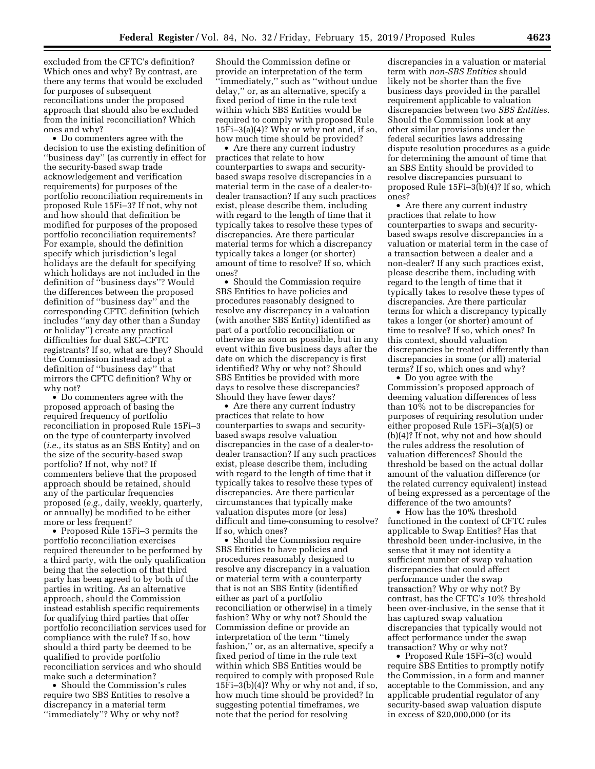excluded from the CFTC's definition? Which ones and why? By contrast, are there any terms that would be excluded for purposes of subsequent reconciliations under the proposed approach that should also be excluded from the initial reconciliation? Which ones and why?

• Do commenters agree with the decision to use the existing definition of ''business day'' (as currently in effect for the security-based swap trade acknowledgement and verification requirements) for purposes of the portfolio reconciliation requirements in proposed Rule 15Fi–3? If not, why not and how should that definition be modified for purposes of the proposed portfolio reconciliation requirements? For example, should the definition specify which jurisdiction's legal holidays are the default for specifying which holidays are not included in the definition of ''business days''? Would the differences between the proposed definition of ''business day'' and the corresponding CFTC definition (which includes ''any day other than a Sunday or holiday'') create any practical difficulties for dual SEC–CFTC registrants? If so, what are they? Should the Commission instead adopt a definition of ''business day'' that mirrors the CFTC definition? Why or why not?

• Do commenters agree with the proposed approach of basing the required frequency of portfolio reconciliation in proposed Rule 15Fi–3 on the type of counterparty involved (*i.e.,* its status as an SBS Entity) and on the size of the security-based swap portfolio? If not, why not? If commenters believe that the proposed approach should be retained, should any of the particular frequencies proposed (*e.g.,* daily, weekly, quarterly, or annually) be modified to be either more or less frequent?

• Proposed Rule 15Fi–3 permits the portfolio reconciliation exercises required thereunder to be performed by a third party, with the only qualification being that the selection of that third party has been agreed to by both of the parties in writing. As an alternative approach, should the Commission instead establish specific requirements for qualifying third parties that offer portfolio reconciliation services used for compliance with the rule? If so, how should a third party be deemed to be qualified to provide portfolio reconciliation services and who should make such a determination?

• Should the Commission's rules require two SBS Entities to resolve a discrepancy in a material term ''immediately''? Why or why not? Should the Commission define or provide an interpretation of the term ''immediately,'' such as ''without undue delay,'' or, as an alternative, specify a fixed period of time in the rule text within which SBS Entities would be required to comply with proposed Rule 15Fi–3(a)(4)? Why or why not and, if so, how much time should be provided?

• Are there any current industry practices that relate to how counterparties to swaps and security-based swaps resolve discrepancies in a material term in the case of a dealer-to-dealer transaction? If any such practices exist, please describe them, including with regard to the length of time that it typically takes to resolve these types of discrepancies. Are there particular material terms for which a discrepancy typically takes a longer (or shorter) amount of time to resolve? If so, which ones?

• Should the Commission require SBS Entities to have policies and procedures reasonably designed to resolve any discrepancy in a valuation (with another SBS Entity) identified as part of a portfolio reconciliation or otherwise as soon as possible, but in any event within five business days after the date on which the discrepancy is first identified? Why or why not? Should SBS Entities be provided with more days to resolve these discrepancies? Should they have fewer days?

• Are there any current industry practices that relate to how counterparties to swaps and security-based swaps resolve valuation discrepancies in the case of a dealer-to-dealer transaction? If any such practices exist, please describe them, including with regard to the length of time that it typically takes to resolve these types of discrepancies. Are there particular circumstances that typically make valuation disputes more (or less) difficult and time-consuming to resolve? If so, which ones?

• Should the Commission require SBS Entities to have policies and procedures reasonably designed to resolve any discrepancy in a valuation or material term with a counterparty that is not an SBS Entity (identified either as part of a portfolio reconciliation or otherwise) in a timely fashion? Why or why not? Should the Commission define or provide an interpretation of the term ''timely fashion,'' or, as an alternative, specify a fixed period of time in the rule text within which SBS Entities would be required to comply with proposed Rule 15Fi–3(b)(4)? Why or why not and, if so, how much time should be provided? In suggesting potential timeframes, we note that the period for resolving discrepancies in a valuation or material term with *non-SBS Entities* should likely not be shorter than the five business days provided in the parallel requirement applicable to valuation discrepancies between two *SBS Entities.* Should the Commission look at any other similar provisions under the federal securities laws addressing dispute resolution procedures as a guide for determining the amount of time that an SBS Entity should be provided to resolve discrepancies pursuant to proposed Rule 15Fi–3(b)(4)? If so, which ones?

• Are there any current industry practices that relate to how counterparties to swaps and security-based swaps resolve discrepancies in a valuation or material term in the case of a transaction between a dealer and a non-dealer? If any such practices exist, please describe them, including with regard to the length of time that it typically takes to resolve these types of discrepancies. Are there particular terms for which a discrepancy typically takes a longer (or shorter) amount of time to resolve? If so, which ones? In this context, should valuation discrepancies be treated differently than discrepancies in some (or all) material terms? If so, which ones and why?

• Do you agree with the Commission's proposed approach of deeming valuation differences of less than 10% not to be discrepancies for purposes of requiring resolution under either proposed Rule 15Fi–3(a)(5) or (b)(4)? If not, why not and how should the rules address the resolution of valuation differences? Should the threshold be based on the actual dollar amount of the valuation difference (or the related currency equivalent) instead of being expressed as a percentage of the difference of the two amounts?

• How has the 10% threshold functioned in the context of CFTC rules applicable to Swap Entities? Has that threshold been under-inclusive, in the sense that it may not identity a sufficient number of swap valuation discrepancies that could affect performance under the swap transaction? Why or why not? By contrast, has the CFTC's 10% threshold been over-inclusive, in the sense that it has captured swap valuation discrepancies that typically would not affect performance under the swap transaction? Why or why not?

• Proposed Rule 15Fi–3(c) would require SBS Entities to promptly notify the Commission, in a form and manner acceptable to the Commission, and any applicable prudential regulator of any security-based swap valuation dispute in excess of $20,000,000 (or its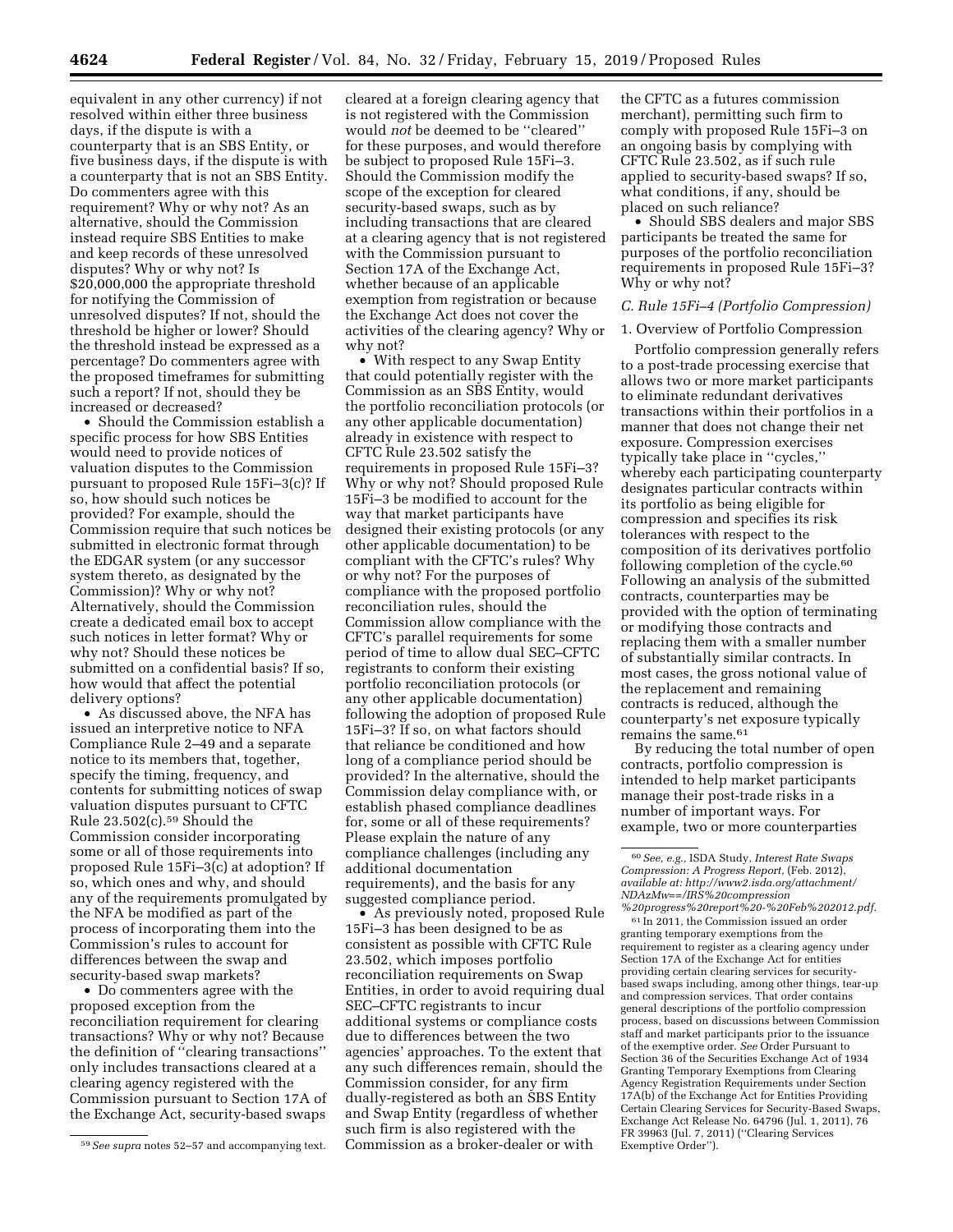equivalent in any other currency) if not resolved within either three business days, if the dispute is with a counterparty that is an SBS Entity, or five business days, if the dispute is with a counterparty that is not an SBS Entity. Do commenters agree with this requirement? Why or why not? As an alternative, should the Commission instead require SBS Entities to make and keep records of these unresolved disputes? Why or why not? Is $20,000,000 the appropriate threshold for notifying the Commission of unresolved disputes? If not, should the threshold be higher or lower? Should the threshold instead be expressed as a percentage? Do commenters agree with the proposed timeframes for submitting such a report? If not, should they be increased or decreased?

- Should the Commission establish a specific process for how SBS Entities would need to provide notices of valuation disputes to the Commission pursuant to proposed Rule 15Fi–3(c)? If so, how should such notices be provided? For example, should the Commission require that such notices be submitted in electronic format through the EDGAR system (or any successor system thereto, as designated by the Commission)? Why or why not? Alternatively, should the Commission create a dedicated email box to accept such notices in letter format? Why or why not? Should these notices be submitted on a confidential basis? If so, how would that affect the potential delivery options?
- As discussed above, the NFA has issued an interpretive notice to NFA Compliance Rule 2–49 and a separate notice to its members that, together, specify the timing, frequency, and contents for submitting notices of swap valuation disputes pursuant to CFTC Rule 23.502(c).[59] Should the Commission consider incorporating some or all of those requirements into proposed Rule 15Fi–3(c) at adoption? If so, which ones and why, and should any of the requirements promulgated by the NFA be modified as part of the process of incorporating them into the Commission's rules to account for differences between the swap and security-based swap markets?
- Do commenters agree with the proposed exception from the reconciliation requirement for clearing transactions? Why or why not? Because the definition of "clearing transactions" only includes transactions cleared at a clearing agency registered with the Commission pursuant to Section 17A of the Exchange Act, security-based swaps cleared at a foreign clearing agency that is not registered with the Commission would *not* be deemed to be "cleared" for these purposes, and would therefore be subject to proposed Rule 15Fi–3. Should the Commission modify the scope of the exception for cleared security-based swaps, such as by including transactions that are cleared at a clearing agency that is not registered with the Commission pursuant to Section 17A of the Exchange Act, whether because of an applicable exemption from registration or because the Exchange Act does not cover the activities of the clearing agency? Why or why not?
- With respect to any Swap Entity that could potentially register with the Commission as an SBS Entity, would the portfolio reconciliation protocols (or any other applicable documentation) already in existence with respect to CFTC Rule 23.502 satisfy the requirements in proposed Rule 15Fi–3? Why or why not? Should proposed Rule 15Fi–3 be modified to account for the way that market participants have designed their existing protocols (or any other applicable documentation) to be compliant with the CFTC's rules? Why or why not? For the purposes of compliance with the proposed portfolio reconciliation rules, should the Commission allow compliance with the CFTC's parallel requirements for some period of time to allow dual SEC–CFTC registrants to conform their existing portfolio reconciliation protocols (or any other applicable documentation) following the adoption of proposed Rule 15Fi–3? If so, on what factors should that reliance be conditioned and how long of a compliance period should be provided? In the alternative, should the Commission delay compliance with, or establish phased compliance deadlines for, some or all of these requirements? Please explain the nature of any compliance challenges (including any additional documentation requirements), and the basis for any suggested compliance period.
- As previously noted, proposed Rule 15Fi–3 has been designed to be as consistent as possible with CFTC Rule 23.502, which imposes portfolio reconciliation requirements on Swap Entities, in order to avoid requiring dual SEC–CFTC registrants to incur additional systems or compliance costs due to differences between the two agencies' approaches. To the extent that any such differences remain, should the Commission consider, for any firm dually-registered as both an SBS Entity and Swap Entity (regardless of whether such firm is also registered with the Commission as a broker-dealer or with the CFTC as a futures commission merchant), permitting such firm to comply with proposed Rule 15Fi–3 on an ongoing basis by complying with CFTC Rule 23.502, as if such rule applied to security-based swaps? If so, what conditions, if any, should be placed on such reliance?
- Should SBS dealers and major SBS participants be treated the same for purposes of the portfolio reconciliation requirements in proposed Rule 15Fi–3? Why or why not?

### C. Rule 15Fi–4 (Portfolio Compression)

#### 1. Overview of Portfolio Compression

Portfolio compression generally refers to a post-trade processing exercise that allows two or more market participants to eliminate redundant derivatives transactions within their portfolios in a manner that does not change their net exposure. Compression exercises typically take place in "cycles," whereby each participating counterparty designates particular contracts within its portfolio as being eligible for compression and specifies its risk tolerances with respect to the composition of its derivatives portfolio following completion of the cycle.[60] Following an analysis of the submitted contracts, counterparties may be provided with the option of terminating or modifying those contracts and replacing them with a smaller number of substantially similar contracts. In most cases, the gross notional value of the replacement and remaining contracts is reduced, although the counterparty's net exposure typically remains the same.[61]

By reducing the total number of open contracts, portfolio compression is intended to help market participants manage their post-trade risks in a number of important ways. For example, two or more counterparties

---

[59] *See supra* notes 52–57 and accompanying text.

[60] *See, e.g.,* ISDA Study, *Interest Rate Swaps Compression: A Progress Report,* (Feb. 2012), *available at: http://www2.isda.org/attachment/NDAzMw==/IRS%20compression%20progress%20report%20-%20Feb%202012.pdf.*

[61] In 2011, the Commission issued an order granting temporary exemptions from the requirement to register as a clearing agency under Section 17A of the Exchange Act for entities providing certain clearing services for security-based swaps including, among other things, tear-up and compression services. That order contains general descriptions of the portfolio compression process, based on discussions between Commission staff and market participants prior to the issuance of the exemptive order. *See* Order Pursuant to Section 36 of the Securities Exchange Act of 1934 Granting Temporary Exemptions from Clearing Agency Registration Requirements under Section 17A(b) of the Exchange Act for Entities Providing Certain Clearing Services for Security-Based Swaps, Exchange Act Release No. 64796 (Jul. 1, 2011), 76 FR 39963 (Jul. 7, 2011) ("Clearing Services Exemptive Order").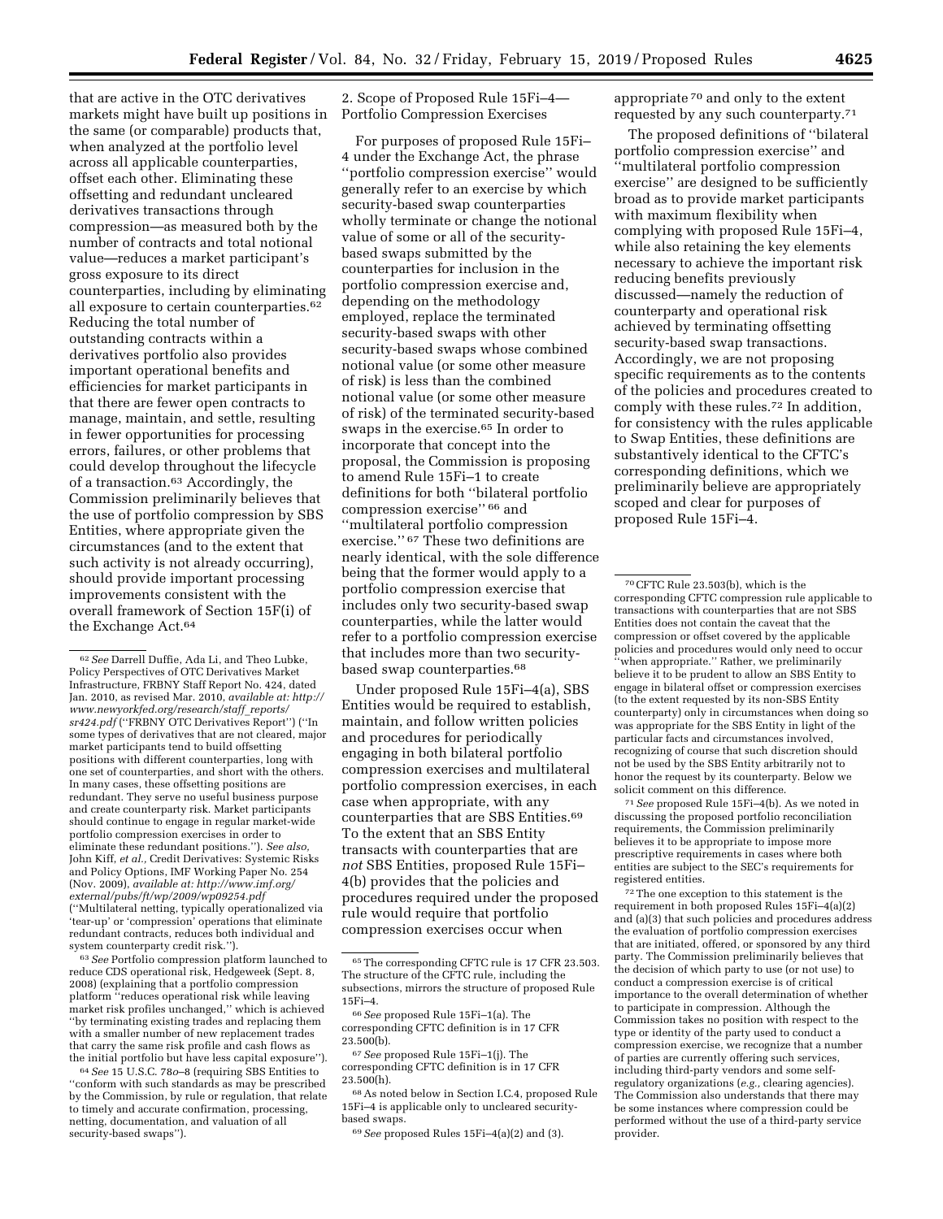that are active in the OTC derivatives markets might have built up positions in the same (or comparable) products that, when analyzed at the portfolio level across all applicable counterparties, offset each other. Eliminating these offsetting and redundant uncleared derivatives transactions through compression—as measured both by the number of contracts and total notional value—reduces a market participant's gross exposure to its direct counterparties, including by eliminating all exposure to certain counterparties.[62] Reducing the total number of outstanding contracts within a derivatives portfolio also provides important operational benefits and efficiencies for market participants in that there are fewer open contracts to manage, maintain, and settle, resulting in fewer opportunities for processing errors, failures, or other problems that could develop throughout the lifecycle of a transaction.[63] Accordingly, the Commission preliminarily believes that the use of portfolio compression by SBS Entities, where appropriate given the circumstances (and to the extent that such activity is not already occurring), should provide important processing improvements consistent with the overall framework of Section 15F(i) of the Exchange Act.[64]

2. Scope of Proposed Rule 15Fi–4—Portfolio Compression Exercises

For purposes of proposed Rule 15Fi–4 under the Exchange Act, the phrase "portfolio compression exercise" would generally refer to an exercise by which security-based swap counterparties wholly terminate or change the notional value of some or all of the security-based swaps submitted by the counterparties for inclusion in the portfolio compression exercise and, depending on the methodology employed, replace the terminated security-based swaps with other security-based swaps whose combined notional value (or some other measure of risk) is less than the combined notional value (or some other measure of risk) of the terminated security-based swaps in the exercise.[65] In order to incorporate that concept into the proposal, the Commission is proposing to amend Rule 15Fi–1 to create definitions for both "bilateral portfolio compression exercise"[66] and "multilateral portfolio compression exercise."[67] These two definitions are nearly identical, with the sole difference being that the former would apply to a portfolio compression exercise that includes only two security-based swap counterparties, while the latter would refer to a portfolio compression exercise that includes more than two security-based swap counterparties.[68]

Under proposed Rule 15Fi–4(a), SBS Entities would be required to establish, maintain, and follow written policies and procedures for periodically engaging in both bilateral portfolio compression exercises and multilateral portfolio compression exercises, in each case when appropriate, with any counterparties that are SBS Entities.[69] To the extent that an SBS Entity transacts with counterparties that are *not* SBS Entities, proposed Rule 15Fi–4(b) provides that the policies and procedures required under the proposed rule would require that portfolio compression exercises occur when appropriate[70] and only to the extent requested by any such counterparty.[71]

The proposed definitions of "bilateral portfolio compression exercise" and "multilateral portfolio compression exercise" are designed to be sufficiently broad as to provide market participants with maximum flexibility when complying with proposed Rule 15Fi–4, while also retaining the key elements necessary to achieve the important risk reducing benefits previously discussed—namely the reduction of counterparty and operational risk achieved by terminating offsetting security-based swap transactions. Accordingly, we are not proposing specific requirements as to the contents of the policies and procedures created to comply with these rules.[72] In addition, for consistency with the rules applicable to Swap Entities, these definitions are substantively identical to the CFTC's corresponding definitions, which we preliminarily believe are appropriately scoped and clear for purposes of proposed Rule 15Fi–4.

---

[62] *See* Darrell Duffie, Ada Li, and Theo Lubke, Policy Perspectives of OTC Derivatives Market Infrastructure, FRBNY Staff Report No. 424, dated Jan. 2010, as revised Mar. 2010, *available at: http://www.newyorkfed.org/research/staff_reports/sr424.pdf* ("FRBNY OTC Derivatives Report") ("In some types of derivatives that are not cleared, major market participants tend to build offsetting positions with different counterparties, long with one set of counterparties, and short with the others. In many cases, these offsetting positions are redundant. They serve no useful business purpose and create counterparty risk. Market participants should continue to engage in regular market-wide portfolio compression exercises in order to eliminate these redundant positions."). *See also,* John Kiff, *et al.,* Credit Derivatives: Systemic Risks and Policy Options, IMF Working Paper No. 254 (Nov. 2009), *available at: http://www.imf.org/external/pubs/ft/wp/2009/wp09254.pdf* ("Multilateral netting, typically operationalized via 'tear-up' or 'compression' operations that eliminate redundant contracts, reduces both individual and system counterparty credit risk.").

[63] *See* Portfolio compression platform launched to reduce CDS operational risk, Hedgeweek (Sept. 8, 2008) (explaining that a portfolio compression platform "reduces operational risk while leaving market risk profiles unchanged," which is achieved "by terminating existing trades and replacing them with a smaller number of new replacement trades that carry the same risk profile and cash flows as the initial portfolio but have less capital exposure").

[64] *See* 15 U.S.C. 78*o*–8 (requiring SBS Entities to "conform with such standards as may be prescribed by the Commission, by rule or regulation, that relate to timely and accurate confirmation, processing, netting, documentation, and valuation of all security-based swaps").

[65] The corresponding CFTC rule is 17 CFR 23.503. The structure of the CFTC rule, including the subsections, mirrors the structure of proposed Rule 15Fi–4.

[66] *See* proposed Rule 15Fi–1(a). The corresponding CFTC definition is in 17 CFR 23.500(b).

[67] *See* proposed Rule 15Fi–1(j). The corresponding CFTC definition is in 17 CFR 23.500(h).

[68] As noted below in Section I.C.4, proposed Rule 15Fi–4 is applicable only to uncleared security-based swaps.

[69] *See* proposed Rules 15Fi–4(a)(2) and (3).

[70] CFTC Rule 23.503(b), which is the corresponding CFTC compression rule applicable to transactions with counterparties that are not SBS Entities does not contain the caveat that the compression or offset covered by the applicable policies and procedures would only need to occur "when appropriate." Rather, we preliminarily believe it to be prudent to allow an SBS Entity to engage in bilateral offset or compression exercises (to the extent requested by its non-SBS Entity counterparty) only in circumstances when doing so was appropriate for the SBS Entity in light of the particular facts and circumstances involved, recognizing of course that such discretion should not be used by the SBS Entity arbitrarily not to honor the request by its counterparty. Below we solicit comment on this difference.

[71] *See* proposed Rule 15Fi–4(b). As we noted in discussing the proposed portfolio reconciliation requirements, the Commission preliminarily believes it to be appropriate to impose more prescriptive requirements in cases where both entities are subject to the SEC's requirements for registered entities.

[72] The one exception to this statement is the requirement in both proposed Rules 15Fi–4(a)(2) and (a)(3) that such policies and procedures address the evaluation of portfolio compression exercises that are initiated, offered, or sponsored by any third party. The Commission preliminarily believes that the decision of which party to use (or not use) to conduct a compression exercise is of critical importance to the overall determination of whether to participate in compression. Although the Commission takes no position with respect to the type or identity of the party used to conduct a compression exercise, we recognize that a number of parties are currently offering such services, including third-party vendors and some self-regulatory organizations (*e.g.,* clearing agencies). The Commission also understands that there may be some instances where compression could be performed without the use of a third-party service provider.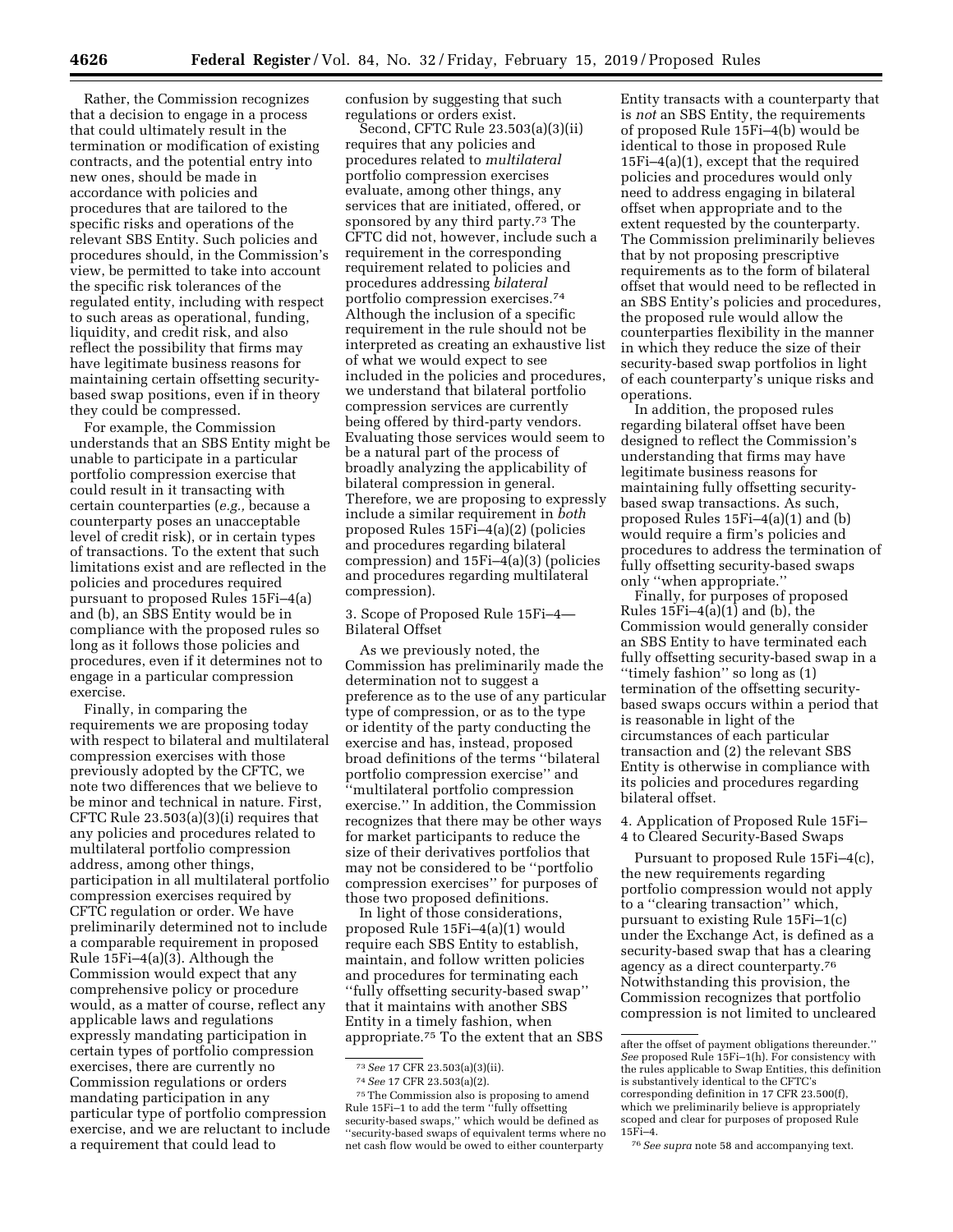Rather, the Commission recognizes that a decision to engage in a process that could ultimately result in the termination or modification of existing contracts, and the potential entry into new ones, should be made in accordance with policies and procedures that are tailored to the specific risks and operations of the relevant SBS Entity. Such policies and procedures should, in the Commission's view, be permitted to take into account the specific risk tolerances of the regulated entity, including with respect to such areas as operational, funding, liquidity, and credit risk, and also reflect the possibility that firms may have legitimate business reasons for maintaining certain offsetting security-based swap positions, even if in theory they could be compressed.

For example, the Commission understands that an SBS Entity might be unable to participate in a particular portfolio compression exercise that could result in it transacting with certain counterparties (*e.g.,* because a counterparty poses an unacceptable level of credit risk), or in certain types of transactions. To the extent that such limitations exist and are reflected in the policies and procedures required pursuant to proposed Rules 15Fi–4(a) and (b), an SBS Entity would be in compliance with the proposed rules so long as it follows those policies and procedures, even if it determines not to engage in a particular compression exercise.

Finally, in comparing the requirements we are proposing today with respect to bilateral and multilateral compression exercises with those previously adopted by the CFTC, we note two differences that we believe to be minor and technical in nature. First, CFTC Rule 23.503(a)(3)(i) requires that any policies and procedures related to multilateral portfolio compression address, among other things, participation in all multilateral portfolio compression exercises required by CFTC regulation or order. We have preliminarily determined not to include a comparable requirement in proposed Rule 15Fi–4(a)(3). Although the Commission would expect that any comprehensive policy or procedure would, as a matter of course, reflect any applicable laws and regulations expressly mandating participation in certain types of portfolio compression exercises, there are currently no Commission regulations or orders mandating participation in any particular type of portfolio compression exercise, and we are reluctant to include a requirement that could lead to confusion by suggesting that such regulations or orders exist.

Second, CFTC Rule 23.503(a)(3)(ii) requires that any policies and procedures related to *multilateral* portfolio compression exercises evaluate, among other things, any services that are initiated, offered, or sponsored by any third party.[73] The CFTC did not, however, include such a requirement in the corresponding requirement related to policies and procedures addressing *bilateral* portfolio compression exercises.[74] Although the inclusion of a specific requirement in the rule should not be interpreted as creating an exhaustive list of what we would expect to see included in the policies and procedures, we understand that bilateral portfolio compression services are currently being offered by third-party vendors. Evaluating those services would seem to be a natural part of the process of broadly analyzing the applicability of bilateral compression in general. Therefore, we are proposing to expressly include a similar requirement in *both* proposed Rules 15Fi–4(a)(2) (policies and procedures regarding bilateral compression) and 15Fi–4(a)(3) (policies and procedures regarding multilateral compression).

3. Scope of Proposed Rule 15Fi–4—Bilateral Offset

As we previously noted, the Commission has preliminarily made the determination not to suggest a preference as to the use of any particular type of compression, or as to the type or identity of the party conducting the exercise and has, instead, proposed broad definitions of the terms "bilateral portfolio compression exercise" and "multilateral portfolio compression exercise." In addition, the Commission recognizes that there may be other ways for market participants to reduce the size of their derivatives portfolios that may not be considered to be "portfolio compression exercises" for purposes of those two proposed definitions.

In light of those considerations, proposed Rule 15Fi–4(a)(1) would require each SBS Entity to establish, maintain, and follow written policies and procedures for terminating each "fully offsetting security-based swap" that it maintains with another SBS Entity in a timely fashion, when appropriate.[75] To the extent that an SBS Entity transacts with a counterparty that is *not* an SBS Entity, the requirements of proposed Rule 15Fi–4(b) would be identical to those in proposed Rule 15Fi–4(a)(1), except that the required policies and procedures would only need to address engaging in bilateral offset when appropriate and to the extent requested by the counterparty. The Commission preliminarily believes that by not proposing prescriptive requirements as to the form of bilateral offset that would need to be reflected in an SBS Entity's policies and procedures, the proposed rule would allow the counterparties flexibility in the manner in which they reduce the size of their security-based swap portfolios in light of each counterparty's unique risks and operations.

In addition, the proposed rules regarding bilateral offset have been designed to reflect the Commission's understanding that firms may have legitimate business reasons for maintaining fully offsetting security-based swap transactions. As such, proposed Rules 15Fi–4(a)(1) and (b) would require a firm's policies and procedures to address the termination of fully offsetting security-based swaps only "when appropriate."

Finally, for purposes of proposed Rules 15Fi–4(a)(1) and (b), the Commission would generally consider an SBS Entity to have terminated each fully offsetting security-based swap in a "timely fashion" so long as (1) termination of the offsetting security-based swaps occurs within a period that is reasonable in light of the circumstances of each particular transaction and (2) the relevant SBS Entity is otherwise in compliance with its policies and procedures regarding bilateral offset.

4. Application of Proposed Rule 15Fi–4 to Cleared Security-Based Swaps

Pursuant to proposed Rule 15Fi–4(c), the new requirements regarding portfolio compression would not apply to a "clearing transaction" which, pursuant to existing Rule 15Fi–1(c) under the Exchange Act, is defined as a security-based swap that has a clearing agency as a direct counterparty.[76] Notwithstanding this provision, the Commission recognizes that portfolio compression is not limited to uncleared

[73] *See* 17 CFR 23.503(a)(3)(ii).

[74] *See* 17 CFR 23.503(a)(2).

[75] The Commission also is proposing to amend Rule 15Fi–1 to add the term "fully offsetting security-based swaps," which would be defined as "security-based swaps of equivalent terms where no net cash flow would be owed to either counterparty after the offset of payment obligations thereunder." *See* proposed Rule 15Fi–1(h). For consistency with the rules applicable to Swap Entities, this definition is substantively identical to the CFTC's corresponding definition in 17 CFR 23.500(f), which we preliminarily believe is appropriately scoped and clear for purposes of proposed Rule 15Fi–4.

[76] *See supra* note 58 and accompanying text.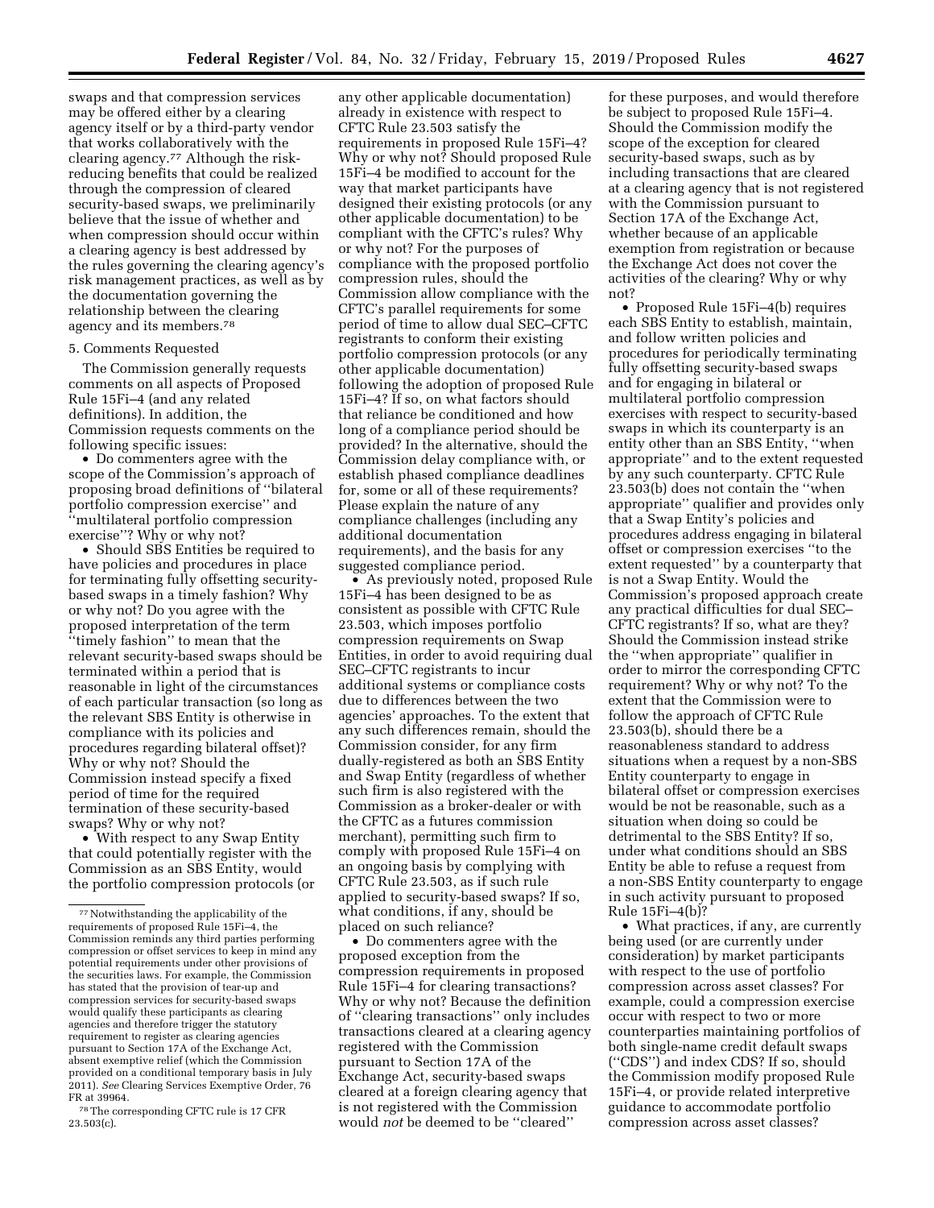swaps and that compression services may be offered either by a clearing agency itself or by a third-party vendor that works collaboratively with the clearing agency.[77] Although the risk-reducing benefits that could be realized through the compression of cleared security-based swaps, we preliminarily believe that the issue of whether and when compression should occur within a clearing agency is best addressed by the rules governing the clearing agency's risk management practices, as well as by the documentation governing the relationship between the clearing agency and its members.[78]

5. Comments Requested

The Commission generally requests comments on all aspects of Proposed Rule 15Fi–4 (and any related definitions). In addition, the Commission requests comments on the following specific issues:

- Do commenters agree with the scope of the Commission's approach of proposing broad definitions of "bilateral portfolio compression exercise" and "multilateral portfolio compression exercise"? Why or why not?
- Should SBS Entities be required to have policies and procedures in place for terminating fully offsetting security-based swaps in a timely fashion? Why or why not? Do you agree with the proposed interpretation of the term "timely fashion" to mean that the relevant security-based swaps should be terminated within a period that is reasonable in light of the circumstances of each particular transaction (so long as the relevant SBS Entity is otherwise in compliance with its policies and procedures regarding bilateral offset)? Why or why not? Should the Commission instead specify a fixed period of time for the required termination of these security-based swaps? Why or why not?
- With respect to any Swap Entity that could potentially register with the Commission as an SBS Entity, would the portfolio compression protocols (or any other applicable documentation) already in existence with respect to CFTC Rule 23.503 satisfy the requirements in proposed Rule 15Fi–4? Why or why not? Should proposed Rule 15Fi–4 be modified to account for the way that market participants have designed their existing protocols (or any other applicable documentation) to be compliant with the CFTC's rules? Why or why not? For the purposes of compliance with the proposed portfolio compression rules, should the Commission allow compliance with the CFTC's parallel requirements for some period of time to allow dual SEC–CFTC registrants to conform their existing portfolio compression protocols (or any other applicable documentation) following the adoption of proposed Rule 15Fi–4? If so, on what factors should that reliance be conditioned and how long of a compliance period should be provided? In the alternative, should the Commission delay compliance with, or establish phased compliance deadlines for, some or all of these requirements? Please explain the nature of any compliance challenges (including any additional documentation requirements), and the basis for any suggested compliance period.
- As previously noted, proposed Rule 15Fi–4 has been designed to be as consistent as possible with CFTC Rule 23.503, which imposes portfolio compression requirements on Swap Entities, in order to avoid requiring dual SEC–CFTC registrants to incur additional systems or compliance costs due to differences between the two agencies' approaches. To the extent that any such differences remain, should the Commission consider, for any firm dually-registered as both an SBS Entity and Swap Entity (regardless of whether such firm is also registered with the Commission as a broker-dealer or with the CFTC as a futures commission merchant), permitting such firm to comply with proposed Rule 15Fi–4 on an ongoing basis by complying with CFTC Rule 23.503, as if such rule applied to security-based swaps? If so, what conditions, if any, should be placed on such reliance?
- Do commenters agree with the proposed exception from the compression requirements in proposed Rule 15Fi–4 for clearing transactions? Why or why not? Because the definition of "clearing transactions" only includes transactions cleared at a clearing agency registered with the Commission pursuant to Section 17A of the Exchange Act, security-based swaps cleared at a foreign clearing agency that is not registered with the Commission would *not* be deemed to be "cleared" for these purposes, and would therefore be subject to proposed Rule 15Fi–4. Should the Commission modify the scope of the exception for cleared security-based swaps, such as by including transactions that are cleared at a clearing agency that is not registered with the Commission pursuant to Section 17A of the Exchange Act, whether because of an applicable exemption from registration or because the Exchange Act does not cover the activities of the clearing? Why or why not?
- Proposed Rule 15Fi–4(b) requires each SBS Entity to establish, maintain, and follow written policies and procedures for periodically terminating fully offsetting security-based swaps and for engaging in bilateral or multilateral portfolio compression exercises with respect to security-based swaps in which its counterparty is an entity other than an SBS Entity, "when appropriate" and to the extent requested by any such counterparty. CFTC Rule 23.503(b) does not contain the "when appropriate" qualifier and provides only that a Swap Entity's policies and procedures address engaging in bilateral offset or compression exercises "to the extent requested" by a counterparty that is not a Swap Entity. Would the Commission's proposed approach create any practical difficulties for dual SEC–CFTC registrants? If so, what are they? Should the Commission instead strike the "when appropriate" qualifier in order to mirror the corresponding CFTC requirement? Why or why not? To the extent that the Commission were to follow the approach of CFTC Rule 23.503(b), should there be a reasonableness standard to address situations when a request by a non-SBS Entity counterparty to engage in bilateral offset or compression exercises would be not be reasonable, such as a situation when doing so could be detrimental to the SBS Entity? If so, under what conditions should an SBS Entity be able to refuse a request from a non-SBS Entity counterparty to engage in such activity pursuant to proposed Rule 15Fi–4(b)?
- What practices, if any, are currently being used (or are currently under consideration) by market participants with respect to the use of portfolio compression across asset classes? For example, could a compression exercise occur with respect to two or more counterparties maintaining portfolios of both single-name credit default swaps ("CDS") and index CDS? If so, should the Commission modify proposed Rule 15Fi–4, or provide related interpretive guidance to accommodate portfolio compression across asset classes?

[77] Notwithstanding the applicability of the requirements of proposed Rule 15Fi–4, the Commission reminds any third parties performing compression or offset services to keep in mind any potential requirements under other provisions of the securities laws. For example, the Commission has stated that the provision of tear-up and compression services for security-based swaps would qualify these participants as clearing agencies and therefore trigger the statutory requirement to register as clearing agencies pursuant to Section 17A of the Exchange Act, absent exemptive relief (which the Commission provided on a conditional temporary basis in July 2011). *See* Clearing Services Exemptive Order, 76 FR at 39964.

[78] The corresponding CFTC rule is 17 CFR 23.503(c).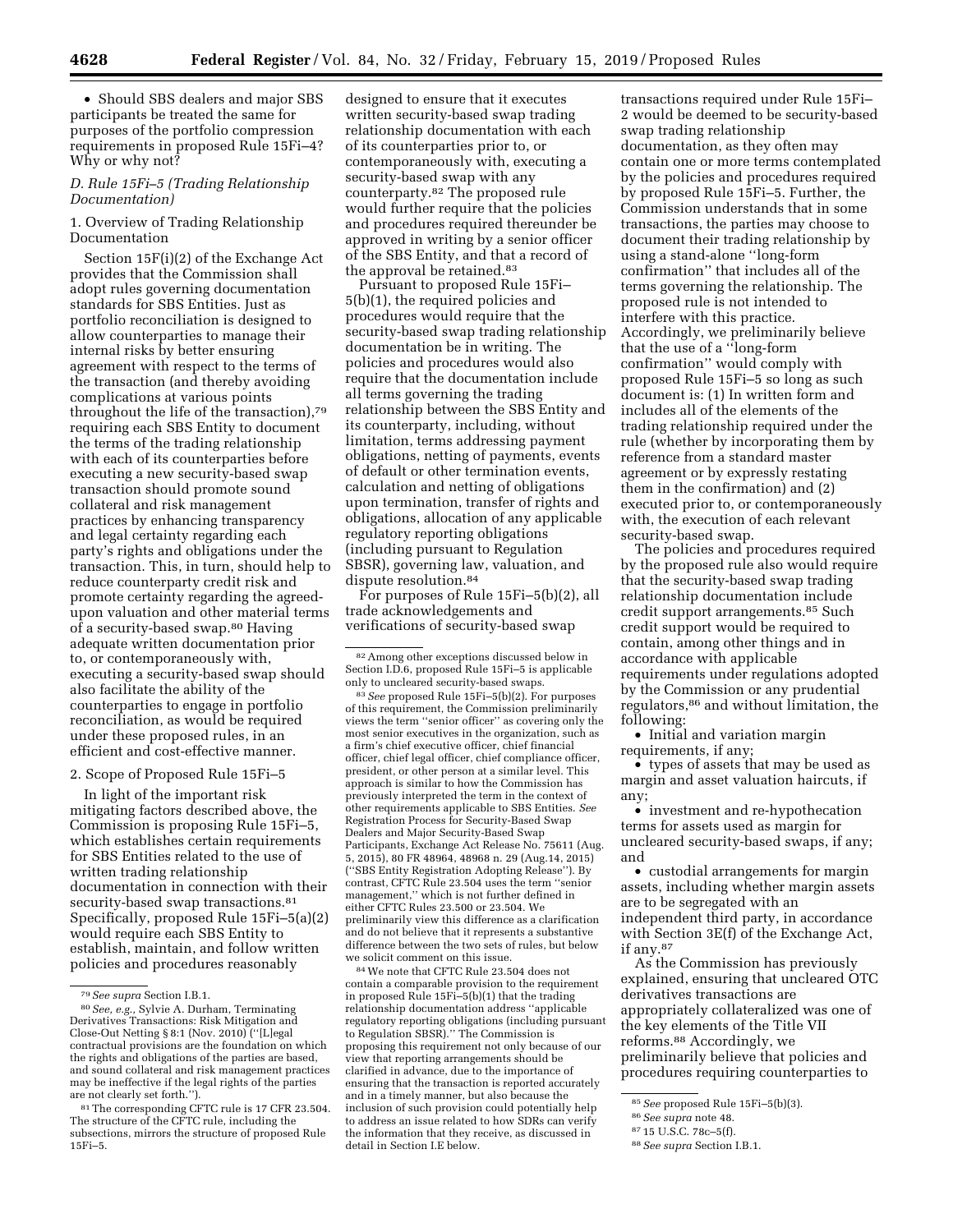- Should SBS dealers and major SBS participants be treated the same for purposes of the portfolio compression requirements in proposed Rule 15Fi–4? Why or why not?

### *D. Rule 15Fi–5 (Trading Relationship Documentation)*

#### 1. Overview of Trading Relationship Documentation

Section 15F(i)(2) of the Exchange Act provides that the Commission shall adopt rules governing documentation standards for SBS Entities. Just as portfolio reconciliation is designed to allow counterparties to manage their internal risks by better ensuring agreement with respect to the terms of the transaction (and thereby avoiding complications at various points throughout the life of the transaction),[79] requiring each SBS Entity to document the terms of the trading relationship with each of its counterparties before executing a new security-based swap transaction should promote sound collateral and risk management practices by enhancing transparency and legal certainty regarding each party's rights and obligations under the transaction. This, in turn, should help to reduce counterparty credit risk and promote certainty regarding the agreed-upon valuation and other material terms of a security-based swap.[80] Having adequate written documentation prior to, or contemporaneously with, executing a security-based swap should also facilitate the ability of the counterparties to engage in portfolio reconciliation, as would be required under these proposed rules, in an efficient and cost-effective manner.

#### 2. Scope of Proposed Rule 15Fi–5

In light of the important risk mitigating factors described above, the Commission is proposing Rule 15Fi–5, which establishes certain requirements for SBS Entities related to the use of written trading relationship documentation in connection with their security-based swap transactions.[81] Specifically, proposed Rule 15Fi–5(a)(2) would require each SBS Entity to establish, maintain, and follow written policies and procedures reasonably designed to ensure that it executes written security-based swap trading relationship documentation with each of its counterparties prior to, or contemporaneously with, executing a security-based swap with any counterparty.[82] The proposed rule would further require that the policies and procedures required thereunder be approved in writing by a senior officer of the SBS Entity, and that a record of the approval be retained.[83]

Pursuant to proposed Rule 15Fi–5(b)(1), the required policies and procedures would require that the security-based swap trading relationship documentation be in writing. The policies and procedures would also require that the documentation include all terms governing the trading relationship between the SBS Entity and its counterparty, including, without limitation, terms addressing payment obligations, netting of payments, events of default or other termination events, calculation and netting of obligations upon termination, transfer of rights and obligations, allocation of any applicable regulatory reporting obligations (including pursuant to Regulation SBSR), governing law, valuation, and dispute resolution.[84]

For purposes of Rule 15Fi–5(b)(2), all trade acknowledgements and verifications of security-based swap transactions required under Rule 15Fi–2 would be deemed to be security-based swap trading relationship documentation, as they often may contain one or more terms contemplated by the policies and procedures required by proposed Rule 15Fi–5. Further, the Commission understands that in some transactions, the parties may choose to document their trading relationship by using a stand-alone "long-form confirmation" that includes all of the terms governing the relationship. The proposed rule is not intended to interfere with this practice. Accordingly, we preliminarily believe that the use of a "long-form confirmation" would comply with proposed Rule 15Fi–5 so long as such document is: (1) In written form and includes all of the elements of the trading relationship required under the rule (whether by incorporating them by reference from a standard master agreement or by expressly restating them in the confirmation) and (2) executed prior to, or contemporaneously with, the execution of each relevant security-based swap.

The policies and procedures required by the proposed rule also would require that the security-based swap trading relationship documentation include credit support arrangements.[85] Such credit support would be required to contain, among other things and in accordance with applicable requirements under regulations adopted by the Commission or any prudential regulators,[86] and without limitation, the following:

- Initial and variation margin requirements, if any;
- types of assets that may be used as margin and asset valuation haircuts, if any;
- investment and re-hypothecation terms for assets used as margin for uncleared security-based swaps, if any; and
- custodial arrangements for margin assets, including whether margin assets are to be segregated with an independent third party, in accordance with Section 3E(f) of the Exchange Act, if any.[87]

As the Commission has previously explained, ensuring that uncleared OTC derivatives transactions are appropriately collateralized was one of the key elements of the Title VII reforms.[88] Accordingly, we preliminarily believe that policies and procedures requiring counterparties to

---

[79] *See supra* Section I.B.1.

[80] *See, e.g.,* Sylvie A. Durham, Terminating Derivatives Transactions: Risk Mitigation and Close-Out Netting § 8:1 (Nov. 2010) ("[L]egal contractual provisions are the foundation on which the rights and obligations of the parties are based, and sound collateral and risk management practices may be ineffective if the legal rights of the parties are not clearly set forth.").

[81] The corresponding CFTC rule is 17 CFR 23.504. The structure of the CFTC rule, including the subsections, mirrors the structure of proposed Rule 15Fi–5.

[82] Among other exceptions discussed below in Section I.D.6, proposed Rule 15Fi–5 is applicable only to uncleared security-based swaps.

[83] *See* proposed Rule 15Fi–5(b)(2). For purposes of this requirement, the Commission preliminarily views the term "senior officer" as covering only the most senior executives in the organization, such as a firm's chief executive officer, chief financial officer, chief legal officer, chief compliance officer, president, or other person at a similar level. This approach is similar to how the Commission has previously interpreted the term in the context of other requirements applicable to SBS Entities. *See* Registration Process for Security-Based Swap Dealers and Major Security-Based Swap Participants, Exchange Act Release No. 75611 (Aug. 5, 2015), 80 FR 48964, 48968 n. 29 (Aug.14, 2015) ("SBS Entity Registration Adopting Release"). By contrast, CFTC Rule 23.504 uses the term "senior management," which is not further defined in either CFTC Rules 23.500 or 23.504. We preliminarily view this difference as a clarification and do not believe that it represents a substantive difference between the two sets of rules, but below we solicit comment on this issue.

[84] We note that CFTC Rule 23.504 does not contain a comparable provision to the requirement in proposed Rule 15Fi–5(b)(1) that the trading relationship documentation address "applicable regulatory reporting obligations (including pursuant to Regulation SBSR)." The Commission is proposing this requirement not only because of our view that reporting arrangements should be clarified in advance, due to the importance of ensuring that the transaction is reported accurately and in a timely manner, but also because the inclusion of such provision could potentially help to address an issue related to how SDRs can verify the information that they receive, as discussed in detail in Section I.E below.

[85] *See* proposed Rule 15Fi–5(b)(3).

[86] *See supra* note 48.

[87] 15 U.S.C. 78c–5(f).

[88] *See supra* Section I.B.1.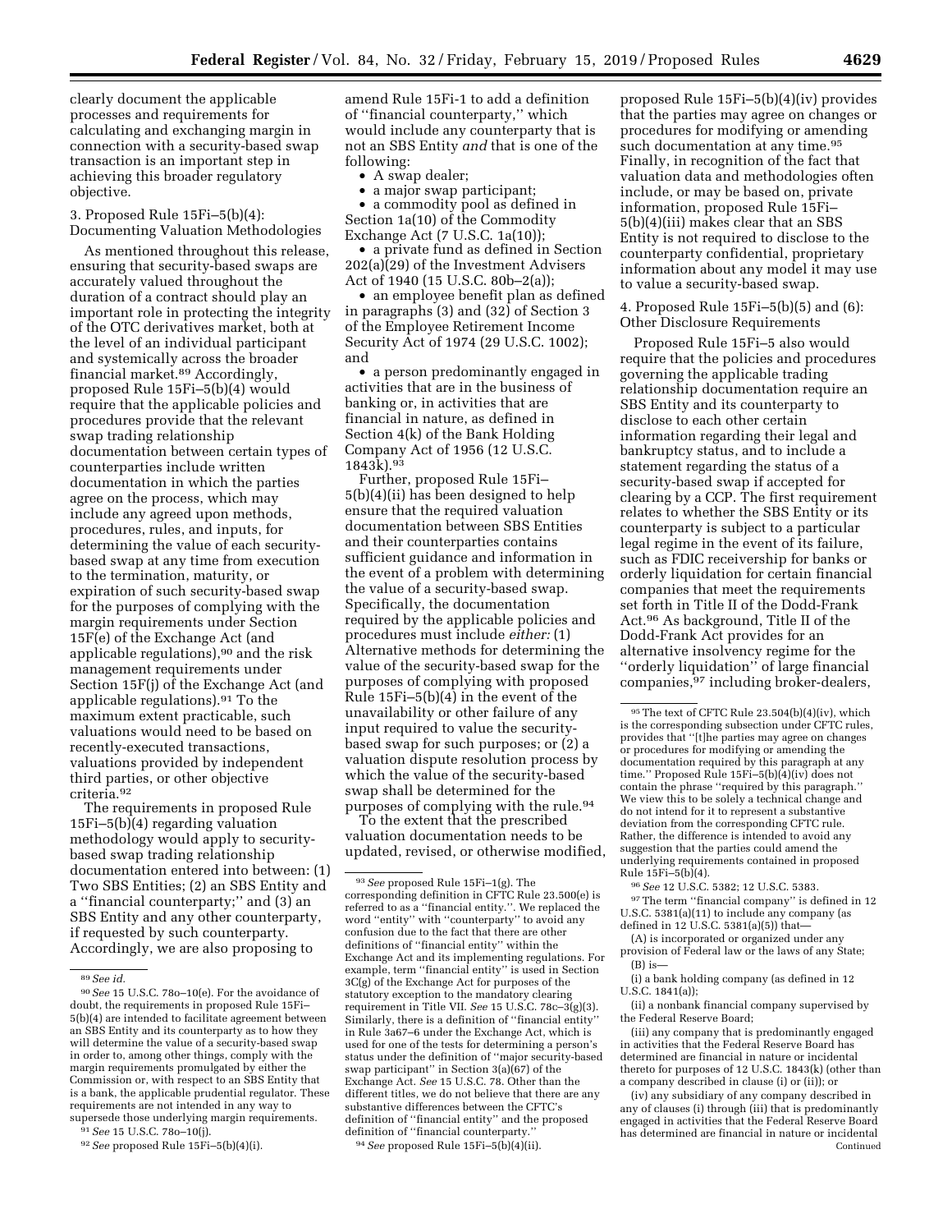clearly document the applicable processes and requirements for calculating and exchanging margin in connection with a security-based swap transaction is an important step in achieving this broader regulatory objective.

### 3. Proposed Rule 15Fi–5(b)(4): Documenting Valuation Methodologies

As mentioned throughout this release, ensuring that security-based swaps are accurately valued throughout the duration of a contract should play an important role in protecting the integrity of the OTC derivatives market, both at the level of an individual participant and systemically across the broader financial market.[89] Accordingly, proposed Rule 15Fi–5(b)(4) would require that the applicable policies and procedures provide that the relevant swap trading relationship documentation between certain types of counterparties include written documentation in which the parties agree on the process, which may include any agreed upon methods, procedures, rules, and inputs, for determining the value of each security-based swap at any time from execution to the termination, maturity, or expiration of such security-based swap for the purposes of complying with the margin requirements under Section 15F(e) of the Exchange Act (and applicable regulations),[90] and the risk management requirements under Section 15F(j) of the Exchange Act (and applicable regulations).[91] To the maximum extent practicable, such valuations would need to be based on recently-executed transactions, valuations provided by independent third parties, or other objective criteria.[92]

The requirements in proposed Rule 15Fi–5(b)(4) regarding valuation methodology would apply to security-based swap trading relationship documentation entered into between: (1) Two SBS Entities; (2) an SBS Entity and a ''financial counterparty;'' and (3) an SBS Entity and any other counterparty, if requested by such counterparty. Accordingly, we are also proposing to amend Rule 15Fi-1 to add a definition of ''financial counterparty,'' which would include any counterparty that is not an SBS Entity *and* that is one of the following:

- A swap dealer;
- a major swap participant;
- a commodity pool as defined in Section 1a(10) of the Commodity Exchange Act (7 U.S.C. 1a(10));
- a private fund as defined in Section 202(a)(29) of the Investment Advisers Act of 1940 (15 U.S.C. 80b–2(a));
- an employee benefit plan as defined in paragraphs (3) and (32) of Section 3 of the Employee Retirement Income Security Act of 1974 (29 U.S.C. 1002); and
- a person predominantly engaged in activities that are in the business of banking or, in activities that are financial in nature, as defined in Section 4(k) of the Bank Holding Company Act of 1956 (12 U.S.C. 1843k).[93]

Further, proposed Rule 15Fi–5(b)(4)(ii) has been designed to help ensure that the required valuation documentation between SBS Entities and their counterparties contains sufficient guidance and information in the event of a problem with determining the value of a security-based swap. Specifically, the documentation required by the applicable policies and procedures must include *either:* (1) Alternative methods for determining the value of the security-based swap for the purposes of complying with proposed Rule 15Fi–5(b)(4) in the event of the unavailability or other failure of any input required to value the security-based swap for such purposes; or (2) a valuation dispute resolution process by which the value of the security-based swap shall be determined for the purposes of complying with the rule.[94]

To the extent that the prescribed valuation documentation needs to be updated, revised, or otherwise modified, proposed Rule 15Fi–5(b)(4)(iv) provides that the parties may agree on changes or procedures for modifying or amending such documentation at any time.[95] Finally, in recognition of the fact that valuation data and methodologies often include, or may be based on, private information, proposed Rule 15Fi–5(b)(4)(iii) makes clear that an SBS Entity is not required to disclose to the counterparty confidential, proprietary information about any model it may use to value a security-based swap.

### 4. Proposed Rule 15Fi–5(b)(5) and (6): Other Disclosure Requirements

Proposed Rule 15Fi–5 also would require that the policies and procedures governing the applicable trading relationship documentation require an SBS Entity and its counterparty to disclose to each other certain information regarding their legal and bankruptcy status, and to include a statement regarding the status of a security-based swap if accepted for clearing by a CCP. The first requirement relates to whether the SBS Entity or its counterparty is subject to a particular legal regime in the event of its failure, such as FDIC receivership for banks or orderly liquidation for certain financial companies that meet the requirements set forth in Title II of the Dodd-Frank Act.[96] As background, Title II of the Dodd-Frank Act provides for an alternative insolvency regime for the ''orderly liquidation'' of large financial companies,[97] including broker-dealers,

---

[89] *See id.*

[90] *See* 15 U.S.C. 78o–10(e). For the avoidance of doubt, the requirements in proposed Rule 15Fi–5(b)(4) are intended to facilitate agreement between an SBS Entity and its counterparty as to how they will determine the value of a security-based swap in order to, among other things, comply with the margin requirements promulgated by either the Commission or, with respect to an SBS Entity that is a bank, the applicable prudential regulator. These requirements are not intended in any way to supersede those underlying margin requirements.

[91] *See* 15 U.S.C. 78o–10(j).

[92] *See* proposed Rule 15Fi–5(b)(4)(i).

[93] *See* proposed Rule 15Fi–1(g). The corresponding definition in CFTC Rule 23.500(e) is referred to as a ''financial entity.''. We replaced the word ''entity'' with ''counterparty'' to avoid any confusion due to the fact that there are other definitions of ''financial entity'' within the Exchange Act and its implementing regulations. For example, term ''financial entity'' is used in Section 3C(g) of the Exchange Act for purposes of the statutory exception to the mandatory clearing requirement in Title VII. *See* 15 U.S.C. 78c–3(g)(3). Similarly, there is a definition of ''financial entity'' in Rule 3a67–6 under the Exchange Act, which is used for one of the tests for determining a person's status under the definition of ''major security-based swap participant'' in Section 3(a)(67) of the Exchange Act. *See* 15 U.S.C. 78. Other than the different titles, we do not believe that there are any substantive differences between the CFTC's definition of ''financial entity'' and the proposed definition of ''financial counterparty.''

[94] *See* proposed Rule 15Fi–5(b)(4)(ii).

[95] The text of CFTC Rule 23.504(b)(4)(iv), which is the corresponding subsection under CFTC rules, provides that ''[t]he parties may agree on changes or procedures for modifying or amending the documentation required by this paragraph at any time.'' Proposed Rule 15Fi–5(b)(4)(iv) does not contain the phrase ''required by this paragraph.'' We view this to be solely a technical change and do not intend for it to represent a substantive deviation from the corresponding CFTC rule. Rather, the difference is intended to avoid any suggestion that the parties could amend the underlying requirements contained in proposed Rule 15Fi–5(b)(4).

[96] *See* 12 U.S.C. 5382; 12 U.S.C. 5383.

[97] The term ''financial company'' is defined in 12 U.S.C. 5381(a)(11) to include any company (as defined in 12 U.S.C. 5381(a)(5)) that—

(A) is incorporated or organized under any provision of Federal law or the laws of any State;

(B) is—

(i) a bank holding company (as defined in 12 U.S.C. 1841(a));

(ii) a nonbank financial company supervised by the Federal Reserve Board;

(iii) any company that is predominantly engaged in activities that the Federal Reserve Board has determined are financial in nature or incidental thereto for purposes of 12 U.S.C. 1843(k) (other than a company described in clause (i) or (ii)); or

(iv) any subsidiary of any company described in any of clauses (i) through (iii) that is predominantly engaged in activities that the Federal Reserve Board has determined are financial in nature or incidental

Continued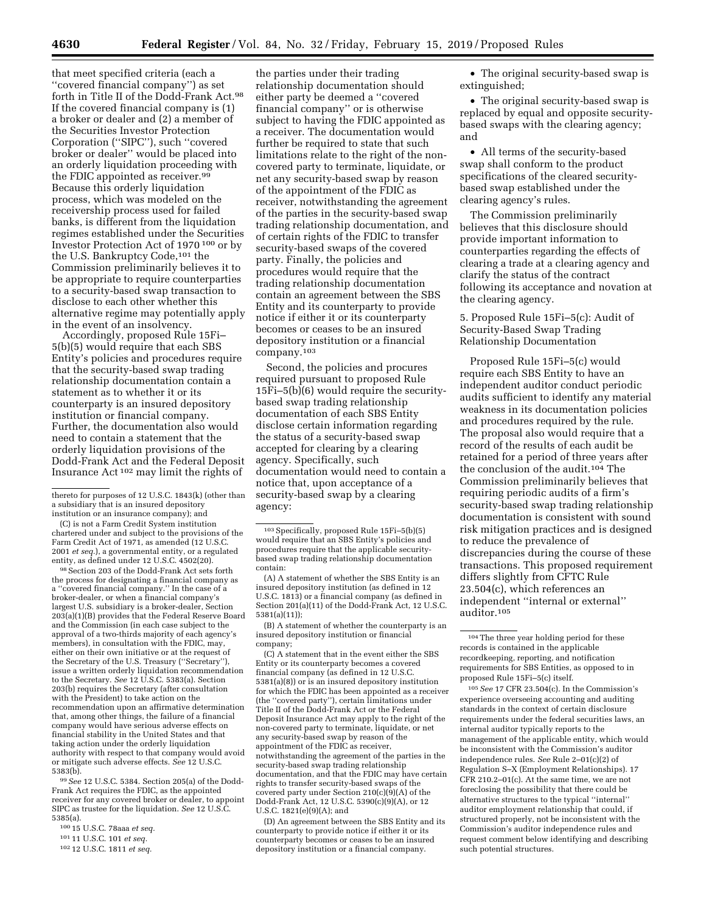that meet specified criteria (each a "covered financial company") as set forth in Title II of the Dodd-Frank Act.[98] If the covered financial company is (1) a broker or dealer and (2) a member of the Securities Investor Protection Corporation ("SIPC"), such "covered broker or dealer" would be placed into an orderly liquidation proceeding with the FDIC appointed as receiver.[99] Because this orderly liquidation process, which was modeled on the receivership process used for failed banks, is different from the liquidation regimes established under the Securities Investor Protection Act of 1970[100] or by the U.S. Bankruptcy Code,[101] the Commission preliminarily believes it to be appropriate to require counterparties to a security-based swap transaction to disclose to each other whether this alternative regime may potentially apply in the event of an insolvency.

Accordingly, proposed Rule 15Fi–5(b)(5) would require that each SBS Entity's policies and procedures require that the security-based swap trading relationship documentation contain a statement as to whether it or its counterparty is an insured depository institution or financial company. Further, the documentation also would need to contain a statement that the orderly liquidation provisions of the Dodd-Frank Act and the Federal Deposit Insurance Act[102] may limit the rights of the parties under their trading relationship documentation should either party be deemed a "covered financial company" or is otherwise subject to having the FDIC appointed as a receiver. The documentation would further be required to state that such limitations relate to the right of the non-covered party to terminate, liquidate, or net any security-based swap by reason of the appointment of the FDIC as receiver, notwithstanding the agreement of the parties in the security-based swap trading relationship documentation, and of certain rights of the FDIC to transfer security-based swaps of the covered party. Finally, the policies and procedures would require that the trading relationship documentation contain an agreement between the SBS Entity and its counterparty to provide notice if either it or its counterparty becomes or ceases to be an insured depository institution or a financial company.[103]

Second, the policies and procures required pursuant to proposed Rule 15Fi–5(b)(6) would require the security-based swap trading relationship documentation of each SBS Entity disclose certain information regarding the status of a security-based swap accepted for clearing by a clearing agency. Specifically, such documentation would need to contain a notice that, upon acceptance of a security-based swap by a clearing agency:

- The original security-based swap is extinguished;
- The original security-based swap is replaced by equal and opposite security-based swaps with the clearing agency; and
- All terms of the security-based swap shall conform to the product specifications of the cleared security-based swap established under the clearing agency's rules.

The Commission preliminarily believes that this disclosure should provide important information to counterparties regarding the effects of clearing a trade at a clearing agency and clarify the status of the contract following its acceptance and novation at the clearing agency.

### 5. Proposed Rule 15Fi–5(c): Audit of Security-Based Swap Trading Relationship Documentation

Proposed Rule 15Fi–5(c) would require each SBS Entity to have an independent auditor conduct periodic audits sufficient to identify any material weakness in its documentation policies and procedures required by the rule. The proposal also would require that a record of the results of each audit be retained for a period of three years after the conclusion of the audit.[104] The Commission preliminarily believes that requiring periodic audits of a firm's security-based swap trading relationship documentation is consistent with sound risk mitigation practices and is designed to reduce the prevalence of discrepancies during the course of these transactions. This proposed requirement differs slightly from CFTC Rule 23.504(c), which references an independent "internal or external" auditor.[105]

---

thereto for purposes of 12 U.S.C. 1843(k) (other than a subsidiary that is an insured depository institution or an insurance company); and

(C) is not a Farm Credit System institution chartered under and subject to the provisions of the Farm Credit Act of 1971, as amended (12 U.S.C. 2001 *et seq.*), a governmental entity, or a regulated entity, as defined under 12 U.S.C. 4502(20).

[98] Section 203 of the Dodd-Frank Act sets forth the process for designating a financial company as a "covered financial company." In the case of a broker-dealer, or when a financial company's largest U.S. subsidiary is a broker-dealer, Section 203(a)(1)(B) provides that the Federal Reserve Board and the Commission (in each case subject to the approval of a two-thirds majority of each agency's members), in consultation with the FDIC, may, either on their own initiative or at the request of the Secretary of the U.S. Treasury ("Secretary"), issue a written orderly liquidation recommendation to the Secretary. *See* 12 U.S.C. 5383(a). Section 203(b) requires the Secretary (after consultation with the President) to take action on the recommendation upon an affirmative determination that, among other things, the failure of a financial company would have serious adverse effects on financial stability in the United States and that taking action under the orderly liquidation authority with respect to that company would avoid or mitigate such adverse effects. *See* 12 U.S.C. 5383(b).

[99] *See* 12 U.S.C. 5384. Section 205(a) of the Dodd-Frank Act requires the FDIC, as the appointed receiver for any covered broker or dealer, to appoint SIPC as trustee for the liquidation. *See* 12 U.S.C. 5385(a).

[100] 15 U.S.C. 78aaa *et seq.*

[101] 11 U.S.C. 101 *et seq.*

[102] 12 U.S.C. 1811 *et seq.*

[103] Specifically, proposed Rule 15Fi–5(b)(5) would require that an SBS Entity's policies and procedures require that the applicable security-based swap trading relationship documentation contain:

(A) A statement of whether the SBS Entity is an insured depository institution (as defined in 12 U.S.C. 1813) or a financial company (as defined in Section 201(a)(11) of the Dodd-Frank Act, 12 U.S.C. 5381(a)(11));

(B) A statement of whether the counterparty is an insured depository institution or financial company;

(C) A statement that in the event either the SBS Entity or its counterparty becomes a covered financial company (as defined in 12 U.S.C. 5381(a)(8)) or is an insured depository institution for which the FDIC has been appointed as a receiver (the "covered party"), certain limitations under Title II of the Dodd-Frank Act or the Federal Deposit Insurance Act may apply to the right of the non-covered party to terminate, liquidate, or net any security-based swap by reason of the appointment of the FDIC as receiver, notwithstanding the agreement of the parties in the security-based swap trading relationship documentation, and that the FDIC may have certain rights to transfer security-based swaps of the covered party under Section 210(c)(9)(A) of the Dodd-Frank Act, 12 U.S.C. 5390(c)(9)(A), or 12 U.S.C. 1821(e)(9)(A); and

(D) An agreement between the SBS Entity and its counterparty to provide notice if either it or its counterparty becomes or ceases to be an insured depository institution or a financial company.

[104] The three year holding period for these records is contained in the applicable recordkeeping, reporting, and notification requirements for SBS Entities, as opposed to in proposed Rule 15Fi–5(c) itself.

[105] *See* 17 CFR 23.504(c). In the Commission's experience overseeing accounting and auditing standards in the context of certain disclosure requirements under the federal securities laws, an internal auditor typically reports to the management of the applicable entity, which would be inconsistent with the Commission's auditor independence rules. *See* Rule 2–01(c)(2) of Regulation S–X (Employment Relationships). 17 CFR 210.2–01(c). At the same time, we are not foreclosing the possibility that there could be alternative structures to the typical "internal" auditor employment relationship that could, if structured properly, not be inconsistent with the Commission's auditor independence rules and request comment below identifying and describing such potential structures.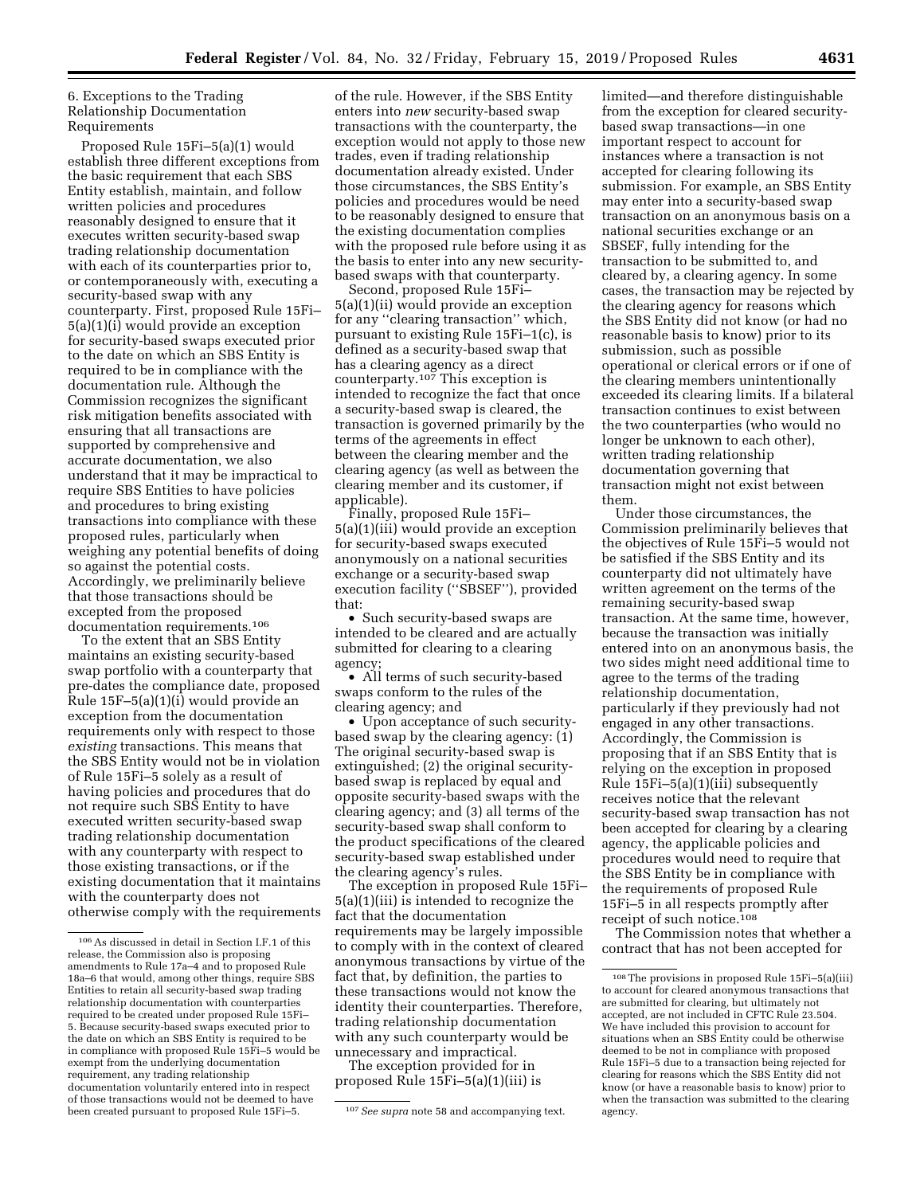### 6. Exceptions to the Trading Relationship Documentation Requirements

Proposed Rule 15Fi–5(a)(1) would establish three different exceptions from the basic requirement that each SBS Entity establish, maintain, and follow written policies and procedures reasonably designed to ensure that it executes written security-based swap trading relationship documentation with each of its counterparties prior to, or contemporaneously with, executing a security-based swap with any counterparty. First, proposed Rule 15Fi–5(a)(1)(i) would provide an exception for security-based swaps executed prior to the date on which an SBS Entity is required to be in compliance with the documentation rule. Although the Commission recognizes the significant risk mitigation benefits associated with ensuring that all transactions are supported by comprehensive and accurate documentation, we also understand that it may be impractical to require SBS Entities to have policies and procedures to bring existing transactions into compliance with these proposed rules, particularly when weighing any potential benefits of doing so against the potential costs. Accordingly, we preliminarily believe that those transactions should be excepted from the proposed documentation requirements.[106]

To the extent that an SBS Entity maintains an existing security-based swap portfolio with a counterparty that pre-dates the compliance date, proposed Rule 15F–5(a)(1)(i) would provide an exception from the documentation requirements only with respect to those *existing* transactions. This means that the SBS Entity would not be in violation of Rule 15Fi–5 solely as a result of having policies and procedures that do not require such SBS Entity to have executed written security-based swap trading relationship documentation with any counterparty with respect to those existing transactions, or if the existing documentation that it maintains with the counterparty does not otherwise comply with the requirements of the rule. However, if the SBS Entity enters into *new* security-based swap transactions with the counterparty, the exception would not apply to those new trades, even if trading relationship documentation already existed. Under those circumstances, the SBS Entity's policies and procedures would be need to be reasonably designed to ensure that the existing documentation complies with the proposed rule before using it as the basis to enter into any new security-based swaps with that counterparty.

Second, proposed Rule 15Fi–5(a)(1)(ii) would provide an exception for any ''clearing transaction'' which, pursuant to existing Rule 15Fi–1(c), is defined as a security-based swap that has a clearing agency as a direct counterparty.[107] This exception is intended to recognize the fact that once a security-based swap is cleared, the transaction is governed primarily by the terms of the agreements in effect between the clearing member and the clearing agency (as well as between the clearing member and its customer, if applicable).

Finally, proposed Rule 15Fi–5(a)(1)(iii) would provide an exception for security-based swaps executed anonymously on a national securities exchange or a security-based swap execution facility (''SBSEF''), provided that:

- Such security-based swaps are intended to be cleared and are actually submitted for clearing to a clearing agency;
- All terms of such security-based swaps conform to the rules of the clearing agency; and
- Upon acceptance of such security-based swap by the clearing agency: (1) The original security-based swap is extinguished; (2) the original security-based swap is replaced by equal and opposite security-based swaps with the clearing agency; and (3) all terms of the security-based swap shall conform to the product specifications of the cleared security-based swap established under the clearing agency's rules.

The exception in proposed Rule 15Fi–5(a)(1)(iii) is intended to recognize the fact that the documentation requirements may be largely impossible to comply with in the context of cleared anonymous transactions by virtue of the fact that, by definition, the parties to these transactions would not know the identity their counterparties. Therefore, trading relationship documentation with any such counterparty would be unnecessary and impractical.

The exception provided for in proposed Rule 15Fi–5(a)(1)(iii) is limited—and therefore distinguishable from the exception for cleared security-based swap transactions—in one important respect to account for instances where a transaction is not accepted for clearing following its submission. For example, an SBS Entity may enter into a security-based swap transaction on an anonymous basis on a national securities exchange or an SBSEF, fully intending for the transaction to be submitted to, and cleared by, a clearing agency. In some cases, the transaction may be rejected by the clearing agency for reasons which the SBS Entity did not know (or had no reasonable basis to know) prior to its submission, such as possible operational or clerical errors or if one of the clearing members unintentionally exceeded its clearing limits. If a bilateral transaction continues to exist between the two counterparties (who would no longer be unknown to each other), written trading relationship documentation governing that transaction might not exist between them.

Under those circumstances, the Commission preliminarily believes that the objectives of Rule 15Fi–5 would not be satisfied if the SBS Entity and its counterparty did not ultimately have written agreement on the terms of the remaining security-based swap transaction. At the same time, however, because the transaction was initially entered into on an anonymous basis, the two sides might need additional time to agree to the terms of the trading relationship documentation, particularly if they previously had not engaged in any other transactions. Accordingly, the Commission is proposing that if an SBS Entity that is relying on the exception in proposed Rule 15Fi–5(a)(1)(iii) subsequently receives notice that the relevant security-based swap transaction has not been accepted for clearing by a clearing agency, the applicable policies and procedures would need to require that the SBS Entity be in compliance with the requirements of proposed Rule 15Fi–5 in all respects promptly after receipt of such notice.[108]

The Commission notes that whether a contract that has not been accepted for

---

[106] As discussed in detail in Section I.F.1 of this release, the Commission also is proposing amendments to Rule 17a–4 and to proposed Rule 18a–6 that would, among other things, require SBS Entities to retain all security-based swap trading relationship documentation with counterparties required to be created under proposed Rule 15Fi–5. Because security-based swaps executed prior to the date on which an SBS Entity is required to be in compliance with proposed Rule 15Fi–5 would be exempt from the underlying documentation requirement, any trading relationship documentation voluntarily entered into in respect of those transactions would not be deemed to have been created pursuant to proposed Rule 15Fi–5.

[107] *See supra* note 58 and accompanying text.

[108] The provisions in proposed Rule 15Fi–5(a)(iii) to account for cleared anonymous transactions that are submitted for clearing, but ultimately not accepted, are not included in CFTC Rule 23.504. We have included this provision to account for situations when an SBS Entity could be otherwise deemed to be not in compliance with proposed Rule 15Fi–5 due to a transaction being rejected for clearing for reasons which the SBS Entity did not know (or have a reasonable basis to know) prior to when the transaction was submitted to the clearing agency.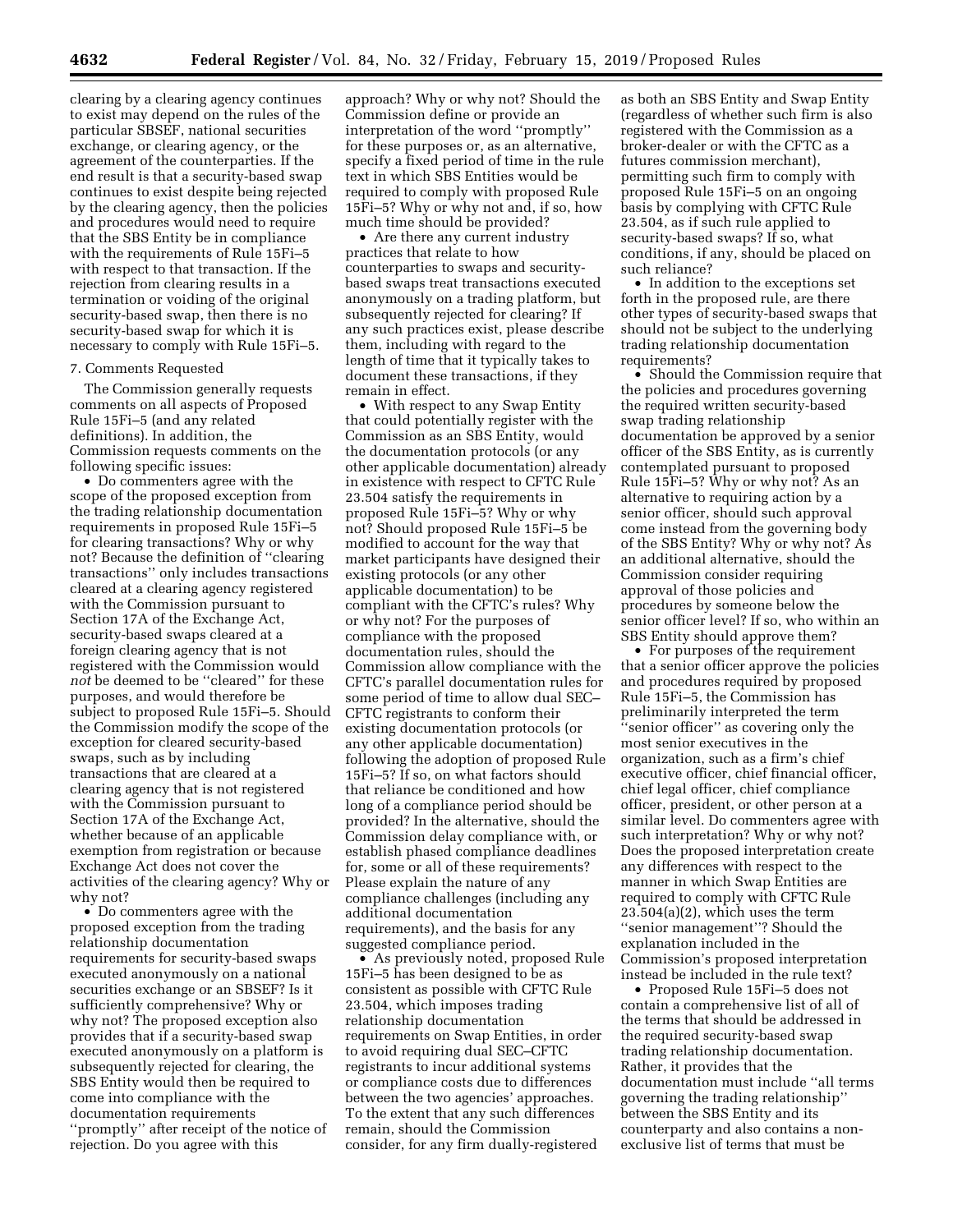clearing by a clearing agency continues to exist may depend on the rules of the particular SBSEF, national securities exchange, or clearing agency, or the agreement of the counterparties. If the end result is that a security-based swap continues to exist despite being rejected by the clearing agency, then the policies and procedures would need to require that the SBS Entity be in compliance with the requirements of Rule 15Fi–5 with respect to that transaction. If the rejection from clearing results in a termination or voiding of the original security-based swap, then there is no security-based swap for which it is necessary to comply with Rule 15Fi–5.

7. Comments Requested

The Commission generally requests comments on all aspects of Proposed Rule 15Fi–5 (and any related definitions). In addition, the Commission requests comments on the following specific issues:

- Do commenters agree with the scope of the proposed exception from the trading relationship documentation requirements in proposed Rule 15Fi–5 for clearing transactions? Why or why not? Because the definition of "clearing transactions" only includes transactions cleared at a clearing agency registered with the Commission pursuant to Section 17A of the Exchange Act, security-based swaps cleared at a foreign clearing agency that is not registered with the Commission would *not* be deemed to be "cleared" for these purposes, and would therefore be subject to proposed Rule 15Fi–5. Should the Commission modify the scope of the exception for cleared security-based swaps, such as by including transactions that are cleared at a clearing agency that is not registered with the Commission pursuant to Section 17A of the Exchange Act, whether because of an applicable exemption from registration or because Exchange Act does not cover the activities of the clearing agency? Why or why not?
- Do commenters agree with the proposed exception from the trading relationship documentation requirements for security-based swaps executed anonymously on a national securities exchange or an SBSEF? Is it sufficiently comprehensive? Why or why not? The proposed exception also provides that if a security-based swap executed anonymously on a platform is subsequently rejected for clearing, the SBS Entity would then be required to come into compliance with the documentation requirements "promptly" after receipt of the notice of rejection. Do you agree with this approach? Why or why not? Should the Commission define or provide an interpretation of the word "promptly" for these purposes or, as an alternative, specify a fixed period of time in the rule text in which SBS Entities would be required to comply with proposed Rule 15Fi–5? Why or why not and, if so, how much time should be provided?
- Are there any current industry practices that relate to how counterparties to swaps and security-based swaps treat transactions executed anonymously on a trading platform, but subsequently rejected for clearing? If any such practices exist, please describe them, including with regard to the length of time that it typically takes to document these transactions, if they remain in effect.
- With respect to any Swap Entity that could potentially register with the Commission as an SBS Entity, would the documentation protocols (or any other applicable documentation) already in existence with respect to CFTC Rule 23.504 satisfy the requirements in proposed Rule 15Fi–5? Why or why not? Should proposed Rule 15Fi–5 be modified to account for the way that market participants have designed their existing protocols (or any other applicable documentation) to be compliant with the CFTC's rules? Why or why not? For the purposes of compliance with the proposed documentation rules, should the Commission allow compliance with the CFTC's parallel documentation rules for some period of time to allow dual SEC–CFTC registrants to conform their existing documentation protocols (or any other applicable documentation) following the adoption of proposed Rule 15Fi–5? If so, on what factors should that reliance be conditioned and how long of a compliance period should be provided? In the alternative, should the Commission delay compliance with, or establish phased compliance deadlines for, some or all of these requirements? Please explain the nature of any compliance challenges (including any additional documentation requirements), and the basis for any suggested compliance period.
- As previously noted, proposed Rule 15Fi–5 has been designed to be as consistent as possible with CFTC Rule 23.504, which imposes trading relationship documentation requirements on Swap Entities, in order to avoid requiring dual SEC–CFTC registrants to incur additional systems or compliance costs due to differences between the two agencies' approaches. To the extent that any such differences remain, should the Commission consider, for any firm dually-registered as both an SBS Entity and Swap Entity (regardless of whether such firm is also registered with the Commission as a broker-dealer or with the CFTC as a futures commission merchant), permitting such firm to comply with proposed Rule 15Fi–5 on an ongoing basis by complying with CFTC Rule 23.504, as if such rule applied to security-based swaps? If so, what conditions, if any, should be placed on such reliance?
- In addition to the exceptions set forth in the proposed rule, are there other types of security-based swaps that should not be subject to the underlying trading relationship documentation requirements?
- Should the Commission require that the policies and procedures governing the required written security-based swap trading relationship documentation be approved by a senior officer of the SBS Entity, as is currently contemplated pursuant to proposed Rule 15Fi–5? Why or why not? As an alternative to requiring action by a senior officer, should such approval come instead from the governing body of the SBS Entity? Why or why not? As an additional alternative, should the Commission consider requiring approval of those policies and procedures by someone below the senior officer level? If so, who within an SBS Entity should approve them?
- For purposes of the requirement that a senior officer approve the policies and procedures required by proposed Rule 15Fi–5, the Commission has preliminarily interpreted the term "senior officer" as covering only the most senior executives in the organization, such as a firm's chief executive officer, chief financial officer, chief legal officer, chief compliance officer, president, or other person at a similar level. Do commenters agree with such interpretation? Why or why not? Does the proposed interpretation create any differences with respect to the manner in which Swap Entities are required to comply with CFTC Rule 23.504(a)(2), which uses the term "senior management"? Should the explanation included in the Commission's proposed interpretation instead be included in the rule text?
- Proposed Rule 15Fi–5 does not contain a comprehensive list of all of the terms that should be addressed in the required security-based swap trading relationship documentation. Rather, it provides that the documentation must include "all terms governing the trading relationship" between the SBS Entity and its counterparty and also contains a non-exclusive list of terms that must be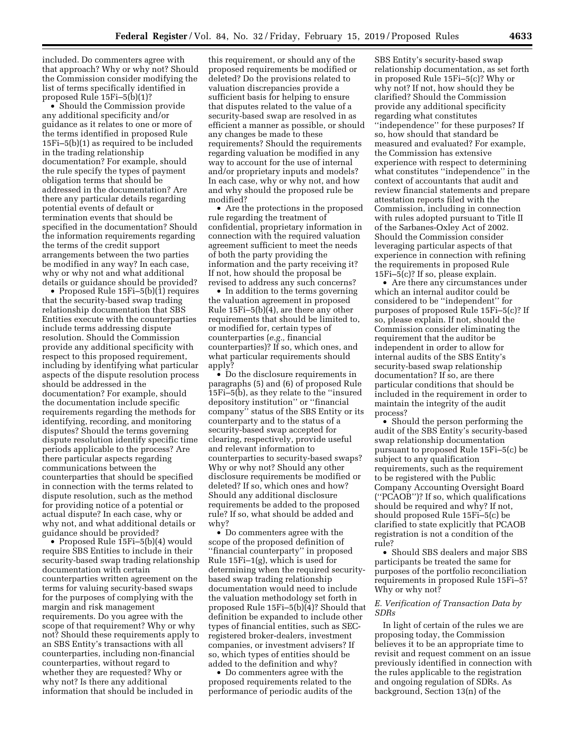included. Do commenters agree with that approach? Why or why not? Should the Commission consider modifying the list of terms specifically identified in proposed Rule 15Fi–5(b)(1)?

• Should the Commission provide any additional specificity and/or guidance as it relates to one or more of the terms identified in proposed Rule 15Fi–5(b)(1) as required to be included in the trading relationship documentation? For example, should the rule specify the types of payment obligation terms that should be addressed in the documentation? Are there any particular details regarding potential events of default or termination events that should be specified in the documentation? Should the information requirements regarding the terms of the credit support arrangements between the two parties be modified in any way? In each case, why or why not and what additional details or guidance should be provided?

• Proposed Rule 15Fi–5(b)(1) requires that the security-based swap trading relationship documentation that SBS Entities execute with the counterparties include terms addressing dispute resolution. Should the Commission provide any additional specificity with respect to this proposed requirement, including by identifying what particular aspects of the dispute resolution process should be addressed in the documentation? For example, should the documentation include specific requirements regarding the methods for identifying, recording, and monitoring disputes? Should the terms governing dispute resolution identify specific time periods applicable to the process? Are there particular aspects regarding communications between the counterparties that should be specified in connection with the terms related to dispute resolution, such as the method for providing notice of a potential or actual dispute? In each case, why or why not, and what additional details or guidance should be provided?

• Proposed Rule 15Fi–5(b)(4) would require SBS Entities to include in their security-based swap trading relationship documentation with certain counterparties written agreement on the terms for valuing security-based swaps for the purposes of complying with the margin and risk management requirements. Do you agree with the scope of that requirement? Why or why not? Should these requirements apply to an SBS Entity's transactions with all counterparties, including non-financial counterparties, without regard to whether they are requested? Why or why not? Is there any additional information that should be included in this requirement, or should any of the proposed requirements be modified or deleted? Do the provisions related to valuation discrepancies provide a sufficient basis for helping to ensure that disputes related to the value of a security-based swap are resolved in as efficient a manner as possible, or should any changes be made to these requirements? Should the requirements regarding valuation be modified in any way to account for the use of internal and/or proprietary inputs and models? In each case, why or why not, and how and why should the proposed rule be modified?

• Are the protections in the proposed rule regarding the treatment of confidential, proprietary information in connection with the required valuation agreement sufficient to meet the needs of both the party providing the information and the party receiving it? If not, how should the proposal be revised to address any such concerns?

• In addition to the terms governing the valuation agreement in proposed Rule 15Fi–5(b)(4), are there any other requirements that should be limited to, or modified for, certain types of counterparties (*e.g.,* financial counterparties)? If so, which ones, and what particular requirements should apply?

• Do the disclosure requirements in paragraphs (5) and (6) of proposed Rule 15Fi–5(b), as they relate to the ''insured depository institution'' or ''financial company'' status of the SBS Entity or its counterparty and to the status of a security-based swap accepted for clearing, respectively, provide useful and relevant information to counterparties to security-based swaps? Why or why not? Should any other disclosure requirements be modified or deleted? If so, which ones and how? Should any additional disclosure requirements be added to the proposed rule? If so, what should be added and why?

• Do commenters agree with the scope of the proposed definition of ''financial counterparty'' in proposed Rule 15Fi–1(g), which is used for determining when the required security-based swap trading relationship documentation would need to include the valuation methodology set forth in proposed Rule 15Fi–5(b)(4)? Should that definition be expanded to include other types of financial entities, such as SEC-registered broker-dealers, investment companies, or investment advisers? If so, which types of entities should be added to the definition and why?

• Do commenters agree with the proposed requirements related to the performance of periodic audits of the SBS Entity's security-based swap relationship documentation, as set forth in proposed Rule 15Fi–5(c)? Why or why not? If not, how should they be clarified? Should the Commission provide any additional specificity regarding what constitutes ''independence'' for these purposes? If so, how should that standard be measured and evaluated? For example, the Commission has extensive experience with respect to determining what constitutes ''independence'' in the context of accountants that audit and review financial statements and prepare attestation reports filed with the Commission, including in connection with rules adopted pursuant to Title II of the Sarbanes-Oxley Act of 2002. Should the Commission consider leveraging particular aspects of that experience in connection with refining the requirements in proposed Rule 15Fi–5(c)? If so, please explain.

• Are there any circumstances under which an internal auditor could be considered to be ''independent'' for purposes of proposed Rule 15Fi–5(c)? If so, please explain. If not, should the Commission consider eliminating the requirement that the auditor be independent in order to allow for internal audits of the SBS Entity's security-based swap relationship documentation? If so, are there particular conditions that should be included in the requirement in order to maintain the integrity of the audit process?

• Should the person performing the audit of the SBS Entity's security-based swap relationship documentation pursuant to proposed Rule 15Fi–5(c) be subject to any qualification requirements, such as the requirement to be registered with the Public Company Accounting Oversight Board (''PCAOB'')? If so, which qualifications should be required and why? If not, should proposed Rule 15Fi–5(c) be clarified to state explicitly that PCAOB registration is not a condition of the rule?

• Should SBS dealers and major SBS participants be treated the same for purposes of the portfolio reconciliation requirements in proposed Rule 15Fi–5? Why or why not?

### E. Verification of Transaction Data by SDRs

In light of certain of the rules we are proposing today, the Commission believes it to be an appropriate time to revisit and request comment on an issue previously identified in connection with the rules applicable to the registration and ongoing regulation of SDRs. As background, Section 13(n) of the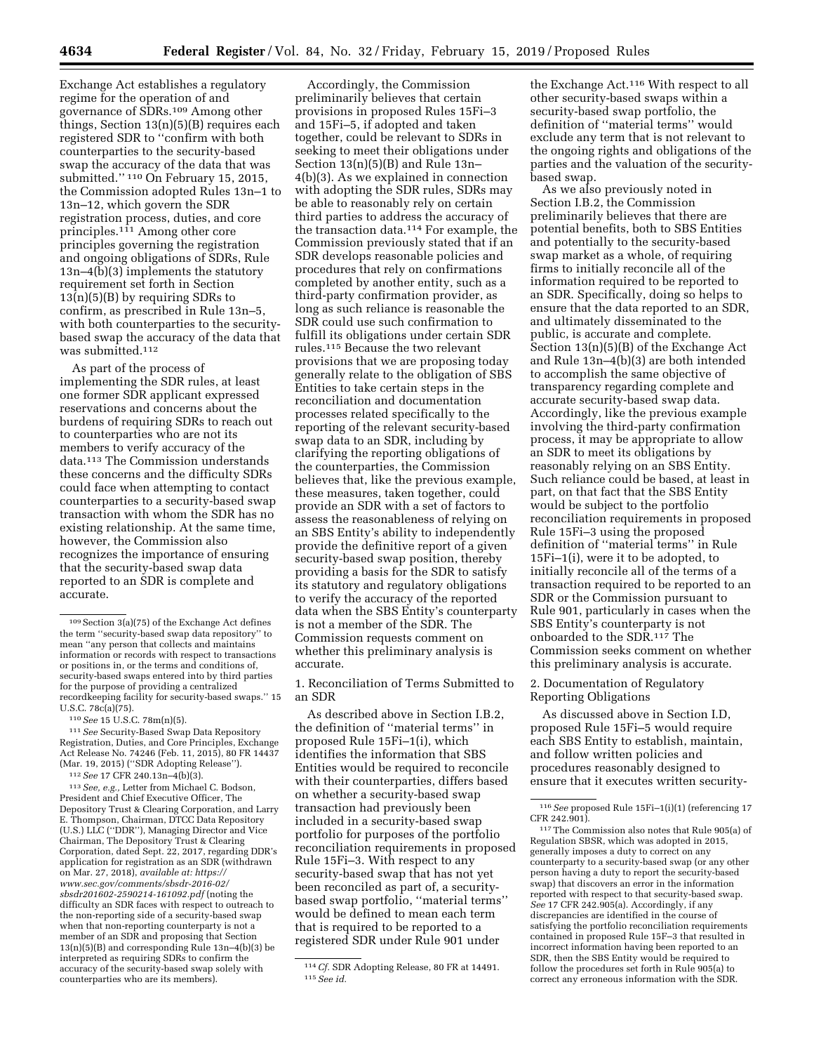Exchange Act establishes a regulatory regime for the operation of and governance of SDRs.[109] Among other things, Section 13(n)(5)(B) requires each registered SDR to ''confirm with both counterparties to the security-based swap the accuracy of the data that was submitted.'' [110] On February 15, 2015, the Commission adopted Rules 13n–1 to 13n–12, which govern the SDR registration process, duties, and core principles.[111] Among other core principles governing the registration and ongoing obligations of SDRs, Rule 13n–4(b)(3) implements the statutory requirement set forth in Section 13(n)(5)(B) by requiring SDRs to confirm, as prescribed in Rule 13n–5, with both counterparties to the security-based swap the accuracy of the data that was submitted.[112]

As part of the process of implementing the SDR rules, at least one former SDR applicant expressed reservations and concerns about the burdens of requiring SDRs to reach out to counterparties who are not its members to verify accuracy of the data.[113] The Commission understands these concerns and the difficulty SDRs could face when attempting to contact counterparties to a security-based swap transaction with whom the SDR has no existing relationship. At the same time, however, the Commission also recognizes the importance of ensuring that the security-based swap data reported to an SDR is complete and accurate.

Accordingly, the Commission preliminarily believes that certain provisions in proposed Rules 15Fi–3 and 15Fi–5, if adopted and taken together, could be relevant to SDRs in seeking to meet their obligations under Section 13(n)(5)(B) and Rule 13n–4(b)(3). As we explained in connection with adopting the SDR rules, SDRs may be able to reasonably rely on certain third parties to address the accuracy of the transaction data.[114] For example, the Commission previously stated that if an SDR develops reasonable policies and procedures that rely on confirmations completed by another entity, such as a third-party confirmation provider, as long as such reliance is reasonable the SDR could use such confirmation to fulfill its obligations under certain SDR rules.[115] Because the two relevant provisions that we are proposing today generally relate to the obligation of SBS Entities to take certain steps in the reconciliation and documentation processes related specifically to the reporting of the relevant security-based swap data to an SDR, including by clarifying the reporting obligations of the counterparties, the Commission believes that, like the previous example, these measures, taken together, could provide an SDR with a set of factors to assess the reasonableness of relying on an SBS Entity's ability to independently provide the definitive report of a given security-based swap position, thereby providing a basis for the SDR to satisfy its statutory and regulatory obligations to verify the accuracy of the reported data when the SBS Entity's counterparty is not a member of the SDR. The Commission requests comment on whether this preliminary analysis is accurate.

1. Reconciliation of Terms Submitted to an SDR

As described above in Section I.B.2, the definition of ''material terms'' in proposed Rule 15Fi–1(i), which identifies the information that SBS Entities would be required to reconcile with their counterparties, differs based on whether a security-based swap transaction had previously been included in a security-based swap portfolio for purposes of the portfolio reconciliation requirements in proposed Rule 15Fi–3. With respect to any security-based swap that has not yet been reconciled as part of, a security-based swap portfolio, ''material terms'' would be defined to mean each term that is required to be reported to a registered SDR under Rule 901 under the Exchange Act.[116] With respect to all other security-based swaps within a security-based swap portfolio, the definition of ''material terms'' would exclude any term that is not relevant to the ongoing rights and obligations of the parties and the valuation of the security-based swap.

As we also previously noted in Section I.B.2, the Commission preliminarily believes that there are potential benefits, both to SBS Entities and potentially to the security-based swap market as a whole, of requiring firms to initially reconcile all of the information required to be reported to an SDR. Specifically, doing so helps to ensure that the data reported to an SDR, and ultimately disseminated to the public, is accurate and complete. Section 13(n)(5)(B) of the Exchange Act and Rule 13n–4(b)(3) are both intended to accomplish the same objective of transparency regarding complete and accurate security-based swap data. Accordingly, like the previous example involving the third-party confirmation process, it may be appropriate to allow an SDR to meet its obligations by reasonably relying on an SBS Entity. Such reliance could be based, at least in part, on that fact that the SBS Entity would be subject to the portfolio reconciliation requirements in proposed Rule 15Fi–3 using the proposed definition of ''material terms'' in Rule 15Fi–1(i), were it to be adopted, to initially reconcile all of the terms of a transaction required to be reported to an SDR or the Commission pursuant to Rule 901, particularly in cases when the SBS Entity's counterparty is not onboarded to the SDR.[117] The Commission seeks comment on whether this preliminary analysis is accurate.

2. Documentation of Regulatory Reporting Obligations

As discussed above in Section I.D, proposed Rule 15Fi–5 would require each SBS Entity to establish, maintain, and follow written policies and procedures reasonably designed to ensure that it executes written security-

---

[109] Section 3(a)(75) of the Exchange Act defines the term ''security-based swap data repository'' to mean ''any person that collects and maintains information or records with respect to transactions or positions in, or the terms and conditions of, security-based swaps entered into by third parties for the purpose of providing a centralized recordkeeping facility for security-based swaps.'' 15 U.S.C. 78c(a)(75).

[110] *See* 15 U.S.C. 78m(n)(5).

[111] *See* Security-Based Swap Data Repository Registration, Duties, and Core Principles, Exchange Act Release No. 74246 (Feb. 11, 2015), 80 FR 14437 (Mar. 19, 2015) (''SDR Adopting Release'').

[112] *See* 17 CFR 240.13n–4(b)(3).

[113] *See, e.g.,* Letter from Michael C. Bodson, President and Chief Executive Officer, The Depository Trust & Clearing Corporation, and Larry E. Thompson, Chairman, DTCC Data Repository (U.S.) LLC (''DDR''), Managing Director and Vice Chairman, The Depository Trust & Clearing Corporation, dated Sept. 22, 2017, regarding DDR's application for registration as an SDR (withdrawn on Mar. 27, 2018), *available at: https://www.sec.gov/comments/sbsdr-2016-02/sbsdr201602-2590214-161092.pdf* (noting the difficulty an SDR faces with respect to outreach to the non-reporting side of a security-based swap when that non-reporting counterparty is not a member of an SDR and proposing that Section 13(n)(5)(B) and corresponding Rule 13n–4(b)(3) be interpreted as requiring SDRs to confirm the accuracy of the security-based swap solely with counterparties who are its members).

[114] *Cf.* SDR Adopting Release, 80 FR at 14491.

[115] *See id.*

[116] *See* proposed Rule 15Fi–1(i)(1) (referencing 17 CFR 242.901).

[117] The Commission also notes that Rule 905(a) of Regulation SBSR, which was adopted in 2015, generally imposes a duty to correct on any counterparty to a security-based swap (or any other person having a duty to report the security-based swap) that discovers an error in the information reported with respect to that security-based swap. *See* 17 CFR 242.905(a). Accordingly, if any discrepancies are identified in the course of satisfying the portfolio reconciliation requirements contained in proposed Rule 15F–3 that resulted in incorrect information having been reported to an SDR, then the SBS Entity would be required to follow the procedures set forth in Rule 905(a) to correct any erroneous information with the SDR.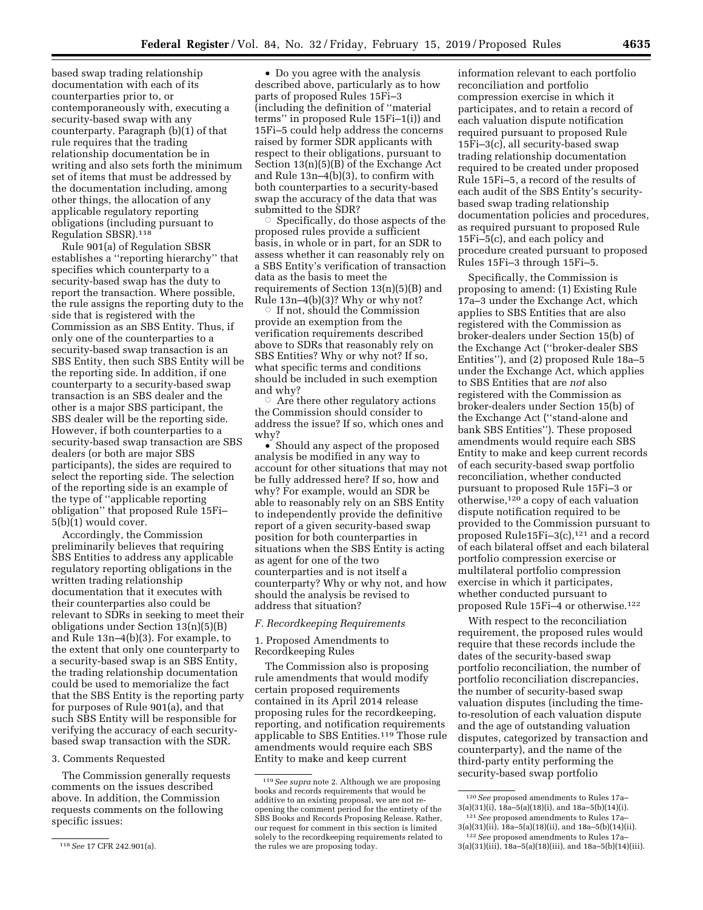based swap trading relationship documentation with each of its counterparties prior to, or contemporaneously with, executing a security-based swap with any counterparty. Paragraph (b)(1) of that rule requires that the trading relationship documentation be in writing and also sets forth the minimum set of items that must be addressed by the documentation including, among other things, the allocation of any applicable regulatory reporting obligations (including pursuant to Regulation SBSR).[118]

Rule 901(a) of Regulation SBSR establishes a ''reporting hierarchy'' that specifies which counterparty to a security-based swap has the duty to report the transaction. Where possible, the rule assigns the reporting duty to the side that is registered with the Commission as an SBS Entity. Thus, if only one of the counterparties to a security-based swap transaction is an SBS Entity, then such SBS Entity will be the reporting side. In addition, if one counterparty to a security-based swap transaction is an SBS dealer and the other is a major SBS participant, the SBS dealer will be the reporting side. However, if both counterparties to a security-based swap transaction are SBS dealers (or both are major SBS participants), the sides are required to select the reporting side. The selection of the reporting side is an example of the type of ''applicable reporting obligation'' that proposed Rule 15Fi–5(b)(1) would cover.

Accordingly, the Commission preliminarily believes that requiring SBS Entities to address any applicable regulatory reporting obligations in the written trading relationship documentation that it executes with their counterparties also could be relevant to SDRs in seeking to meet their obligations under Section 13(n)(5)(B) and Rule 13n–4(b)(3). For example, to the extent that only one counterparty to a security-based swap is an SBS Entity, the trading relationship documentation could be used to memorialize the fact that the SBS Entity is the reporting party for purposes of Rule 901(a), and that such SBS Entity will be responsible for verifying the accuracy of each security-based swap transaction with the SDR.

3. Comments Requested

The Commission generally requests comments on the issues described above. In addition, the Commission requests comments on the following specific issues:

- Do you agree with the analysis described above, particularly as to how parts of proposed Rules 15Fi–3 (including the definition of ''material terms'' in proposed Rule 15Fi–1(i)) and 15Fi–5 could help address the concerns raised by former SDR applicants with respect to their obligations, pursuant to Section 13(n)(5)(B) of the Exchange Act and Rule 13n–4(b)(3), to confirm with both counterparties to a security-based swap the accuracy of the data that was submitted to the SDR?
  - Specifically, do those aspects of the proposed rules provide a sufficient basis, in whole or in part, for an SDR to assess whether it can reasonably rely on a SBS Entity's verification of transaction data as the basis to meet the requirements of Section 13(n)(5)(B) and Rule 13n–4(b)(3)? Why or why not?
  - If not, should the Commission provide an exemption from the verification requirements described above to SDRs that reasonably rely on SBS Entities? Why or why not? If so, what specific terms and conditions should be included in such exemption and why?
  - Are there other regulatory actions the Commission should consider to address the issue? If so, which ones and why?
- Should any aspect of the proposed analysis be modified in any way to account for other situations that may not be fully addressed here? If so, how and why? For example, would an SDR be able to reasonably rely on an SBS Entity to independently provide the definitive report of a given security-based swap position for both counterparties in situations when the SBS Entity is acting as agent for one of the two counterparties and is not itself a counterparty? Why or why not, and how should the analysis be revised to address that situation?

### F. Recordkeeping Requirements

1. Proposed Amendments to Recordkeeping Rules

The Commission also is proposing rule amendments that would modify certain proposed requirements contained in its April 2014 release proposing rules for the recordkeeping, reporting, and notification requirements applicable to SBS Entities.[119] Those rule amendments would require each SBS Entity to make and keep current information relevant to each portfolio reconciliation and portfolio compression exercise in which it participates, and to retain a record of each valuation dispute notification required pursuant to proposed Rule 15Fi–3(c), all security-based swap trading relationship documentation required to be created under proposed Rule 15Fi–5, a record of the results of each audit of the SBS Entity's security-based swap trading relationship documentation policies and procedures, as required pursuant to proposed Rule 15Fi–5(c), and each policy and procedure created pursuant to proposed Rules 15Fi–3 through 15Fi–5.

Specifically, the Commission is proposing to amend: (1) Existing Rule 17a–3 under the Exchange Act, which applies to SBS Entities that are also registered with the Commission as broker-dealers under Section 15(b) of the Exchange Act (''broker-dealer SBS Entities''), and (2) proposed Rule 18a–5 under the Exchange Act, which applies to SBS Entities that are *not* also registered with the Commission as broker-dealers under Section 15(b) of the Exchange Act (''stand-alone and bank SBS Entities''). These proposed amendments would require each SBS Entity to make and keep current records of each security-based swap portfolio reconciliation, whether conducted pursuant to proposed Rule 15Fi–3 or otherwise,[120] a copy of each valuation dispute notification required to be provided to the Commission pursuant to proposed Rule15Fi–3(c),[121] and a record of each bilateral offset and each bilateral portfolio compression exercise or multilateral portfolio compression exercise in which it participates, whether conducted pursuant to proposed Rule 15Fi–4 or otherwise.[122]

With respect to the reconciliation requirement, the proposed rules would require that these records include the dates of the security-based swap portfolio reconciliation, the number of portfolio reconciliation discrepancies, the number of security-based swap valuation disputes (including the time-to-resolution of each valuation dispute and the age of outstanding valuation disputes, categorized by transaction and counterparty), and the name of the third-party entity performing the security-based swap portfolio

---

[118] *See* 17 CFR 242.901(a).

[119] *See supra* note 2. Although we are proposing books and records requirements that would be additive to an existing proposal, we are not re-opening the comment period for the entirety of the SBS Books and Records Proposing Release. Rather, our request for comment in this section is limited solely to the recordkeeping requirements related to the rules we are proposing today.

[120] *See* proposed amendments to Rules 17a–3(a)(31)(i), 18a–5(a)(18)(i), and 18a–5(b)(14)(i).

[121] *See* proposed amendments to Rules 17a–3(a)(31)(ii), 18a–5(a)(18)(ii), and 18a–5(b)(14)(ii).

[122] *See* proposed amendments to Rules 17a–3(a)(31)(iii), 18a–5(a)(18)(iii), and 18a–5(b)(14)(iii).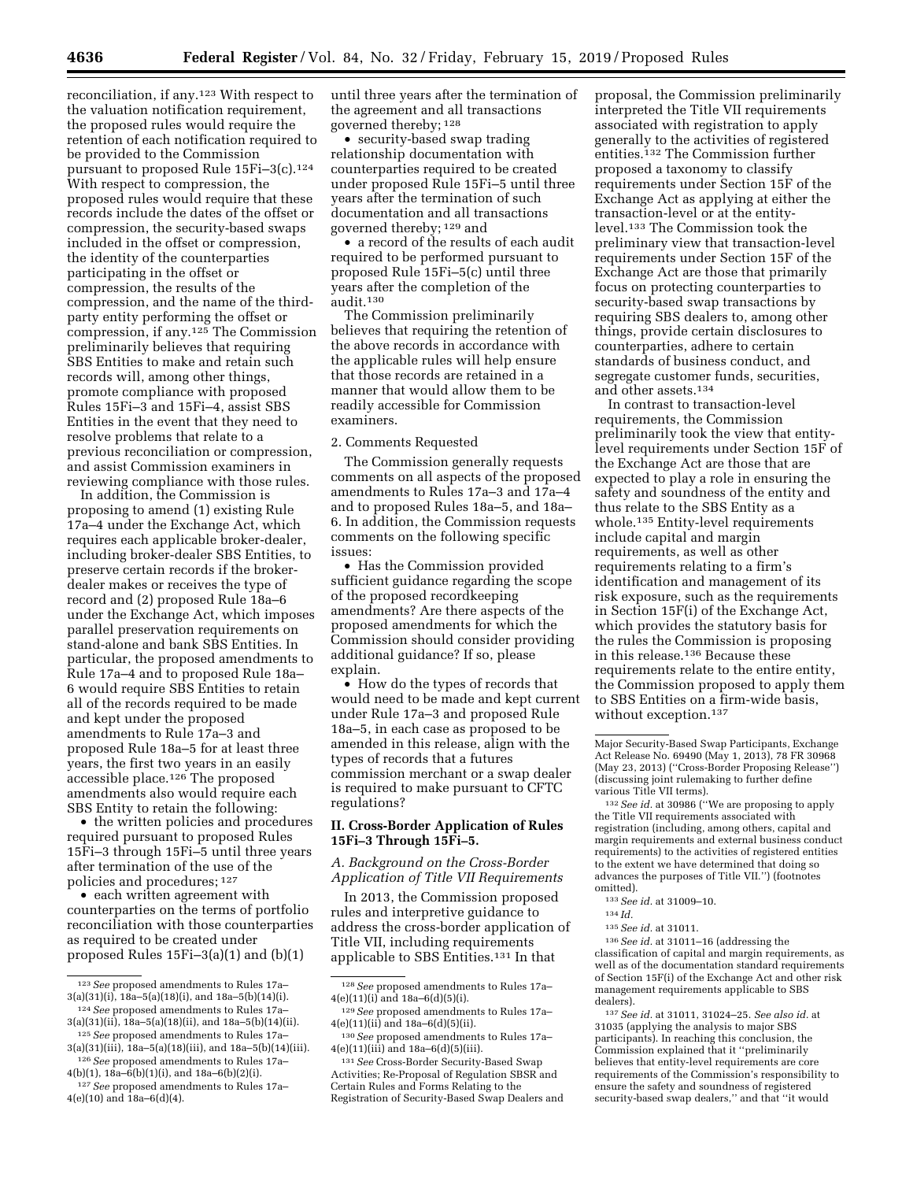reconciliation, if any.[123] With respect to the valuation notification requirement, the proposed rules would require the retention of each notification required to be provided to the Commission pursuant to proposed Rule 15Fi–3(c).[124] With respect to compression, the proposed rules would require that these records include the dates of the offset or compression, the security-based swaps included in the offset or compression, the identity of the counterparties participating in the offset or compression, the results of the compression, and the name of the third-party entity performing the offset or compression, if any.[125] The Commission preliminarily believes that requiring SBS Entities to make and retain such records will, among other things, promote compliance with proposed Rules 15Fi–3 and 15Fi–4, assist SBS Entities in the event that they need to resolve problems that relate to a previous reconciliation or compression, and assist Commission examiners in reviewing compliance with those rules.

In addition, the Commission is proposing to amend (1) existing Rule 17a–4 under the Exchange Act, which requires each applicable broker-dealer, including broker-dealer SBS Entities, to preserve certain records if the broker-dealer makes or receives the type of record and (2) proposed Rule 18a–6 under the Exchange Act, which imposes parallel preservation requirements on stand-alone and bank SBS Entities. In particular, the proposed amendments to Rule 17a–4 and to proposed Rule 18a–6 would require SBS Entities to retain all of the records required to be made and kept under the proposed amendments to Rule 17a–3 and proposed Rule 18a–5 for at least three years, the first two years in an easily accessible place.[126] The proposed amendments also would require each SBS Entity to retain the following:

- the written policies and procedures required pursuant to proposed Rules 15Fi–3 through 15Fi–5 until three years after termination of the use of the policies and procedures;[127]
- each written agreement with counterparties on the terms of portfolio reconciliation with those counterparties as required to be created under proposed Rules 15Fi–3(a)(1) and (b)(1) until three years after the termination of the agreement and all transactions governed thereby;[128]
- security-based swap trading relationship documentation with counterparties required to be created under proposed Rule 15Fi–5 until three years after the termination of such documentation and all transactions governed thereby;[129] and
- a record of the results of each audit required to be performed pursuant to proposed Rule 15Fi–5(c) until three years after the completion of the audit.[130]

The Commission preliminarily believes that requiring the retention of the above records in accordance with the applicable rules will help ensure that those records are retained in a manner that would allow them to be readily accessible for Commission examiners.

2. Comments Requested

The Commission generally requests comments on all aspects of the proposed amendments to Rules 17a–3 and 17a–4 and to proposed Rules 18a–5, and 18a–6. In addition, the Commission requests comments on the following specific issues:

- Has the Commission provided sufficient guidance regarding the scope of the proposed recordkeeping amendments? Are there aspects of the proposed amendments for which the Commission should consider providing additional guidance? If so, please explain.
- How do the types of records that would need to be made and kept current under Rule 17a–3 and proposed Rule 18a–5, in each case as proposed to be amended in this release, align with the types of records that a futures commission merchant or a swap dealer is required to make pursuant to CFTC regulations?

## II. Cross-Border Application of Rules 15Fi–3 Through 15Fi–5.

### A. Background on the Cross-Border Application of Title VII Requirements

In 2013, the Commission proposed rules and interpretive guidance to address the cross-border application of Title VII, including requirements applicable to SBS Entities.[131] In that proposal, the Commission preliminarily interpreted the Title VII requirements associated with registration to apply generally to the activities of registered entities.[132] The Commission further proposed a taxonomy to classify requirements under Section 15F of the Exchange Act as applying at either the transaction-level or at the entity-level.[133] The Commission took the preliminary view that transaction-level requirements under Section 15F of the Exchange Act are those that primarily focus on protecting counterparties to security-based swap transactions by requiring SBS dealers to, among other things, provide certain disclosures to counterparties, adhere to certain standards of business conduct, and segregate customer funds, securities, and other assets.[134]

In contrast to transaction-level requirements, the Commission preliminarily took the view that entity-level requirements under Section 15F of the Exchange Act are those that are expected to play a role in ensuring the safety and soundness of the entity and thus relate to the SBS Entity as a whole.[135] Entity-level requirements include capital and margin requirements, as well as other requirements relating to a firm's identification and management of its risk exposure, such as the requirements in Section 15F(i) of the Exchange Act, which provides the statutory basis for the rules the Commission is proposing in this release.[136] Because these requirements relate to the entire entity, the Commission proposed to apply them to SBS Entities on a firm-wide basis, without exception.[137]

---

[123] *See* proposed amendments to Rules 17a–3(a)(31)(i), 18a–5(a)(18)(i), and 18a–5(b)(14)(i).

[124] *See* proposed amendments to Rules 17a–3(a)(31)(ii), 18a–5(a)(18)(ii), and 18a–5(b)(14)(ii).

[125] *See* proposed amendments to Rules 17a–3(a)(31)(iii), 18a–5(a)(18)(iii), and 18a–5(b)(14)(iii).

[126] *See* proposed amendments to Rules 17a–4(b)(1), 18a–6(b)(1)(i), and 18a–6(b)(2)(i).

[127] *See* proposed amendments to Rules 17a–4(e)(10) and 18a–6(d)(4).

[128] *See* proposed amendments to Rules 17a–4(e)(11)(i) and 18a–6(d)(5)(i).

[129] *See* proposed amendments to Rules 17a–4(e)(11)(ii) and 18a–6(d)(5)(ii).

[130] *See* proposed amendments to Rules 17a–4(e)(11)(iii) and 18a–6(d)(5)(iii).

[131] *See* Cross-Border Security-Based Swap Activities; Re-Proposal of Regulation SBSR and Certain Rules and Forms Relating to the Registration of Security-Based Swap Dealers and Major Security-Based Swap Participants, Exchange Act Release No. 69490 (May 1, 2013), 78 FR 30968 (May 23, 2013) ("Cross-Border Proposing Release") (discussing joint rulemaking to further define various Title VII terms).

[132] *See id.* at 30986 ("We are proposing to apply the Title VII requirements associated with registration (including, among others, capital and margin requirements and external business conduct requirements) to the activities of registered entities to the extent we have determined that doing so advances the purposes of Title VII.") (footnotes omitted).

[133] *See id.* at 31009–10.

[134] *Id.*

[135] *See id.* at 31011.

[136] *See id.* at 31011–16 (addressing the classification of capital and margin requirements, as well as of the documentation standard requirements of Section 15F(i) of the Exchange Act and other risk management requirements applicable to SBS dealers).

[137] *See id.* at 31011, 31024–25. *See also id.* at 31035 (applying the analysis to major SBS participants). In reaching this conclusion, the Commission explained that it "preliminarily believes that entity-level requirements are core requirements of the Commission's responsibility to ensure the safety and soundness of registered security-based swap dealers," and that "it would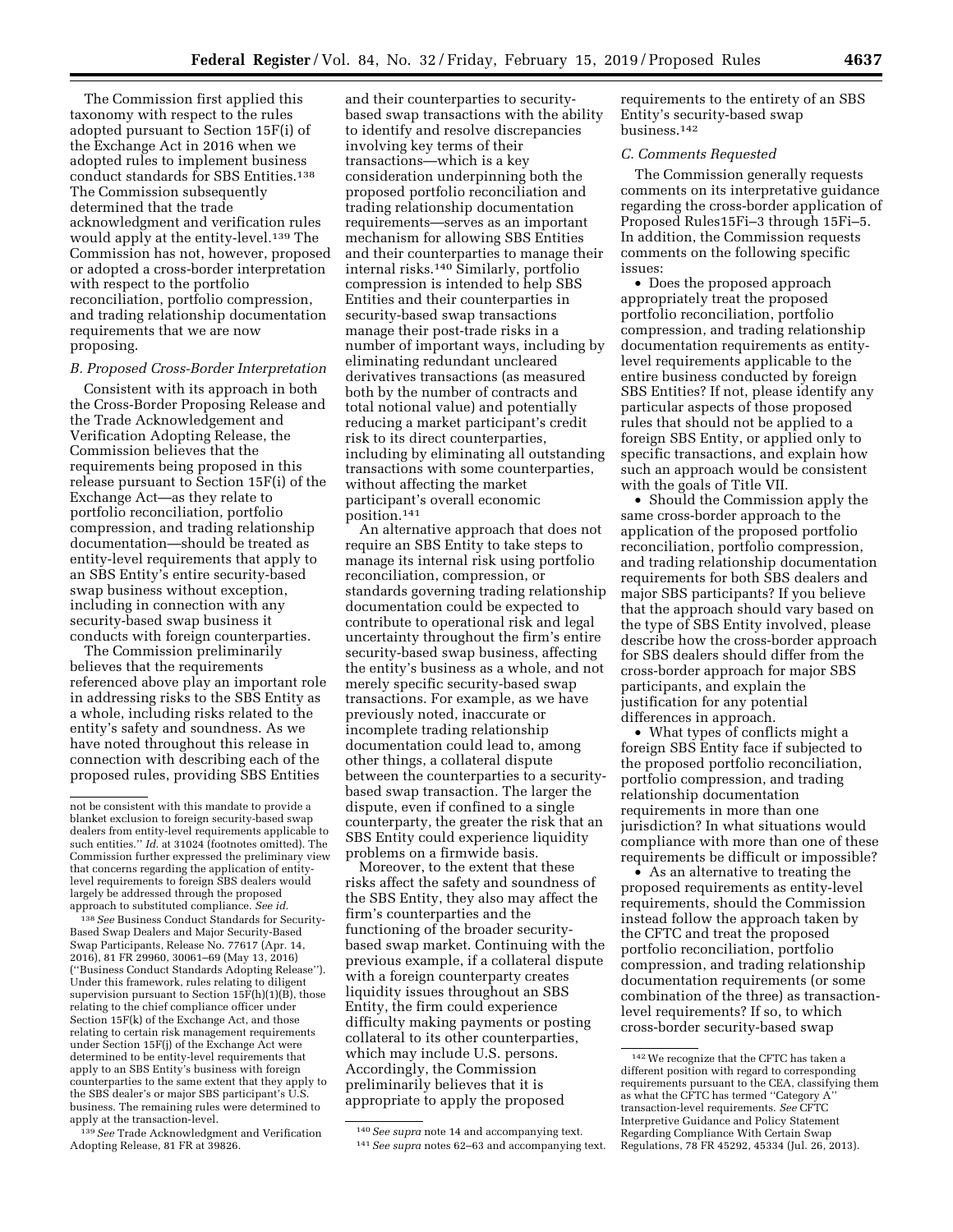The Commission first applied this taxonomy with respect to the rules adopted pursuant to Section 15F(i) of the Exchange Act in 2016 when we adopted rules to implement business conduct standards for SBS Entities.[138] The Commission subsequently determined that the trade acknowledgment and verification rules would apply at the entity-level.[139] The Commission has not, however, proposed or adopted a cross-border interpretation with respect to the portfolio reconciliation, portfolio compression, and trading relationship documentation requirements that we are now proposing.

### B. Proposed Cross-Border Interpretation

Consistent with its approach in both the Cross-Border Proposing Release and the Trade Acknowledgement and Verification Adopting Release, the Commission believes that the requirements being proposed in this release pursuant to Section 15F(i) of the Exchange Act—as they relate to portfolio reconciliation, portfolio compression, and trading relationship documentation—should be treated as entity-level requirements that apply to an SBS Entity's entire security-based swap business without exception, including in connection with any security-based swap business it conducts with foreign counterparties.

The Commission preliminarily believes that the requirements referenced above play an important role in addressing risks to the SBS Entity as a whole, including risks related to the entity's safety and soundness. As we have noted throughout this release in connection with describing each of the proposed rules, providing SBS Entities and their counterparties to security-based swap transactions with the ability to identify and resolve discrepancies involving key terms of their transactions—which is a key consideration underpinning both the proposed portfolio reconciliation and trading relationship documentation requirements—serves as an important mechanism for allowing SBS Entities and their counterparties to manage their internal risks.[140] Similarly, portfolio compression is intended to help SBS Entities and their counterparties in security-based swap transactions manage their post-trade risks in a number of important ways, including by eliminating redundant uncleared derivatives transactions (as measured both by the number of contracts and total notional value) and potentially reducing a market participant's credit risk to its direct counterparties, including by eliminating all outstanding transactions with some counterparties, without affecting the market participant's overall economic position.[141]

An alternative approach that does not require an SBS Entity to take steps to manage its internal risk using portfolio reconciliation, compression, or standards governing trading relationship documentation could be expected to contribute to operational risk and legal uncertainty throughout the firm's entire security-based swap business, affecting the entity's business as a whole, and not merely specific security-based swap transactions. For example, as we have previously noted, inaccurate or incomplete trading relationship documentation could lead to, among other things, a collateral dispute between the counterparties to a security-based swap transaction. The larger the dispute, even if confined to a single counterparty, the greater the risk that an SBS Entity could experience liquidity problems on a firmwide basis.

Moreover, to the extent that these risks affect the safety and soundness of the SBS Entity, they also may affect the firm's counterparties and the functioning of the broader security-based swap market. Continuing with the previous example, if a collateral dispute with a foreign counterparty creates liquidity issues throughout an SBS Entity, the firm could experience difficulty making payments or posting collateral to its other counterparties, which may include U.S. persons. Accordingly, the Commission preliminarily believes that it is appropriate to apply the proposed requirements to the entirety of an SBS Entity's security-based swap business.[142]

### C. Comments Requested

The Commission generally requests comments on its interpretative guidance regarding the cross-border application of Proposed Rules15Fi–3 through 15Fi–5. In addition, the Commission requests comments on the following specific issues:

- Does the proposed approach appropriately treat the proposed portfolio reconciliation, portfolio compression, and trading relationship documentation requirements as entity-level requirements applicable to the entire business conducted by foreign SBS Entities? If not, please identify any particular aspects of those proposed rules that should not be applied to a foreign SBS Entity, or applied only to specific transactions, and explain how such an approach would be consistent with the goals of Title VII.
- Should the Commission apply the same cross-border approach to the application of the proposed portfolio reconciliation, portfolio compression, and trading relationship documentation requirements for both SBS dealers and major SBS participants? If you believe that the approach should vary based on the type of SBS Entity involved, please describe how the cross-border approach for SBS dealers should differ from the cross-border approach for major SBS participants, and explain the justification for any potential differences in approach.
- What types of conflicts might a foreign SBS Entity face if subjected to the proposed portfolio reconciliation, portfolio compression, and trading relationship documentation requirements in more than one jurisdiction? In what situations would compliance with more than one of these requirements be difficult or impossible?
- As an alternative to treating the proposed requirements as entity-level requirements, should the Commission instead follow the approach taken by the CFTC and treat the proposed portfolio reconciliation, portfolio compression, and trading relationship documentation requirements (or some combination of the three) as transaction-level requirements? If so, to which cross-border security-based swap

---

not be consistent with this mandate to provide a blanket exclusion to foreign security-based swap dealers from entity-level requirements applicable to such entities.'' *Id.* at 31024 (footnotes omitted). The Commission further expressed the preliminary view that concerns regarding the application of entity-level requirements to foreign SBS dealers would largely be addressed through the proposed approach to substituted compliance. *See id.*

[138] *See* Business Conduct Standards for Security-Based Swap Dealers and Major Security-Based Swap Participants, Release No. 77617 (Apr. 14, 2016), 81 FR 29960, 30061–69 (May 13, 2016) (''Business Conduct Standards Adopting Release''). Under this framework, rules relating to diligent supervision pursuant to Section 15F(h)(1)(B), those relating to the chief compliance officer under Section 15F(k) of the Exchange Act, and those relating to certain risk management requirements under Section 15F(j) of the Exchange Act were determined to be entity-level requirements that apply to an SBS Entity's business with foreign counterparties to the same extent that they apply to the SBS dealer's or major SBS participant's U.S. business. The remaining rules were determined to apply at the transaction-level.

[139] *See* Trade Acknowledgment and Verification Adopting Release, 81 FR at 39826.

[140] *See supra* note 14 and accompanying text.

[141] *See supra* notes 62–63 and accompanying text.

[142] We recognize that the CFTC has taken a different position with regard to corresponding requirements pursuant to the CEA, classifying them as what the CFTC has termed ''Category A'' transaction-level requirements. *See* CFTC Interpretive Guidance and Policy Statement Regarding Compliance With Certain Swap Regulations, 78 FR 45292, 45334 (Jul. 26, 2013).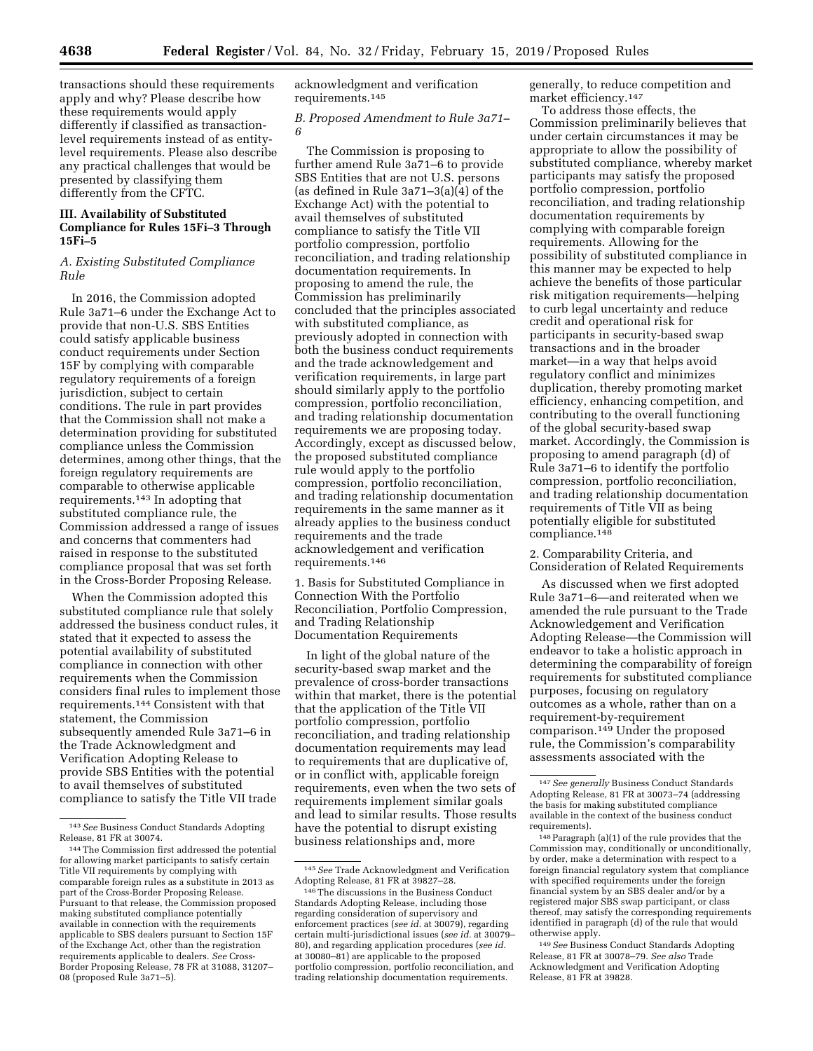transactions should these requirements apply and why? Please describe how these requirements would apply differently if classified as transaction-level requirements instead of as entity-level requirements. Please also describe any practical challenges that would be presented by classifying them differently from the CFTC.

## III. Availability of Substituted Compliance for Rules 15Fi–3 Through 15Fi–5

### A. Existing Substituted Compliance Rule

In 2016, the Commission adopted Rule 3a71–6 under the Exchange Act to provide that non-U.S. SBS Entities could satisfy applicable business conduct requirements under Section 15F by complying with comparable regulatory requirements of a foreign jurisdiction, subject to certain conditions. The rule in part provides that the Commission shall not make a determination providing for substituted compliance unless the Commission determines, among other things, that the foreign regulatory requirements are comparable to otherwise applicable requirements.[143] In adopting that substituted compliance rule, the Commission addressed a range of issues and concerns that commenters had raised in response to the substituted compliance proposal that was set forth in the Cross-Border Proposing Release.

When the Commission adopted this substituted compliance rule that solely addressed the business conduct rules, it stated that it expected to assess the potential availability of substituted compliance in connection with other requirements when the Commission considers final rules to implement those requirements.[144] Consistent with that statement, the Commission subsequently amended Rule 3a71–6 in the Trade Acknowledgment and Verification Adopting Release to provide SBS Entities with the potential to avail themselves of substituted compliance to satisfy the Title VII trade acknowledgment and verification requirements.[145]

### B. Proposed Amendment to Rule 3a71–6

The Commission is proposing to further amend Rule 3a71–6 to provide SBS Entities that are not U.S. persons (as defined in Rule 3a71–3(a)(4) of the Exchange Act) with the potential to avail themselves of substituted compliance to satisfy the Title VII portfolio compression, portfolio reconciliation, and trading relationship documentation requirements. In proposing to amend the rule, the Commission has preliminarily concluded that the principles associated with substituted compliance, as previously adopted in connection with both the business conduct requirements and the trade acknowledgement and verification requirements, in large part should similarly apply to the portfolio compression, portfolio reconciliation, and trading relationship documentation requirements we are proposing today. Accordingly, except as discussed below, the proposed substituted compliance rule would apply to the portfolio compression, portfolio reconciliation, and trading relationship documentation requirements in the same manner as it already applies to the business conduct requirements and the trade acknowledgement and verification requirements.[146]

#### 1. Basis for Substituted Compliance in Connection With the Portfolio Reconciliation, Portfolio Compression, and Trading Relationship Documentation Requirements

In light of the global nature of the security-based swap market and the prevalence of cross-border transactions within that market, there is the potential that the application of the Title VII portfolio compression, portfolio reconciliation, and trading relationship documentation requirements may lead to requirements that are duplicative of, or in conflict with, applicable foreign requirements, even when the two sets of requirements implement similar goals and lead to similar results. Those results have the potential to disrupt existing business relationships and, more generally, to reduce competition and market efficiency.[147]

To address those effects, the Commission preliminarily believes that under certain circumstances it may be appropriate to allow the possibility of substituted compliance, whereby market participants may satisfy the proposed portfolio compression, portfolio reconciliation, and trading relationship documentation requirements by complying with comparable foreign requirements. Allowing for the possibility of substituted compliance in this manner may be expected to help achieve the benefits of those particular risk mitigation requirements—helping to curb legal uncertainty and reduce credit and operational risk for participants in security-based swap transactions and in the broader market—in a way that helps avoid regulatory conflict and minimizes duplication, thereby promoting market efficiency, enhancing competition, and contributing to the overall functioning of the global security-based swap market. Accordingly, the Commission is proposing to amend paragraph (d) of Rule 3a71–6 to identify the portfolio compression, portfolio reconciliation, and trading relationship documentation requirements of Title VII as being potentially eligible for substituted compliance.[148]

#### 2. Comparability Criteria, and Consideration of Related Requirements

As discussed when we first adopted Rule 3a71–6—and reiterated when we amended the rule pursuant to the Trade Acknowledgement and Verification Adopting Release—the Commission will endeavor to take a holistic approach in determining the comparability of foreign requirements for substituted compliance purposes, focusing on regulatory outcomes as a whole, rather than on a requirement-by-requirement comparison.[149] Under the proposed rule, the Commission's comparability assessments associated with the

---

[143] *See* Business Conduct Standards Adopting Release, 81 FR at 30074.

[144] The Commission first addressed the potential for allowing market participants to satisfy certain Title VII requirements by complying with comparable foreign rules as a substitute in 2013 as part of the Cross-Border Proposing Release. Pursuant to that release, the Commission proposed making substituted compliance potentially available in connection with the requirements applicable to SBS dealers pursuant to Section 15F of the Exchange Act, other than the registration requirements applicable to dealers. *See* Cross-Border Proposing Release, 78 FR at 31088, 31207–08 (proposed Rule 3a71–5).

[145] *See* Trade Acknowledgment and Verification Adopting Release, 81 FR at 39827–28.

[146] The discussions in the Business Conduct Standards Adopting Release, including those regarding consideration of supervisory and enforcement practices (*see id.* at 30079), regarding certain multi-jurisdictional issues (*see id.* at 30079–80), and regarding application procedures (*see id.* at 30080–81) are applicable to the proposed portfolio compression, portfolio reconciliation, and trading relationship documentation requirements.

[147] *See generally* Business Conduct Standards Adopting Release, 81 FR at 30073–74 (addressing the basis for making substituted compliance available in the context of the business conduct requirements).

[148] Paragraph (a)(1) of the rule provides that the Commission may, conditionally or unconditionally, by order, make a determination with respect to a foreign financial regulatory system that compliance with specified requirements under the foreign financial system by an SBS dealer and/or by a registered major SBS swap participant, or class thereof, may satisfy the corresponding requirements identified in paragraph (d) of the rule that would otherwise apply.

[149] *See* Business Conduct Standards Adopting Release, 81 FR at 30078–79. *See also* Trade Acknowledgement and Verification Adopting Release, 81 FR at 39828.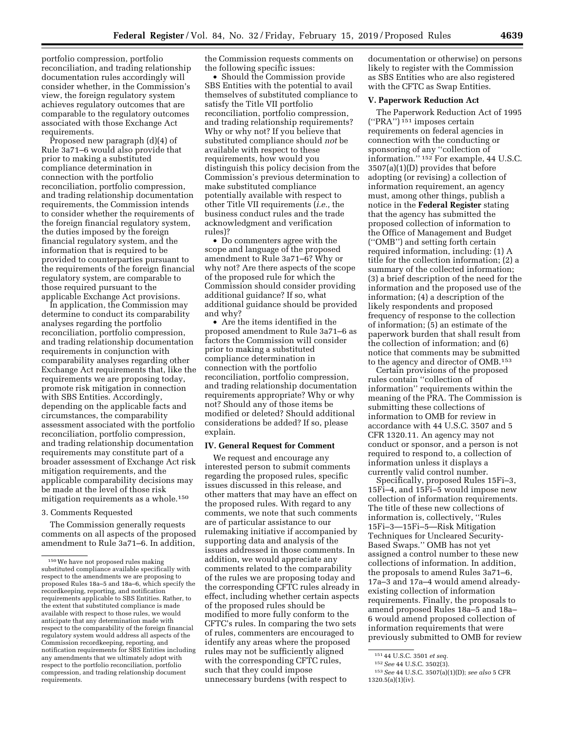portfolio compression, portfolio reconciliation, and trading relationship documentation rules accordingly will consider whether, in the Commission's view, the foreign regulatory system achieves regulatory outcomes that are comparable to the regulatory outcomes associated with those Exchange Act requirements.

Proposed new paragraph (d)(4) of Rule 3a71–6 would also provide that prior to making a substituted compliance determination in connection with the portfolio reconciliation, portfolio compression, and trading relationship documentation requirements, the Commission intends to consider whether the requirements of the foreign financial regulatory system, the duties imposed by the foreign financial regulatory system, and the information that is required to be provided to counterparties pursuant to the requirements of the foreign financial regulatory system, are comparable to those required pursuant to the applicable Exchange Act provisions.

In application, the Commission may determine to conduct its comparability analyses regarding the portfolio reconciliation, portfolio compression, and trading relationship documentation requirements in conjunction with comparability analyses regarding other Exchange Act requirements that, like the requirements we are proposing today, promote risk mitigation in connection with SBS Entities. Accordingly, depending on the applicable facts and circumstances, the comparability assessment associated with the portfolio reconciliation, portfolio compression, and trading relationship documentation requirements may constitute part of a broader assessment of Exchange Act risk mitigation requirements, and the applicable comparability decisions may be made at the level of those risk mitigation requirements as a whole.[150]

3. Comments Requested

The Commission generally requests comments on all aspects of the proposed amendment to Rule 3a71–6. In addition, the Commission requests comments on the following specific issues:

- Should the Commission provide SBS Entities with the potential to avail themselves of substituted compliance to satisfy the Title VII portfolio reconciliation, portfolio compression, and trading relationship requirements? Why or why not? If you believe that substituted compliance should *not* be available with respect to these requirements, how would you distinguish this policy decision from the Commission's previous determination to make substituted compliance potentially available with respect to other Title VII requirements (*i.e.,* the business conduct rules and the trade acknowledgment and verification rules)?
- Do commenters agree with the scope and language of the proposed amendment to Rule 3a71–6? Why or why not? Are there aspects of the scope of the proposed rule for which the Commission should consider providing additional guidance? If so, what additional guidance should be provided and why?
- Are the items identified in the proposed amendment to Rule 3a71–6 as factors the Commission will consider prior to making a substituted compliance determination in connection with the portfolio reconciliation, portfolio compression, and trading relationship documentation requirements appropriate? Why or why not? Should any of those items be modified or deleted? Should additional considerations be added? If so, please explain.

## IV. General Request for Comment

We request and encourage any interested person to submit comments regarding the proposed rules, specific issues discussed in this release, and other matters that may have an effect on the proposed rules. With regard to any comments, we note that such comments are of particular assistance to our rulemaking initiative if accompanied by supporting data and analysis of the issues addressed in those comments. In addition, we would appreciate any comments related to the comparability of the rules we are proposing today and the corresponding CFTC rules already in effect, including whether certain aspects of the proposed rules should be modified to more fully conform to the CFTC's rules. In comparing the two sets of rules, commenters are encouraged to identify any areas where the proposed rules may not be sufficiently aligned with the corresponding CFTC rules, such that they could impose unnecessary burdens (with respect to documentation or otherwise) on persons likely to register with the Commission as SBS Entities who are also registered with the CFTC as Swap Entities.

## V. Paperwork Reduction Act

The Paperwork Reduction Act of 1995 (''PRA'')[151] imposes certain requirements on federal agencies in connection with the conducting or sponsoring of any ''collection of information.''[152] For example, 44 U.S.C. 3507(a)(1)(D) provides that before adopting (or revising) a collection of information requirement, an agency must, among other things, publish a notice in the **Federal Register** stating that the agency has submitted the proposed collection of information to the Office of Management and Budget (''OMB'') and setting forth certain required information, including: (1) A title for the collection information; (2) a summary of the collected information; (3) a brief description of the need for the information and the proposed use of the information; (4) a description of the likely respondents and proposed frequency of response to the collection of information; (5) an estimate of the paperwork burden that shall result from the collection of information; and (6) notice that comments may be submitted to the agency and director of OMB.[153]

Certain provisions of the proposed rules contain ''collection of information'' requirements within the meaning of the PRA. The Commission is submitting these collections of information to OMB for review in accordance with 44 U.S.C. 3507 and 5 CFR 1320.11. An agency may not conduct or sponsor, and a person is not required to respond to, a collection of information unless it displays a currently valid control number.

Specifically, proposed Rules 15Fi–3, 15Fi–4, and 15Fi–5 would impose new collection of information requirements. The title of these new collections of information is, collectively, ''Rules 15Fi–3—15Fi–5—Risk Mitigation Techniques for Uncleared Security-Based Swaps.'' OMB has not yet assigned a control number to these new collections of information. In addition, the proposals to amend Rules 3a71–6, 17a–3 and 17a–4 would amend already-existing collection of information requirements. Finally, the proposals to amend proposed Rules 18a–5 and 18a–6 would amend proposed collection of information requirements that were previously submitted to OMB for review

---

[150] We have not proposed rules making substituted compliance available specifically with respect to the amendments we are proposing to proposed Rules 18a–5 and 18a–6, which specify the recordkeeping, reporting, and notification requirements applicable to SBS Entities. Rather, to the extent that substituted compliance is made available with respect to those rules, we would anticipate that any determination made with respect to the comparability of the foreign financial regulatory system would address all aspects of the Commission recordkeeping, reporting, and notification requirements for SBS Entities including any amendments that we ultimately adopt with respect to the portfolio reconciliation, portfolio compression, and trading relationship document requirements.

[151] 44 U.S.C. 3501 *et seq.*

[152] *See* 44 U.S.C. 3502(3).

[153] *See* 44 U.S.C. 3507(a)(1)(D); *see also* 5 CFR 1320.5(a)(1)(iv).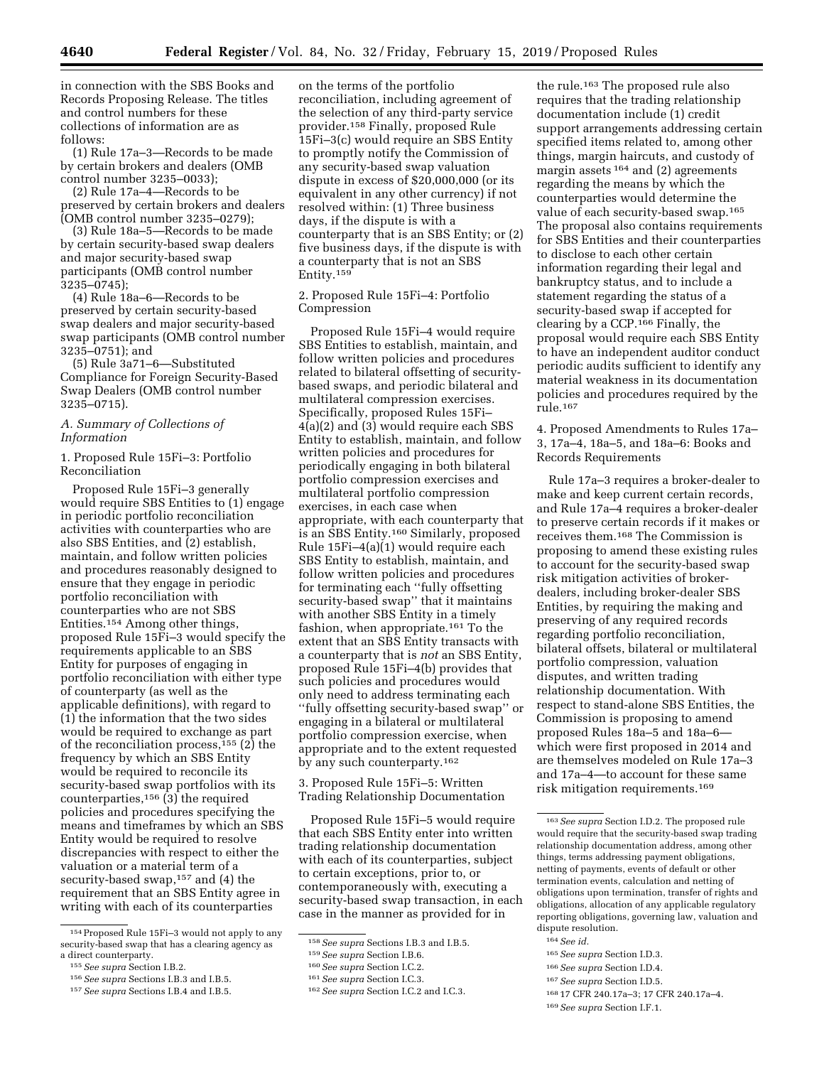in connection with the SBS Books and Records Proposing Release. The titles and control numbers for these collections of information are as follows:

(1) Rule 17a–3—Records to be made by certain brokers and dealers (OMB control number 3235–0033);

(2) Rule 17a–4—Records to be preserved by certain brokers and dealers (OMB control number 3235–0279);

(3) Rule 18a–5—Records to be made by certain security-based swap dealers and major security-based swap participants (OMB control number 3235–0745);

(4) Rule 18a–6—Records to be preserved by certain security-based swap dealers and major security-based swap participants (OMB control number 3235–0751); and

(5) Rule 3a71–6—Substituted Compliance for Foreign Security-Based Swap Dealers (OMB control number 3235–0715).

### *A. Summary of Collections of Information*

#### 1. Proposed Rule 15Fi–3: Portfolio Reconciliation

Proposed Rule 15Fi–3 generally would require SBS Entities to (1) engage in periodic portfolio reconciliation activities with counterparties who are also SBS Entities, and (2) establish, maintain, and follow written policies and procedures reasonably designed to ensure that they engage in periodic portfolio reconciliation with counterparties who are not SBS Entities.[154] Among other things, proposed Rule 15Fi–3 would specify the requirements applicable to an SBS Entity for purposes of engaging in portfolio reconciliation with either type of counterparty (as well as the applicable definitions), with regard to (1) the information that the two sides would be required to exchange as part of the reconciliation process,[155] (2) the frequency by which an SBS Entity would be required to reconcile its security-based swap portfolios with its counterparties,[156] (3) the required policies and procedures specifying the means and timeframes by which an SBS Entity would be required to resolve discrepancies with respect to either the valuation or a material term of a security-based swap,[157] and (4) the requirement that an SBS Entity agree in writing with each of its counterparties on the terms of the portfolio reconciliation, including agreement of the selection of any third-party service provider.[158] Finally, proposed Rule 15Fi–3(c) would require an SBS Entity to promptly notify the Commission of any security-based swap valuation dispute in excess of $20,000,000 (or its equivalent in any other currency) if not resolved within: (1) Three business days, if the dispute is with a counterparty that is an SBS Entity; or (2) five business days, if the dispute is with a counterparty that is not an SBS Entity.[159]

#### 2. Proposed Rule 15Fi–4: Portfolio Compression

Proposed Rule 15Fi–4 would require SBS Entities to establish, maintain, and follow written policies and procedures related to bilateral offsetting of security-based swaps, and periodic bilateral and multilateral compression exercises. Specifically, proposed Rules 15Fi–4(a)(2) and (3) would require each SBS Entity to establish, maintain, and follow written policies and procedures for periodically engaging in both bilateral portfolio compression exercises and multilateral portfolio compression exercises, in each case when appropriate, with each counterparty that is an SBS Entity.[160] Similarly, proposed Rule 15Fi–4(a)(1) would require each SBS Entity to establish, maintain, and follow written policies and procedures for terminating each ''fully offsetting security-based swap'' that it maintains with another SBS Entity in a timely fashion, when appropriate.[161] To the extent that an SBS Entity transacts with a counterparty that is *not* an SBS Entity, proposed Rule 15Fi–4(b) provides that such policies and procedures would only need to address terminating each ''fully offsetting security-based swap'' or engaging in a bilateral or multilateral portfolio compression exercise, when appropriate and to the extent requested by any such counterparty.[162]

#### 3. Proposed Rule 15Fi–5: Written Trading Relationship Documentation

Proposed Rule 15Fi–5 would require that each SBS Entity enter into written trading relationship documentation with each of its counterparties, subject to certain exceptions, prior to, or contemporaneously with, executing a security-based swap transaction, in each case in the manner as provided for in the rule.[163] The proposed rule also requires that the trading relationship documentation include (1) credit support arrangements addressing certain specified items related to, among other things, margin haircuts, and custody of margin assets[164] and (2) agreements regarding the means by which the counterparties would determine the value of each security-based swap.[165] The proposal also contains requirements for SBS Entities and their counterparties to disclose to each other certain information regarding their legal and bankruptcy status, and to include a statement regarding the status of a security-based swap if accepted for clearing by a CCP.[166] Finally, the proposal would require each SBS Entity to have an independent auditor conduct periodic audits sufficient to identify any material weakness in its documentation policies and procedures required by the rule.[167]

#### 4. Proposed Amendments to Rules 17a–3, 17a–4, 18a–5, and 18a–6: Books and Records Requirements

Rule 17a–3 requires a broker-dealer to make and keep current certain records, and Rule 17a–4 requires a broker-dealer to preserve certain records if it makes or receives them.[168] The Commission is proposing to amend these existing rules to account for the security-based swap risk mitigation activities of broker-dealers, including broker-dealer SBS Entities, by requiring the making and preserving of any required records regarding portfolio reconciliation, bilateral offsets, bilateral or multilateral portfolio compression, valuation disputes, and written trading relationship documentation. With respect to stand-alone SBS Entities, the Commission is proposing to amend proposed Rules 18a–5 and 18a–6—which were first proposed in 2014 and are themselves modeled on Rule 17a–3 and 17a–4—to account for these same risk mitigation requirements.[169]

---

[154] Proposed Rule 15Fi–3 would not apply to any security-based swap that has a clearing agency as a direct counterparty.

[155] *See supra* Section I.B.2.

[156] *See supra* Sections I.B.3 and I.B.5.

[157] *See supra* Sections I.B.4 and I.B.5.

[158] *See supra* Sections I.B.3 and I.B.5.

[159] *See supra* Section I.B.6.

[160] *See supra* Section I.C.2.

[161] *See supra* Section I.C.3.

[162] *See supra* Section I.C.2 and I.C.3.

[163] *See supra* Section I.D.2. The proposed rule would require that the security-based swap trading relationship documentation address, among other things, terms addressing payment obligations, netting of payments, events of default or other termination events, calculation and netting of obligations upon termination, transfer of rights and obligations, allocation of any applicable regulatory reporting obligations, governing law, valuation and dispute resolution.

[164] *See id.*

[165] *See supra* Section I.D.3.

[166] *See supra* Section I.D.4.

[167] *See supra* Section I.D.5.

[168] 17 CFR 240.17a–3; 17 CFR 240.17a–4.

[169] *See supra* Section I.F.1.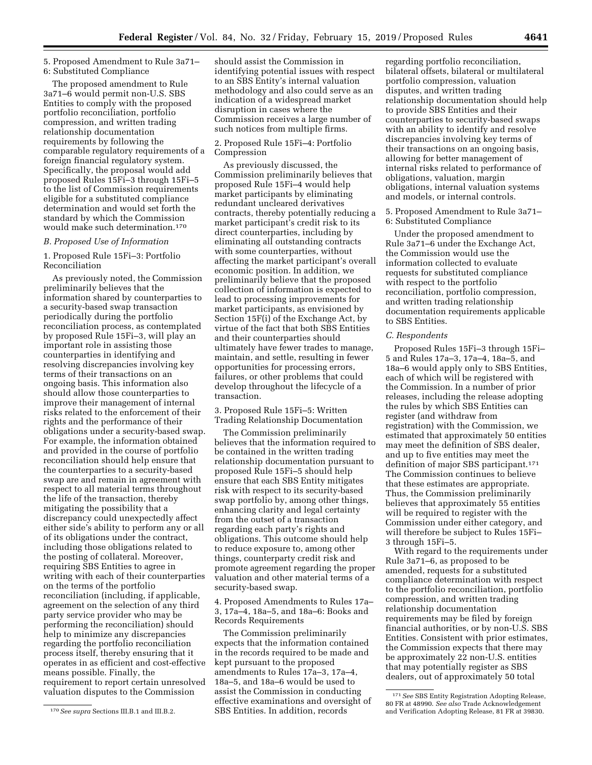5. Proposed Amendment to Rule 3a71–6: Substituted Compliance

The proposed amendment to Rule 3a71–6 would permit non-U.S. SBS Entities to comply with the proposed portfolio reconciliation, portfolio compression, and written trading relationship documentation requirements by following the comparable regulatory requirements of a foreign financial regulatory system. Specifically, the proposal would add proposed Rules 15Fi–3 through 15Fi–5 to the list of Commission requirements eligible for a substituted compliance determination and would set forth the standard by which the Commission would make such determination.[170]

*B. Proposed Use of Information*

1. Proposed Rule 15Fi–3: Portfolio Reconciliation

As previously noted, the Commission preliminarily believes that the information shared by counterparties to a security-based swap transaction periodically during the portfolio reconciliation process, as contemplated by proposed Rule 15Fi–3, will play an important role in assisting those counterparties in identifying and resolving discrepancies involving key terms of their transactions on an ongoing basis. This information also should allow those counterparties to improve their management of internal risks related to the enforcement of their rights and the performance of their obligations under a security-based swap. For example, the information obtained and provided in the course of portfolio reconciliation should help ensure that the counterparties to a security-based swap are and remain in agreement with respect to all material terms throughout the life of the transaction, thereby mitigating the possibility that a discrepancy could unexpectedly affect either side's ability to perform any or all of its obligations under the contract, including those obligations related to the posting of collateral. Moreover, requiring SBS Entities to agree in writing with each of their counterparties on the terms of the portfolio reconciliation (including, if applicable, agreement on the selection of any third party service provider who may be performing the reconciliation) should help to minimize any discrepancies regarding the portfolio reconciliation process itself, thereby ensuring that it operates in as efficient and cost-effective means possible. Finally, the requirement to report certain unresolved valuation disputes to the Commission should assist the Commission in identifying potential issues with respect to an SBS Entity's internal valuation methodology and also could serve as an indication of a widespread market disruption in cases where the Commission receives a large number of such notices from multiple firms.

2. Proposed Rule 15Fi–4: Portfolio Compression

As previously discussed, the Commission preliminarily believes that proposed Rule 15Fi–4 would help market participants by eliminating redundant uncleared derivatives contracts, thereby potentially reducing a market participant's credit risk to its direct counterparties, including by eliminating all outstanding contracts with some counterparties, without affecting the market participant's overall economic position. In addition, we preliminarily believe that the proposed collection of information is expected to lead to processing improvements for market participants, as envisioned by Section 15F(i) of the Exchange Act, by virtue of the fact that both SBS Entities and their counterparties should ultimately have fewer trades to manage, maintain, and settle, resulting in fewer opportunities for processing errors, failures, or other problems that could develop throughout the lifecycle of a transaction.

3. Proposed Rule 15Fi–5: Written Trading Relationship Documentation

The Commission preliminarily believes that the information required to be contained in the written trading relationship documentation pursuant to proposed Rule 15Fi–5 should help ensure that each SBS Entity mitigates risk with respect to its security-based swap portfolio by, among other things, enhancing clarity and legal certainty from the outset of a transaction regarding each party's rights and obligations. This outcome should help to reduce exposure to, among other things, counterparty credit risk and promote agreement regarding the proper valuation and other material terms of a security-based swap.

4. Proposed Amendments to Rules 17a–3, 17a–4, 18a–5, and 18a–6: Books and Records Requirements

The Commission preliminarily expects that the information contained in the records required to be made and kept pursuant to the proposed amendments to Rules 17a–3, 17a–4, 18a–5, and 18a–6 would be used to assist the Commission in conducting effective examinations and oversight of SBS Entities. In addition, records regarding portfolio reconciliation, bilateral offsets, bilateral or multilateral portfolio compression, valuation disputes, and written trading relationship documentation should help to provide SBS Entities and their counterparties to security-based swaps with an ability to identify and resolve discrepancies involving key terms of their transactions on an ongoing basis, allowing for better management of internal risks related to performance of obligations, valuation, margin obligations, internal valuation systems and models, or internal controls.

5. Proposed Amendment to Rule 3a71–6: Substituted Compliance

Under the proposed amendment to Rule 3a71–6 under the Exchange Act, the Commission would use the information collected to evaluate requests for substituted compliance with respect to the portfolio reconciliation, portfolio compression, and written trading relationship documentation requirements applicable to SBS Entities.

*C. Respondents*

Proposed Rules 15Fi–3 through 15Fi–5 and Rules 17a–3, 17a–4, 18a–5, and 18a–6 would apply only to SBS Entities, each of which will be registered with the Commission. In a number of prior releases, including the release adopting the rules by which SBS Entities can register (and withdraw from registration) with the Commission, we estimated that approximately 50 entities may meet the definition of SBS dealer, and up to five entities may meet the definition of major SBS participant.[171] The Commission continues to believe that these estimates are appropriate. Thus, the Commission preliminarily believes that approximately 55 entities will be required to register with the Commission under either category, and will therefore be subject to Rules 15Fi–3 through 15Fi–5.

With regard to the requirements under Rule 3a71–6, as proposed to be amended, requests for a substituted compliance determination with respect to the portfolio reconciliation, portfolio compression, and written trading relationship documentation requirements may be filed by foreign financial authorities, or by non-U.S. SBS Entities. Consistent with prior estimates, the Commission expects that there may be approximately 22 non-U.S. entities that may potentially register as SBS dealers, out of approximately 50 total

---

[170] *See supra* Sections III.B.1 and III.B.2.

[171] *See* SBS Entity Registration Adopting Release, 80 FR at 48990. *See also* Trade Acknowledgement and Verification Adopting Release, 81 FR at 39830.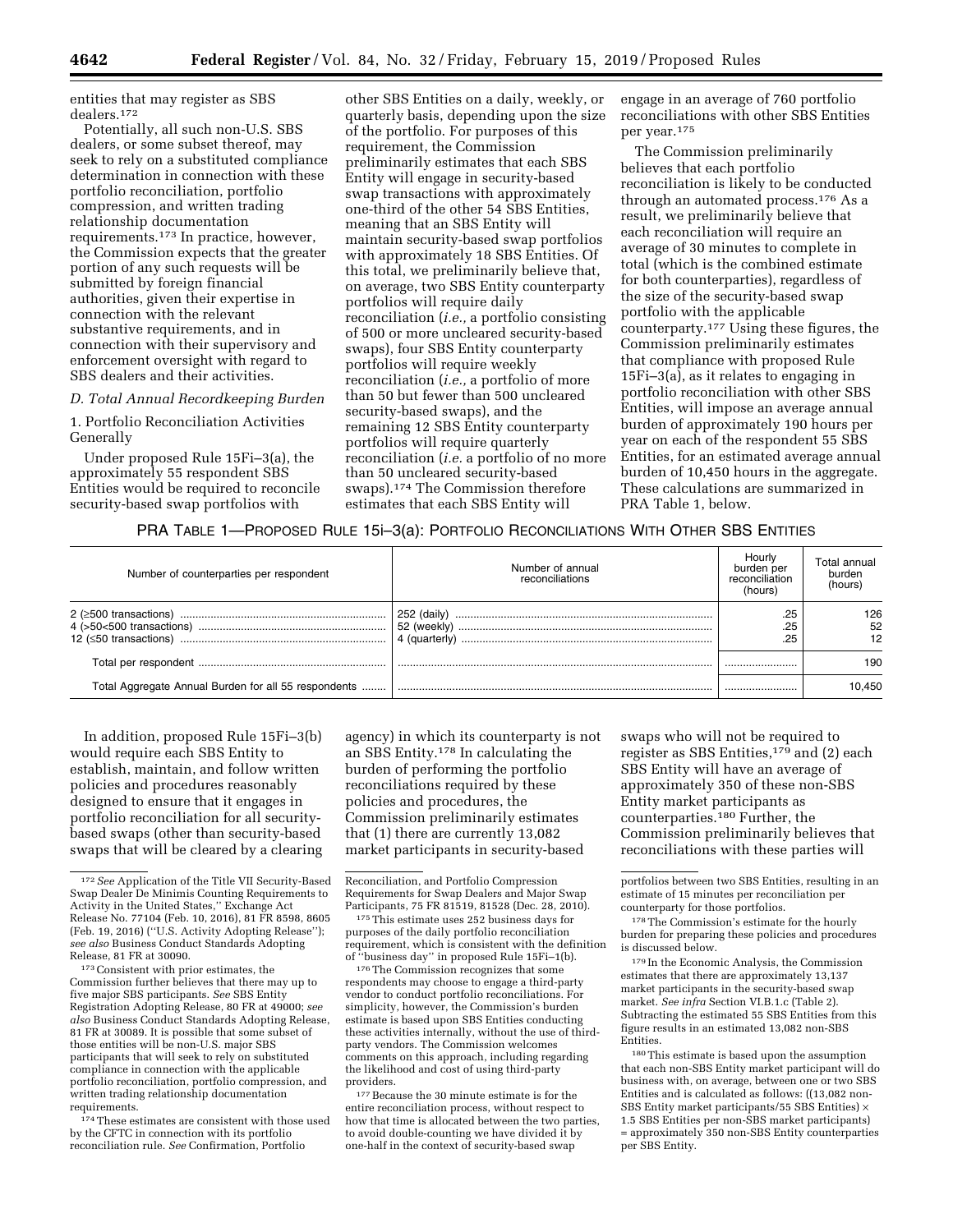entities that may register as SBS dealers.[172]

Potentially, all such non-U.S. SBS dealers, or some subset thereof, may seek to rely on a substituted compliance determination in connection with these portfolio reconciliation, portfolio compression, and written trading relationship documentation requirements.[173] In practice, however, the Commission expects that the greater portion of any such requests will be submitted by foreign financial authorities, given their expertise in connection with the relevant substantive requirements, and in connection with their supervisory and enforcement oversight with regard to SBS dealers and their activities.

*D. Total Annual Recordkeeping Burden*

1. Portfolio Reconciliation Activities Generally

Under proposed Rule 15Fi–3(a), the approximately 55 respondent SBS Entities would be required to reconcile security-based swap portfolios with other SBS Entities on a daily, weekly, or quarterly basis, depending upon the size of the portfolio. For purposes of this requirement, the Commission preliminarily estimates that each SBS Entity will engage in security-based swap transactions with approximately one-third of the other 54 SBS Entities, meaning that an SBS Entity will maintain security-based swap portfolios with approximately 18 SBS Entities. Of this total, we preliminarily believe that, on average, two SBS Entity counterparty portfolios will require daily reconciliation (*i.e.,* a portfolio consisting of 500 or more uncleared security-based swaps), four SBS Entity counterparty portfolios will require weekly reconciliation (*i.e.,* a portfolio of more than 50 but fewer than 500 uncleared security-based swaps), and the remaining 12 SBS Entity counterparty portfolios will require quarterly reconciliation (*i.e.* a portfolio of no more than 50 uncleared security-based swaps).[174] The Commission therefore estimates that each SBS Entity will engage in an average of 760 portfolio reconciliations with other SBS Entities per year.[175]

The Commission preliminarily believes that each portfolio reconciliation is likely to be conducted through an automated process.[176] As a result, we preliminarily believe that each reconciliation will require an average of 30 minutes to complete in total (which is the combined estimate for both counterparties), regardless of the size of the security-based swap portfolio with the applicable counterparty.[177] Using these figures, the Commission preliminarily estimates that compliance with proposed Rule 15Fi–3(a), as it relates to engaging in portfolio reconciliation with other SBS Entities, will impose an average annual burden of approximately 190 hours per year on each of the respondent 55 SBS Entities, for an estimated average annual burden of 10,450 hours in the aggregate. These calculations are summarized in PRA Table 1, below.

PRA TABLE 1—PROPOSED RULE 15i–3(a): PORTFOLIO RECONCILIATIONS WITH OTHER SBS ENTITIES

| Number of counterparties per respondent | Number of annual reconciliations | Hourly burden per reconciliation (hours) | Total annual burden (hours) |
|---|---|---|---|
| 2 (≥500 transactions) | 252 (daily) | .25 | 126 |
| 4 (>50<500 transactions) | 52 (weekly) | .25 | 52 |
| 12 (≤50 transactions) | 4 (quarterly) | .25 | 12 |
| Total per respondent | | | 190 |
| Total Aggregate Annual Burden for all 55 respondents | | | 10,450 |

In addition, proposed Rule 15Fi–3(b) would require each SBS Entity to establish, maintain, and follow written policies and procedures reasonably designed to ensure that it engages in portfolio reconciliation for all security-based swaps (other than security-based swaps that will be cleared by a clearing agency) in which its counterparty is not an SBS Entity.[178] In calculating the burden of performing the portfolio reconciliations required by these policies and procedures, the Commission preliminarily estimates that (1) there are currently 13,082 market participants in security-based swaps who will not be required to register as SBS Entities,[179] and (2) each SBS Entity will have an average of approximately 350 of these non-SBS Entity market participants as counterparties.[180] Further, the Commission preliminarily believes that reconciliations with these parties will

---

[172] *See* Application of the Title VII Security-Based Swap Dealer De Minimis Counting Requirements to Activity in the United States,'' Exchange Act Release No. 77104 (Feb. 10, 2016), 81 FR 8598, 8605 (Feb. 19, 2016) (''U.S. Activity Adopting Release''); *see also* Business Conduct Standards Adopting Release, 81 FR at 30090.

[173] Consistent with prior estimates, the Commission further believes that there may up to five major SBS participants. *See* SBS Entity Registration Adopting Release, 80 FR at 49000; *see also* Business Conduct Standards Adopting Release, 81 FR at 30089. It is possible that some subset of those entities will be non-U.S. major SBS participants that will seek to rely on substituted compliance in connection with the applicable portfolio reconciliation, portfolio compression, and written trading relationship documentation requirements.

[174] These estimates are consistent with those used by the CFTC in connection with its portfolio reconciliation rule. *See* Confirmation, Portfolio Reconciliation, and Portfolio Compression Requirements for Swap Dealers and Major Swap Participants, 75 FR 81519, 81528 (Dec. 28, 2010).

[175] This estimate uses 252 business days for purposes of the daily portfolio reconciliation requirement, which is consistent with the definition of ''business day'' in proposed Rule 15Fi–1(b).

[176] The Commission recognizes that some respondents may choose to engage a third-party vendor to conduct portfolio reconciliations. For simplicity, however, the Commission's burden estimate is based upon SBS Entities conducting these activities internally, without the use of third-party vendors. The Commission welcomes comments on this approach, including regarding the likelihood and cost of using third-party providers.

[177] Because the 30 minute estimate is for the entire reconciliation process, without respect to how that time is allocated between the two parties, to avoid double-counting we have divided it by one-half in the context of security-based swap portfolios between two SBS Entities, resulting in an estimate of 15 minutes per reconciliation per counterparty for those portfolios.

[178] The Commission's estimate for the hourly burden for preparing these policies and procedures is discussed below.

[179] In the Economic Analysis, the Commission estimates that there are approximately 13,137 market participants in the security-based swap market. *See infra* Section VI.B.1.c (Table 2). Subtracting the estimated 55 SBS Entities from this figure results in an estimated 13,082 non-SBS Entities.

[180] This estimate is based upon the assumption that each non-SBS Entity market participant will do business with, on average, between one or two SBS Entities and is calculated as follows: ((13,082 non-SBS Entity market participants/55 SBS Entities) × 1.5 SBS Entities per non-SBS market participants) = approximately 350 non-SBS Entity counterparties per SBS Entity.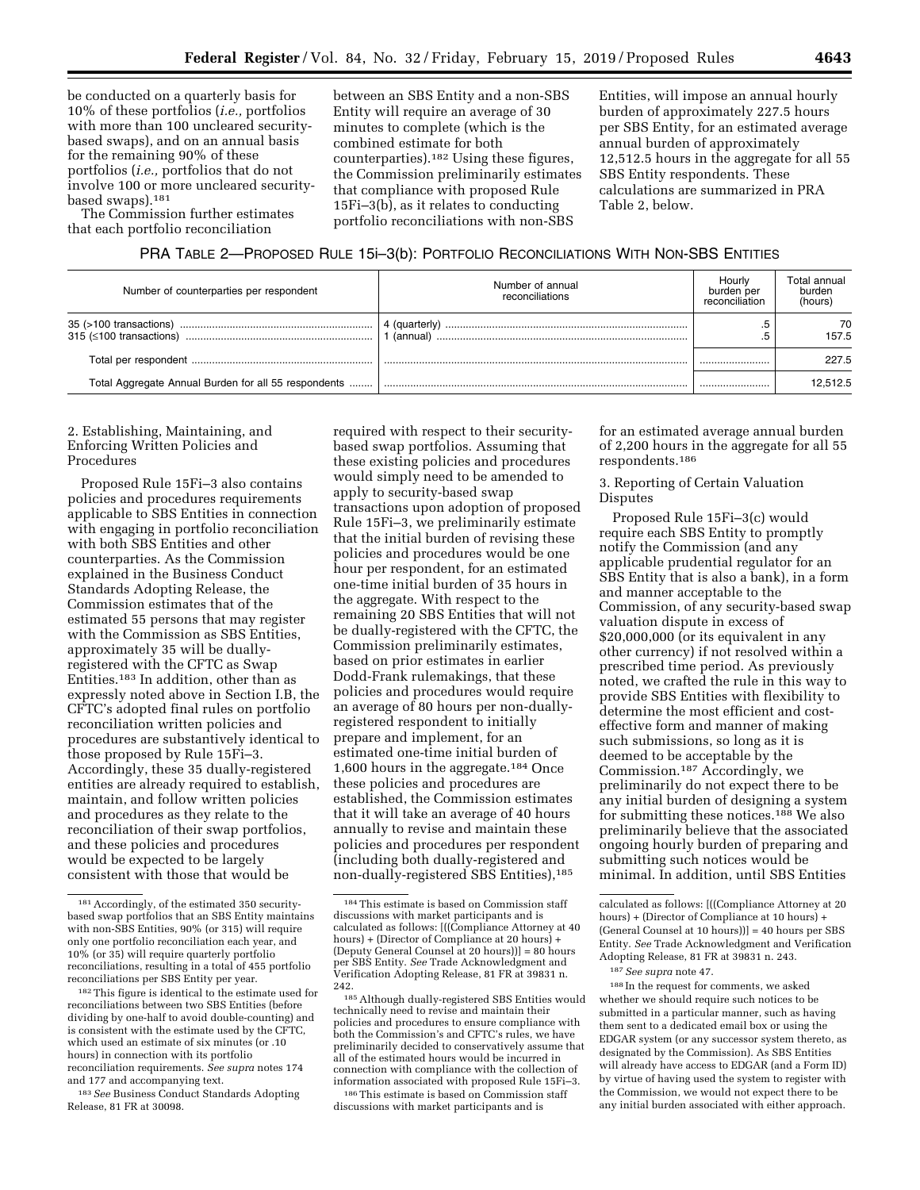be conducted on a quarterly basis for 10% of these portfolios (*i.e.,* portfolios with more than 100 uncleared security-based swaps), and on an annual basis for the remaining 90% of these portfolios (*i.e.,* portfolios that do not involve 100 or more uncleared security-based swaps).[181]

The Commission further estimates that each portfolio reconciliation between an SBS Entity and a non-SBS Entity will require an average of 30 minutes to complete (which is the combined estimate for both counterparties).[182] Using these figures, the Commission preliminarily estimates that compliance with proposed Rule 15Fi–3(b), as it relates to conducting portfolio reconciliations with non-SBS Entities, will impose an annual hourly burden of approximately 227.5 hours per SBS Entity, for an estimated average annual burden of approximately 12,512.5 hours in the aggregate for all 55 SBS Entity respondents. These calculations are summarized in PRA Table 2, below.

PRA TABLE 2—PROPOSED RULE 15i–3(b): PORTFOLIO RECONCILIATIONS WITH NON-SBS ENTITIES

| Number of counterparties per respondent | Number of annual reconciliations | Hourly burden per reconciliation | Total annual burden (hours) |
|---|---|---|---|
| 35 (>100 transactions) | 4 (quarterly) | .5 | 70 |
| 315 (≤100 transactions) | 1 (annual) | .5 | 157.5 |
| Total per respondent | | | 227.5 |
| Total Aggregate Annual Burden for all 55 respondents | | | 12,512.5 |

2. Establishing, Maintaining, and Enforcing Written Policies and Procedures

Proposed Rule 15Fi–3 also contains policies and procedures requirements applicable to SBS Entities in connection with engaging in portfolio reconciliation with both SBS Entities and other counterparties. As the Commission explained in the Business Conduct Standards Adopting Release, the Commission estimates that of the estimated 55 persons that may register with the Commission as SBS Entities, approximately 35 will be dually-registered with the CFTC as Swap Entities.[183] In addition, other than as expressly noted above in Section I.B, the CFTC's adopted final rules on portfolio reconciliation written policies and procedures are substantively identical to those proposed by Rule 15Fi–3. Accordingly, these 35 dually-registered entities are already required to establish, maintain, and follow written policies and procedures as they relate to the reconciliation of their swap portfolios, and these policies and procedures would be expected to be largely consistent with those that would be required with respect to their security-based swap portfolios. Assuming that these existing policies and procedures would simply need to be amended to apply to security-based swap transactions upon adoption of proposed Rule 15Fi–3, we preliminarily estimate that the initial burden of revising these policies and procedures would be one hour per respondent, for an estimated one-time initial burden of 35 hours in the aggregate. With respect to the remaining 20 SBS Entities that will not be dually-registered with the CFTC, the Commission preliminarily estimates, based on prior estimates in earlier Dodd-Frank rulemakings, that these policies and procedures would require an average of 80 hours per non-dually-registered respondent to initially prepare and implement, for an estimated one-time initial burden of 1,600 hours in the aggregate.[184] Once these policies and procedures are established, the Commission estimates that it will take an average of 40 hours annually to revise and maintain these policies and procedures per respondent (including both dually-registered and non-dually-registered SBS Entities),[185] for an estimated average annual burden of 2,200 hours in the aggregate for all 55 respondents.[186]

3. Reporting of Certain Valuation Disputes

Proposed Rule 15Fi–3(c) would require each SBS Entity to promptly notify the Commission (and any applicable prudential regulator for an SBS Entity that is also a bank), in a form and manner acceptable to the Commission, of any security-based swap valuation dispute in excess of $20,000,000 (or its equivalent in any other currency) if not resolved within a prescribed time period. As previously noted, we crafted the rule in this way to provide SBS Entities with flexibility to determine the most efficient and cost-effective form and manner of making such submissions, so long as it is deemed to be acceptable by the Commission.[187] Accordingly, we preliminarily do not expect there to be any initial burden of designing a system for submitting these notices.[188] We also preliminarily believe that the associated ongoing hourly burden of preparing and submitting such notices would be minimal. In addition, until SBS Entities

---

[181] Accordingly, of the estimated 350 security-based swap portfolios that an SBS Entity maintains with non-SBS Entities, 90% (or 315) will require only one portfolio reconciliation each year, and 10% (or 35) will require quarterly portfolio reconciliations, resulting in a total of 455 portfolio reconciliations per SBS Entity per year.

[182] This figure is identical to the estimate used for reconciliations between two SBS Entities (before dividing by one-half to avoid double-counting) and is consistent with the estimate used by the CFTC, which used an estimate of six minutes (or .10 hours) in connection with its portfolio reconciliation requirements. *See supra* notes 174 and 177 and accompanying text.

[183] *See* Business Conduct Standards Adopting Release, 81 FR at 30098.

[184] This estimate is based on Commission staff discussions with market participants and is calculated as follows: [((Compliance Attorney at 40 hours) + (Director of Compliance at 20 hours) + (Deputy General Counsel at 20 hours))] = 80 hours per SBS Entity. *See* Trade Acknowledgment and Verification Adopting Release, 81 FR at 39831 n. 242.

[185] Although dually-registered SBS Entities would technically need to revise and maintain their policies and procedures to ensure compliance with both the Commission's and CFTC's rules, we have preliminarily decided to conservatively assume that all of the estimated hours would be incurred in connection with compliance with the collection of information associated with proposed Rule 15Fi–3.

[186] This estimate is based on Commission staff discussions with market participants and is calculated as follows: [((Compliance Attorney at 20 hours) + (Director of Compliance at 10 hours) + (General Counsel at 10 hours))] = 40 hours per SBS Entity. *See* Trade Acknowledgment and Verification Adopting Release, 81 FR at 39831 n. 243.

[187] *See supra* note 47.

[188] In the request for comments, we asked whether we should require such notices to be submitted in a particular manner, such as having them sent to a dedicated email box or using the EDGAR system (or any successor system thereto, as designated by the Commission). As SBS Entities will already have access to EDGAR (and a Form ID) by virtue of having used the system to register with the Commission, we would not expect there to be any initial burden associated with either approach.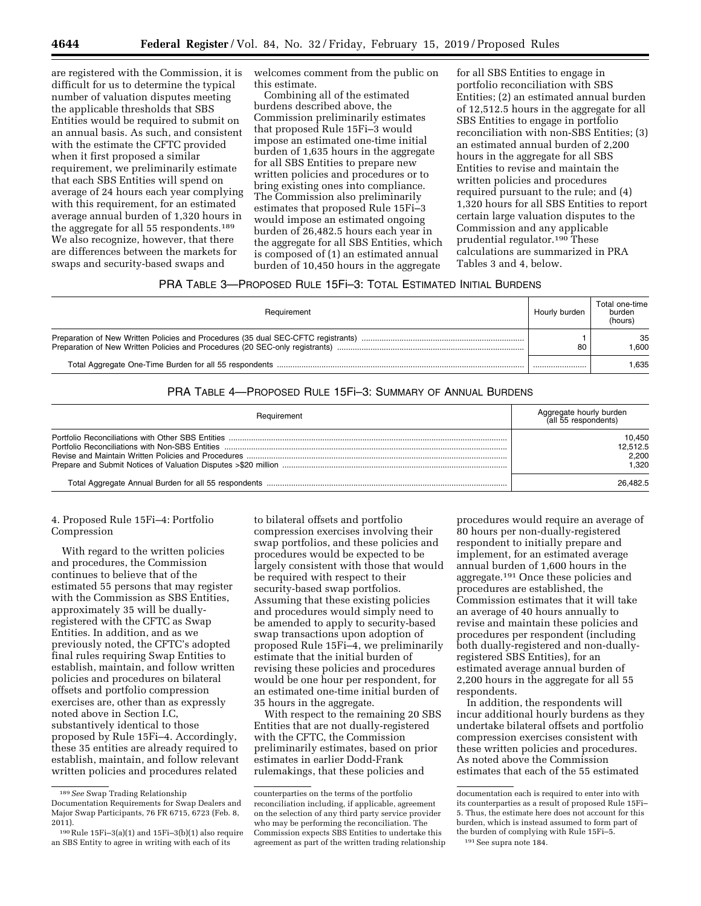are registered with the Commission, it is difficult for us to determine the typical number of valuation disputes meeting the applicable thresholds that SBS Entities would be required to submit on an annual basis. As such, and consistent with the estimate the CFTC provided when it first proposed a similar requirement, we preliminarily estimate that each SBS Entities will spend on average of 24 hours each year complying with this requirement, for an estimated average annual burden of 1,320 hours in the aggregate for all 55 respondents.[189] We also recognize, however, that there are differences between the markets for swaps and security-based swaps and welcomes comment from the public on this estimate.

Combining all of the estimated burdens described above, the Commission preliminarily estimates that proposed Rule 15Fi–3 would impose an estimated one-time initial burden of 1,635 hours in the aggregate for all SBS Entities to prepare new written policies and procedures or to bring existing ones into compliance. The Commission also preliminarily estimates that proposed Rule 15Fi–3 would impose an estimated ongoing burden of 26,482.5 hours each year in the aggregate for all SBS Entities, which is composed of (1) an estimated annual burden of 10,450 hours in the aggregate for all SBS Entities to engage in portfolio reconciliation with SBS Entities; (2) an estimated annual burden of 12,512.5 hours in the aggregate for all SBS Entities to engage in portfolio reconciliation with non-SBS Entities; (3) an estimated annual burden of 2,200 hours in the aggregate for all SBS Entities to revise and maintain the written policies and procedures required pursuant to the rule; and (4) 1,320 hours for all SBS Entities to report certain large valuation disputes to the Commission and any applicable prudential regulator.[190] These calculations are summarized in PRA Tables 3 and 4, below.

PRA TABLE 3—PROPOSED RULE 15Fi–3: TOTAL ESTIMATED INITIAL BURDENS

| Requirement | Hourly burden | Total one-time burden (hours) |
|---|---|---|
| Preparation of New Written Policies and Procedures (35 dual SEC-CFTC registrants) | 1 | 35 |
| Preparation of New Written Policies and Procedures (20 SEC-only registrants) | 80 | 1,600 |
| Total Aggregate One-Time Burden for all 55 respondents | | 1,635 |

PRA TABLE 4—PROPOSED RULE 15Fi–3: SUMMARY OF ANNUAL BURDENS

| Requirement | Aggregate hourly burden (all 55 respondents) |
|---|---|
| Portfolio Reconciliations with Other SBS Entities | 10,450 |
| Portfolio Reconciliations with Non-SBS Entities | 12,512.5 |
| Revise and Maintain Written Policies and Procedures | 2,200 |
| Prepare and Submit Notices of Valuation Disputes >$20 million | 1,320 |
| Total Aggregate Annual Burden for all 55 respondents | 26,482.5 |

4. Proposed Rule 15Fi–4: Portfolio Compression

With regard to the written policies and procedures, the Commission continues to believe that of the estimated 55 persons that may register with the Commission as SBS Entities, approximately 35 will be dually-registered with the CFTC as Swap Entities. In addition, and as we previously noted, the CFTC's adopted final rules requiring Swap Entities to establish, maintain, and follow written policies and procedures on bilateral offsets and portfolio compression exercises are, other than as expressly noted above in Section I.C, substantively identical to those proposed by Rule 15Fi–4. Accordingly, these 35 entities are already required to establish, maintain, and follow relevant written policies and procedures related to bilateral offsets and portfolio compression exercises involving their swap portfolios, and these policies and procedures would be expected to be largely consistent with those that would be required with respect to their security-based swap portfolios. Assuming that these existing policies and procedures would simply need to be amended to apply to security-based swap transactions upon adoption of proposed Rule 15Fi–4, we preliminarily estimate that the initial burden of revising these policies and procedures would be one hour per respondent, for an estimated one-time initial burden of 35 hours in the aggregate.

With respect to the remaining 20 SBS Entities that are not dually-registered with the CFTC, the Commission preliminarily estimates, based on prior estimates in earlier Dodd-Frank rulemakings, that these policies and procedures would require an average of 80 hours per non-dually-registered respondent to initially prepare and implement, for an estimated average annual burden of 1,600 hours in the aggregate.[191] Once these policies and procedures are established, the Commission estimates that it will take an average of 40 hours annually to revise and maintain these policies and procedures per respondent (including both dually-registered and non-dually-registered SBS Entities), for an estimated average annual burden of 2,200 hours in the aggregate for all 55 respondents.

In addition, the respondents will incur additional hourly burdens as they undertake bilateral offsets and portfolio compression exercises consistent with these written policies and procedures. As noted above the Commission estimates that each of the 55 estimated

---

[189] *See* Swap Trading Relationship Documentation Requirements for Swap Dealers and Major Swap Participants, 76 FR 6715, 6723 (Feb. 8, 2011).

[190] Rule 15Fi–3(a)(1) and 15Fi–3(b)(1) also require an SBS Entity to agree in writing with each of its counterparties on the terms of the portfolio reconciliation including, if applicable, agreement on the selection of any third party service provider who may be performing the reconciliation. The Commission expects SBS Entities to undertake this agreement as part of the written trading relationship documentation each is required to enter into with its counterparties as a result of proposed Rule 15Fi–5. Thus, the estimate here does not account for this burden, which is instead assumed to form part of the burden of complying with Rule 15Fi–5.

[191] See supra note 184.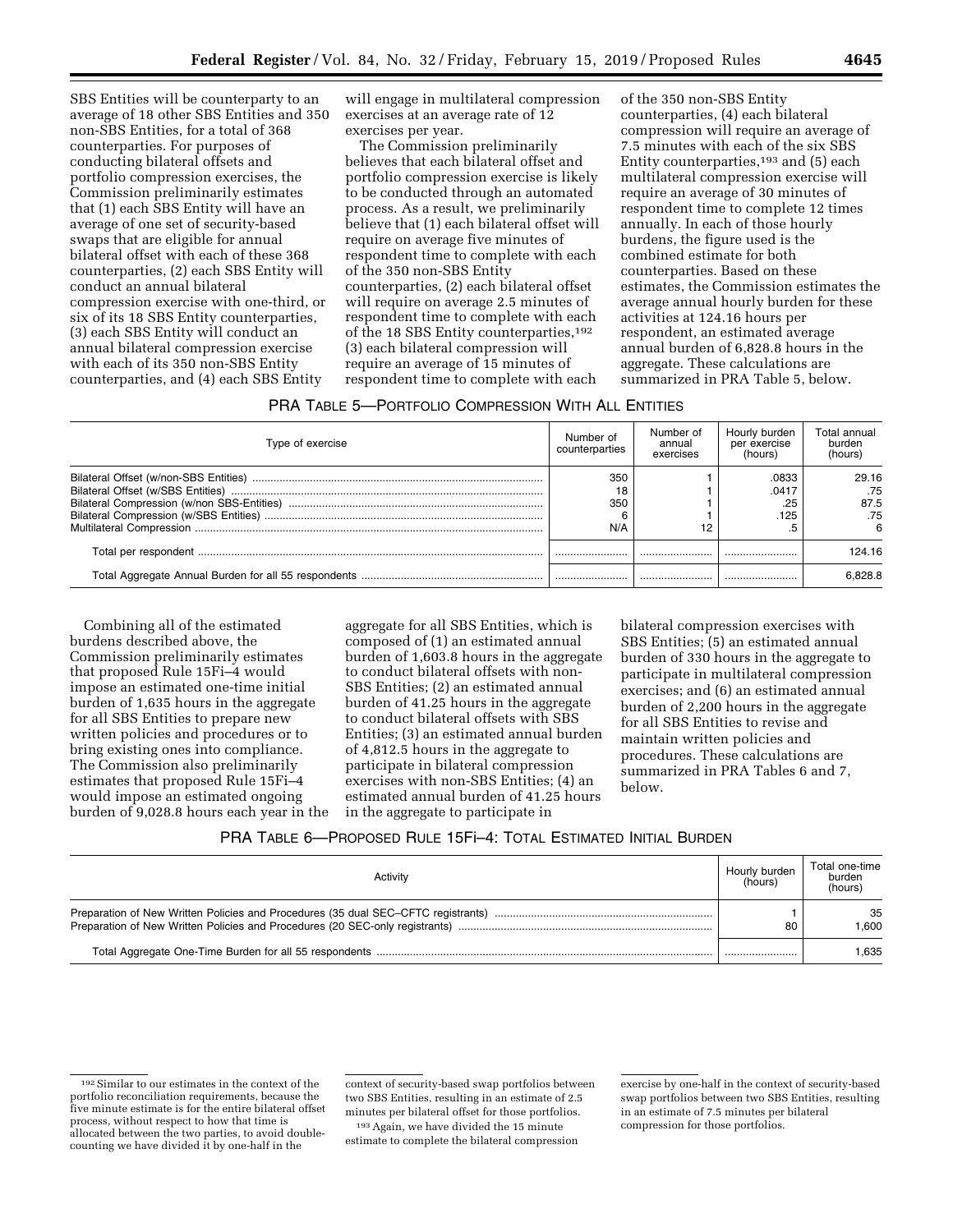SBS Entities will be counterparty to an average of 18 other SBS Entities and 350 non-SBS Entities, for a total of 368 counterparties. For purposes of conducting bilateral offsets and portfolio compression exercises, the Commission preliminarily estimates that (1) each SBS Entity will have an average of one set of security-based swaps that are eligible for annual bilateral offset with each of these 368 counterparties, (2) each SBS Entity will conduct an annual bilateral compression exercise with one-third, or six of its 18 SBS Entity counterparties, (3) each SBS Entity will conduct an annual bilateral compression exercise with each of its 350 non-SBS Entity counterparties, and (4) each SBS Entity will engage in multilateral compression exercises at an average rate of 12 exercises per year.

The Commission preliminarily believes that each bilateral offset and portfolio compression exercise is likely to be conducted through an automated process. As a result, we preliminarily believe that (1) each bilateral offset will require on average five minutes of respondent time to complete with each of the 350 non-SBS Entity counterparties, (2) each bilateral offset will require on average 2.5 minutes of respondent time to complete with each of the 18 SBS Entity counterparties,[192] (3) each bilateral compression will require an average of 15 minutes of respondent time to complete with each of the 350 non-SBS Entity counterparties, (4) each bilateral compression will require an average of 7.5 minutes with each of the six SBS Entity counterparties,[193] and (5) each multilateral compression exercise will require an average of 30 minutes of respondent time to complete 12 times annually. In each of those hourly burdens, the figure used is the combined estimate for both counterparties. Based on these estimates, the Commission estimates the average annual hourly burden for these activities at 124.16 hours per respondent, an estimated average annual burden of 6,828.8 hours in the aggregate. These calculations are summarized in PRA Table 5, below.

PRA TABLE 5—PORTFOLIO COMPRESSION WITH ALL ENTITIES

| Type of exercise | Number of counterparties | Number of annual exercises | Hourly burden per exercise (hours) | Total annual burden (hours) |
|---|---|---|---|---|
| Bilateral Offset (w/non-SBS Entities) | 350 | 1 | .0833 | 29.16 |
| Bilateral Offset (w/SBS Entities) | 18 | 1 | .0417 | .75 |
| Bilateral Compression (w/non SBS-Entities) | 350 | 1 | .25 | 87.5 |
| Bilateral Compression (w/SBS Entities) | 6 | 1 | .125 | .75 |
| Multilateral Compression | N/A | 12 | .5 | 6 |
| Total per respondent | | | | 124.16 |
| Total Aggregate Annual Burden for all 55 respondents | | | | 6,828.8 |

Combining all of the estimated burdens described above, the Commission preliminarily estimates that proposed Rule 15Fi–4 would impose an estimated one-time initial burden of 1,635 hours in the aggregate for all SBS Entities to prepare new written policies and procedures or to bring existing ones into compliance. The Commission also preliminarily estimates that proposed Rule 15Fi–4 would impose an estimated ongoing burden of 9,028.8 hours each year in the aggregate for all SBS Entities, which is composed of (1) an estimated annual burden of 1,603.8 hours in the aggregate to conduct bilateral offsets with non-SBS Entities; (2) an estimated annual burden of 41.25 hours in the aggregate to conduct bilateral offsets with SBS Entities; (3) an estimated annual burden of 4,812.5 hours in the aggregate to participate in bilateral compression exercises with non-SBS Entities; (4) an estimated annual burden of 41.25 hours in the aggregate to participate in bilateral compression exercises with SBS Entities; (5) an estimated annual burden of 330 hours in the aggregate to participate in multilateral compression exercises; and (6) an estimated annual burden of 2,200 hours in the aggregate for all SBS Entities to revise and maintain written policies and procedures. These calculations are summarized in PRA Tables 6 and 7, below.

PRA TABLE 6—PROPOSED RULE 15Fi–4: TOTAL ESTIMATED INITIAL BURDEN

| Activity | Hourly burden (hours) | Total one-time burden (hours) |
|---|---|---|
| Preparation of New Written Policies and Procedures (35 dual SEC–CFTC registrants) | 1 | 35 |
| Preparation of New Written Policies and Procedures (20 SEC-only registrants) | 80 | 1,600 |
| Total Aggregate One-Time Burden for all 55 respondents | | 1,635 |

[192] Similar to our estimates in the context of the portfolio reconciliation requirements, because the five minute estimate is for the entire bilateral offset process, without respect to how that time is allocated between the two parties, to avoid double-counting we have divided it by one-half in the context of security-based swap portfolios between two SBS Entities, resulting in an estimate of 2.5 minutes per bilateral offset for those portfolios.

[193] Again, we have divided the 15 minute estimate to complete the bilateral compression exercise by one-half in the context of security-based swap portfolios between two SBS Entities, resulting in an estimate of 7.5 minutes per bilateral compression for those portfolios.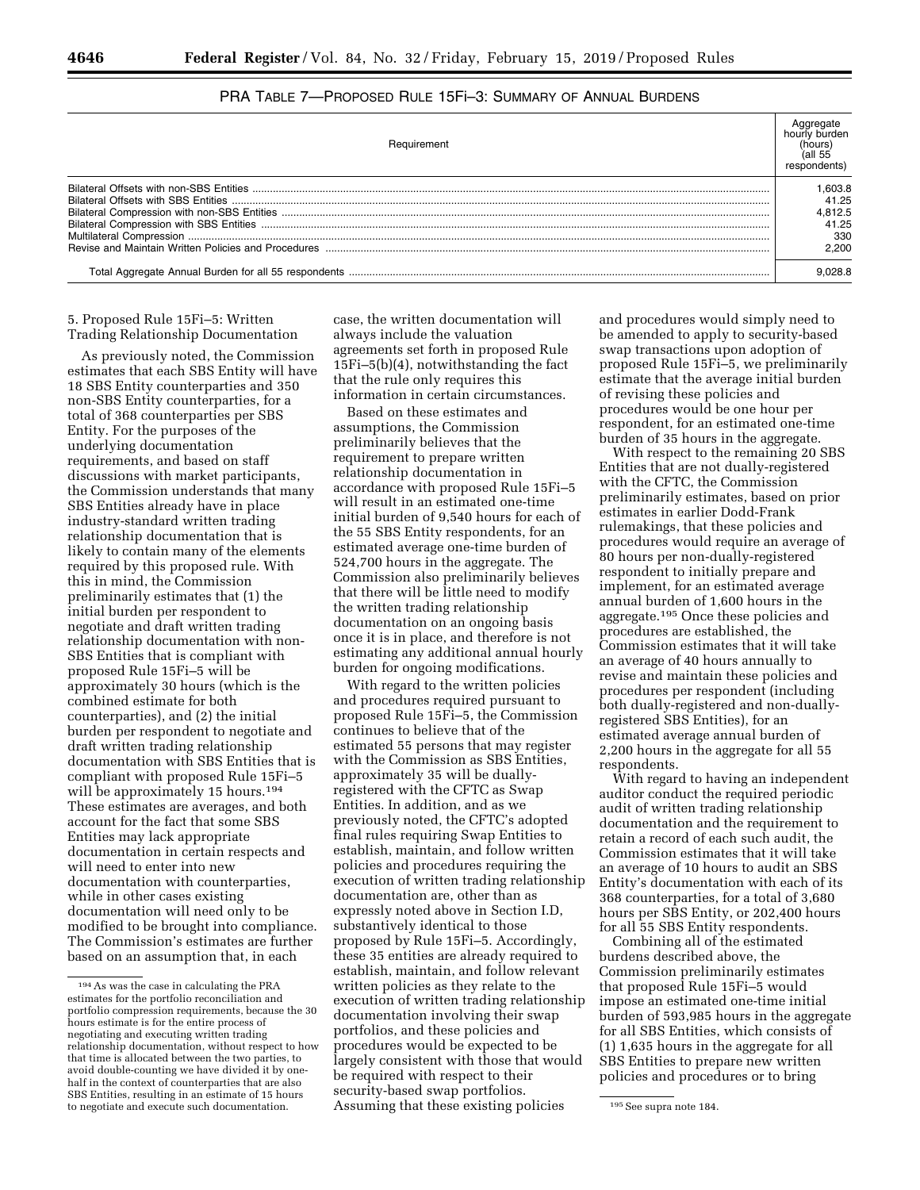PRA TABLE 7—PROPOSED RULE 15Fi–3: SUMMARY OF ANNUAL BURDENS

| Requirement | Aggregate hourly burden (hours) (all 55 respondents) |
|---|---|
| Bilateral Offsets with non-SBS Entities | 1,603.8 |
| Bilateral Offsets with SBS Entities | 41.25 |
| Bilateral Compression with non-SBS Entities | 4,812.5 |
| Bilateral Compression with SBS Entities | 41.25 |
| Multilateral Compression | 330 |
| Revise and Maintain Written Policies and Procedures | 2,200 |
| Total Aggregate Annual Burden for all 55 respondents | 9,028.8 |

5. Proposed Rule 15Fi–5: Written Trading Relationship Documentation

As previously noted, the Commission estimates that each SBS Entity will have 18 SBS Entity counterparties and 350 non-SBS Entity counterparties, for a total of 368 counterparties per SBS Entity. For the purposes of the underlying documentation requirements, and based on staff discussions with market participants, the Commission understands that many SBS Entities already have in place industry-standard written trading relationship documentation that is likely to contain many of the elements required by this proposed rule. With this in mind, the Commission preliminarily estimates that (1) the initial burden per respondent to negotiate and draft written trading relationship documentation with non-SBS Entities that is compliant with proposed Rule 15Fi–5 will be approximately 30 hours (which is the combined estimate for both counterparties), and (2) the initial burden per respondent to negotiate and draft written trading relationship documentation with SBS Entities that is compliant with proposed Rule 15Fi–5 will be approximately 15 hours.[194] These estimates are averages, and both account for the fact that some SBS Entities may lack appropriate documentation in certain respects and will need to enter into new documentation with counterparties, while in other cases existing documentation will need only to be modified to be brought into compliance. The Commission's estimates are further based on an assumption that, in each case, the written documentation will always include the valuation agreements set forth in proposed Rule 15Fi–5(b)(4), notwithstanding the fact that the rule only requires this information in certain circumstances.

Based on these estimates and assumptions, the Commission preliminarily believes that the requirement to prepare written relationship documentation in accordance with proposed Rule 15Fi–5 will result in an estimated one-time initial burden of 9,540 hours for each of the 55 SBS Entity respondents, for an estimated average one-time burden of 524,700 hours in the aggregate. The Commission also preliminarily believes that there will be little need to modify the written trading relationship documentation on an ongoing basis once it is in place, and therefore is not estimating any additional annual hourly burden for ongoing modifications.

With regard to the written policies and procedures required pursuant to proposed Rule 15Fi–5, the Commission continues to believe that of the estimated 55 persons that may register with the Commission as SBS Entities, approximately 35 will be dually-registered with the CFTC as Swap Entities. In addition, and as we previously noted, the CFTC's adopted final rules requiring Swap Entities to establish, maintain, and follow written policies and procedures requiring the execution of written trading relationship documentation are, other than as expressly noted above in Section I.D, substantively identical to those proposed by Rule 15Fi–5. Accordingly, these 35 entities are already required to establish, maintain, and follow relevant written policies as they relate to the execution of written trading relationship documentation involving their swap portfolios, and these policies and procedures would be expected to be largely consistent with those that would be required with respect to their security-based swap portfolios. Assuming that these existing policies and procedures would simply need to be amended to apply to security-based swap transactions upon adoption of proposed Rule 15Fi–5, we preliminarily estimate that the average initial burden of revising these policies and procedures would be one hour per respondent, for an estimated one-time burden of 35 hours in the aggregate.

With respect to the remaining 20 SBS Entities that are not dually-registered with the CFTC, the Commission preliminarily estimates, based on prior estimates in earlier Dodd-Frank rulemakings, that these policies and procedures would require an average of 80 hours per non-dually-registered respondent to initially prepare and implement, for an estimated average annual burden of 1,600 hours in the aggregate.[195] Once these policies and procedures are established, the Commission estimates that it will take an average of 40 hours annually to revise and maintain these policies and procedures per respondent (including both dually-registered and non-dually-registered SBS Entities), for an estimated average annual burden of 2,200 hours in the aggregate for all 55 respondents.

With regard to having an independent auditor conduct the required periodic audit of written trading relationship documentation and the requirement to retain a record of each such audit, the Commission estimates that it will take an average of 10 hours to audit an SBS Entity's documentation with each of its 368 counterparties, for a total of 3,680 hours per SBS Entity, or 202,400 hours for all 55 SBS Entity respondents.

Combining all of the estimated burdens described above, the Commission preliminarily estimates that proposed Rule 15Fi–5 would impose an estimated one-time initial burden of 593,985 hours in the aggregate for all SBS Entities, which consists of (1) 1,635 hours in the aggregate for all SBS Entities to prepare new written policies and procedures or to bring

[194] As was the case in calculating the PRA estimates for the portfolio reconciliation and portfolio compression requirements, because the 30 hours estimate is for the entire process of negotiating and executing written trading relationship documentation, without respect to how that time is allocated between the two parties, to avoid double-counting we have divided it by one-half in the context of counterparties that are also SBS Entities, resulting in an estimate of 15 hours to negotiate and execute such documentation.

[195] See supra note 184.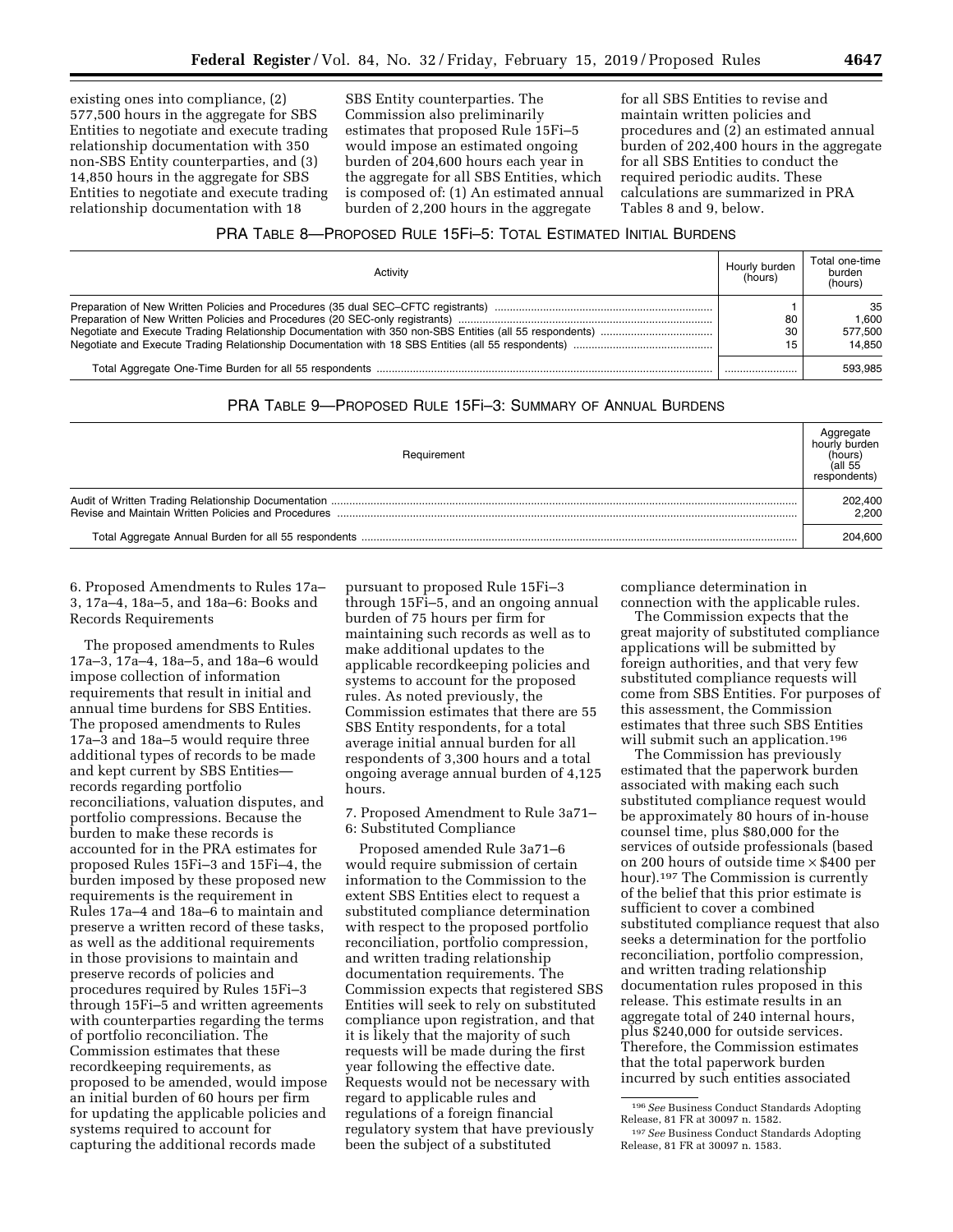existing ones into compliance, (2) 577,500 hours in the aggregate for SBS Entities to negotiate and execute trading relationship documentation with 350 non-SBS Entity counterparties, and (3) 14,850 hours in the aggregate for SBS Entities to negotiate and execute trading relationship documentation with 18 SBS Entity counterparties. The Commission also preliminarily estimates that proposed Rule 15Fi–5 would impose an estimated ongoing burden of 204,600 hours each year in the aggregate for all SBS Entities, which is composed of: (1) An estimated annual burden of 2,200 hours in the aggregate for all SBS Entities to revise and maintain written policies and procedures and (2) an estimated annual burden of 202,400 hours in the aggregate for all SBS Entities to conduct the required periodic audits. These calculations are summarized in PRA Tables 8 and 9, below.

PRA TABLE 8—PROPOSED RULE 15Fi–5: TOTAL ESTIMATED INITIAL BURDENS

| Activity | Hourly burden (hours) | Total one-time burden (hours) |
|---|---|---|
| Preparation of New Written Policies and Procedures (35 dual SEC–CFTC registrants) | 1 | 35 |
| Preparation of New Written Policies and Procedures (20 SEC-only registrants) | 80 | 1,600 |
| Negotiate and Execute Trading Relationship Documentation with 350 non-SBS Entities (all 55 respondents) | 30 | 577,500 |
| Negotiate and Execute Trading Relationship Documentation with 18 SBS Entities (all 55 respondents) | 15 | 14,850 |
| Total Aggregate One-Time Burden for all 55 respondents | | 593,985 |

PRA TABLE 9—PROPOSED RULE 15Fi–3: SUMMARY OF ANNUAL BURDENS

| Requirement | Aggregate hourly burden (hours) (all 55 respondents) |
|---|---|
| Audit of Written Trading Relationship Documentation | 202,400 |
| Revise and Maintain Written Policies and Procedures | 2,200 |
| Total Aggregate Annual Burden for all 55 respondents | 204,600 |

6. Proposed Amendments to Rules 17a–3, 17a–4, 18a–5, and 18a–6: Books and Records Requirements

The proposed amendments to Rules 17a–3, 17a–4, 18a–5, and 18a–6 would impose collection of information requirements that result in initial and annual time burdens for SBS Entities. The proposed amendments to Rules 17a–3 and 18a–5 would require three additional types of records to be made and kept current by SBS Entities—records regarding portfolio reconciliations, valuation disputes, and portfolio compressions. Because the burden to make these records is accounted for in the PRA estimates for proposed Rules 15Fi–3 and 15Fi–4, the burden imposed by these proposed new requirements is the requirement in Rules 17a–4 and 18a–6 to maintain and preserve a written record of these tasks, as well as the additional requirements in those provisions to maintain and preserve records of policies and procedures required by Rules 15Fi–3 through 15Fi–5 and written agreements with counterparties regarding the terms of portfolio reconciliation. The Commission estimates that these recordkeeping requirements, as proposed to be amended, would impose an initial burden of 60 hours per firm for updating the applicable policies and systems required to account for capturing the additional records made pursuant to proposed Rule 15Fi–3 through 15Fi–5, and an ongoing annual burden of 75 hours per firm for maintaining such records as well as to make additional updates to the applicable recordkeeping policies and systems to account for the proposed rules. As noted previously, the Commission estimates that there are 55 SBS Entity respondents, for a total average initial annual burden for all respondents of 3,300 hours and a total ongoing average annual burden of 4,125 hours.

7. Proposed Amendment to Rule 3a71–6: Substituted Compliance

Proposed amended Rule 3a71–6 would require submission of certain information to the Commission to the extent SBS Entities elect to request a substituted compliance determination with respect to the proposed portfolio reconciliation, portfolio compression, and written trading relationship documentation requirements. The Commission expects that registered SBS Entities will seek to rely on substituted compliance upon registration, and that it is likely that the majority of such requests will be made during the first year following the effective date. Requests would not be necessary with regard to applicable rules and regulations of a foreign financial regulatory system that have previously been the subject of a substituted compliance determination in connection with the applicable rules.

The Commission expects that the great majority of substituted compliance applications will be submitted by foreign authorities, and that very few substituted compliance requests will come from SBS Entities. For purposes of this assessment, the Commission estimates that three such SBS Entities will submit such an application.[196]

The Commission has previously estimated that the paperwork burden associated with making each such substituted compliance request would be approximately 80 hours of in-house counsel time, plus $80,000 for the services of outside professionals (based on 200 hours of outside time × $400 per hour).[197] The Commission is currently of the belief that this prior estimate is sufficient to cover a combined substituted compliance request that also seeks a determination for the portfolio reconciliation, portfolio compression, and written trading relationship documentation rules proposed in this release. This estimate results in an aggregate total of 240 internal hours, plus $240,000 for outside services. Therefore, the Commission estimates that the total paperwork burden incurred by such entities associated

[196] *See* Business Conduct Standards Adopting Release, 81 FR at 30097 n. 1582.

[197] *See* Business Conduct Standards Adopting Release, 81 FR at 30097 n. 1583.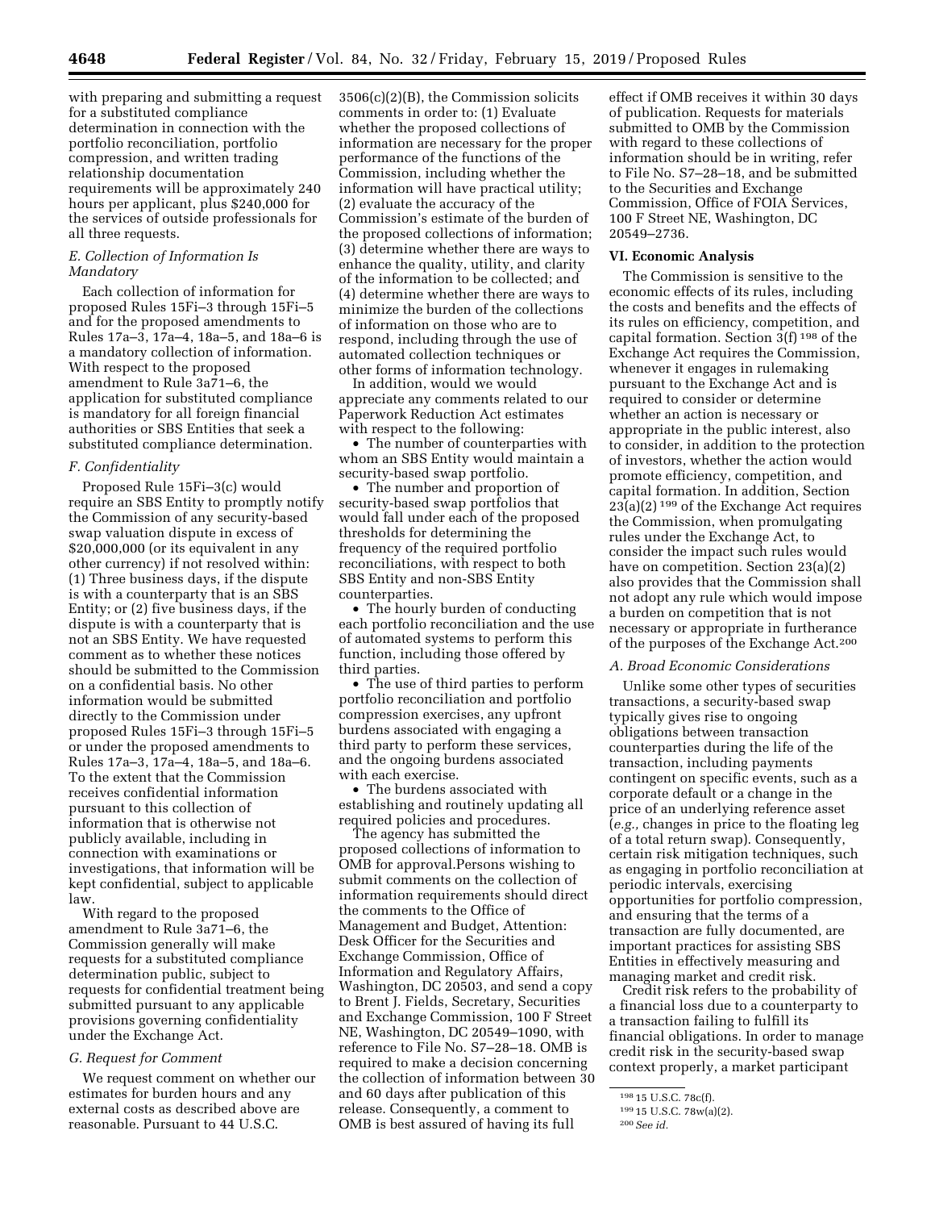with preparing and submitting a request for a substituted compliance determination in connection with the portfolio reconciliation, portfolio compression, and written trading relationship documentation requirements will be approximately 240 hours per applicant, plus $240,000 for the services of outside professionals for all three requests.

### E. Collection of Information Is Mandatory

Each collection of information for proposed Rules 15Fi–3 through 15Fi–5 and for the proposed amendments to Rules 17a–3, 17a–4, 18a–5, and 18a–6 is a mandatory collection of information. With respect to the proposed amendment to Rule 3a71–6, the application for substituted compliance is mandatory for all foreign financial authorities or SBS Entities that seek a substituted compliance determination.

### F. Confidentiality

Proposed Rule 15Fi–3(c) would require an SBS Entity to promptly notify the Commission of any security-based swap valuation dispute in excess of $20,000,000 (or its equivalent in any other currency) if not resolved within: (1) Three business days, if the dispute is with a counterparty that is an SBS Entity; or (2) five business days, if the dispute is with a counterparty that is not an SBS Entity. We have requested comment as to whether these notices should be submitted to the Commission on a confidential basis. No other information would be submitted directly to the Commission under proposed Rules 15Fi–3 through 15Fi–5 or under the proposed amendments to Rules 17a–3, 17a–4, 18a–5, and 18a–6. To the extent that the Commission receives confidential information pursuant to this collection of information that is otherwise not publicly available, including in connection with examinations or investigations, that information will be kept confidential, subject to applicable law.

With regard to the proposed amendment to Rule 3a71–6, the Commission generally will make requests for a substituted compliance determination public, subject to requests for confidential treatment being submitted pursuant to any applicable provisions governing confidentiality under the Exchange Act.

### G. Request for Comment

We request comment on whether our estimates for burden hours and any external costs as described above are reasonable. Pursuant to 44 U.S.C. 3506(c)(2)(B), the Commission solicits comments in order to: (1) Evaluate whether the proposed collections of information are necessary for the proper performance of the functions of the Commission, including whether the information will have practical utility; (2) evaluate the accuracy of the Commission's estimate of the burden of the proposed collections of information; (3) determine whether there are ways to enhance the quality, utility, and clarity of the information to be collected; and (4) determine whether there are ways to minimize the burden of the collections of information on those who are to respond, including through the use of automated collection techniques or other forms of information technology.

In addition, would we would appreciate any comments related to our Paperwork Reduction Act estimates with respect to the following:

- The number of counterparties with whom an SBS Entity would maintain a security-based swap portfolio.
- The number and proportion of security-based swap portfolios that would fall under each of the proposed thresholds for determining the frequency of the required portfolio reconciliations, with respect to both SBS Entity and non-SBS Entity counterparties.
- The hourly burden of conducting each portfolio reconciliation and the use of automated systems to perform this function, including those offered by third parties.
- The use of third parties to perform portfolio reconciliation and portfolio compression exercises, any upfront burdens associated with engaging a third party to perform these services, and the ongoing burdens associated with each exercise.
- The burdens associated with establishing and routinely updating all required policies and procedures.

The agency has submitted the proposed collections of information to OMB for approval.Persons wishing to submit comments on the collection of information requirements should direct the comments to the Office of Management and Budget, Attention: Desk Officer for the Securities and Exchange Commission, Office of Information and Regulatory Affairs, Washington, DC 20503, and send a copy to Brent J. Fields, Secretary, Securities and Exchange Commission, 100 F Street NE, Washington, DC 20549–1090, with reference to File No. S7–28–18. OMB is required to make a decision concerning the collection of information between 30 and 60 days after publication of this release. Consequently, a comment to OMB is best assured of having its full effect if OMB receives it within 30 days of publication. Requests for materials submitted to OMB by the Commission with regard to these collections of information should be in writing, refer to File No. S7–28–18, and be submitted to the Securities and Exchange Commission, Office of FOIA Services, 100 F Street NE, Washington, DC 20549–2736.

## VI. Economic Analysis

The Commission is sensitive to the economic effects of its rules, including the costs and benefits and the effects of its rules on efficiency, competition, and capital formation. Section 3(f) [198] of the Exchange Act requires the Commission, whenever it engages in rulemaking pursuant to the Exchange Act and is required to consider or determine whether an action is necessary or appropriate in the public interest, also to consider, in addition to the protection of investors, whether the action would promote efficiency, competition, and capital formation. In addition, Section 23(a)(2) [199] of the Exchange Act requires the Commission, when promulgating rules under the Exchange Act, to consider the impact such rules would have on competition. Section 23(a)(2) also provides that the Commission shall not adopt any rule which would impose a burden on competition that is not necessary or appropriate in furtherance of the purposes of the Exchange Act.[200]

### A. Broad Economic Considerations

Unlike some other types of securities transactions, a security-based swap typically gives rise to ongoing obligations between transaction counterparties during the life of the transaction, including payments contingent on specific events, such as a corporate default or a change in the price of an underlying reference asset (*e.g.,* changes in price to the floating leg of a total return swap). Consequently, certain risk mitigation techniques, such as engaging in portfolio reconciliation at periodic intervals, exercising opportunities for portfolio compression, and ensuring that the terms of a transaction are fully documented, are important practices for assisting SBS Entities in effectively measuring and managing market and credit risk.

Credit risk refers to the probability of a financial loss due to a counterparty to a transaction failing to fulfill its financial obligations. In order to manage credit risk in the security-based swap context properly, a market participant

[198] 15 U.S.C. 78c(f).

[199] 15 U.S.C. 78w(a)(2).

[200] *See id.*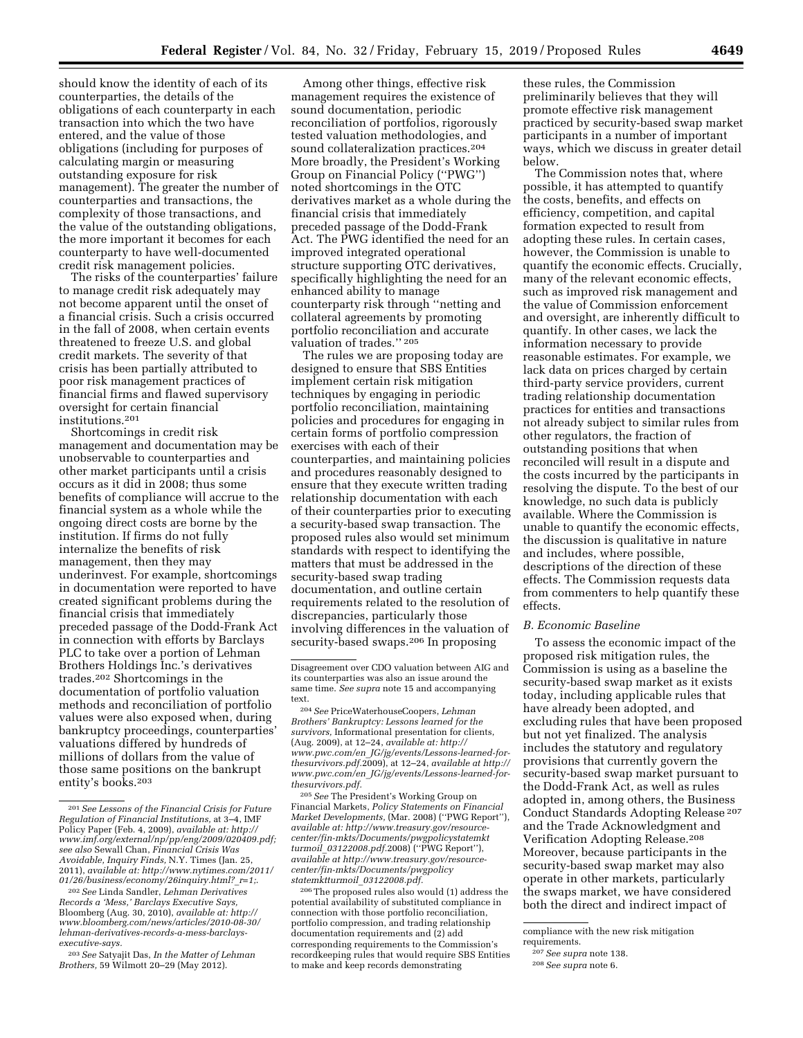should know the identity of each of its counterparties, the details of the obligations of each counterparty in each transaction into which the two have entered, and the value of those obligations (including for purposes of calculating margin or measuring outstanding exposure for risk management). The greater the number of counterparties and transactions, the complexity of those transactions, and the value of the outstanding obligations, the more important it becomes for each counterparty to have well-documented credit risk management policies.

The risks of the counterparties' failure to manage credit risk adequately may not become apparent until the onset of a financial crisis. Such a crisis occurred in the fall of 2008, when certain events threatened to freeze U.S. and global credit markets. The severity of that crisis has been partially attributed to poor risk management practices of financial firms and flawed supervisory oversight for certain financial institutions.[201]

Shortcomings in credit risk management and documentation may be unobservable to counterparties and other market participants until a crisis occurs as it did in 2008; thus some benefits of compliance will accrue to the financial system as a whole while the ongoing direct costs are borne by the institution. If firms do not fully internalize the benefits of risk management, then they may underinvest. For example, shortcomings in documentation were reported to have created significant problems during the financial crisis that immediately preceded passage of the Dodd-Frank Act in connection with efforts by Barclays PLC to take over a portion of Lehman Brothers Holdings Inc.'s derivatives trades.[202] Shortcomings in the documentation of portfolio valuation methods and reconciliation of portfolio values were also exposed when, during bankruptcy proceedings, counterparties' valuations differed by hundreds of millions of dollars from the value of those same positions on the bankrupt entity's books.[203]

Among other things, effective risk management requires the existence of sound documentation, periodic reconciliation of portfolios, rigorously tested valuation methodologies, and sound collateralization practices.[204] More broadly, the President's Working Group on Financial Policy (''PWG'') noted shortcomings in the OTC derivatives market as a whole during the financial crisis that immediately preceded passage of the Dodd-Frank Act. The PWG identified the need for an improved integrated operational structure supporting OTC derivatives, specifically highlighting the need for an enhanced ability to manage counterparty risk through ''netting and collateral agreements by promoting portfolio reconciliation and accurate valuation of trades.'' [205]

The rules we are proposing today are designed to ensure that SBS Entities implement certain risk mitigation techniques by engaging in periodic portfolio reconciliation, maintaining policies and procedures for engaging in certain forms of portfolio compression exercises with each of their counterparties, and maintaining policies and procedures reasonably designed to ensure that they execute written trading relationship documentation with each of their counterparties prior to executing a security-based swap transaction. The proposed rules also would set minimum standards with respect to identifying the matters that must be addressed in the security-based swap trading documentation, and outline certain requirements related to the resolution of discrepancies, particularly those involving differences in the valuation of security-based swaps.[206] In proposing these rules, the Commission preliminarily believes that they will promote effective risk management practiced by security-based swap market participants in a number of important ways, which we discuss in greater detail below.

The Commission notes that, where possible, it has attempted to quantify the costs, benefits, and effects on efficiency, competition, and capital formation expected to result from adopting these rules. In certain cases, however, the Commission is unable to quantify the economic effects. Crucially, many of the relevant economic effects, such as improved risk management and the value of Commission enforcement and oversight, are inherently difficult to quantify. In other cases, we lack the information necessary to provide reasonable estimates. For example, we lack data on prices charged by certain third-party service providers, current trading relationship documentation practices for entities and transactions not already subject to similar rules from other regulators, the fraction of outstanding positions that when reconciled will result in a dispute and the costs incurred by the participants in resolving the dispute. To the best of our knowledge, no such data is publicly available. Where the Commission is unable to quantify the economic effects, the discussion is qualitative in nature and includes, where possible, descriptions of the direction of these effects. The Commission requests data from commenters to help quantify these effects.

### *B. Economic Baseline*

To assess the economic impact of the proposed risk mitigation rules, the Commission is using as a baseline the security-based swap market as it exists today, including applicable rules that have already been adopted, and excluding rules that have been proposed but not yet finalized. The analysis includes the statutory and regulatory provisions that currently govern the security-based swap market pursuant to the Dodd-Frank Act, as well as rules adopted in, among others, the Business Conduct Standards Adopting Release[207] and the Trade Acknowledgment and Verification Adopting Release.[208] Moreover, because participants in the security-based swap market may also operate in other markets, particularly the swaps market, we have considered both the direct and indirect impact of

---

[201] *See Lessons of the Financial Crisis for Future Regulation of Financial Institutions,* at 3–4, IMF Policy Paper (Feb. 4, 2009), *available at: http://www.imf.org/external/np/pp/eng/2009/020409.pdf; see also* Sewall Chan, *Financial Crisis Was Avoidable, Inquiry Finds,* N.Y. Times (Jan. 25, 2011), *available at: http://www.nytimes.com/2011/01/26/business/economy/26inquiry.html?_r=1;.*

[202] *See* Linda Sandler, *Lehman Derivatives Records a 'Mess,' Barclays Executive Says,* Bloomberg (Aug. 30, 2010), *available at: http://www.bloomberg.com/news/articles/2010-08-30/lehman-derivatives-records-a-mess-barclays-executive-says.*

[203] *See* Satyajit Das, *In the Matter of Lehman Brothers,* 59 Wilmott 20–29 (May 2012). Disagreement over CDO valuation between AIG and its counterparties was also an issue around the same time. *See supra* note 15 and accompanying text.

[204] *See* PriceWaterhouseCoopers, *Lehman Brothers' Bankruptcy: Lessons learned for the survivors,* Informational presentation for clients, (Aug. 2009), at 12–24, *available at: http://www.pwc.com/en_JG/jg/events/Lessons-learned-for-thesurvivors.pdf.*2009), at 12–24, *available at http://www.pwc.com/en_JG/jg/events/Lessons-learned-for-thesurvivors.pdf.*

[205] *See* The President's Working Group on Financial Markets, *Policy Statements on Financial Market Developments,* (Mar. 2008) (''PWG Report''), *available at: http://www.treasury.gov/resource-center/fin-mkts/Documents/pwgpolicystatemkt turmoil_03122008.pdf.*2008) (''PWG Report''), *available at http://www.treasury.gov/resource-center/fin-mkts/Documents/pwgpolicy statemktturmoil_03122008.pdf.*

[206] The proposed rules also would (1) address the potential availability of substituted compliance in connection with those portfolio reconciliation, portfolio compression, and trading relationship documentation requirements and (2) add corresponding requirements to the Commission's recordkeeping rules that would require SBS Entities to make and keep records demonstrating compliance with the new risk mitigation requirements.

[207] *See supra* note 138.

[208] *See supra* note 6.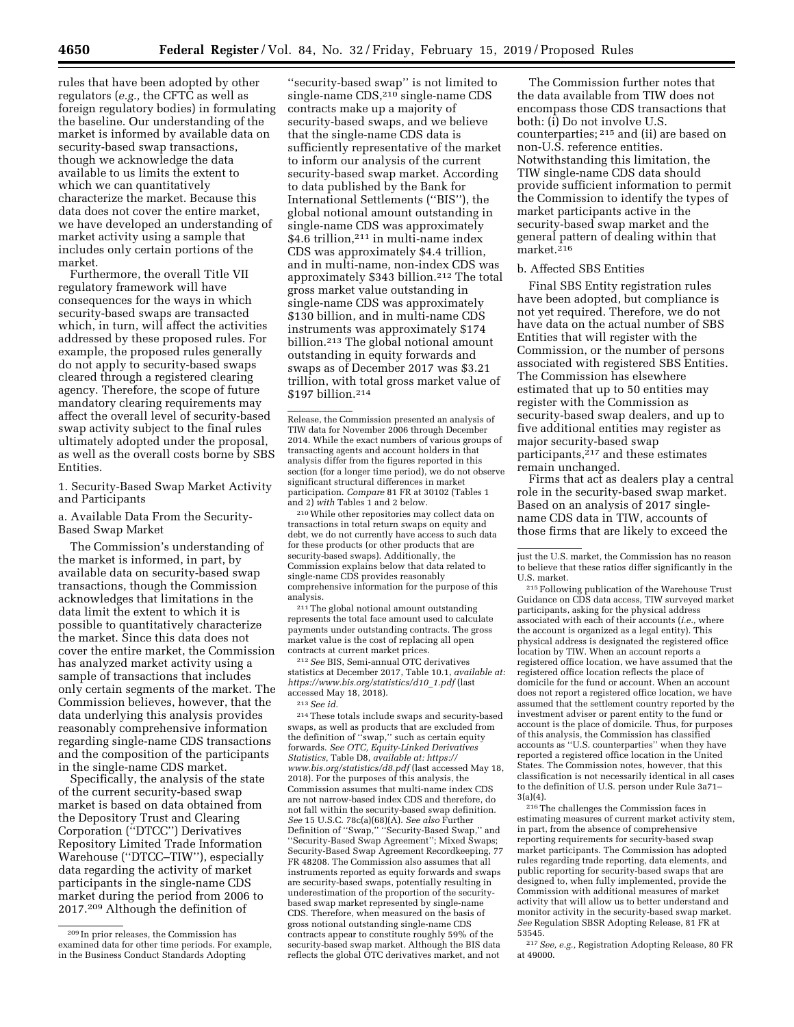rules that have been adopted by other regulators (*e.g.,* the CFTC as well as foreign regulatory bodies) in formulating the baseline. Our understanding of the market is informed by available data on security-based swap transactions, though we acknowledge the data available to us limits the extent to which we can quantitatively characterize the market. Because this data does not cover the entire market, we have developed an understanding of market activity using a sample that includes only certain portions of the market.

Furthermore, the overall Title VII regulatory framework will have consequences for the ways in which security-based swaps are transacted which, in turn, will affect the activities addressed by these proposed rules. For example, the proposed rules generally do not apply to security-based swaps cleared through a registered clearing agency. Therefore, the scope of future mandatory clearing requirements may affect the overall level of security-based swap activity subject to the final rules ultimately adopted under the proposal, as well as the overall costs borne by SBS Entities.

1. Security-Based Swap Market Activity and Participants

a. Available Data From the Security-Based Swap Market

The Commission's understanding of the market is informed, in part, by available data on security-based swap transactions, though the Commission acknowledges that limitations in the data limit the extent to which it is possible to quantitatively characterize the market. Since this data does not cover the entire market, the Commission has analyzed market activity using a sample of transactions that includes only certain segments of the market. The Commission believes, however, that the data underlying this analysis provides reasonably comprehensive information regarding single-name CDS transactions and the composition of the participants in the single-name CDS market.

Specifically, the analysis of the state of the current security-based swap market is based on data obtained from the Depository Trust and Clearing Corporation (''DTCC'') Derivatives Repository Limited Trade Information Warehouse (''DTCC–TIW''), especially data regarding the activity of market participants in the single-name CDS market during the period from 2006 to 2017.[209] Although the definition of ''security-based swap'' is not limited to single-name CDS,[210] single-name CDS contracts make up a majority of security-based swaps, and we believe that the single-name CDS data is sufficiently representative of the market to inform our analysis of the current security-based swap market. According to data published by the Bank for International Settlements (''BIS''), the global notional amount outstanding in single-name CDS was approximately \$4.6 trillion,[211] in multi-name index CDS was approximately \$4.4 trillion, and in multi-name, non-index CDS was approximately \$343 billion.[212] The total gross market value outstanding in single-name CDS was approximately \$130 billion, and in multi-name CDS instruments was approximately \$174 billion.[213] The global notional amount outstanding in equity forwards and swaps as of December 2017 was \$3.21 trillion, with total gross market value of \$197 billion.[214]

The Commission further notes that the data available from TIW does not encompass those CDS transactions that both: (i) Do not involve U.S. counterparties; [215] and (ii) are based on non-U.S. reference entities. Notwithstanding this limitation, the TIW single-name CDS data should provide sufficient information to permit the Commission to identify the types of market participants active in the security-based swap market and the general pattern of dealing within that market.[216]

b. Affected SBS Entities

Final SBS Entity registration rules have been adopted, but compliance is not yet required. Therefore, we do not have data on the actual number of SBS Entities that will register with the Commission, or the number of persons associated with registered SBS Entities. The Commission has elsewhere estimated that up to 50 entities may register with the Commission as security-based swap dealers, and up to five additional entities may register as major security-based swap participants,[217] and these estimates remain unchanged.

Firms that act as dealers play a central role in the security-based swap market. Based on an analysis of 2017 single-name CDS data in TIW, accounts of those firms that are likely to exceed the

---

[209] In prior releases, the Commission has examined data for other time periods. For example, in the Business Conduct Standards Adopting Release, the Commission presented an analysis of TIW data for November 2006 through December 2014. While the exact numbers of various groups of transacting agents and account holders in that analysis differ from the figures reported in this section (for a longer time period), we do not observe significant structural differences in market participation. *Compare* 81 FR at 30102 (Tables 1 and 2) *with* Tables 1 and 2 below.

[210] While other repositories may collect data on transactions in total return swaps on equity and debt, we do not currently have access to such data for these products (or other products that are security-based swaps). Additionally, the Commission explains below that data related to single-name CDS provides reasonably comprehensive information for the purpose of this analysis.

[211] The global notional amount outstanding represents the total face amount used to calculate payments under outstanding contracts. The gross market value is the cost of replacing all open contracts at current market prices.

[212] *See* BIS, Semi-annual OTC derivatives statistics at December 2017, Table 10.1, *available at: https://www.bis.org/statistics/d10_1.pdf* (last accessed May 18, 2018).

[213] *See id.*

[214] These totals include swaps and security-based swaps, as well as products that are excluded from the definition of ''swap,'' such as certain equity forwards. *See OTC, Equity-Linked Derivatives Statistics,* Table D8, *available at: https://www.bis.org/statistics/d8.pdf* (last accessed May 18, 2018). For the purposes of this analysis, the Commission assumes that multi-name index CDS are not narrow-based index CDS and therefore, do not fall within the security-based swap definition. *See* 15 U.S.C. 78c(a)(68)(A). *See also* Further Definition of ''Swap,'' ''Security-Based Swap,'' and ''Security-Based Swap Agreement''; Mixed Swaps; Security-Based Swap Agreement Recordkeeping, 77 FR 48208. The Commission also assumes that all instruments reported as equity forwards and swaps are security-based swaps, potentially resulting in underestimation of the proportion of the security-based swap market represented by single-name CDS. Therefore, when measured on the basis of gross notional outstanding single-name CDS contracts appear to constitute roughly 59% of the security-based swap market. Although the BIS data reflects the global OTC derivatives market, and not just the U.S. market, the Commission has no reason to believe that these ratios differ significantly in the U.S. market.

[215] Following publication of the Warehouse Trust Guidance on CDS data access, TIW surveyed market participants, asking for the physical address associated with each of their accounts (*i.e.,* where the account is organized as a legal entity). This physical address is designated the registered office location by TIW. When an account reports a registered office location, we have assumed that the registered office location reflects the place of domicile for the fund or account. When an account does not report a registered office location, we have assumed that the settlement country reported by the investment adviser or parent entity to the fund or account is the place of domicile. Thus, for purposes of this analysis, the Commission has classified accounts as ''U.S. counterparties'' when they have reported a registered office location in the United States. The Commission notes, however, that this classification is not necessarily identical in all cases to the definition of U.S. person under Rule 3a71–3(a)(4).

[216] The challenges the Commission faces in estimating measures of current market activity stem, in part, from the absence of comprehensive reporting requirements for security-based swap market participants. The Commission has adopted rules regarding trade reporting, data elements, and public reporting for security-based swaps that are designed to, when fully implemented, provide the Commission with additional measures of market activity that will allow us to better understand and monitor activity in the security-based swap market. *See* Regulation SBSR Adopting Release, 81 FR at 53545.

[217] *See, e.g.,* Registration Adopting Release, 80 FR at 49000.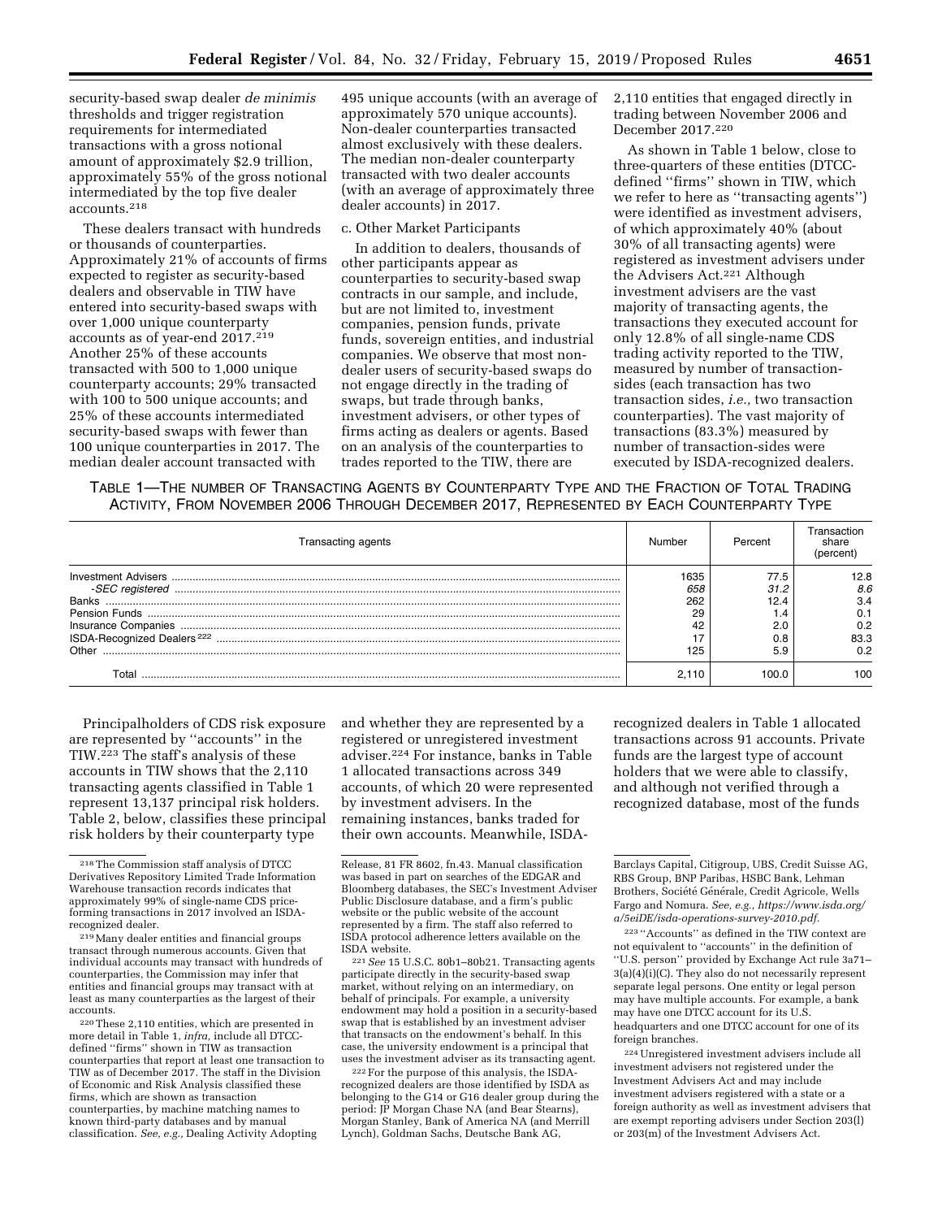security-based swap dealer *de minimis* thresholds and trigger registration requirements for intermediated transactions with a gross notional amount of approximately $2.9 trillion, approximately 55% of the gross notional intermediated by the top five dealer accounts.[218]

These dealers transact with hundreds or thousands of counterparties. Approximately 21% of accounts of firms expected to register as security-based dealers and observable in TIW have entered into security-based swaps with over 1,000 unique counterparty accounts as of year-end 2017.[219] Another 25% of these accounts transacted with 500 to 1,000 unique counterparty accounts; 29% transacted with 100 to 500 unique accounts; and 25% of these accounts intermediated security-based swaps with fewer than 100 unique counterparties in 2017. The median dealer account transacted with 495 unique accounts (with an average of approximately 570 unique accounts). Non-dealer counterparties transacted almost exclusively with these dealers. The median non-dealer counterparty transacted with two dealer accounts (with an average of approximately three dealer accounts) in 2017.

c. Other Market Participants

In addition to dealers, thousands of other participants appear as counterparties to security-based swap contracts in our sample, and include, but are not limited to, investment companies, pension funds, private funds, sovereign entities, and industrial companies. We observe that most non-dealer users of security-based swaps do not engage directly in the trading of swaps, but trade through banks, investment advisers, or other types of firms acting as dealers or agents. Based on an analysis of the counterparties to trades reported to the TIW, there are 2,110 entities that engaged directly in trading between November 2006 and December 2017.[220]

As shown in Table 1 below, close to three-quarters of these entities (DTCC-defined "firms" shown in TIW, which we refer to here as "transacting agents") were identified as investment advisers, of which approximately 40% (about 30% of all transacting agents) were registered as investment advisers under the Advisers Act.[221] Although investment advisers are the vast majority of transacting agents, the transactions they executed account for only 12.8% of all single-name CDS trading activity reported to the TIW, measured by number of transaction-sides (each transaction has two transaction sides, *i.e.,* two transaction counterparties). The vast majority of transactions (83.3%) measured by number of transaction-sides were executed by ISDA-recognized dealers.

TABLE 1—THE NUMBER OF TRANSACTING AGENTS BY COUNTERPARTY TYPE AND THE FRACTION OF TOTAL TRADING ACTIVITY, FROM NOVEMBER 2006 THROUGH DECEMBER 2017, REPRESENTED BY EACH COUNTERPARTY TYPE

| Transacting agents | Number | Percent | Transaction share (percent) |
|---|---|---|---|
| Investment Advisers | 1635 | 77.5 | 12.8 |
| *-SEC registered* | *658* | *31.2* | *8.6* |
| Banks | 262 | 12.4 | 3.4 |
| Pension Funds | 29 | 1.4 | 0.1 |
| Insurance Companies | 42 | 2.0 | 0.2 |
| ISDA-Recognized Dealers[222] | 17 | 0.8 | 83.3 |
| Other | 125 | 5.9 | 0.2 |
| Total | 2,110 | 100.0 | 100 |

Principalholders of CDS risk exposure are represented by "accounts" in the TIW.[223] The staff's analysis of these accounts in TIW shows that the 2,110 transacting agents classified in Table 1 represent 13,137 principal risk holders. Table 2, below, classifies these principal risk holders by their counterparty type and whether they are represented by a registered or unregistered investment adviser.[224] For instance, banks in Table 1 allocated transactions across 349 accounts, of which 20 were represented by investment advisers. In the remaining instances, banks traded for their own accounts. Meanwhile, ISDA-recognized dealers in Table 1 allocated transactions across 91 accounts. Private funds are the largest type of account holders that we were able to classify, and although not verified through a recognized database, most of the funds

---

[218] The Commission staff analysis of DTCC Derivatives Repository Limited Trade Information Warehouse transaction records indicates that approximately 99% of single-name CDS price-forming transactions in 2017 involved an ISDA-recognized dealer.

[219] Many dealer entities and financial groups transact through numerous accounts. Given that individual accounts may transact with hundreds of counterparties, the Commission may infer that entities and financial groups may transact with at least as many counterparties as the largest of their accounts.

[220] These 2,110 entities, which are presented in more detail in Table 1, *infra,* include all DTCC-defined "firms" shown in TIW as transaction counterparties that report at least one transaction to TIW as of December 2017. The staff in the Division of Economic and Risk Analysis classified these firms, which are shown as transaction counterparties, by machine matching names to known third-party databases and by manual classification. *See, e.g.,* Dealing Activity Adopting Release, 81 FR 8602, fn.43. Manual classification was based in part on searches of the EDGAR and Bloomberg databases, the SEC's Investment Adviser Public Disclosure database, and a firm's public website or the public website of the account represented by a firm. The staff also referred to ISDA protocol adherence letters available on the ISDA website.

[221] *See* 15 U.S.C. 80b1–80b21. Transacting agents participate directly in the security-based swap market, without relying on an intermediary, on behalf of principals. For example, a university endowment may hold a position in a security-based swap that is established by an investment adviser that transacts on the endowment's behalf. In this case, the university endowment is a principal that uses the investment adviser as its transacting agent.

[222] For the purpose of this analysis, the ISDA-recognized dealers are those identified by ISDA as belonging to the G14 or G16 dealer group during the period: JP Morgan Chase NA (and Bear Stearns), Morgan Stanley, Bank of America NA (and Merrill Lynch), Goldman Sachs, Deutsche Bank AG, Barclays Capital, Citigroup, UBS, Credit Suisse AG, RBS Group, BNP Paribas, HSBC Bank, Lehman Brothers, Société Générale, Credit Agricole, Wells Fargo and Nomura. *See, e.g., https://www.isda.org/a/5eiDE/isda-operations-survey-2010.pdf.*

[223] "Accounts" as defined in the TIW context are not equivalent to "accounts" in the definition of "U.S. person" provided by Exchange Act rule 3a71–3(a)(4)(i)(C). They also do not necessarily represent separate legal persons. One entity or legal person may have multiple accounts. For example, a bank may have one DTCC account for its U.S. headquarters and one DTCC account for one of its foreign branches.

[224] Unregistered investment advisers include all investment advisers not registered under the Investment Advisers Act and may include investment advisers registered with a state or a foreign authority as well as investment advisers that are exempt reporting advisers under Section 203(l) or 203(m) of the Investment Advisers Act.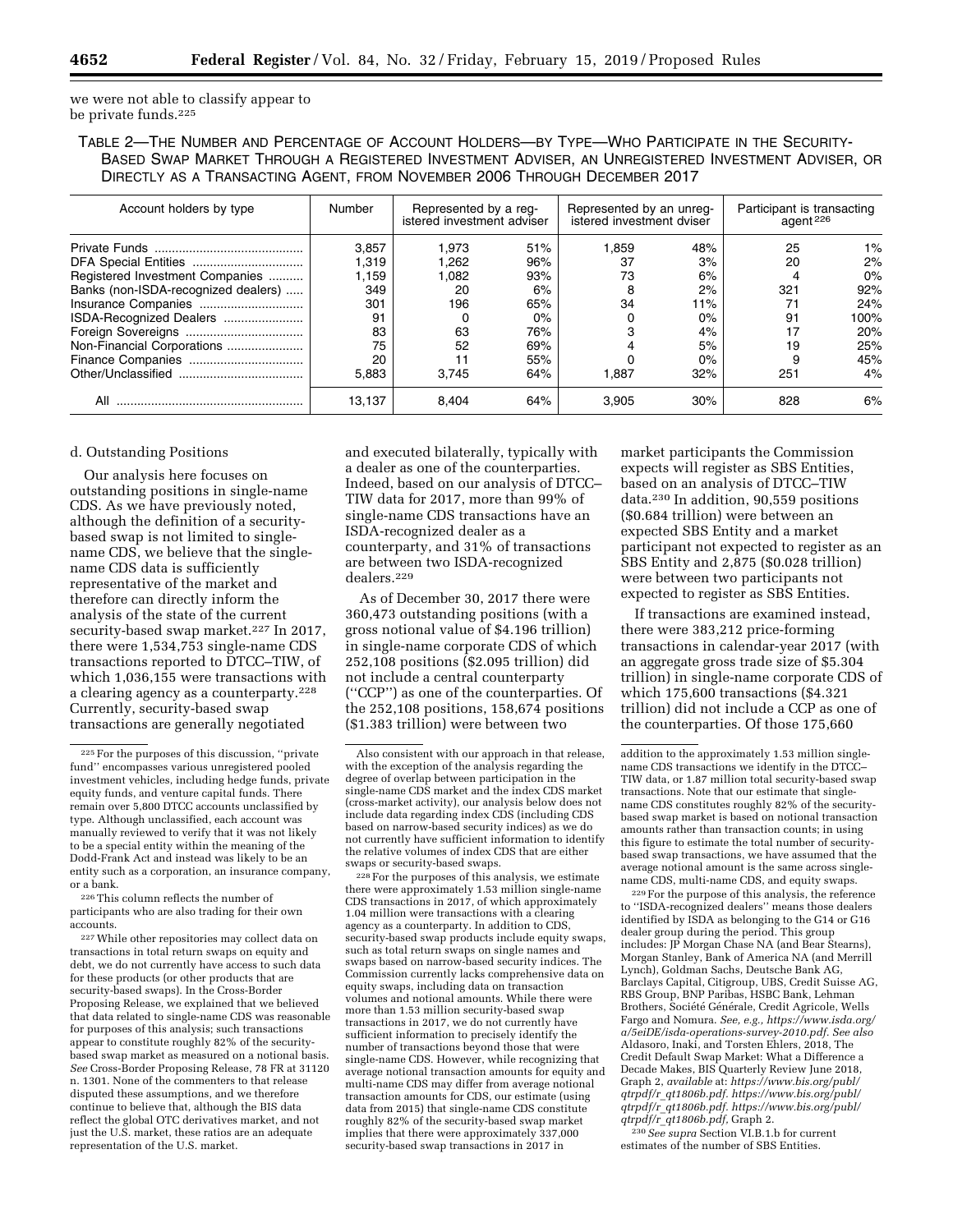we were not able to classify appear to be private funds.[225]

TABLE 2—THE NUMBER AND PERCENTAGE OF ACCOUNT HOLDERS—BY TYPE—WHO PARTICIPATE IN THE SECURITY-BASED SWAP MARKET THROUGH A REGISTERED INVESTMENT ADVISER, AN UNREGISTERED INVESTMENT ADVISER, OR DIRECTLY AS A TRANSACTING AGENT, FROM NOVEMBER 2006 THROUGH DECEMBER 2017

| Account holders by type | Number | Represented by a registered investment adviser | | Represented by an unregistered investment dviser | | Participant is transacting agent[226] | |
|---|---|---|---|---|---|---|---|
| Private Funds | 3,857 | 1,973 | 51% | 1,859 | 48% | 25 | 1% |
| DFA Special Entities | 1,319 | 1,262 | 96% | 37 | 3% | 20 | 2% |
| Registered Investment Companies | 1,159 | 1,082 | 93% | 73 | 6% | 4 | 0% |
| Banks (non-ISDA-recognized dealers) | 349 | 20 | 6% | 8 | 2% | 321 | 92% |
| Insurance Companies | 301 | 196 | 65% | 34 | 11% | 71 | 24% |
| ISDA-Recognized Dealers | 91 | 0 | 0% | 0 | 0% | 91 | 100% |
| Foreign Sovereigns | 83 | 63 | 76% | 3 | 4% | 17 | 20% |
| Non-Financial Corporations | 75 | 52 | 69% | 4 | 5% | 19 | 25% |
| Finance Companies | 20 | 11 | 55% | 0 | 0% | 9 | 45% |
| Other/Unclassified | 5,883 | 3,745 | 64% | 1,887 | 32% | 251 | 4% |
| All | 13,137 | 8,404 | 64% | 3,905 | 30% | 828 | 6% |

d. Outstanding Positions

Our analysis here focuses on outstanding positions in single-name CDS. As we have previously noted, although the definition of a security-based swap is not limited to single-name CDS, we believe that the single-name CDS data is sufficiently representative of the market and therefore can directly inform the analysis of the state of the current security-based swap market.[227] In 2017, there were 1,534,753 single-name CDS transactions reported to DTCC–TIW, of which 1,036,155 were transactions with a clearing agency as a counterparty.[228] Currently, security-based swap transactions are generally negotiated and executed bilaterally, typically with a dealer as one of the counterparties. Indeed, based on our analysis of DTCC–TIW data for 2017, more than 99% of single-name CDS transactions have an ISDA-recognized dealer as a counterparty, and 31% of transactions are between two ISDA-recognized dealers.[229]

As of December 30, 2017 there were 360,473 outstanding positions (with a gross notional value of $4.196 trillion) in single-name corporate CDS of which 252,108 positions ($2.095 trillion) did not include a central counterparty (''CCP'') as one of the counterparties. Of the 252,108 positions, 158,674 positions ($1.383 trillion) were between two market participants the Commission expects will register as SBS Entities, based on an analysis of DTCC–TIW data.[230] In addition, 90,559 positions ($0.684 trillion) were between an expected SBS Entity and a market participant not expected to register as an SBS Entity and 2,875 ($0.028 trillion) were between two participants not expected to register as SBS Entities.

If transactions are examined instead, there were 383,212 price-forming transactions in calendar-year 2017 (with an aggregate gross trade size of $5.304 trillion) in single-name corporate CDS of which 175,600 transactions ($4.321 trillion) did not include a CCP as one of the counterparties. Of those 175,660

[225] For the purposes of this discussion, ''private fund'' encompasses various unregistered pooled investment vehicles, including hedge funds, private equity funds, and venture capital funds. There remain over 5,800 DTCC accounts unclassified by type. Although unclassified, each account was manually reviewed to verify that it was not likely to be a special entity within the meaning of the Dodd-Frank Act and instead was likely to be an entity such as a corporation, an insurance company, or a bank.

[226] This column reflects the number of participants who are also trading for their own accounts.

[227] While other repositories may collect data on transactions in total return swaps on equity and debt, we do not currently have access to such data for these products (or other products that are security-based swaps). In the Cross-Border Proposing Release, we explained that we believed that data related to single-name CDS was reasonable for purposes of this analysis; such transactions appear to constitute roughly 82% of the security-based swap market as measured on a notional basis. *See* Cross-Border Proposing Release, 78 FR at 31120 n. 1301. None of the commenters to that release disputed these assumptions, and we therefore continue to believe that, although the BIS data reflect the global OTC derivatives market, and not just the U.S. market, these ratios are an adequate representation of the U.S. market.

Also consistent with our approach in that release, with the exception of the analysis regarding the degree of overlap between participation in the single-name CDS market and the index CDS market (cross-market activity), our analysis below does not include data regarding index CDS (including CDS based on narrow-based security indices) as we do not currently have sufficient information to identify the relative volumes of index CDS that are either swaps or security-based swaps.

[228] For the purposes of this analysis, we estimate there were approximately 1.53 million single-name CDS transactions in 2017, of which approximately 1.04 million were transactions with a clearing agency as a counterparty. In addition to CDS, security-based swap products include equity swaps, such as total return swaps on single names and swaps based on narrow-based security indices. The Commission currently lacks comprehensive data on equity swaps, including data on transaction volumes and notional amounts. While there were more than 1.53 million security-based swap transactions in 2017, we do not currently have sufficient information to precisely identify the number of transactions beyond those that were single-name CDS. However, while recognizing that average notional transaction amounts for equity and multi-name CDS may differ from average notional transaction amounts for CDS, our estimate (using data from 2015) that single-name CDS constitute roughly 82% of the security-based swap market implies that there were approximately 337,000 security-based swap transactions in 2017 in addition to the approximately 1.53 million single-name CDS transactions we identify in the DTCC–TIW data, or 1.87 million total security-based swap transactions. Note that our estimate that single-name CDS constitutes roughly 82% of the security-based swap market is based on notional transaction amounts rather than transaction counts; in using this figure to estimate the total number of security-based swap transactions, we have assumed that the average notional amount is the same across single-name CDS, multi-name CDS, and equity swaps.

[229] For the purpose of this analysis, the reference to ''ISDA-recognized dealers'' means those dealers identified by ISDA as belonging to the G14 or G16 dealer group during the period. This group includes: JP Morgan Chase NA (and Bear Stearns), Morgan Stanley, Bank of America NA (and Merrill Lynch), Goldman Sachs, Deutsche Bank AG, Barclays Capital, Citigroup, UBS, Credit Suisse AG, RBS Group, BNP Paribas, HSBC Bank, Lehman Brothers, Société Générale, Credit Agricole, Wells Fargo and Nomura. *See, e.g., https://www.isda.org/a/5eiDE/isda-operations-survey-2010.pdf. See also* Aldasoro, Inaki, and Torsten Ehlers, 2018, The Credit Default Swap Market: What a Difference a Decade Makes, BIS Quarterly Review June 2018, Graph 2, *available* at: *https://www.bis.org/publ/qtrpdf/r_qt1806b.pdf. https://www.bis.org/publ/qtrpdf/r_qt1806b.pdf. https://www.bis.org/publ/qtrpdf/r_qt1806b.pdf,* Graph 2.

[230] *See supra* Section VI.B.1.b for current estimates of the number of SBS Entities.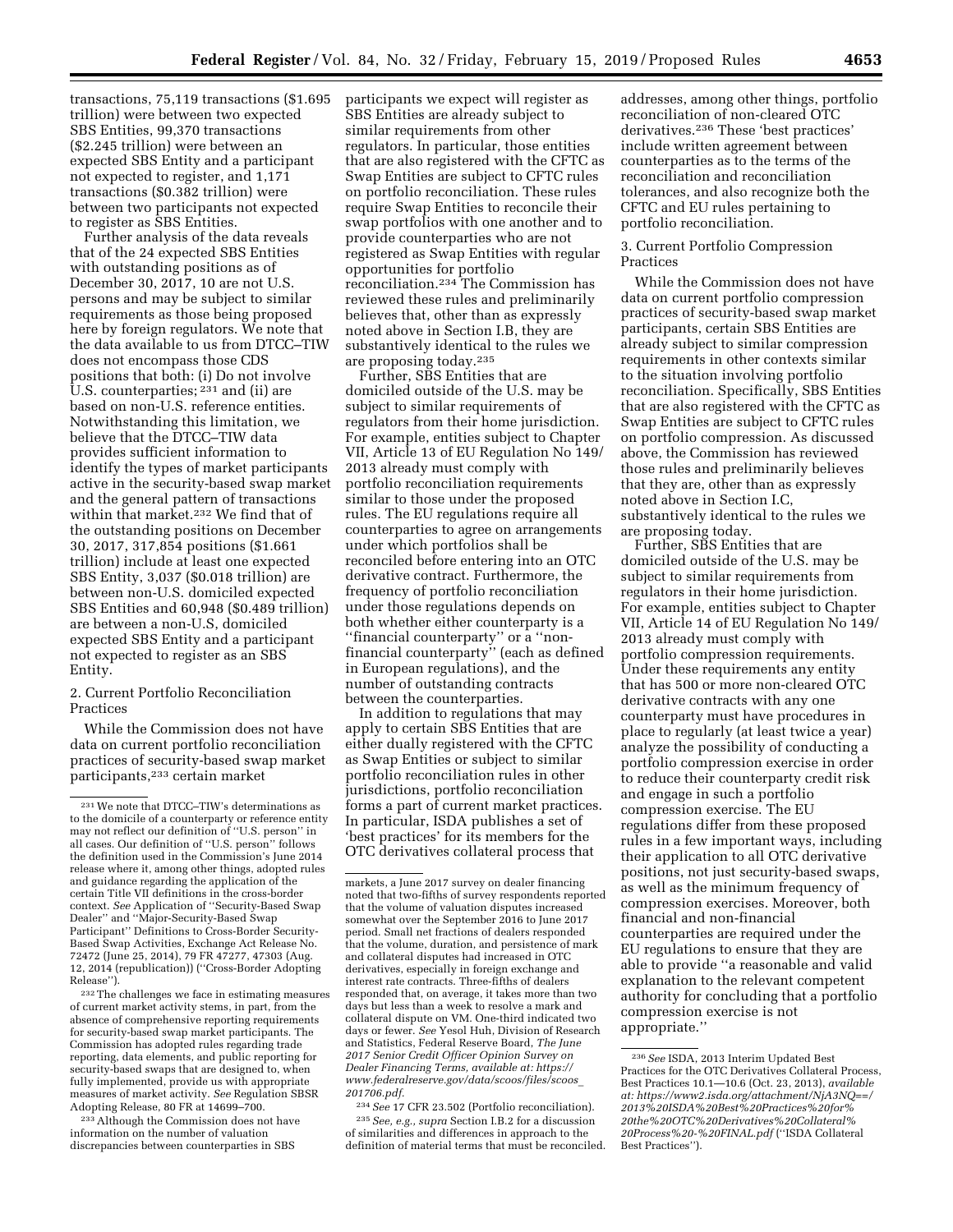transactions, 75,119 transactions ($1.695 trillion) were between two expected SBS Entities, 99,370 transactions ($2.245 trillion) were between an expected SBS Entity and a participant not expected to register, and 1,171 transactions ($0.382 trillion) were between two participants not expected to register as SBS Entities.

Further analysis of the data reveals that of the 24 expected SBS Entities with outstanding positions as of December 30, 2017, 10 are not U.S. persons and may be subject to similar requirements as those being proposed here by foreign regulators. We note that the data available to us from DTCC–TIW does not encompass those CDS positions that both: (i) Do not involve U.S. counterparties; [231] and (ii) are based on non-U.S. reference entities. Notwithstanding this limitation, we believe that the DTCC–TIW data provides sufficient information to identify the types of market participants active in the security-based swap market and the general pattern of transactions within that market.[232] We find that of the outstanding positions on December 30, 2017, 317,854 positions ($1.661 trillion) include at least one expected SBS Entity, 3,037 ($0.018 trillion) are between non-U.S. domiciled expected SBS Entities and 60,948 ($0.489 trillion) are between a non-U.S. domiciled expected SBS Entity and a participant not expected to register as an SBS Entity.

2. Current Portfolio Reconciliation Practices

While the Commission does not have data on current portfolio reconciliation practices of security-based swap market participants,[233] certain market participants we expect will register as SBS Entities are already subject to similar requirements from other regulators. In particular, those entities that are also registered with the CFTC as Swap Entities are subject to CFTC rules on portfolio reconciliation. These rules require Swap Entities to reconcile their swap portfolios with one another and to provide counterparties who are not registered as Swap Entities with regular opportunities for portfolio reconciliation.[234] The Commission has reviewed these rules and preliminarily believes that, other than as expressly noted above in Section I.B, they are substantively identical to the rules we are proposing today.[235]

Further, SBS Entities that are domiciled outside of the U.S. may be subject to similar requirements of regulators from their home jurisdiction. For example, entities subject to Chapter VII, Article 13 of EU Regulation No 149/2013 already must comply with portfolio reconciliation requirements similar to those under the proposed rules. The EU regulations require all counterparties to agree on arrangements under which portfolios shall be reconciled before entering into an OTC derivative contract. Furthermore, the frequency of portfolio reconciliation under those regulations depends on both whether either counterparty is a "financial counterparty" or a "non-financial counterparty" (each as defined in European regulations), and the number of outstanding contracts between the counterparties.

In addition to regulations that may apply to certain SBS Entities that are either dually registered with the CFTC as Swap Entities or subject to similar portfolio reconciliation rules in other jurisdictions, portfolio reconciliation forms a part of current market practices. In particular, ISDA publishes a set of 'best practices' for its members for the OTC derivatives collateral process that addresses, among other things, portfolio reconciliation of non-cleared OTC derivatives.[236] These 'best practices' include written agreement between counterparties as to the terms of the reconciliation and reconciliation tolerances, and also recognize both the CFTC and EU rules pertaining to portfolio reconciliation.

3. Current Portfolio Compression Practices

While the Commission does not have data on current portfolio compression practices of security-based swap market participants, certain SBS Entities are already subject to similar compression requirements in other contexts similar to the situation involving portfolio reconciliation. Specifically, SBS Entities that are also registered with the CFTC as Swap Entities are subject to CFTC rules on portfolio compression. As discussed above, the Commission has reviewed those rules and preliminarily believes that they are, other than as expressly noted above in Section I.C, substantively identical to the rules we are proposing today.

Further, SBS Entities that are domiciled outside of the U.S. may be subject to similar requirements from regulators in their home jurisdiction. For example, entities subject to Chapter VII, Article 14 of EU Regulation No 149/2013 already must comply with portfolio compression requirements. Under these requirements any entity that has 500 or more non-cleared OTC derivative contracts with any one counterparty must have procedures in place to regularly (at least twice a year) analyze the possibility of conducting a portfolio compression exercise in order to reduce their counterparty credit risk and engage in such a portfolio compression exercise. The EU regulations differ from these proposed rules in a few important ways, including their application to all OTC derivative positions, not just security-based swaps, as well as the minimum frequency of compression exercises. Moreover, both financial and non-financial counterparties are required under the EU regulations to ensure that they are able to provide "a reasonable and valid explanation to the relevant competent authority for concluding that a portfolio compression exercise is not appropriate."

---

[231] We note that DTCC–TIW's determinations as to the domicile of a counterparty or reference entity may not reflect our definition of "U.S. person" in all cases. Our definition of "U.S. person" follows the definition used in the Commission's June 2014 release where it, among other things, adopted rules and guidance regarding the application of the certain Title VII definitions in the cross-border context. *See* Application of "Security-Based Swap Dealer" and "Major-Security-Based Swap Participant" Definitions to Cross-Border Security-Based Swap Activities, Exchange Act Release No. 72472 (June 25, 2014), 79 FR 47277, 47303 (Aug. 12, 2014 (republication)) ("Cross-Border Adopting Release").

[232] The challenges we face in estimating measures of current market activity stems, in part, from the absence of comprehensive reporting requirements for security-based swap market participants. The Commission has adopted rules regarding trade reporting, data elements, and public reporting for security-based swaps that are designed to, when fully implemented, provide us with appropriate measures of market activity. *See* Regulation SBSR Adopting Release, 80 FR at 14699–700.

[233] Although the Commission does not have information on the number of valuation discrepancies between counterparties in SBS markets, a June 2017 survey on dealer financing noted that two-fifths of survey respondents reported that the volume of valuation disputes increased somewhat over the September 2016 to June 2017 period. Small net fractions of dealers responded that the volume, duration, and persistence of mark and collateral disputes had increased in OTC derivatives, especially in foreign exchange and interest rate contracts. Three-fifths of dealers responded that, on average, it takes more than two days but less than a week to resolve a mark and collateral dispute on VM. One-third indicated two days or fewer. *See* Yesol Huh, Division of Research and Statistics, Federal Reserve Board, *The June 2017 Senior Credit Officer Opinion Survey on Dealer Financing Terms, available at: https://www.federalreserve.gov/data/scoos/files/scoos_201706.pdf.*

[234] *See* 17 CFR 23.502 (Portfolio reconciliation).

[235] *See, e.g., supra* Section I.B.2 for a discussion of similarities and differences in approach to the definition of material terms that must be reconciled.

[236] *See* ISDA, 2013 Interim Updated Best Practices for the OTC Derivatives Collateral Process, Best Practices 10.1—10.6 (Oct. 23, 2013), *available at: https://www2.isda.org/attachment/NjA3NQ==/2013%20ISDA%20Best%20Practices%20for%20the%20OTC%20Derivatives%20Collateral%20Process%20-%20FINAL.pdf* ("ISDA Collateral Best Practices").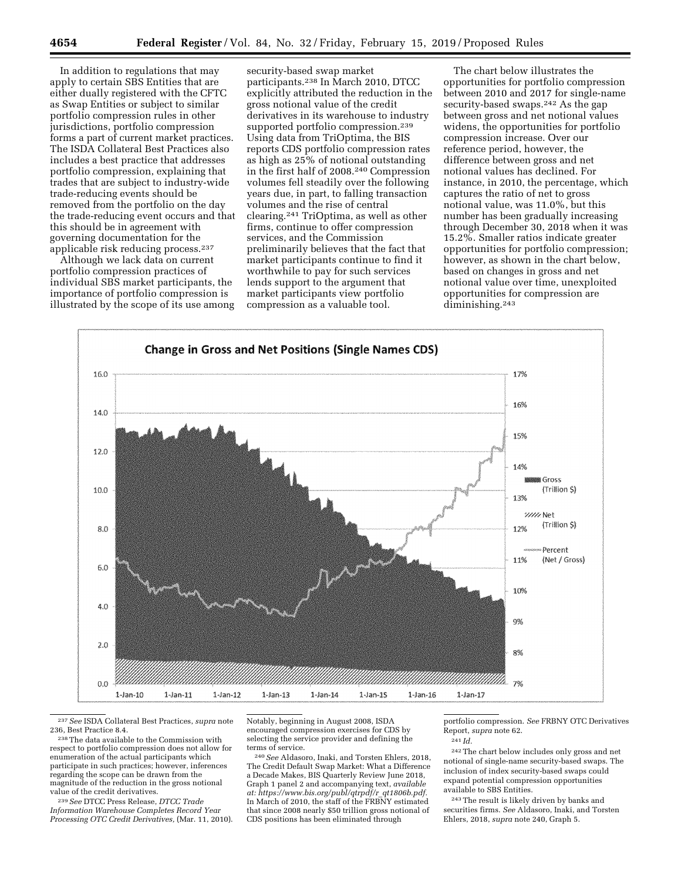In addition to regulations that may apply to certain SBS Entities that are either dually registered with the CFTC as Swap Entities or subject to similar portfolio compression rules in other jurisdictions, portfolio compression forms a part of current market practices. The ISDA Collateral Best Practices also includes a best practice that addresses portfolio compression, explaining that trades that are subject to industry-wide trade-reducing events should be removed from the portfolio on the day the trade-reducing event occurs and that this should be in agreement with governing documentation for the applicable risk reducing process.[237]

Although we lack data on current portfolio compression practices of individual SBS market participants, the importance of portfolio compression is illustrated by the scope of its use among security-based swap market participants.[238] In March 2010, DTCC explicitly attributed the reduction in the gross notional value of the credit derivatives in its warehouse to industry supported portfolio compression.[239] Using data from TriOptima, the BIS reports CDS portfolio compression rates as high as 25% of notional outstanding in the first half of 2008.[240] Compression volumes fell steadily over the following years due, in part, to falling transaction volumes and the rise of central clearing.[241] TriOptima, as well as other firms, continue to offer compression services, and the Commission preliminarily believes that the fact that market participants continue to find it worthwhile to pay for such services lends support to the argument that market participants view portfolio compression as a valuable tool.

The chart below illustrates the opportunities for portfolio compression between 2010 and 2017 for single-name security-based swaps.[242] As the gap between gross and net notional values widens, the opportunities for portfolio compression increase. Over our reference period, however, the difference between gross and net notional values has declined. For instance, in 2010, the percentage, which captures the ratio of net to gross notional value, was 11.0%, but this number has been gradually increasing through December 30, 2018 when it was 15.2%. Smaller ratios indicate greater opportunities for portfolio compression; however, as shown in the chart below, based on changes in gross and net notional value over time, unexploited opportunities for compression are diminishing.[243]

**Change in Gross and Net Positions (Single Names CDS)**

---

[237] *See* ISDA Collateral Best Practices, *supra* note 236, Best Practice 8.4.

[238] The data available to the Commission with respect to portfolio compression does not allow for enumeration of the actual participants which participate in such practices; however, inferences regarding the scope can be drawn from the magnitude of the reduction in the gross notional value of the credit derivatives.

[239] *See* DTCC Press Release, *DTCC Trade Information Warehouse Completes Record Year Processing OTC Credit Derivatives,* (Mar. 11, 2010). Notably, beginning in August 2008, ISDA encouraged compression exercises for CDS by selecting the service provider and defining the terms of service.

[240] *See* Aldasoro, Inaki, and Torsten Ehlers, 2018, The Credit Default Swap Market: What a Difference a Decade Makes, BIS Quarterly Review June 2018, Graph 1 panel 2 and accompanying text, *available at: https://www.bis.org/publ/qtrpdf/r_qt1806b.pdf.* In March of 2010, the staff of the FRBNY estimated that since 2008 nearly $50 trillion gross notional of CDS positions has been eliminated through portfolio compression. *See* FRBNY OTC Derivatives Report, *supra* note 62.

[241] *Id.*

[242] The chart below includes only gross and net notional of single-name security-based swaps. The inclusion of index security-based swaps could expand potential compression opportunities available to SBS Entities.

[243] The result is likely driven by banks and securities firms. *See* Aldasoro, Inaki, and Torsten Ehlers, 2018, *supra* note 240, Graph 5.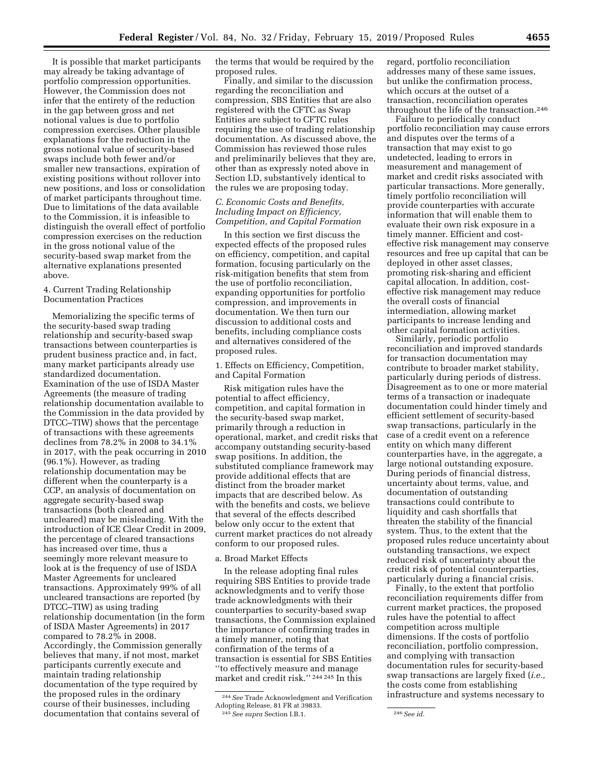It is possible that market participants may already be taking advantage of portfolio compression opportunities. However, the Commission does not infer that the entirety of the reduction in the gap between gross and net notional values is due to portfolio compression exercises. Other plausible explanations for the reduction in the gross notional value of security-based swaps include both fewer and/or smaller new transactions, expiration of existing positions without rollover into new positions, and loss or consolidation of market participants throughout time. Due to limitations of the data available to the Commission, it is infeasible to distinguish the overall effect of portfolio compression exercises on the reduction in the gross notional value of the security-based swap market from the alternative explanations presented above.

4. Current Trading Relationship Documentation Practices

Memorializing the specific terms of the security-based swap trading relationship and security-based swap transactions between counterparties is prudent business practice and, in fact, many market participants already use standardized documentation. Examination of the use of ISDA Master Agreements (the measure of trading relationship documentation available to the Commission in the data provided by DTCC–TIW) shows that the percentage of transactions with these agreements declines from 78.2% in 2008 to 34.1% in 2017, with the peak occurring in 2010 (96.1%). However, as trading relationship documentation may be different when the counterparty is a CCP, an analysis of documentation on aggregate security-based swap transactions (both cleared and uncleared) may be misleading. With the introduction of ICE Clear Credit in 2009, the percentage of cleared transactions has increased over time, thus a seemingly more relevant measure to look at is the frequency of use of ISDA Master Agreements for uncleared transactions. Approximately 99% of all uncleared transactions are reported (by DTCC–TIW) as using trading relationship documentation (in the form of ISDA Master Agreements) in 2017 compared to 78.2% in 2008. Accordingly, the Commission generally believes that many, if not most, market participants currently execute and maintain trading relationship documentation of the type required by the proposed rules in the ordinary course of their businesses, including documentation that contains several of the terms that would be required by the proposed rules.

Finally, and similar to the discussion regarding the reconciliation and compression, SBS Entities that are also registered with the CFTC as Swap Entities are subject to CFTC rules requiring the use of trading relationship documentation. As discussed above, the Commission has reviewed those rules and preliminarily believes that they are, other than as expressly noted above in Section I.D, substantively identical to the rules we are proposing today.

### C. Economic Costs and Benefits, Including Impact on Efficiency, Competition, and Capital Formation

In this section we first discuss the expected effects of the proposed rules on efficiency, competition, and capital formation, focusing particularly on the risk-mitigation benefits that stem from the use of portfolio reconciliation, expanding opportunities for portfolio compression, and improvements in documentation. We then turn our discussion to additional costs and benefits, including compliance costs and alternatives considered of the proposed rules.

1. Effects on Efficiency, Competition, and Capital Formation

Risk mitigation rules have the potential to affect efficiency, competition, and capital formation in the security-based swap market, primarily through a reduction in operational, market, and credit risks that accompany outstanding security-based swap positions. In addition, the substituted compliance framework may provide additional effects that are distinct from the broader market impacts that are described below. As with the benefits and costs, we believe that several of the effects described below only occur to the extent that current market practices do not already conform to our proposed rules.

a. Broad Market Effects

In the release adopting final rules requiring SBS Entities to provide trade acknowledgments and to verify those trade acknowledgments with their counterparties to security-based swap transactions, the Commission explained the importance of confirming trades in a timely manner, noting that confirmation of the terms of a transaction is essential for SBS Entities "to effectively measure and manage market and credit risk." [244] [245] In this regard, portfolio reconciliation addresses many of these same issues, but unlike the confirmation process, which occurs at the outset of a transaction, reconciliation operates throughout the life of the transaction.[246]

Failure to periodically conduct portfolio reconciliation may cause errors and disputes over the terms of a transaction that may exist to go undetected, leading to errors in measurement and management of market and credit risks associated with particular transactions. More generally, timely portfolio reconciliation will provide counterparties with accurate information that will enable them to evaluate their own risk exposure in a timely manner. Efficient and cost-effective risk management may conserve resources and free up capital that can be deployed in other asset classes, promoting risk-sharing and efficient capital allocation. In addition, cost-effective risk management may reduce the overall costs of financial intermediation, allowing market participants to increase lending and other capital formation activities.

Similarly, periodic portfolio reconciliation and improved standards for transaction documentation may contribute to broader market stability, particularly during periods of distress. Disagreement as to one or more material terms of a transaction or inadequate documentation could hinder timely and efficient settlement of security-based swap transactions, particularly in the case of a credit event on a reference entity on which many different counterparties have, in the aggregate, a large notional outstanding exposure. During periods of financial distress, uncertainty about terms, value, and documentation of outstanding transactions could contribute to liquidity and cash shortfalls that threaten the stability of the financial system. Thus, to the extent that the proposed rules reduce uncertainty about outstanding transactions, we expect reduced risk of uncertainty about the credit risk of potential counterparties, particularly during a financial crisis.

Finally, to the extent that portfolio reconciliation requirements differ from current market practices, the proposed rules have the potential to affect competition across multiple dimensions. If the costs of portfolio reconciliation, portfolio compression, and complying with transaction documentation rules for security-based swap transactions are largely fixed (*i.e.,* the costs come from establishing infrastructure and systems necessary to

[244] *See* Trade Acknowledgment and Verification Adopting Release, 81 FR at 39833.

[245] *See supra* Section I.B.1.

[246] *See id.*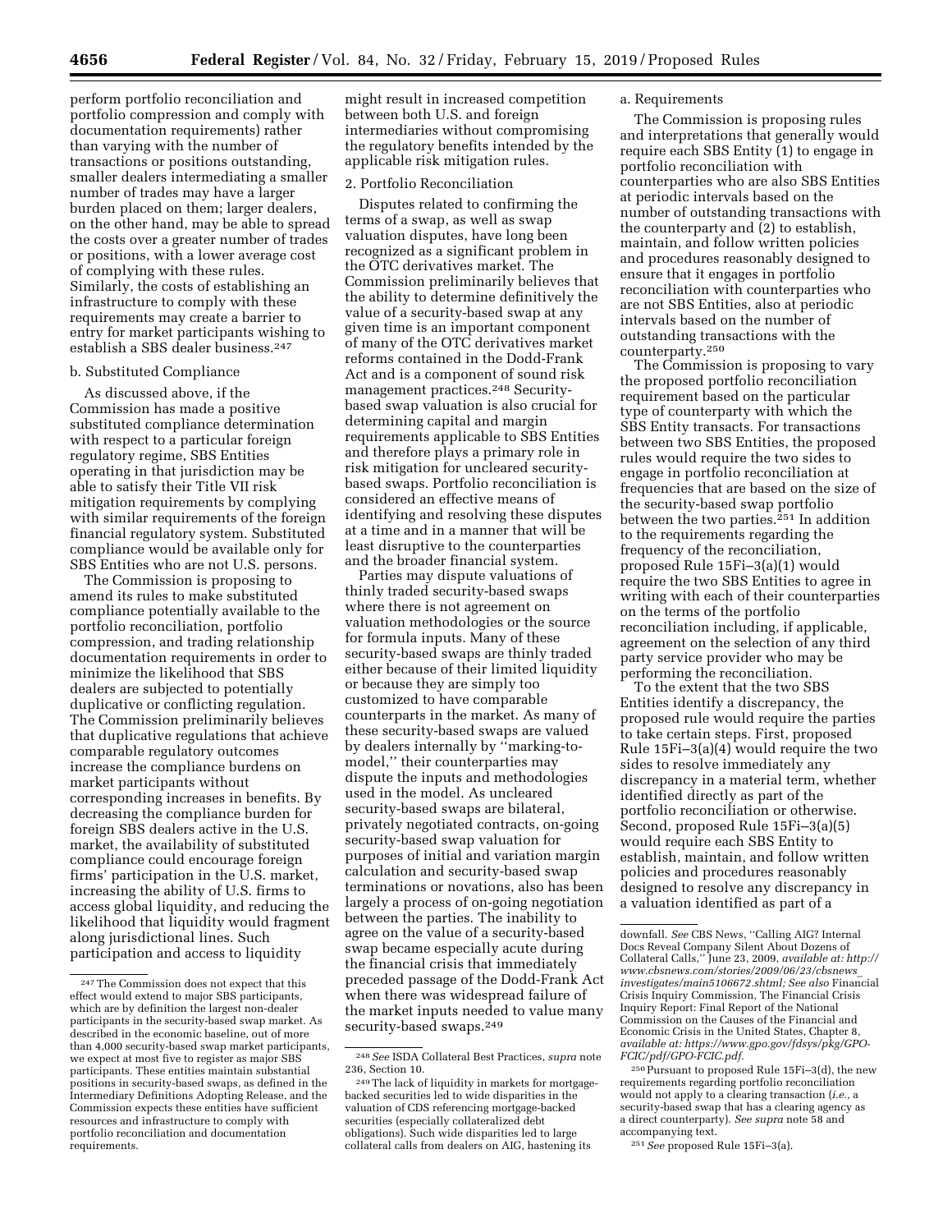perform portfolio reconciliation and portfolio compression and comply with documentation requirements) rather than varying with the number of transactions or positions outstanding, smaller dealers intermediating a smaller number of trades may have a larger burden placed on them; larger dealers, on the other hand, may be able to spread the costs over a greater number of trades or positions, with a lower average cost of complying with these rules. Similarly, the costs of establishing an infrastructure to comply with these requirements may create a barrier to entry for market participants wishing to establish a SBS dealer business.[247]

b. Substituted Compliance

As discussed above, if the Commission has made a positive substituted compliance determination with respect to a particular foreign regulatory regime, SBS Entities operating in that jurisdiction may be able to satisfy their Title VII risk mitigation requirements by complying with similar requirements of the foreign financial regulatory system. Substituted compliance would be available only for SBS Entities who are not U.S. persons.

The Commission is proposing to amend its rules to make substituted compliance potentially available to the portfolio reconciliation, portfolio compression, and trading relationship documentation requirements in order to minimize the likelihood that SBS dealers are subjected to potentially duplicative or conflicting regulation. The Commission preliminarily believes that duplicative regulations that achieve comparable regulatory outcomes increase the compliance burdens on market participants without corresponding increases in benefits. By decreasing the compliance burden for foreign SBS dealers active in the U.S. market, the availability of substituted compliance could encourage foreign firms' participation in the U.S. market, increasing the ability of U.S. firms to access global liquidity, and reducing the likelihood that liquidity would fragment along jurisdictional lines. Such participation and access to liquidity might result in increased competition between both U.S. and foreign intermediaries without compromising the regulatory benefits intended by the applicable risk mitigation rules.

2. Portfolio Reconciliation

Disputes related to confirming the terms of a swap, as well as swap valuation disputes, have long been recognized as a significant problem in the OTC derivatives market. The Commission preliminarily believes that the ability to determine definitively the value of a security-based swap at any given time is an important component of many of the OTC derivatives market reforms contained in the Dodd-Frank Act and is a component of sound risk management practices.[248] Security-based swap valuation is also crucial for determining capital and margin requirements applicable to SBS Entities and therefore plays a primary role in risk mitigation for uncleared security-based swaps. Portfolio reconciliation is considered an effective means of identifying and resolving these disputes at a time and in a manner that will be least disruptive to the counterparties and the broader financial system.

Parties may dispute valuations of thinly traded security-based swaps where there is not agreement on valuation methodologies or the source for formula inputs. Many of these security-based swaps are thinly traded either because of their limited liquidity or because they are simply too customized to have comparable counterparts in the market. As many of these security-based swaps are valued by dealers internally by "marking-to-model," their counterparties may dispute the inputs and methodologies used in the model. As uncleared security-based swaps are bilateral, privately negotiated contracts, on-going security-based swap valuation for purposes of initial and variation margin calculation and security-based swap terminations or novations, also has been largely a process of on-going negotiation between the parties. The inability to agree on the value of a security-based swap became especially acute during the financial crisis that immediately preceded passage of the Dodd-Frank Act when there was widespread failure of the market inputs needed to value many security-based swaps.[249]

a. Requirements

The Commission is proposing rules and interpretations that generally would require each SBS Entity (1) to engage in portfolio reconciliation with counterparties who are also SBS Entities at periodic intervals based on the number of outstanding transactions with the counterparty and (2) to establish, maintain, and follow written policies and procedures reasonably designed to ensure that it engages in portfolio reconciliation with counterparties who are not SBS Entities, also at periodic intervals based on the number of outstanding transactions with the counterparty.[250]

The Commission is proposing to vary the proposed portfolio reconciliation requirement based on the particular type of counterparty with which the SBS Entity transacts. For transactions between two SBS Entities, the proposed rules would require the two sides to engage in portfolio reconciliation at frequencies that are based on the size of the security-based swap portfolio between the two parties.[251] In addition to the requirements regarding the frequency of the reconciliation, proposed Rule 15Fi–3(a)(1) would require the two SBS Entities to agree in writing with each of their counterparties on the terms of the portfolio reconciliation including, if applicable, agreement on the selection of any third party service provider who may be performing the reconciliation.

To the extent that the two SBS Entities identify a discrepancy, the proposed rule would require the parties to take certain steps. First, proposed Rule 15Fi–3(a)(4) would require the two sides to resolve immediately any discrepancy in a material term, whether identified directly as part of the portfolio reconciliation or otherwise. Second, proposed Rule 15Fi–3(a)(5) would require each SBS Entity to establish, maintain, and follow written policies and procedures reasonably designed to resolve any discrepancy in a valuation identified as part of a

---

[247] The Commission does not expect that this effect would extend to major SBS participants, which are by definition the largest non-dealer participants in the security-based swap market. As described in the economic baseline, out of more than 4,000 security-based swap market participants, we expect at most five to register as major SBS participants. These entities maintain substantial positions in security-based swaps, as defined in the Intermediary Definitions Adopting Release, and the Commission expects these entities have sufficient resources and infrastructure to comply with portfolio reconciliation and documentation requirements.

[248] *See* ISDA Collateral Best Practices, *supra* note 236, Section 10.

[249] The lack of liquidity in markets for mortgage-backed securities led to wide disparities in the valuation of CDS referencing mortgage-backed securities (especially collateralized debt obligations). Such wide disparities led to large collateral calls from dealers on AIG, hastening its downfall. *See* CBS News, "Calling AIG? Internal Docs Reveal Company Silent About Dozens of Collateral Calls," June 23, 2009, *available at: http://www.cbsnews.com/stories/2009/06/23/cbsnews_investigates/main5106672.shtml; See also* Financial Crisis Inquiry Commission, The Financial Crisis Inquiry Report: Final Report of the National Commission on the Causes of the Financial and Economic Crisis in the United States, Chapter 8, *available at: https://www.gpo.gov/fdsys/pkg/GPO-FCIC/pdf/GPO-FCIC.pdf.*

[250] Pursuant to proposed Rule 15Fi–3(d), the new requirements regarding portfolio reconciliation would not apply to a clearing transaction (*i.e.,* a security-based swap that has a clearing agency as a direct counterparty). *See supra* note 58 and accompanying text.

[251] *See* proposed Rule 15Fi–3(a).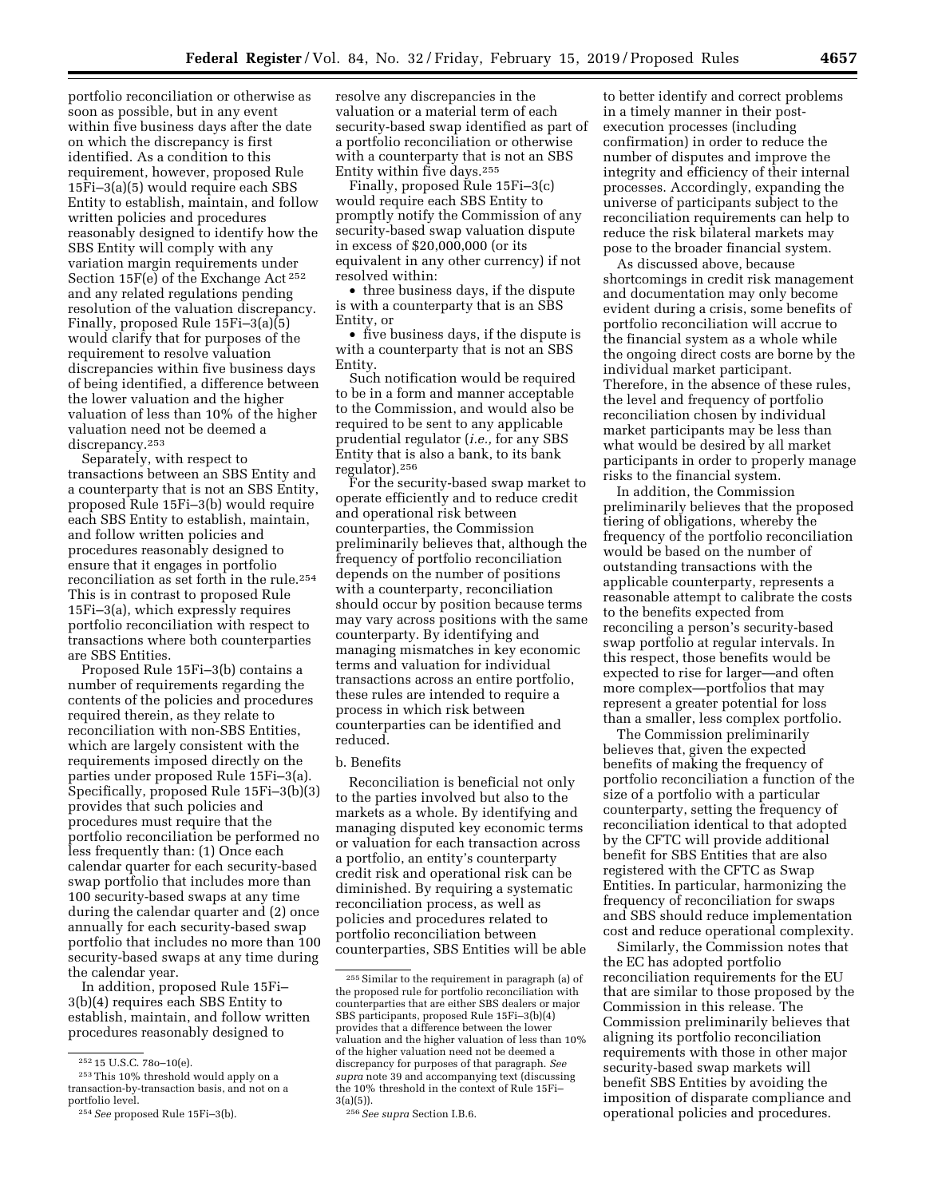portfolio reconciliation or otherwise as soon as possible, but in any event within five business days after the date on which the discrepancy is first identified. As a condition to this requirement, however, proposed Rule 15Fi–3(a)(5) would require each SBS Entity to establish, maintain, and follow written policies and procedures reasonably designed to identify how the SBS Entity will comply with any variation margin requirements under Section 15F(e) of the Exchange Act[252] and any related regulations pending resolution of the valuation discrepancy. Finally, proposed Rule 15Fi–3(a)(5) would clarify that for purposes of the requirement to resolve valuation discrepancies within five business days of being identified, a difference between the lower valuation and the higher valuation of less than 10% of the higher valuation need not be deemed a discrepancy.[253]

Separately, with respect to transactions between an SBS Entity and a counterparty that is not an SBS Entity, proposed Rule 15Fi–3(b) would require each SBS Entity to establish, maintain, and follow written policies and procedures reasonably designed to ensure that it engages in portfolio reconciliation as set forth in the rule.[254] This is in contrast to proposed Rule 15Fi–3(a), which expressly requires portfolio reconciliation with respect to transactions where both counterparties are SBS Entities.

Proposed Rule 15Fi–3(b) contains a number of requirements regarding the contents of the policies and procedures required therein, as they relate to reconciliation with non-SBS Entities, which are largely consistent with the requirements imposed directly on the parties under proposed Rule 15Fi–3(a). Specifically, proposed Rule 15Fi–3(b)(3) provides that such policies and procedures must require that the portfolio reconciliation be performed no less frequently than: (1) Once each calendar quarter for each security-based swap portfolio that includes more than 100 security-based swaps at any time during the calendar quarter and (2) once annually for each security-based swap portfolio that includes no more than 100 security-based swaps at any time during the calendar year.

In addition, proposed Rule 15Fi–3(b)(4) requires each SBS Entity to establish, maintain, and follow written procedures reasonably designed to resolve any discrepancies in the valuation or a material term of each security-based swap identified as part of a portfolio reconciliation or otherwise with a counterparty that is not an SBS Entity within five days.[255]

Finally, proposed Rule 15Fi–3(c) would require each SBS Entity to promptly notify the Commission of any security-based swap valuation dispute in excess of $20,000,000 (or its equivalent in any other currency) if not resolved within:

- three business days, if the dispute is with a counterparty that is an SBS Entity, or
- five business days, if the dispute is with a counterparty that is not an SBS Entity.

Such notification would be required to be in a form and manner acceptable to the Commission, and would also be required to be sent to any applicable prudential regulator (*i.e.,* for any SBS Entity that is also a bank, to its bank regulator).[256]

For the security-based swap market to operate efficiently and to reduce credit and operational risk between counterparties, the Commission preliminarily believes that, although the frequency of portfolio reconciliation depends on the number of positions with a counterparty, reconciliation should occur by position because terms may vary across positions with the same counterparty. By identifying and managing mismatches in key economic terms and valuation for individual transactions across an entire portfolio, these rules are intended to require a process in which risk between counterparties can be identified and reduced.

b. Benefits

Reconciliation is beneficial not only to the parties involved but also to the markets as a whole. By identifying and managing disputed key economic terms or valuation for each transaction across a portfolio, an entity's counterparty credit risk and operational risk can be diminished. By requiring a systematic reconciliation process, as well as policies and procedures related to portfolio reconciliation between counterparties, SBS Entities will be able to better identify and correct problems in a timely manner in their post-execution processes (including confirmation) in order to reduce the number of disputes and improve the integrity and efficiency of their internal processes. Accordingly, expanding the universe of participants subject to the reconciliation requirements can help to reduce the risk bilateral markets may pose to the broader financial system.

As discussed above, because shortcomings in credit risk management and documentation may only become evident during a crisis, some benefits of portfolio reconciliation will accrue to the financial system as a whole while the ongoing direct costs are borne by the individual market participant. Therefore, in the absence of these rules, the level and frequency of portfolio reconciliation chosen by individual market participants may be less than what would be desired by all market participants in order to properly manage risks to the financial system.

In addition, the Commission preliminarily believes that the proposed tiering of obligations, whereby the frequency of the portfolio reconciliation would be based on the number of outstanding transactions with the applicable counterparty, represents a reasonable attempt to calibrate the costs to the benefits expected from reconciling a person's security-based swap portfolio at regular intervals. In this respect, those benefits would be expected to rise for larger—and often more complex—portfolios that may represent a greater potential for loss than a smaller, less complex portfolio.

The Commission preliminarily believes that, given the expected benefits of making the frequency of portfolio reconciliation a function of the size of a portfolio with a particular counterparty, setting the frequency of reconciliation identical to that adopted by the CFTC will provide additional benefit for SBS Entities that are also registered with the CFTC as Swap Entities. In particular, harmonizing the frequency of reconciliation for swaps and SBS should reduce implementation cost and reduce operational complexity.

Similarly, the Commission notes that the EC has adopted portfolio reconciliation requirements for the EU that are similar to those proposed by the Commission in this release. The Commission preliminarily believes that aligning its portfolio reconciliation requirements with those in other major security-based swap markets will benefit SBS Entities by avoiding the imposition of disparate compliance and operational policies and procedures.

---

[252] 15 U.S.C. 78o–10(e).

[253] This 10% threshold would apply on a transaction-by-transaction basis, and not on a portfolio level.

[254] *See* proposed Rule 15Fi–3(b).

[255] Similar to the requirement in paragraph (a) of the proposed rule for portfolio reconciliation with counterparties that are either SBS dealers or major SBS participants, proposed Rule 15Fi–3(b)(4) provides that a difference between the lower valuation and the higher valuation of less than 10% of the higher valuation need not be deemed a discrepancy for purposes of that paragraph. *See supra* note 39 and accompanying text (discussing the 10% threshold in the context of Rule 15Fi–3(a)(5)).

[256] *See supra* Section I.B.6.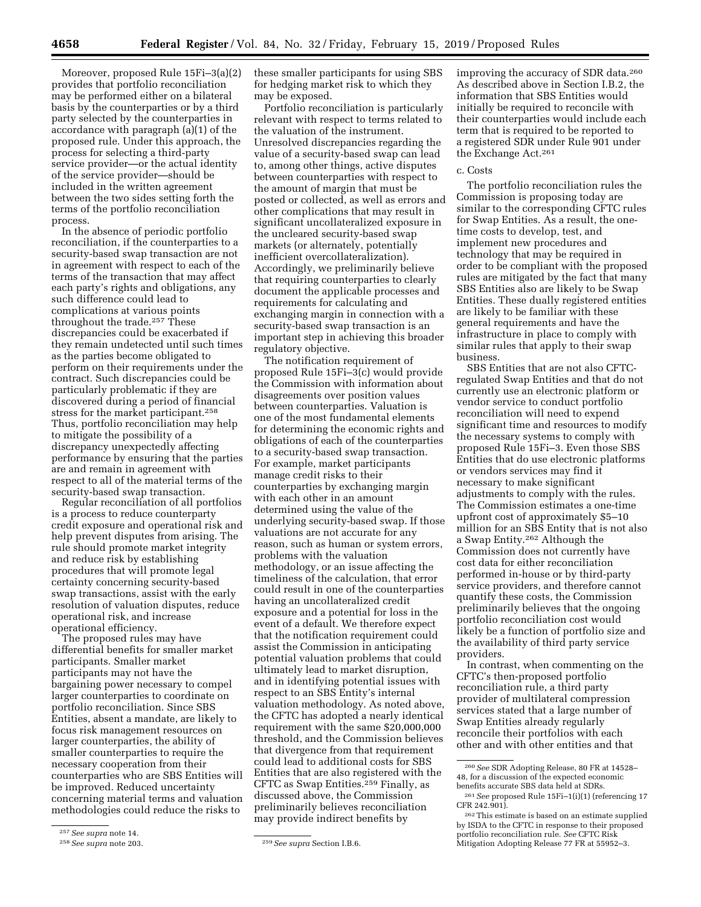Moreover, proposed Rule 15Fi–3(a)(2) provides that portfolio reconciliation may be performed either on a bilateral basis by the counterparties or by a third party selected by the counterparties in accordance with paragraph (a)(1) of the proposed rule. Under this approach, the process for selecting a third-party service provider—or the actual identity of the service provider—should be included in the written agreement between the two sides setting forth the terms of the portfolio reconciliation process.

In the absence of periodic portfolio reconciliation, if the counterparties to a security-based swap transaction are not in agreement with respect to each of the terms of the transaction that may affect each party's rights and obligations, any such difference could lead to complications at various points throughout the trade.[257] These discrepancies could be exacerbated if they remain undetected until such times as the parties become obligated to perform on their requirements under the contract. Such discrepancies could be particularly problematic if they are discovered during a period of financial stress for the market participant.[258] Thus, portfolio reconciliation may help to mitigate the possibility of a discrepancy unexpectedly affecting performance by ensuring that the parties are and remain in agreement with respect to all of the material terms of the security-based swap transaction.

Regular reconciliation of all portfolios is a process to reduce counterparty credit exposure and operational risk and help prevent disputes from arising. The rule should promote market integrity and reduce risk by establishing procedures that will promote legal certainty concerning security-based swap transactions, assist with the early resolution of valuation disputes, reduce operational risk, and increase operational efficiency.

The proposed rules may have differential benefits for smaller market participants. Smaller market participants may not have the bargaining power necessary to compel larger counterparties to coordinate on portfolio reconciliation. Since SBS Entities, absent a mandate, are likely to focus risk management resources on larger counterparties, the ability of smaller counterparties to require the necessary cooperation from their counterparties who are SBS Entities will be improved. Reduced uncertainty concerning material terms and valuation methodologies could reduce the risks to these smaller participants for using SBS for hedging market risk to which they may be exposed.

Portfolio reconciliation is particularly relevant with respect to terms related to the valuation of the instrument. Unresolved discrepancies regarding the value of a security-based swap can lead to, among other things, active disputes between counterparties with respect to the amount of margin that must be posted or collected, as well as errors and other complications that may result in significant uncollateralized exposure in the uncleared security-based swap markets (or alternately, potentially inefficient overcollateralization). Accordingly, we preliminarily believe that requiring counterparties to clearly document the applicable processes and requirements for calculating and exchanging margin in connection with a security-based swap transaction is an important step in achieving this broader regulatory objective.

The notification requirement of proposed Rule 15Fi–3(c) would provide the Commission with information about disagreements over position values between counterparties. Valuation is one of the most fundamental elements for determining the economic rights and obligations of each of the counterparties to a security-based swap transaction. For example, market participants manage credit risks to their counterparties by exchanging margin with each other in an amount determined using the value of the underlying security-based swap. If those valuations are not accurate for any reason, such as human or system errors, problems with the valuation methodology, or an issue affecting the timeliness of the calculation, that error could result in one of the counterparties having an uncollateralized credit exposure and a potential for loss in the event of a default. We therefore expect that the notification requirement could assist the Commission in anticipating potential valuation problems that could ultimately lead to market disruption, and in identifying potential issues with respect to an SBS Entity's internal valuation methodology. As noted above, the CFTC has adopted a nearly identical requirement with the same $20,000,000 threshold, and the Commission believes that divergence from that requirement could lead to additional costs for SBS Entities that are also registered with the CFTC as Swap Entities.[259] Finally, as discussed above, the Commission preliminarily believes reconciliation may provide indirect benefits by improving the accuracy of SDR data.[260] As described above in Section I.B.2, the information that SBS Entities would initially be required to reconcile with their counterparties would include each term that is required to be reported to a registered SDR under Rule 901 under the Exchange Act.[261]

c. Costs

The portfolio reconciliation rules the Commission is proposing today are similar to the corresponding CFTC rules for Swap Entities. As a result, the one-time costs to develop, test, and implement new procedures and technology that may be required in order to be compliant with the proposed rules are mitigated by the fact that many SBS Entities also are likely to be Swap Entities. These dually registered entities are likely to be familiar with these general requirements and have the infrastructure in place to comply with similar rules that apply to their swap business.

SBS Entities that are not also CFTC-regulated Swap Entities and that do not currently use an electronic platform or vendor service to conduct portfolio reconciliation will need to expend significant time and resources to modify the necessary systems to comply with proposed Rule 15Fi–3. Even those SBS Entities that do use electronic platforms or vendors services may find it necessary to make significant adjustments to comply with the rules. The Commission estimates a one-time upfront cost of approximately $5–10 million for an SBS Entity that is not also a Swap Entity.[262] Although the Commission does not currently have cost data for either reconciliation performed in-house or by third-party service providers, and therefore cannot quantify these costs, the Commission preliminarily believes that the ongoing portfolio reconciliation cost would likely be a function of portfolio size and the availability of third party service providers.

In contrast, when commenting on the CFTC's then-proposed portfolio reconciliation rule, a third party provider of multilateral compression services stated that a large number of Swap Entities already regularly reconcile their portfolios with each other and with other entities and that

---

[257] *See supra* note 14.

[258] *See supra* note 203.

[259] *See supra* Section I.B.6.

[260] *See* SDR Adopting Release, 80 FR at 14528–48, for a discussion of the expected economic benefits accurate SBS data held at SDRs.

[261] *See* proposed Rule 15Fi–1(i)(1) (referencing 17 CFR 242.901).

[262] This estimate is based on an estimate supplied by ISDA to the CFTC in response to their proposed portfolio reconciliation rule. *See* CFTC Risk Mitigation Adopting Release 77 FR at 55952–3.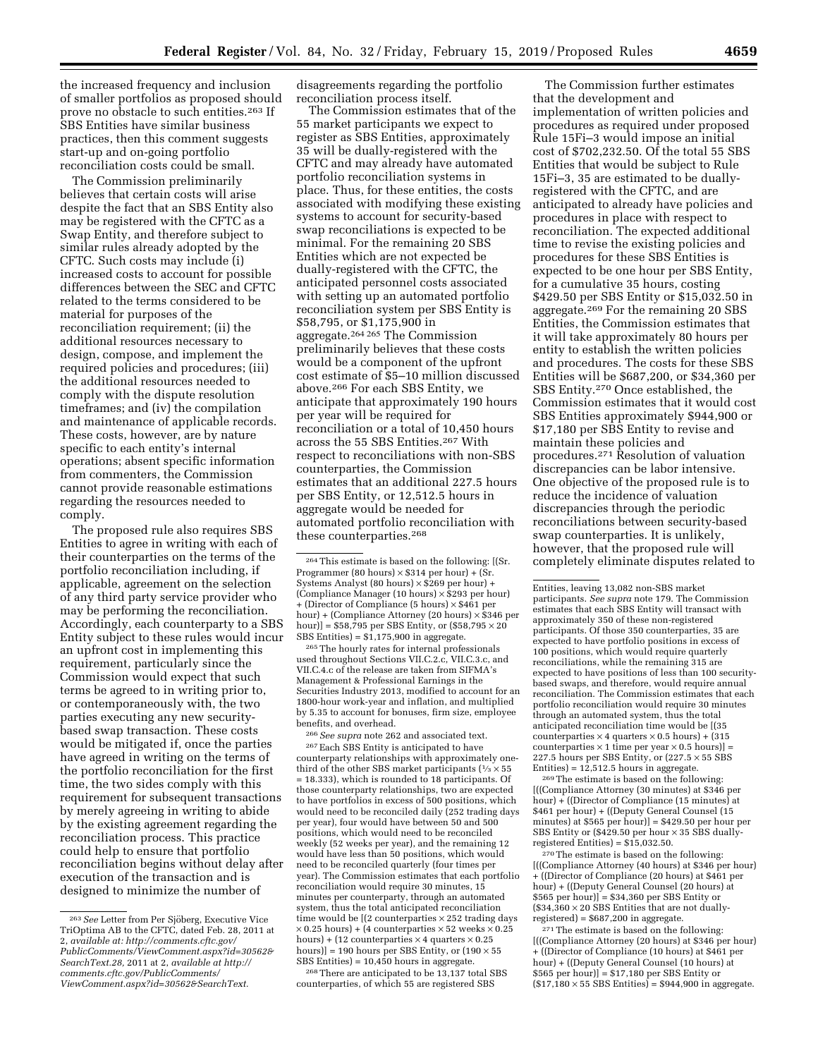the increased frequency and inclusion of smaller portfolios as proposed should prove no obstacle to such entities.[263] If SBS Entities have similar business practices, then this comment suggests start-up and on-going portfolio reconciliation costs could be small.

The Commission preliminarily believes that certain costs will arise despite the fact that an SBS Entity also may be registered with the CFTC as a Swap Entity, and therefore subject to similar rules already adopted by the CFTC. Such costs may include (i) increased costs to account for possible differences between the SEC and CFTC related to the terms considered to be material for purposes of the reconciliation requirement; (ii) the additional resources necessary to design, compose, and implement the required policies and procedures; (iii) the additional resources needed to comply with the dispute resolution timeframes; and (iv) the compilation and maintenance of applicable records. These costs, however, are by nature specific to each entity's internal operations; absent specific information from commenters, the Commission cannot provide reasonable estimations regarding the resources needed to comply.

The proposed rule also requires SBS Entities to agree in writing with each of their counterparties on the terms of the portfolio reconciliation including, if applicable, agreement on the selection of any third party service provider who may be performing the reconciliation. Accordingly, each counterparty to a SBS Entity subject to these rules would incur an upfront cost in implementing this requirement, particularly since the Commission would expect that such terms be agreed to in writing prior to, or contemporaneously with, the two parties executing any new security-based swap transaction. These costs would be mitigated if, once the parties have agreed in writing on the terms of the portfolio reconciliation for the first time, the two sides comply with this requirement for subsequent transactions by merely agreeing in writing to abide by the existing agreement regarding the reconciliation process. This practice could help to ensure that portfolio reconciliation begins without delay after execution of the transaction and is designed to minimize the number of disagreements regarding the portfolio reconciliation process itself.

The Commission estimates that of the 55 market participants we expect to register as SBS Entities, approximately 35 will be dually-registered with the CFTC and may already have automated portfolio reconciliation systems in place. Thus, for these entities, the costs associated with modifying these existing systems to account for security-based swap reconciliations is expected to be minimal. For the remaining 20 SBS Entities which are not expected be dually-registered with the CFTC, the anticipated personnel costs associated with setting up an automated portfolio reconciliation system per SBS Entity is \$58,795, or \$1,175,900 in aggregate.[264] [265] The Commission preliminarily believes that these costs would be a component of the upfront cost estimate of \$5–10 million discussed above.[266] For each SBS Entity, we anticipate that approximately 190 hours per year will be required for reconciliation or a total of 10,450 hours across the 55 SBS Entities.[267] With respect to reconciliations with non-SBS counterparties, the Commission estimates that an additional 227.5 hours per SBS Entity, or 12,512.5 hours in aggregate would be needed for automated portfolio reconciliation with these counterparties.[268]

The Commission further estimates that the development and implementation of written policies and procedures as required under proposed Rule 15Fi–3 would impose an initial cost of \$702,232.50. Of the total 55 SBS Entities that would be subject to Rule 15Fi–3, 35 are estimated to be dually-registered with the CFTC, and are anticipated to already have policies and procedures in place with respect to reconciliation. The expected additional time to revise the existing policies and procedures for these SBS Entities is expected to be one hour per SBS Entity, for a cumulative 35 hours, costing \$429.50 per SBS Entity or \$15,032.50 in aggregate.[269] For the remaining 20 SBS Entities, the Commission estimates that it will take approximately 80 hours per entity to establish the written policies and procedures. The costs for these SBS Entities will be \$687,200, or \$34,360 per SBS Entity.[270] Once established, the Commission estimates that it would cost SBS Entities approximately \$944,900 or \$17,180 per SBS Entity to revise and maintain these policies and procedures.[271] Resolution of valuation discrepancies can be labor intensive. One objective of the proposed rule is to reduce the incidence of valuation discrepancies through the periodic reconciliations between security-based swap counterparties. It is unlikely, however, that the proposed rule will completely eliminate disputes related to

---

[263] *See* Letter from Per Sjöberg, Executive Vice TriOptima AB to the CFTC, dated Feb. 28, 2011 at 2, *available at: http://comments.cftc.gov/PublicComments/ViewComment.aspx?id=30562&SearchText.28,* 2011 at 2, *available at http://comments.cftc.gov/PublicComments/ViewComment.aspx?id=30562&SearchText.*

[264] This estimate is based on the following: [(Sr. Programmer (80 hours) × \$314 per hour) + (Sr. Systems Analyst (80 hours) × \$269 per hour) + (Compliance Manager (10 hours) × \$293 per hour) + (Director of Compliance (5 hours) × \$461 per hour) + (Compliance Attorney (20 hours) × \$346 per hour)] = \$58,795 per SBS Entity, or (\$58,795 × 20 SBS Entities) = \$1,175,900 in aggregate.

[265] The hourly rates for internal professionals used throughout Sections VII.C.2.c, VII.C.3.c, and VII.C.4.c of the release are taken from SIFMA's Management & Professional Earnings in the Securities Industry 2013, modified to account for an 1800-hour work-year and inflation, and multiplied by 5.35 to account for bonuses, firm size, employee benefits, and overhead.

[266] *See supra* note 262 and associated text.

[267] Each SBS Entity is anticipated to have counterparty relationships with approximately one-third of the other SBS market participants (⅓ × 55 = 18.333), which is rounded to 18 participants. Of those counterparty relationships, two are expected to have portfolios in excess of 500 positions, which would need to be reconciled daily (252 trading days per year), four would have between 50 and 500 positions, which would need to be reconciled weekly (52 weeks per year), and the remaining 12 would have less than 50 positions, which would need to be reconciled quarterly (four times per year). The Commission estimates that each portfolio reconciliation would require 30 minutes, 15 minutes per counterparty, through an automated system, thus the total anticipated reconciliation time would be [(2 counterparties × 252 trading days × 0.25 hours) + (4 counterparties × 52 weeks × 0.25 hours) + (12 counterparties × 4 quarters × 0.25 hours)] = 190 hours per SBS Entity, or (190 × 55 SBS Entities) = 10,450 hours in aggregate.

[268] There are anticipated to be 13,137 total SBS counterparties, of which 55 are registered SBS Entities, leaving 13,082 non-SBS market participants. *See supra* note 179. The Commission estimates that each SBS Entity will transact with approximately 350 of these non-registered participants. Of those 350 counterparties, 35 are expected to have portfolio positions in excess of 100 positions, which would require quarterly reconciliations, while the remaining 315 are expected to have positions of less than 100 security-based swaps, and therefore, would require annual reconciliation. The Commission estimates that each portfolio reconciliation would require 30 minutes through an automated system, thus the total anticipated reconciliation time would be [(35 counterparties × 4 quarters × 0.5 hours) + (315 counterparties × 1 time per year × 0.5 hours)] = 227.5 hours per SBS Entity, or (227.5 × 55 SBS Entities) = 12,512.5 hours in aggregate.

[269] The estimate is based on the following: [((Compliance Attorney (30 minutes) at \$346 per hour) + ((Director of Compliance (15 minutes) at \$461 per hour) + ((Deputy General Counsel (15 minutes) at \$565 per hour)] = \$429.50 per hour per SBS Entity or (\$429.50 per hour × 35 SBS dually-registered Entities) = \$15,032.50.

[270] The estimate is based on the following: [((Compliance Attorney (40 hours) at \$346 per hour) + ((Director of Compliance (20 hours) at \$461 per hour) + ((Deputy General Counsel (20 hours) at \$565 per hour)] = \$34,360 per SBS Entity or (\$34,360 × 20 SBS Entities that are not dually-registered) = \$687,200 in aggregate.

[271] The estimate is based on the following: [((Compliance Attorney (20 hours) at \$346 per hour) + ((Director of Compliance (10 hours) at \$461 per hour) + ((Deputy General Counsel (10 hours) at \$565 per hour)] = \$17,180 per SBS Entity or (\$17,180 × 55 SBS Entities) = \$944,900 in aggregate.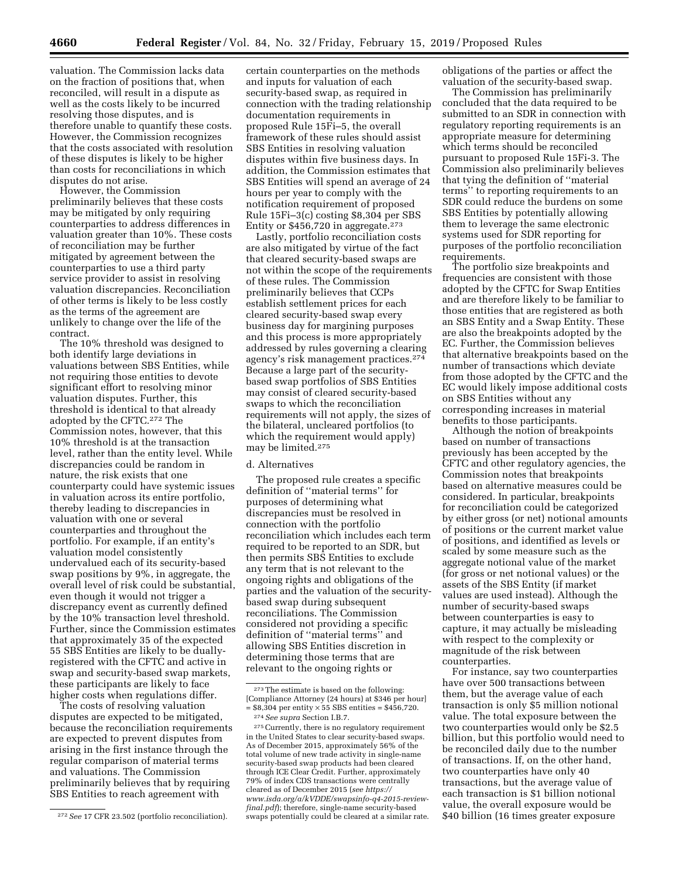valuation. The Commission lacks data on the fraction of positions that, when reconciled, will result in a dispute as well as the costs likely to be incurred resolving those disputes, and is therefore unable to quantify these costs. However, the Commission recognizes that the costs associated with resolution of these disputes is likely to be higher than costs for reconciliations in which disputes do not arise.

However, the Commission preliminarily believes that these costs may be mitigated by only requiring counterparties to address differences in valuation greater than 10%. These costs of reconciliation may be further mitigated by agreement between the counterparties to use a third party service provider to assist in resolving valuation discrepancies. Reconciliation of other terms is likely to be less costly as the terms of the agreement are unlikely to change over the life of the contract.

The 10% threshold was designed to both identify large deviations in valuations between SBS Entities, while not requiring those entities to devote significant effort to resolving minor valuation disputes. Further, this threshold is identical to that already adopted by the CFTC.[272] The Commission notes, however, that this 10% threshold is at the transaction level, rather than the entity level. While discrepancies could be random in nature, the risk exists that one counterparty could have systemic issues in valuation across its entire portfolio, thereby leading to discrepancies in valuation with one or several counterparties and throughout the portfolio. For example, if an entity's valuation model consistently undervalued each of its security-based swap positions by 9%, in aggregate, the overall level of risk could be substantial, even though it would not trigger a discrepancy event as currently defined by the 10% transaction level threshold. Further, since the Commission estimates that approximately 35 of the expected 55 SBS Entities are likely to be dually-registered with the CFTC and active in swap and security-based swap markets, these participants are likely to face higher costs when regulations differ.

The costs of resolving valuation disputes are expected to be mitigated, because the reconciliation requirements are expected to prevent disputes from arising in the first instance through the regular comparison of material terms and valuations. The Commission preliminarily believes that by requiring SBS Entities to reach agreement with certain counterparties on the methods and inputs for valuation of each security-based swap, as required in connection with the trading relationship documentation requirements in proposed Rule 15Fi–5, the overall framework of these rules should assist SBS Entities in resolving valuation disputes within five business days. In addition, the Commission estimates that SBS Entities will spend an average of 24 hours per year to comply with the notification requirement of proposed Rule 15Fi–3(c) costing $8,304 per SBS Entity or $456,720 in aggregate.[273]

Lastly, portfolio reconciliation costs are also mitigated by virtue of the fact that cleared security-based swaps are not within the scope of the requirements of these rules. The Commission preliminarily believes that CCPs establish settlement prices for each cleared security-based swap every business day for margining purposes and this process is more appropriately addressed by rules governing a clearing agency's risk management practices.[274] Because a large part of the security-based swap portfolios of SBS Entities may consist of cleared security-based swaps to which the reconciliation requirements will not apply, the sizes of the bilateral, uncleared portfolios (to which the requirement would apply) may be limited.[275]

d. Alternatives

The proposed rule creates a specific definition of "material terms" for purposes of determining what discrepancies must be resolved in connection with the portfolio reconciliation which includes each term required to be reported to an SDR, but then permits SBS Entities to exclude any term that is not relevant to the ongoing rights and obligations of the parties and the valuation of the security-based swap during subsequent reconciliations. The Commission considered not providing a specific definition of "material terms" and allowing SBS Entities discretion in determining those terms that are relevant to the ongoing rights or obligations of the parties or affect the valuation of the security-based swap.

The Commission has preliminarily concluded that the data required to be submitted to an SDR in connection with regulatory reporting requirements is an appropriate measure for determining which terms should be reconciled pursuant to proposed Rule 15Fi-3. The Commission also preliminarily believes that tying the definition of "material terms" to reporting requirements to an SDR could reduce the burdens on some SBS Entities by potentially allowing them to leverage the same electronic systems used for SDR reporting for purposes of the portfolio reconciliation requirements.

The portfolio size breakpoints and frequencies are consistent with those adopted by the CFTC for Swap Entities and are therefore likely to be familiar to those entities that are registered as both an SBS Entity and a Swap Entity. These are also the breakpoints adopted by the EC. Further, the Commission believes that alternative breakpoints based on the number of transactions which deviate from those adopted by the CFTC and the EC would likely impose additional costs on SBS Entities without any corresponding increases in material benefits to those participants.

Although the notion of breakpoints based on number of transactions previously has been accepted by the CFTC and other regulatory agencies, the Commission notes that breakpoints based on alternative measures could be considered. In particular, breakpoints for reconciliation could be categorized by either gross (or net) notional amounts of positions or the current market value of positions, and identified as levels or scaled by some measure such as the aggregate notional value of the market (for gross or net notional values) or the assets of the SBS Entity (if market values are used instead). Although the number of security-based swaps between counterparties is easy to capture, it may actually be misleading with respect to the complexity or magnitude of the risk between counterparties.

For instance, say two counterparties have over 500 transactions between them, but the average value of each transaction is only $5 million notional value. The total exposure between the two counterparties would only be $2.5 billion, but this portfolio would need to be reconciled daily due to the number of transactions. If, on the other hand, two counterparties have only 40 transactions, but the average value of each transaction is $1 billion notional value, the overall exposure would be $40 billion (16 times greater exposure

---

[272] *See* 17 CFR 23.502 (portfolio reconciliation).

[273] The estimate is based on the following: [Compliance Attorney (24 hours) at $346 per hour] = $8,304 per entity × 55 SBS entities = $456,720.

[274] *See supra* Section I.B.7.

[275] Currently, there is no regulatory requirement in the United States to clear security-based swaps. As of December 2015, approximately 56% of the total volume of new trade activity in single-name security-based swap products had been cleared through ICE Clear Credit. Further, approximately 79% of index CDS transactions were centrally cleared as of December 2015 (*see https://www.isda.org/a/kVDDE/swapsinfo-q4-2015-review-final.pdf*); therefore, single-name security-based swaps potentially could be cleared at a similar rate.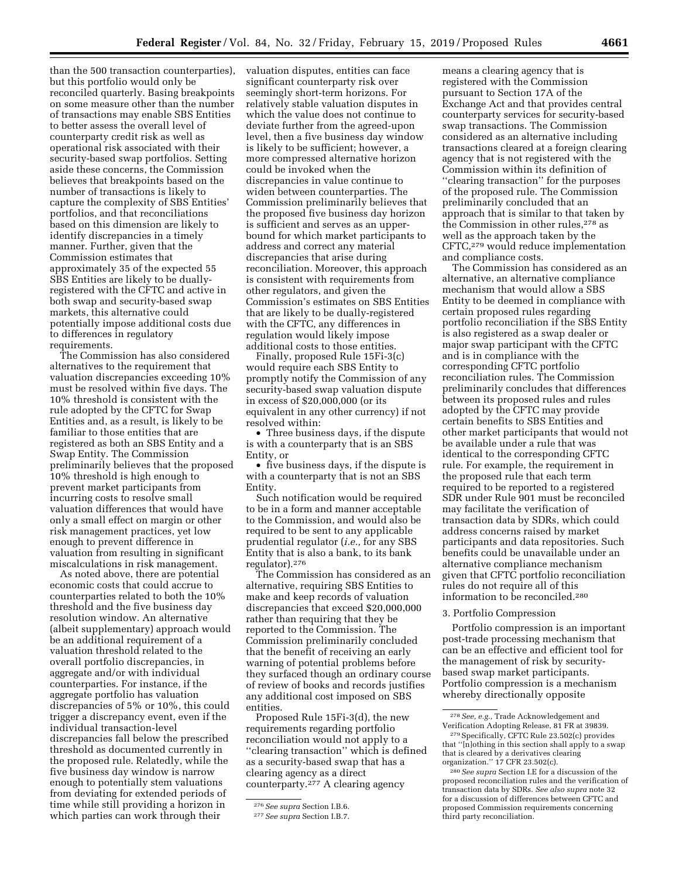than the 500 transaction counterparties), but this portfolio would only be reconciled quarterly. Basing breakpoints on some measure other than the number of transactions may enable SBS Entities to better assess the overall level of counterparty credit risk as well as operational risk associated with their security-based swap portfolios. Setting aside these concerns, the Commission believes that breakpoints based on the number of transactions is likely to capture the complexity of SBS Entities' portfolios, and that reconciliations based on this dimension are likely to identify discrepancies in a timely manner. Further, given that the Commission estimates that approximately 35 of the expected 55 SBS Entities are likely to be dually-registered with the CFTC and active in both swap and security-based swap markets, this alternative could potentially impose additional costs due to differences in regulatory requirements.

The Commission has also considered alternatives to the requirement that valuation discrepancies exceeding 10% must be resolved within five days. The 10% threshold is consistent with the rule adopted by the CFTC for Swap Entities and, as a result, is likely to be familiar to those entities that are registered as both an SBS Entity and a Swap Entity. The Commission preliminarily believes that the proposed 10% threshold is high enough to prevent market participants from incurring costs to resolve small valuation differences that would have only a small effect on margin or other risk management practices, yet low enough to prevent difference in valuation from resulting in significant miscalculations in risk management.

As noted above, there are potential economic costs that could accrue to counterparties related to both the 10% threshold and the five business day resolution window. An alternative (albeit supplementary) approach would be an additional requirement of a valuation threshold related to the overall portfolio discrepancies, in aggregate and/or with individual counterparties. For instance, if the aggregate portfolio has valuation discrepancies of 5% or 10%, this could trigger a discrepancy event, even if the individual transaction-level discrepancies fall below the prescribed threshold as documented currently in the proposed rule. Relatedly, while the five business day window is narrow enough to potentially stem valuations from deviating for extended periods of time while still providing a horizon in which parties can work through their valuation disputes, entities can face significant counterparty risk over seemingly short-term horizons. For relatively stable valuation disputes in which the value does not continue to deviate further from the agreed-upon level, then a five business day window is likely to be sufficient; however, a more compressed alternative horizon could be invoked when the discrepancies in value continue to widen between counterparties. The Commission preliminarily believes that the proposed five business day horizon is sufficient and serves as an upper-bound for which market participants to address and correct any material discrepancies that arise during reconciliation. Moreover, this approach is consistent with requirements from other regulators, and given the Commission's estimates on SBS Entities that are likely to be dually-registered with the CFTC, any differences in regulation would likely impose additional costs to those entities.

Finally, proposed Rule 15Fi-3(c) would require each SBS Entity to promptly notify the Commission of any security-based swap valuation dispute in excess of $20,000,000 (or its equivalent in any other currency) if not resolved within:

- Three business days, if the dispute is with a counterparty that is an SBS Entity, or
- five business days, if the dispute is with a counterparty that is not an SBS Entity.

Such notification would be required to be in a form and manner acceptable to the Commission, and would also be required to be sent to any applicable prudential regulator (*i.e.,* for any SBS Entity that is also a bank, to its bank regulator).[276]

The Commission has considered as an alternative, requiring SBS Entities to make and keep records of valuation discrepancies that exceed $20,000,000 rather than requiring that they be reported to the Commission. The Commission preliminarily concluded that the benefit of receiving an early warning of potential problems before they surfaced though an ordinary course of review of books and records justifies any additional cost imposed on SBS entities.

Proposed Rule 15Fi-3(d), the new requirements regarding portfolio reconciliation would not apply to a "clearing transaction" which is defined as a security-based swap that has a clearing agency as a direct counterparty.[277] A clearing agency means a clearing agency that is registered with the Commission pursuant to Section 17A of the Exchange Act and that provides central counterparty services for security-based swap transactions. The Commission considered as an alternative including transactions cleared at a foreign clearing agency that is not registered with the Commission within its definition of "clearing transaction" for the purposes of the proposed rule. The Commission preliminarily concluded that an approach that is similar to that taken by the Commission in other rules,[278] as well as the approach taken by the CFTC,[279] would reduce implementation and compliance costs.

The Commission has considered as an alternative, an alternative compliance mechanism that would allow a SBS Entity to be deemed in compliance with certain proposed rules regarding portfolio reconciliation if the SBS Entity is also registered as a swap dealer or major swap participant with the CFTC and is in compliance with the corresponding CFTC portfolio reconciliation rules. The Commission preliminarily concludes that differences between its proposed rules and rules adopted by the CFTC may provide certain benefits to SBS Entities and other market participants that would not be available under a rule that was identical to the corresponding CFTC rule. For example, the requirement in the proposed rule that each term required to be reported to a registered SDR under Rule 901 must be reconciled may facilitate the verification of transaction data by SDRs, which could address concerns raised by market participants and data repositories. Such benefits could be unavailable under an alternative compliance mechanism given that CFTC portfolio reconciliation rules do not require all of this information to be reconciled.[280]

### 3. Portfolio Compression

Portfolio compression is an important post-trade processing mechanism that can be an effective and efficient tool for the management of risk by security-based swap market participants. Portfolio compression is a mechanism whereby directionally opposite

---

[276] *See supra* Section I.B.6.

[277] *See supra* Section I.B.7.

[278] *See, e.g.,* Trade Acknowledgement and Verification Adopting Release, 81 FR at 39839.

[279] Specifically, CFTC Rule 23.502(c) provides that "[n]othing in this section shall apply to a swap that is cleared by a derivatives clearing organization." 17 CFR 23.502(c).

[280] *See supra* Section I.E for a discussion of the proposed reconciliation rules and the verification of transaction data by SDRs. *See also supra* note 32 for a discussion of differences between CFTC and proposed Commission requirements concerning third party reconciliation.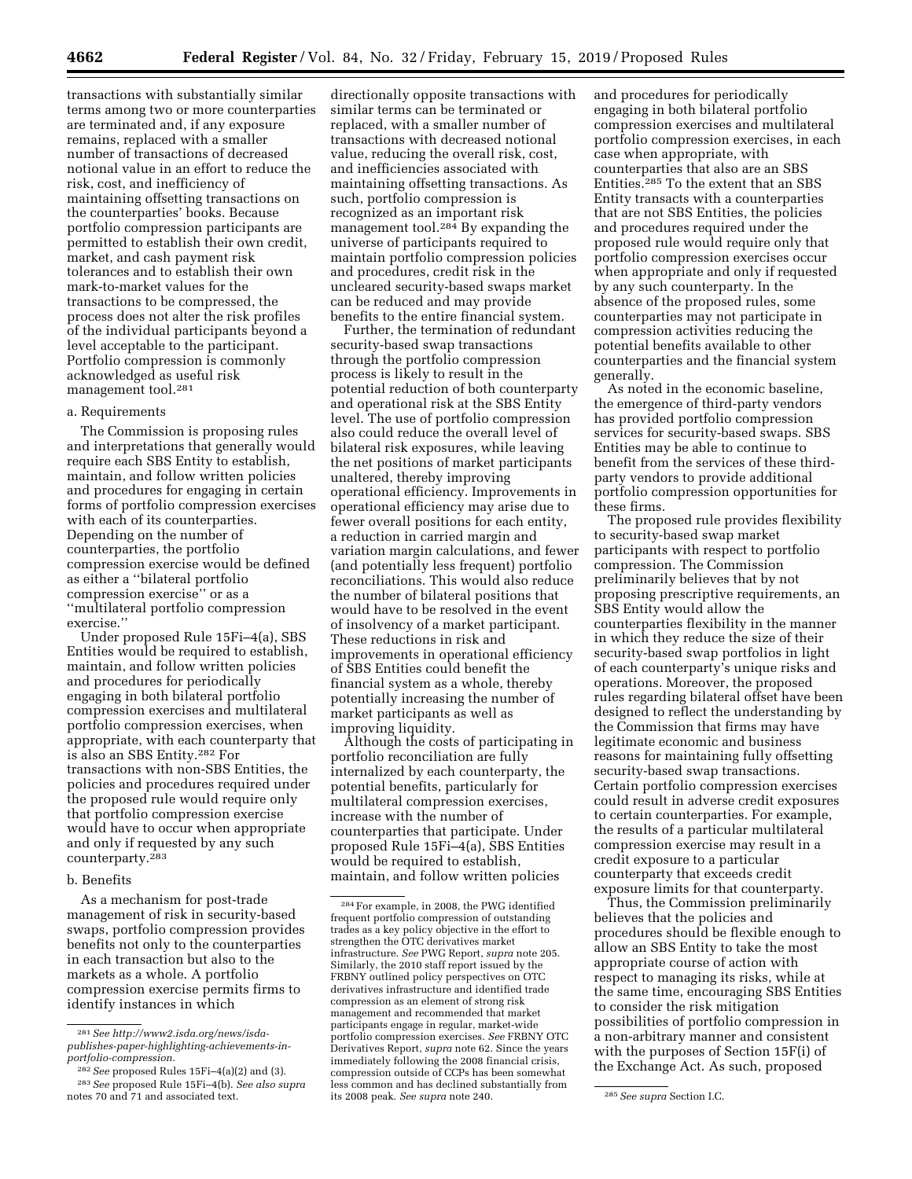transactions with substantially similar terms among two or more counterparties are terminated and, if any exposure remains, replaced with a smaller number of transactions of decreased notional value in an effort to reduce the risk, cost, and inefficiency of maintaining offsetting transactions on the counterparties' books. Because portfolio compression participants are permitted to establish their own credit, market, and cash payment risk tolerances and to establish their own mark-to-market values for the transactions to be compressed, the process does not alter the risk profiles of the individual participants beyond a level acceptable to the participant. Portfolio compression is commonly acknowledged as useful risk management tool.[281]

a. Requirements

The Commission is proposing rules and interpretations that generally would require each SBS Entity to establish, maintain, and follow written policies and procedures for engaging in certain forms of portfolio compression exercises with each of its counterparties. Depending on the number of counterparties, the portfolio compression exercise would be defined as either a ''bilateral portfolio compression exercise'' or as a ''multilateral portfolio compression exercise.''

Under proposed Rule 15Fi–4(a), SBS Entities would be required to establish, maintain, and follow written policies and procedures for periodically engaging in both bilateral portfolio compression exercises and multilateral portfolio compression exercises, when appropriate, with each counterparty that is also an SBS Entity.[282] For transactions with non-SBS Entities, the policies and procedures required under the proposed rule would require only that portfolio compression exercise would have to occur when appropriate and only if requested by any such counterparty.[283]

b. Benefits

As a mechanism for post-trade management of risk in security-based swaps, portfolio compression provides benefits not only to the counterparties in each transaction but also to the markets as a whole. A portfolio compression exercise permits firms to identify instances in which directionally opposite transactions with similar terms can be terminated or replaced, with a smaller number of transactions with decreased notional value, reducing the overall risk, cost, and inefficiencies associated with maintaining offsetting transactions. As such, portfolio compression is recognized as an important risk management tool.[284] By expanding the universe of participants required to maintain portfolio compression policies and procedures, credit risk in the uncleared security-based swaps market can be reduced and may provide benefits to the entire financial system.

Further, the termination of redundant security-based swap transactions through the portfolio compression process is likely to result in the potential reduction of both counterparty and operational risk at the SBS Entity level. The use of portfolio compression also could reduce the overall level of bilateral risk exposures, while leaving the net positions of market participants unaltered, thereby improving operational efficiency. Improvements in operational efficiency may arise due to fewer overall positions for each entity, a reduction in carried margin and variation margin calculations, and fewer (and potentially less frequent) portfolio reconciliations. This would also reduce the number of bilateral positions that would have to be resolved in the event of insolvency of a market participant. These reductions in risk and improvements in operational efficiency of SBS Entities could benefit the financial system as a whole, thereby potentially increasing the number of market participants as well as improving liquidity.

Although the costs of participating in portfolio reconciliation are fully internalized by each counterparty, the potential benefits, particularly for multilateral compression exercises, increase with the number of counterparties that participate. Under proposed Rule 15Fi–4(a), SBS Entities would be required to establish, maintain, and follow written policies and procedures for periodically engaging in both bilateral portfolio compression exercises and multilateral portfolio compression exercises, in each case when appropriate, with counterparties that also are an SBS Entities.[285] To the extent that an SBS Entity transacts with a counterparties that are not SBS Entities, the policies and procedures required under the proposed rule would require only that portfolio compression exercises occur when appropriate and only if requested by any such counterparty. In the absence of the proposed rules, some counterparties may not participate in compression activities reducing the potential benefits available to other counterparties and the financial system generally.

As noted in the economic baseline, the emergence of third-party vendors has provided portfolio compression services for security-based swaps. SBS Entities may be able to continue to benefit from the services of these third-party vendors to provide additional portfolio compression opportunities for these firms.

The proposed rule provides flexibility to security-based swap market participants with respect to portfolio compression. The Commission preliminarily believes that by not proposing prescriptive requirements, an SBS Entity would allow the counterparties flexibility in the manner in which they reduce the size of their security-based swap portfolios in light of each counterparty's unique risks and operations. Moreover, the proposed rules regarding bilateral offset have been designed to reflect the understanding by the Commission that firms may have legitimate economic and business reasons for maintaining fully offsetting security-based swap transactions. Certain portfolio compression exercises could result in adverse credit exposures to certain counterparties. For example, the results of a particular multilateral compression exercise may result in a credit exposure to a particular counterparty that exceeds credit exposure limits for that counterparty.

Thus, the Commission preliminarily believes that the policies and procedures should be flexible enough to allow an SBS Entity to take the most appropriate course of action with respect to managing its risks, while at the same time, encouraging SBS Entities to consider the risk mitigation possibilities of portfolio compression in a non-arbitrary manner and consistent with the purposes of Section 15F(i) of the Exchange Act. As such, proposed

---

[281] *See http://www2.isda.org/news/isda-publishes-paper-highlighting-achievements-in-portfolio-compression.*

[282] *See* proposed Rules 15Fi–4(a)(2) and (3).

[283] *See* proposed Rule 15Fi–4(b). *See also supra* notes 70 and 71 and associated text.

[284] For example, in 2008, the PWG identified frequent portfolio compression of outstanding trades as a key policy objective in the effort to strengthen the OTC derivatives market infrastructure. *See* PWG Report, *supra* note 205. Similarly, the 2010 staff report issued by the FRBNY outlined policy perspectives on OTC derivatives infrastructure and identified trade compression as an element of strong risk management and recommended that market participants engage in regular, market-wide portfolio compression exercises. *See* FRBNY OTC Derivatives Report, *supra* note 62. Since the years immediately following the 2008 financial crisis, compression outside of CCPs has been somewhat less common and has declined substantially from its 2008 peak. *See supra* note 240.

[285] *See supra* Section I.C.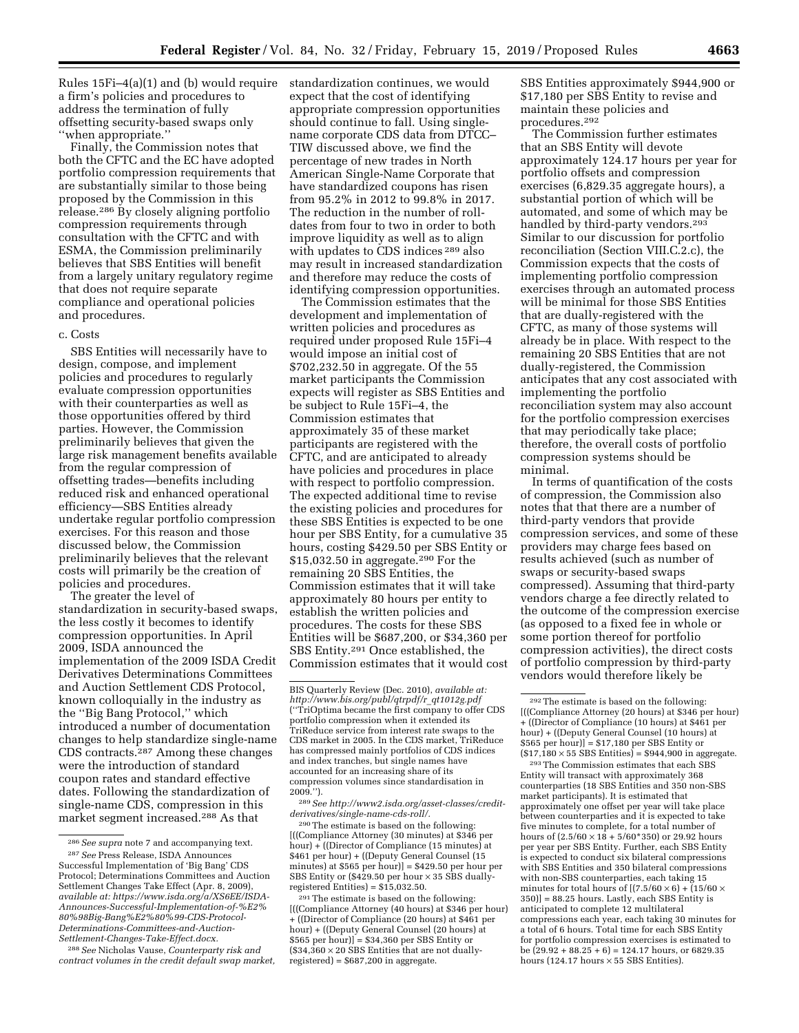Rules 15Fi–4(a)(1) and (b) would require a firm's policies and procedures to address the termination of fully offsetting security-based swaps only ''when appropriate.''

Finally, the Commission notes that both the CFTC and the EC have adopted portfolio compression requirements that are substantially similar to those being proposed by the Commission in this release.[286] By closely aligning portfolio compression requirements through consultation with the CFTC and with ESMA, the Commission preliminarily believes that SBS Entities will benefit from a largely unitary regulatory regime that does not require separate compliance and operational policies and procedures.

c. Costs

SBS Entities will necessarily have to design, compose, and implement policies and procedures to regularly evaluate compression opportunities with their counterparties as well as those opportunities offered by third parties. However, the Commission preliminarily believes that given the large risk management benefits available from the regular compression of offsetting trades—benefits including reduced risk and enhanced operational efficiency—SBS Entities already undertake regular portfolio compression exercises. For this reason and those discussed below, the Commission preliminarily believes that the relevant costs will primarily be the creation of policies and procedures.

The greater the level of standardization in security-based swaps, the less costly it becomes to identify compression opportunities. In April 2009, ISDA announced the implementation of the 2009 ISDA Credit Derivatives Determinations Committees and Auction Settlement CDS Protocol, known colloquially in the industry as the ''Big Bang Protocol,'' which introduced a number of documentation changes to help standardize single-name CDS contracts.[287] Among these changes were the introduction of standard coupon rates and standard effective dates. Following the standardization of single-name CDS, compression in this market segment increased.[288] As that standardization continues, we would expect that the cost of identifying appropriate compression opportunities should continue to fall. Using single-name corporate CDS data from DTCC–TIW discussed above, we find the percentage of new trades in North American Single-Name Corporate that have standardized coupons has risen from 95.2% in 2012 to 99.8% in 2017. The reduction in the number of roll-dates from four to two in order to both improve liquidity as well as to align with updates to CDS indices[289] also may result in increased standardization and therefore may reduce the costs of identifying compression opportunities.

The Commission estimates that the development and implementation of written policies and procedures as required under proposed Rule 15Fi–4 would impose an initial cost of $702,232.50 in aggregate. Of the 55 market participants the Commission expects will register as SBS Entities and be subject to Rule 15Fi–4, the Commission estimates that approximately 35 of these market participants are registered with the CFTC, and are anticipated to already have policies and procedures in place with respect to portfolio compression. The expected additional time to revise the existing policies and procedures for these SBS Entities is expected to be one hour per SBS Entity, for a cumulative 35 hours, costing $429.50 per SBS Entity or $15,032.50 in aggregate.[290] For the remaining 20 SBS Entities, the Commission estimates that it will take approximately 80 hours per entity to establish the written policies and procedures. The costs for these SBS Entities will be $687,200, or $34,360 per SBS Entity.[291] Once established, the Commission estimates that it would cost SBS Entities approximately $944,900 or $17,180 per SBS Entity to revise and maintain these policies and procedures.[292]

The Commission further estimates that an SBS Entity will devote approximately 124.17 hours per year for portfolio offsets and compression exercises (6,829.35 aggregate hours), a substantial portion of which will be automated, and some of which may be handled by third-party vendors.[293] Similar to our discussion for portfolio reconciliation (Section VIII.C.2.c), the Commission expects that the costs of implementing portfolio compression exercises through an automated process will be minimal for those SBS Entities that are dually-registered with the CFTC, as many of those systems will already be in place. With respect to the remaining 20 SBS Entities that are not dually-registered, the Commission anticipates that any cost associated with implementing the portfolio reconciliation system may also account for the portfolio compression exercises that may periodically take place; therefore, the overall costs of portfolio compression systems should be minimal.

In terms of quantification of the costs of compression, the Commission also notes that that there are a number of third-party vendors that provide compression services, and some of these providers may charge fees based on results achieved (such as number of swaps or security-based swaps compressed). Assuming that third-party vendors charge a fee directly related to the outcome of the compression exercise (as opposed to a fixed fee in whole or some portion thereof for portfolio compression activities), the direct costs of portfolio compression by third-party vendors would therefore likely be

---

[286] *See supra* note 7 and accompanying text.

[287] *See* Press Release, ISDA Announces Successful Implementation of 'Big Bang' CDS Protocol; Determinations Committees and Auction Settlement Changes Take Effect (Apr. 8, 2009), *available at: https://www.isda.org/a/XS6EE/ISDA-Announces-Successful-Implementation-of-%E2%80%98Big-Bang%E2%80%99-CDS-Protocol-Determinations-Committees-and-Auction-Settlement-Changes-Take-Effect.docx.*

[288] *See* Nicholas Vause, *Counterparty risk and contract volumes in the credit default swap market,* BIS Quarterly Review (Dec. 2010), *available at: http://www.bis.org/publ/qtrpdf/r_qt1012g.pdf* (''TriOptima became the first company to offer CDS portfolio compression when it extended its TriReduce service from interest rate swaps to the CDS market in 2005. In the CDS market, TriReduce has compressed mainly portfolios of CDS indices and index tranches, but single names have accounted for an increasing share of its compression volumes since standardisation in 2009.'').

[289] *See http://www2.isda.org/asset-classes/credit-derivatives/single-name-cds-roll/.*

[290] The estimate is based on the following: [((Compliance Attorney (30 minutes) at $346 per hour) + ((Director of Compliance (15 minutes) at $461 per hour) + ((Deputy General Counsel (15 minutes) at $565 per hour)] = $429.50 per hour per SBS Entity or ($429.50 per hour × 35 SBS dually-registered Entities) = $15,032.50.

[291] The estimate is based on the following: [((Compliance Attorney (40 hours) at $346 per hour) + ((Director of Compliance (20 hours) at $461 per hour) + ((Deputy General Counsel (20 hours) at $565 per hour)] = $34,360 per SBS Entity or ($34,360 × 20 SBS Entities that are not dually-registered) = $687,200 in aggregate.

[292] The estimate is based on the following: [((Compliance Attorney (20 hours) at $346 per hour) + ((Director of Compliance (10 hours) at $461 per hour) + ((Deputy General Counsel (10 hours) at $565 per hour)] = $17,180 per SBS Entity or ($17,180 × 55 SBS Entities) = $944,900 in aggregate.

[293] The Commission estimates that each SBS Entity will transact with approximately 368 counterparties (18 SBS Entities and 350 non-SBS market participants). It is estimated that approximately one offset per year will take place between counterparties and it is expected to take five minutes to complete, for a total number of hours of (2.5/60 × 18 + 5/60*350) or 29.92 hours per year per SBS Entity. Further, each SBS Entity is expected to conduct six bilateral compressions with SBS Entities and 350 bilateral compressions with non-SBS counterparties, each taking 15 minutes for total hours of [(7.5/60 × 6) + (15/60 × 350)] = 88.25 hours. Lastly, each SBS Entity is anticipated to complete 12 multilateral compressions each year, each taking 30 minutes for a total of 6 hours. Total time for each SBS Entity for portfolio compression exercises is estimated to be (29.92 + 88.25 + 6) = 124.17 hours, or 6829.35 hours (124.17 hours × 55 SBS Entities).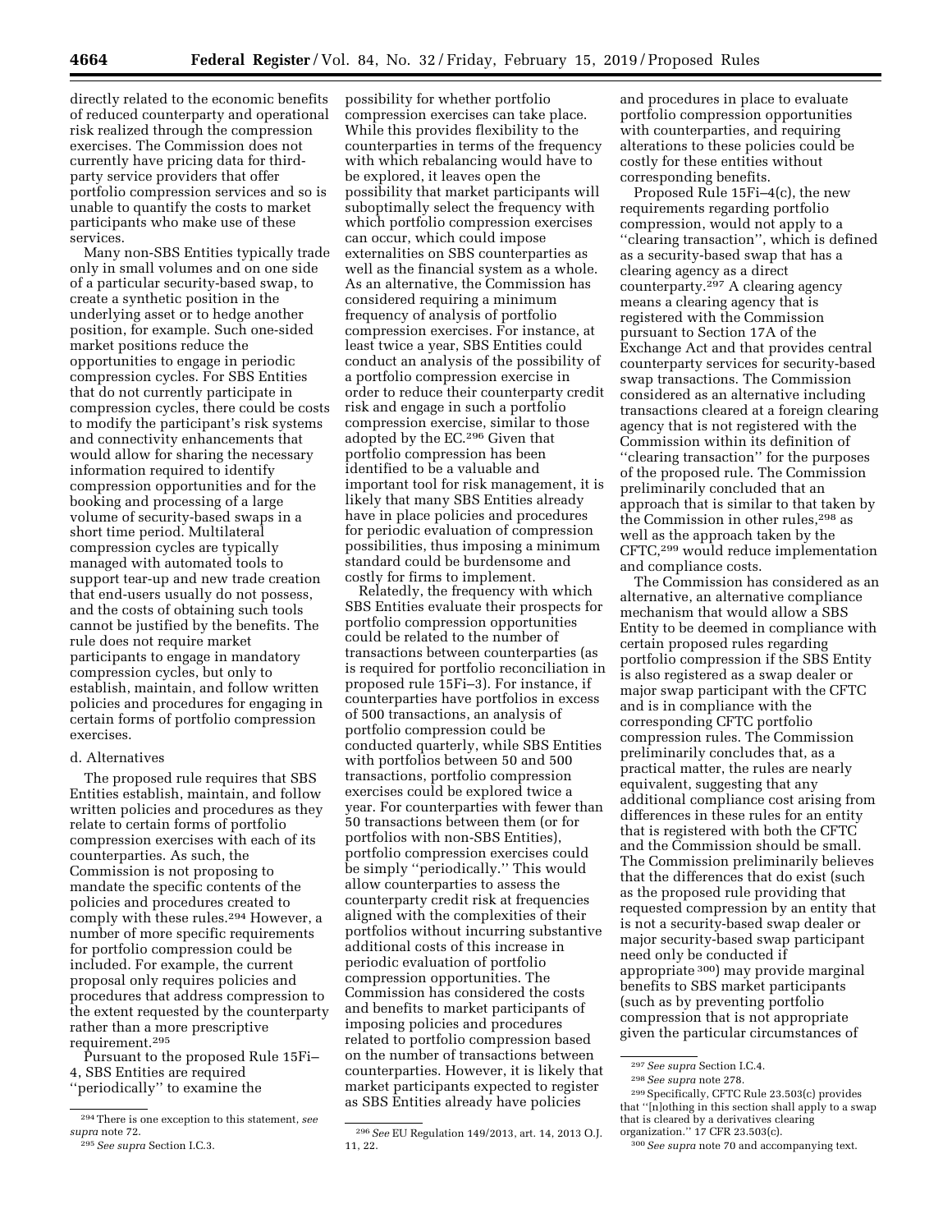directly related to the economic benefits of reduced counterparty and operational risk realized through the compression exercises. The Commission does not currently have pricing data for third-party service providers that offer portfolio compression services and so is unable to quantify the costs to market participants who make use of these services.

Many non-SBS Entities typically trade only in small volumes and on one side of a particular security-based swap, to create a synthetic position in the underlying asset or to hedge another position, for example. Such one-sided market positions reduce the opportunities to engage in periodic compression cycles. For SBS Entities that do not currently participate in compression cycles, there could be costs to modify the participant's risk systems and connectivity enhancements that would allow for sharing the necessary information required to identify compression opportunities and for the booking and processing of a large volume of security-based swaps in a short time period. Multilateral compression cycles are typically managed with automated tools to support tear-up and new trade creation that end-users usually do not possess, and the costs of obtaining such tools cannot be justified by the benefits. The rule does not require market participants to engage in mandatory compression cycles, but only to establish, maintain, and follow written policies and procedures for engaging in certain forms of portfolio compression exercises.

d. Alternatives

The proposed rule requires that SBS Entities establish, maintain, and follow written policies and procedures as they relate to certain forms of portfolio compression exercises with each of its counterparties. As such, the Commission is not proposing to mandate the specific contents of the policies and procedures created to comply with these rules.[294] However, a number of more specific requirements for portfolio compression could be included. For example, the current proposal only requires policies and procedures that address compression to the extent requested by the counterparty rather than a more prescriptive requirement.[295]

Pursuant to the proposed Rule 15Fi–4, SBS Entities are required ''periodically'' to examine the possibility for whether portfolio compression exercises can take place. While this provides flexibility to the counterparties in terms of the frequency with which rebalancing would have to be explored, it leaves open the possibility that market participants will suboptimally select the frequency with which portfolio compression exercises can occur, which could impose externalities on SBS counterparties as well as the financial system as a whole. As an alternative, the Commission has considered requiring a minimum frequency of analysis of portfolio compression exercises. For instance, at least twice a year, SBS Entities could conduct an analysis of the possibility of a portfolio compression exercise in order to reduce their counterparty credit risk and engage in such a portfolio compression exercise, similar to those adopted by the EC.[296] Given that portfolio compression has been identified to be a valuable and important tool for risk management, it is likely that many SBS Entities already have in place policies and procedures for periodic evaluation of compression possibilities, thus imposing a minimum standard could be burdensome and costly for firms to implement.

Relatedly, the frequency with which SBS Entities evaluate their prospects for portfolio compression opportunities could be related to the number of transactions between counterparties (as is required for portfolio reconciliation in proposed rule 15Fi–3). For instance, if counterparties have portfolios in excess of 500 transactions, an analysis of portfolio compression could be conducted quarterly, while SBS Entities with portfolios between 50 and 500 transactions, portfolio compression exercises could be explored twice a year. For counterparties with fewer than 50 transactions between them (or for portfolios with non-SBS Entities), portfolio compression exercises could be simply ''periodically.'' This would allow counterparties to assess the counterparty credit risk at frequencies aligned with the complexities of their portfolios without incurring substantive additional costs of this increase in periodic evaluation of portfolio compression opportunities. The Commission has considered the costs and benefits to market participants of imposing policies and procedures related to portfolio compression based on the number of transactions between counterparties. However, it is likely that market participants expected to register as SBS Entities already have policies and procedures in place to evaluate portfolio compression opportunities with counterparties, and requiring alterations to these policies could be costly for these entities without corresponding benefits.

Proposed Rule 15Fi–4(c), the new requirements regarding portfolio compression, would not apply to a ''clearing transaction'', which is defined as a security-based swap that has a clearing agency as a direct counterparty.[297] A clearing agency means a clearing agency that is registered with the Commission pursuant to Section 17A of the Exchange Act and that provides central counterparty services for security-based swap transactions. The Commission considered as an alternative including transactions cleared at a foreign clearing agency that is not registered with the Commission within its definition of ''clearing transaction'' for the purposes of the proposed rule. The Commission preliminarily concluded that an approach that is similar to that taken by the Commission in other rules,[298] as well as the approach taken by the CFTC,[299] would reduce implementation and compliance costs.

The Commission has considered as an alternative, an alternative compliance mechanism that would allow a SBS Entity to be deemed in compliance with certain proposed rules regarding portfolio compression if the SBS Entity is also registered as a swap dealer or major swap participant with the CFTC and is in compliance with the corresponding CFTC portfolio compression rules. The Commission preliminarily concludes that, as a practical matter, the rules are nearly equivalent, suggesting that any additional compliance cost arising from differences in these rules for an entity that is registered with both the CFTC and the Commission should be small. The Commission preliminarily believes that the differences that do exist (such as the proposed rule providing that requested compression by an entity that is not a security-based swap dealer or major security-based swap participant need only be conducted if appropriate[300]) may provide marginal benefits to SBS market participants (such as by preventing portfolio compression that is not appropriate given the particular circumstances of

---

[294] There is one exception to this statement, *see supra* note 72.

[295] *See supra* Section I.C.3.

[296] *See* EU Regulation 149/2013, art. 14, 2013 O.J. 11, 22.

[297] *See supra* Section I.C.4.

[298] *See supra* note 278.

[299] Specifically, CFTC Rule 23.503(c) provides that ''[n]othing in this section shall apply to a swap that is cleared by a derivatives clearing organization.'' 17 CFR 23.503(c).

[300] *See supra* note 70 and accompanying text.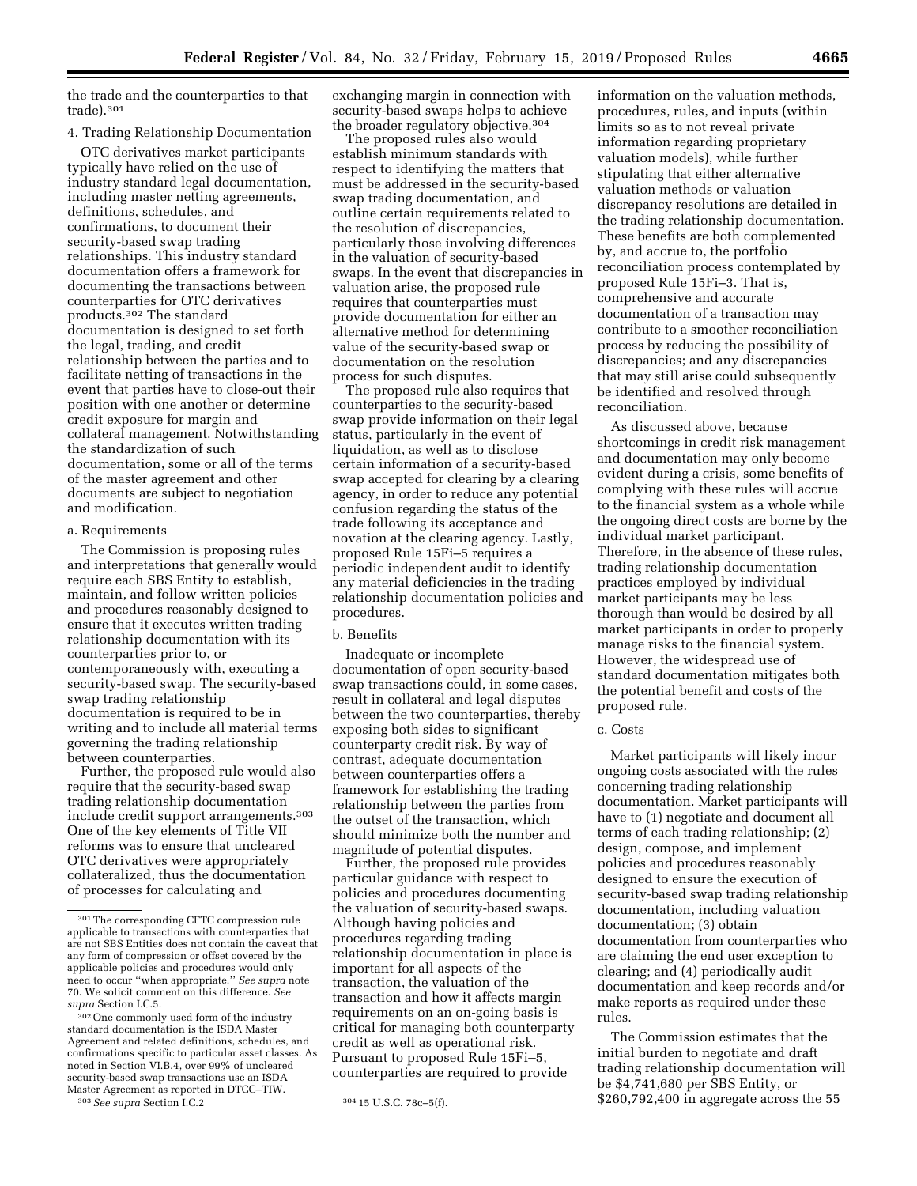the trade and the counterparties to that trade).[301]

4. Trading Relationship Documentation

OTC derivatives market participants typically have relied on the use of industry standard legal documentation, including master netting agreements, definitions, schedules, and confirmations, to document their security-based swap trading relationships. This industry standard documentation offers a framework for documenting the transactions between counterparties for OTC derivatives products.[302] The standard documentation is designed to set forth the legal, trading, and credit relationship between the parties and to facilitate netting of transactions in the event that parties have to close-out their position with one another or determine credit exposure for margin and collateral management. Notwithstanding the standardization of such documentation, some or all of the terms of the master agreement and other documents are subject to negotiation and modification.

a. Requirements

The Commission is proposing rules and interpretations that generally would require each SBS Entity to establish, maintain, and follow written policies and procedures reasonably designed to ensure that it executes written trading relationship documentation with its counterparties prior to, or contemporaneously with, executing a security-based swap. The security-based swap trading relationship documentation is required to be in writing and to include all material terms governing the trading relationship between counterparties.

Further, the proposed rule would also require that the security-based swap trading relationship documentation include credit support arrangements.[303] One of the key elements of Title VII reforms was to ensure that uncleared OTC derivatives were appropriately collateralized, thus the documentation of processes for calculating and exchanging margin in connection with security-based swaps helps to achieve the broader regulatory objective.[304]

The proposed rules also would establish minimum standards with respect to identifying the matters that must be addressed in the security-based swap trading documentation, and outline certain requirements related to the resolution of discrepancies, particularly those involving differences in the valuation of security-based swaps. In the event that discrepancies in valuation arise, the proposed rule requires that counterparties must provide documentation for either an alternative method for determining value of the security-based swap or documentation on the resolution process for such disputes.

The proposed rule also requires that counterparties to the security-based swap provide information on their legal status, particularly in the event of liquidation, as well as to disclose certain information of a security-based swap accepted for clearing by a clearing agency, in order to reduce any potential confusion regarding the status of the trade following its acceptance and novation at the clearing agency. Lastly, proposed Rule 15Fi–5 requires a periodic independent audit to identify any material deficiencies in the trading relationship documentation policies and procedures.

b. Benefits

Inadequate or incomplete documentation of open security-based swap transactions could, in some cases, result in collateral and legal disputes between the two counterparties, thereby exposing both sides to significant counterparty credit risk. By way of contrast, adequate documentation between counterparties offers a framework for establishing the trading relationship between the parties from the outset of the transaction, which should minimize both the number and magnitude of potential disputes.

Further, the proposed rule provides particular guidance with respect to policies and procedures documenting the valuation of security-based swaps. Although having policies and procedures regarding trading relationship documentation in place is important for all aspects of the transaction, the valuation of the transaction and how it affects margin requirements on an on-going basis is critical for managing both counterparty credit as well as operational risk. Pursuant to proposed Rule 15Fi–5, counterparties are required to provide information on the valuation methods, procedures, rules, and inputs (within limits so as to not reveal private information regarding proprietary valuation models), while further stipulating that either alternative valuation methods or valuation discrepancy resolutions are detailed in the trading relationship documentation. These benefits are both complemented by, and accrue to, the portfolio reconciliation process contemplated by proposed Rule 15Fi–3. That is, comprehensive and accurate documentation of a transaction may contribute to a smoother reconciliation process by reducing the possibility of discrepancies; and any discrepancies that may still arise could subsequently be identified and resolved through reconciliation.

As discussed above, because shortcomings in credit risk management and documentation may only become evident during a crisis, some benefits of complying with these rules will accrue to the financial system as a whole while the ongoing direct costs are borne by the individual market participant. Therefore, in the absence of these rules, trading relationship documentation practices employed by individual market participants may be less thorough than would be desired by all market participants in order to properly manage risks to the financial system. However, the widespread use of standard documentation mitigates both the potential benefit and costs of the proposed rule.

c. Costs

Market participants will likely incur ongoing costs associated with the rules concerning trading relationship documentation. Market participants will have to (1) negotiate and document all terms of each trading relationship; (2) design, compose, and implement policies and procedures reasonably designed to ensure the execution of security-based swap trading relationship documentation, including valuation documentation; (3) obtain documentation from counterparties who are claiming the end user exception to clearing; and (4) periodically audit documentation and keep records and/or make reports as required under these rules.

The Commission estimates that the initial burden to negotiate and draft trading relationship documentation will be $4,741,680 per SBS Entity, or $260,792,400 in aggregate across the 55

---

[301] The corresponding CFTC compression rule applicable to transactions with counterparties that are not SBS Entities does not contain the caveat that any form of compression or offset covered by the applicable policies and procedures would only need to occur "when appropriate." *See supra* note 70. We solicit comment on this difference. *See supra* Section I.C.5.

[302] One commonly used form of the industry standard documentation is the ISDA Master Agreement and related definitions, schedules, and confirmations specific to particular asset classes. As noted in Section VI.B.4, over 99% of uncleared security-based swap transactions use an ISDA Master Agreement as reported in DTCC–TIW.

[303] *See supra* Section I.C.2

[304] 15 U.S.C. 78c–5(f).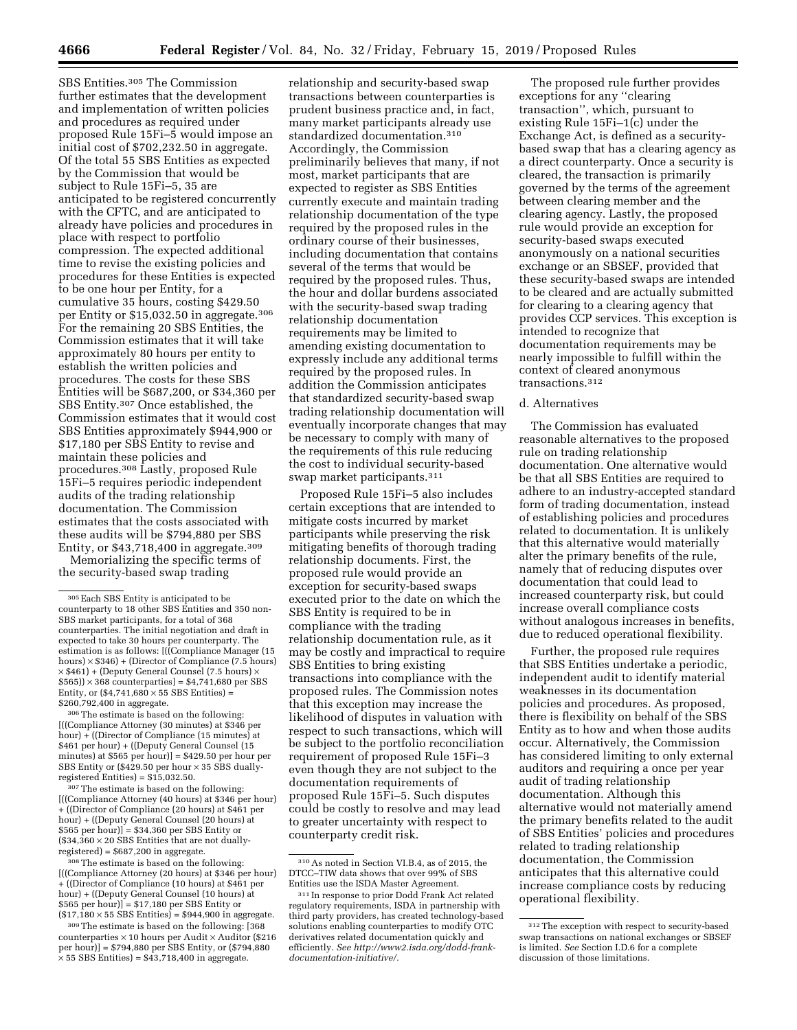SBS Entities.[305] The Commission further estimates that the development and implementation of written policies and procedures as required under proposed Rule 15Fi–5 would impose an initial cost of $702,232.50 in aggregate. Of the total 55 SBS Entities as expected by the Commission that would be subject to Rule 15Fi–5, 35 are anticipated to be registered concurrently with the CFTC, and are anticipated to already have policies and procedures in place with respect to portfolio compression. The expected additional time to revise the existing policies and procedures for these Entities is expected to be one hour per Entity, for a cumulative 35 hours, costing $429.50 per Entity or $15,032.50 in aggregate.[306] For the remaining 20 SBS Entities, the Commission estimates that it will take approximately 80 hours per entity to establish the written policies and procedures. The costs for these SBS Entities will be $687,200, or $34,360 per SBS Entity.[307] Once established, the Commission estimates that it would cost SBS Entities approximately $944,900 or $17,180 per SBS Entity to revise and maintain these policies and procedures.[308] Lastly, proposed Rule 15Fi–5 requires periodic independent audits of the trading relationship documentation. The Commission estimates that the costs associated with these audits will be $794,880 per SBS Entity, or $43,718,400 in aggregate.[309]

Memorializing the specific terms of the security-based swap trading relationship and security-based swap transactions between counterparties is prudent business practice and, in fact, many market participants already use standardized documentation.[310] Accordingly, the Commission preliminarily believes that many, if not most, market participants that are expected to register as SBS Entities currently execute and maintain trading relationship documentation of the type required by the proposed rules in the ordinary course of their businesses, including documentation that contains several of the terms that would be required by the proposed rules. Thus, the hour and dollar burdens associated with the security-based swap trading relationship documentation requirements may be limited to amending existing documentation to expressly include any additional terms required by the proposed rules. In addition the Commission anticipates that standardized security-based swap trading relationship documentation will eventually incorporate changes that may be necessary to comply with many of the requirements of this rule reducing the cost to individual security-based swap market participants.[311]

Proposed Rule 15Fi–5 also includes certain exceptions that are intended to mitigate costs incurred by market participants while preserving the risk mitigating benefits of thorough trading relationship documents. First, the proposed rule would provide an exception for security-based swaps executed prior to the date on which the SBS Entity is required to be in compliance with the trading relationship documentation rule, as it may be costly and impractical to require SBS Entities to bring existing transactions into compliance with the proposed rules. The Commission notes that this exception may increase the likelihood of disputes in valuation with respect to such transactions, which will be subject to the portfolio reconciliation requirement of proposed Rule 15Fi–3 even though they are not subject to the documentation requirements of proposed Rule 15Fi–5. Such disputes could be costly to resolve and may lead to greater uncertainty with respect to counterparty credit risk.

The proposed rule further provides exceptions for any ''clearing transaction'', which, pursuant to existing Rule 15Fi–1(c) under the Exchange Act, is defined as a security-based swap that has a clearing agency as a direct counterparty. Once a security is cleared, the transaction is primarily governed by the terms of the agreement between clearing member and the clearing agency. Lastly, the proposed rule would provide an exception for security-based swaps executed anonymously on a national securities exchange or an SBSEF, provided that these security-based swaps are intended to be cleared and are actually submitted for clearing to a clearing agency that provides CCP services. This exception is intended to recognize that documentation requirements may be nearly impossible to fulfill within the context of cleared anonymous transactions.[312]

d. Alternatives

The Commission has evaluated reasonable alternatives to the proposed rule on trading relationship documentation. One alternative would be that all SBS Entities are required to adhere to an industry-accepted standard form of trading documentation, instead of establishing policies and procedures related to documentation. It is unlikely that this alternative would materially alter the primary benefits of the rule, namely that of reducing disputes over documentation that could lead to increased counterparty risk, but could increase overall compliance costs without analogous increases in benefits, due to reduced operational flexibility.

Further, the proposed rule requires that SBS Entities undertake a periodic, independent audit to identify material weaknesses in its documentation policies and procedures. As proposed, there is flexibility on behalf of the SBS Entity as to how and when those audits occur. Alternatively, the Commission has considered limiting to only external auditors and requiring a once per year audit of trading relationship documentation. Although this alternative would not materially amend the primary benefits related to the audit of SBS Entities' policies and procedures related to trading relationship documentation, the Commission anticipates that this alternative could increase compliance costs by reducing operational flexibility.

---

[305] Each SBS Entity is anticipated to be counterparty to 18 other SBS Entities and 350 non-SBS market participants, for a total of 368 counterparties. The initial negotiation and draft in expected to take 30 hours per counterparty. The estimation is as follows: [((Compliance Manager (15 hours) × $346) + (Director of Compliance (7.5 hours) × $461) + (Deputy General Counsel (7.5 hours) × $565)) × 368 counterparties] = $4,741,680 per SBS Entity, or ($4,741,680 × 55 SBS Entities) = $260,792,400 in aggregate.

[306] The estimate is based on the following: [((Compliance Attorney (30 minutes) at $346 per hour) + ((Director of Compliance (15 minutes) at $461 per hour) + ((Deputy General Counsel (15 minutes) at $565 per hour)] = $429.50 per hour per SBS Entity or ($429.50 per hour × 35 SBS dually-registered Entities) = $15,032.50.

[307] The estimate is based on the following: [((Compliance Attorney (40 hours) at $346 per hour) + ((Director of Compliance (20 hours) at $461 per hour) + ((Deputy General Counsel (20 hours) at $565 per hour)] = $34,360 per SBS Entity or ($34,360 × 20 SBS Entities that are not dually-registered) = $687,200 in aggregate.

[308] The estimate is based on the following: [((Compliance Attorney (20 hours) at $346 per hour) + ((Director of Compliance (10 hours) at $461 per hour) + ((Deputy General Counsel (10 hours) at $565 per hour)] = $17,180 per SBS Entity or ($17,180 × 55 SBS Entities) = $944,900 in aggregate.

[309] The estimate is based on the following: [368 counterparties × 10 hours per Audit × Auditor ($216 per hour)] = $794,880 per SBS Entity, or ($794,880 × 55 SBS Entities) = $43,718,400 in aggregate.

[310] As noted in Section VI.B.4, as of 2015, the DTCC–TIW data shows that over 99% of SBS Entities use the ISDA Master Agreement.

[311] In response to prior Dodd Frank Act related regulatory requirements, ISDA in partnership with third party providers, has created technology-based solutions enabling counterparties to modify OTC derivatives related documentation quickly and efficiently. *See http://www2.isda.org/dodd-frank-documentation-initiative/.*

[312] The exception with respect to security-based swap transactions on national exchanges or SBSEF is limited. *See* Section I.D.6 for a complete discussion of those limitations.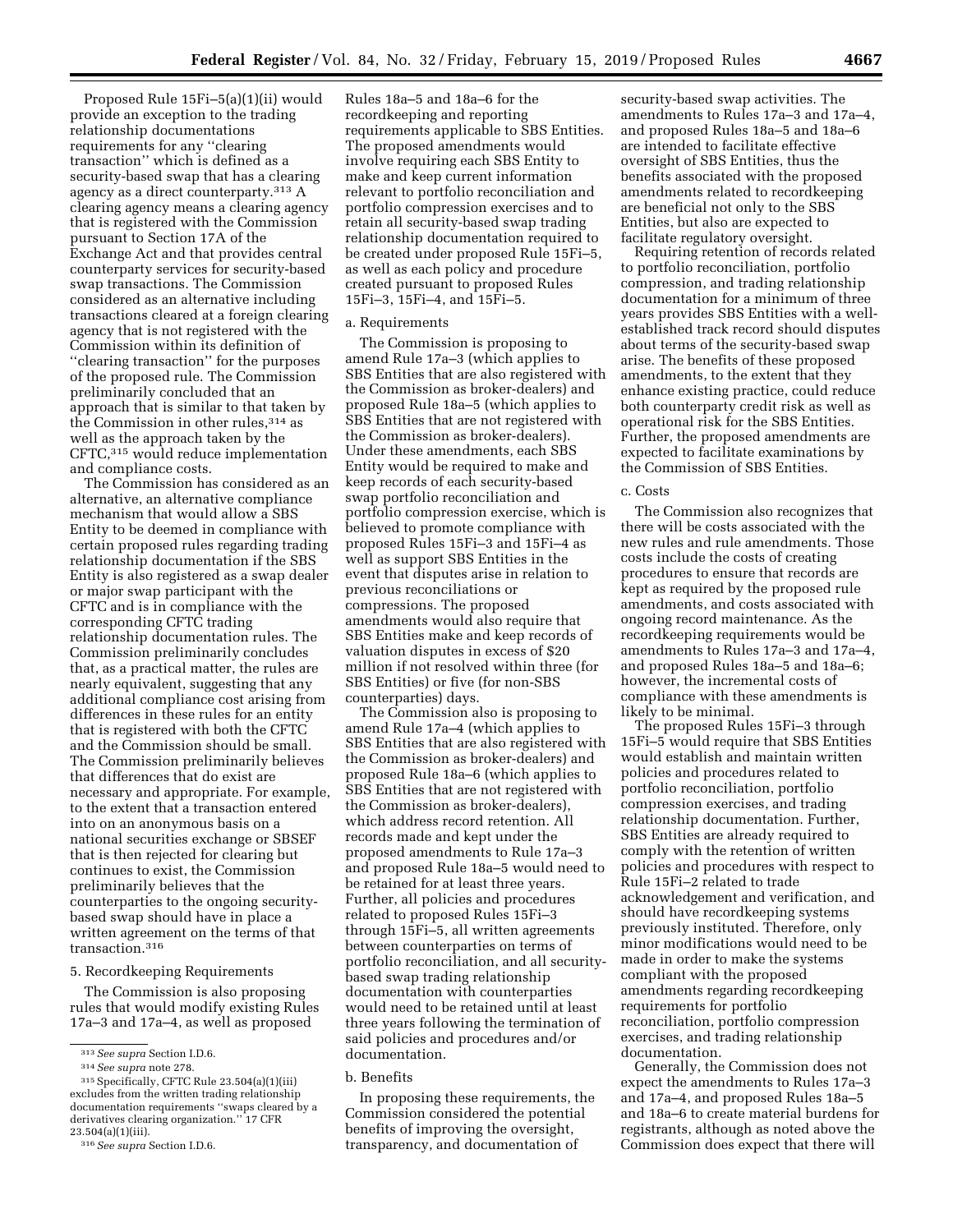Proposed Rule 15Fi–5(a)(1)(ii) would provide an exception to the trading relationship documentations requirements for any "clearing transaction" which is defined as a security-based swap that has a clearing agency as a direct counterparty.[313] A clearing agency means a clearing agency that is registered with the Commission pursuant to Section 17A of the Exchange Act and that provides central counterparty services for security-based swap transactions. The Commission considered as an alternative including transactions cleared at a foreign clearing agency that is not registered with the Commission within its definition of "clearing transaction" for the purposes of the proposed rule. The Commission preliminarily concluded that an approach that is similar to that taken by the Commission in other rules,[314] as well as the approach taken by the CFTC,[315] would reduce implementation and compliance costs.

The Commission has considered as an alternative, an alternative compliance mechanism that would allow a SBS Entity to be deemed in compliance with certain proposed rules regarding trading relationship documentation if the SBS Entity is also registered as a swap dealer or major swap participant with the CFTC and is in compliance with the corresponding CFTC trading relationship documentation rules. The Commission preliminarily concludes that, as a practical matter, the rules are nearly equivalent, suggesting that any additional compliance cost arising from differences in these rules for an entity that is registered with both the CFTC and the Commission should be small. The Commission preliminarily believes that differences that do exist are necessary and appropriate. For example, to the extent that a transaction entered into on an anonymous basis on a national securities exchange or SBSEF that is then rejected for clearing but continues to exist, the Commission preliminarily believes that the counterparties to the ongoing security-based swap should have in place a written agreement on the terms of that transaction.[316]

5. Recordkeeping Requirements

The Commission is also proposing rules that would modify existing Rules 17a–3 and 17a–4, as well as proposed Rules 18a–5 and 18a–6 for the recordkeeping and reporting requirements applicable to SBS Entities. The proposed amendments would involve requiring each SBS Entity to make and keep current information relevant to portfolio reconciliation and portfolio compression exercises and to retain all security-based swap trading relationship documentation required to be created under proposed Rule 15Fi–5, as well as each policy and procedure created pursuant to proposed Rules 15Fi–3, 15Fi–4, and 15Fi–5.

a. Requirements

The Commission is proposing to amend Rule 17a–3 (which applies to SBS Entities that are also registered with the Commission as broker-dealers) and proposed Rule 18a–5 (which applies to SBS Entities that are not registered with the Commission as broker-dealers). Under these amendments, each SBS Entity would be required to make and keep records of each security-based swap portfolio reconciliation and portfolio compression exercise, which is believed to promote compliance with proposed Rules 15Fi–3 and 15Fi–4 as well as support SBS Entities in the event that disputes arise in relation to previous reconciliations or compressions. The proposed amendments would also require that SBS Entities make and keep records of valuation disputes in excess of $20 million if not resolved within three (for SBS Entities) or five (for non-SBS counterparties) days.

The Commission also is proposing to amend Rule 17a–4 (which applies to SBS Entities that are also registered with the Commission as broker-dealers) and proposed Rule 18a–6 (which applies to SBS Entities that are not registered with the Commission as broker-dealers), which address record retention. All records made and kept under the proposed amendments to Rule 17a–3 and proposed Rule 18a–5 would need to be retained for at least three years. Further, all policies and procedures related to proposed Rules 15Fi–3 through 15Fi–5, all written agreements between counterparties on terms of portfolio reconciliation, and all security-based swap trading relationship documentation with counterparties would need to be retained until at least three years following the termination of said policies and procedures and/or documentation.

b. Benefits

In proposing these requirements, the Commission considered the potential benefits of improving the oversight, transparency, and documentation of security-based swap activities. The amendments to Rules 17a–3 and 17a–4, and proposed Rules 18a–5 and 18a–6 are intended to facilitate effective oversight of SBS Entities, thus the benefits associated with the proposed amendments related to recordkeeping are beneficial not only to the SBS Entities, but also are expected to facilitate regulatory oversight.

Requiring retention of records related to portfolio reconciliation, portfolio compression, and trading relationship documentation for a minimum of three years provides SBS Entities with a well-established track record should disputes about terms of the security-based swap arise. The benefits of these proposed amendments, to the extent that they enhance existing practice, could reduce both counterparty credit risk as well as operational risk for the SBS Entities. Further, the proposed amendments are expected to facilitate examinations by the Commission of SBS Entities.

c. Costs

The Commission also recognizes that there will be costs associated with the new rules and rule amendments. Those costs include the costs of creating procedures to ensure that records are kept as required by the proposed rule amendments, and costs associated with ongoing record maintenance. As the recordkeeping requirements would be amendments to Rules 17a–3 and 17a–4, and proposed Rules 18a–5 and 18a–6; however, the incremental costs of compliance with these amendments is likely to be minimal.

The proposed Rules 15Fi–3 through 15Fi–5 would require that SBS Entities would establish and maintain written policies and procedures related to portfolio reconciliation, portfolio compression exercises, and trading relationship documentation. Further, SBS Entities are already required to comply with the retention of written policies and procedures with respect to Rule 15Fi–2 related to trade acknowledgement and verification, and should have recordkeeping systems previously instituted. Therefore, only minor modifications would need to be made in order to make the systems compliant with the proposed amendments regarding recordkeeping requirements for portfolio reconciliation, portfolio compression exercises, and trading relationship documentation.

Generally, the Commission does not expect the amendments to Rules 17a–3 and 17a–4, and proposed Rules 18a–5 and 18a–6 to create material burdens for registrants, although as noted above the Commission does expect that there will

---

[313] *See supra* Section I.D.6.

[314] *See supra* note 278.

[315] Specifically, CFTC Rule 23.504(a)(1)(iii) excludes from the written trading relationship documentation requirements "swaps cleared by a derivatives clearing organization." 17 CFR 23.504(a)(1)(iii).

[316] *See supra* Section I.D.6.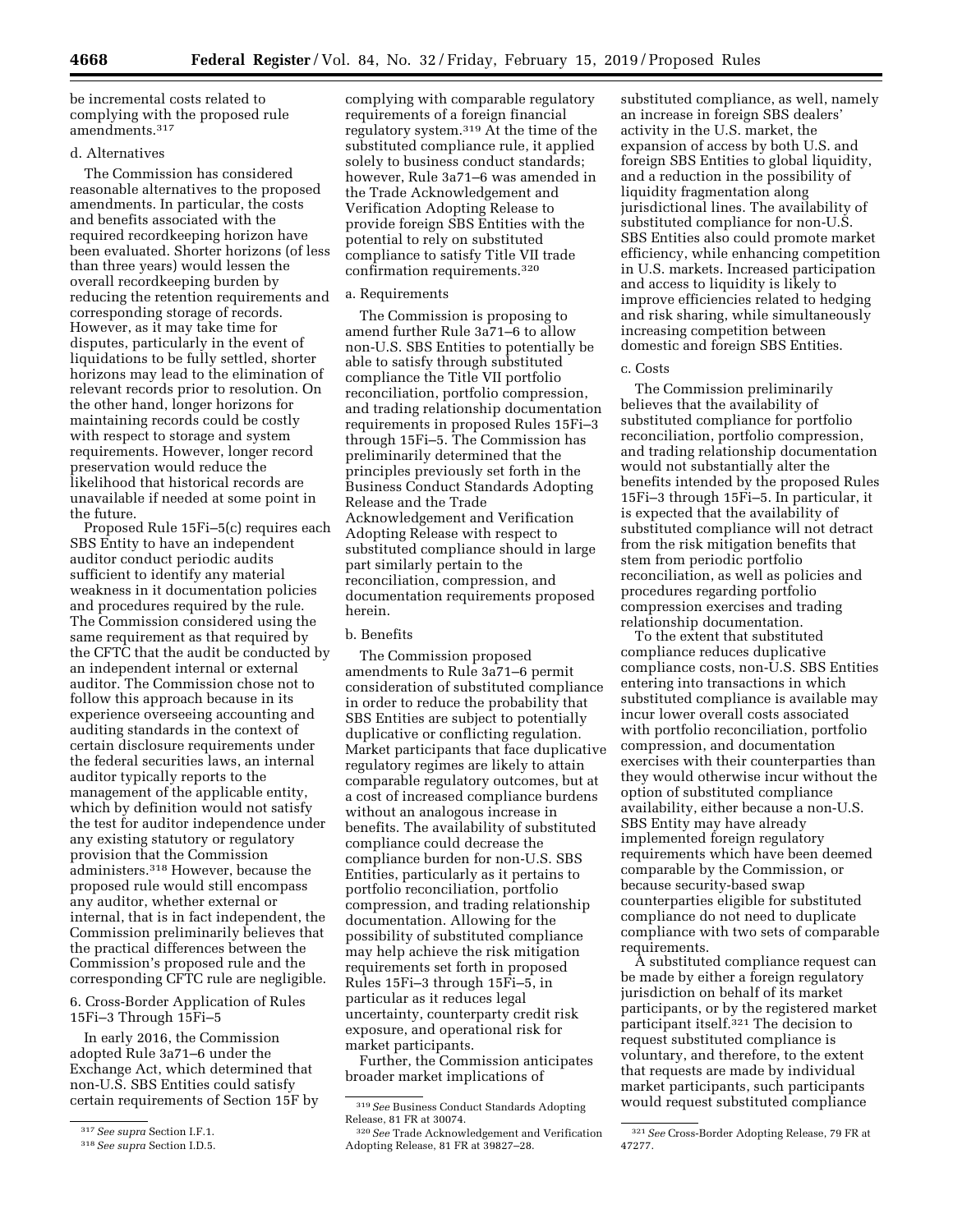be incremental costs related to complying with the proposed rule amendments.[317]

d. Alternatives

The Commission has considered reasonable alternatives to the proposed amendments. In particular, the costs and benefits associated with the required recordkeeping horizon have been evaluated. Shorter horizons (of less than three years) would lessen the overall recordkeeping burden by reducing the retention requirements and corresponding storage of records. However, as it may take time for disputes, particularly in the event of liquidations to be fully settled, shorter horizons may lead to the elimination of relevant records prior to resolution. On the other hand, longer horizons for maintaining records could be costly with respect to storage and system requirements. However, longer record preservation would reduce the likelihood that historical records are unavailable if needed at some point in the future.

Proposed Rule 15Fi–5(c) requires each SBS Entity to have an independent auditor conduct periodic audits sufficient to identify any material weakness in it documentation policies and procedures required by the rule. The Commission considered using the same requirement as that required by the CFTC that the audit be conducted by an independent internal or external auditor. The Commission chose not to follow this approach because in its experience overseeing accounting and auditing standards in the context of certain disclosure requirements under the federal securities laws, an internal auditor typically reports to the management of the applicable entity, which by definition would not satisfy the test for auditor independence under any existing statutory or regulatory provision that the Commission administers.[318] However, because the proposed rule would still encompass any auditor, whether external or internal, that is in fact independent, the Commission preliminarily believes that the practical differences between the Commission's proposed rule and the corresponding CFTC rule are negligible.

6. Cross-Border Application of Rules 15Fi–3 Through 15Fi–5

In early 2016, the Commission adopted Rule 3a71–6 under the Exchange Act, which determined that non-U.S. SBS Entities could satisfy certain requirements of Section 15F by complying with comparable regulatory requirements of a foreign financial regulatory system.[319] At the time of the substituted compliance rule, it applied solely to business conduct standards; however, Rule 3a71–6 was amended in the Trade Acknowledgement and Verification Adopting Release to provide foreign SBS Entities with the potential to rely on substituted compliance to satisfy Title VII trade confirmation requirements.[320]

a. Requirements

The Commission is proposing to amend further Rule 3a71–6 to allow non-U.S. SBS Entities to potentially be able to satisfy through substituted compliance the Title VII portfolio reconciliation, portfolio compression, and trading relationship documentation requirements in proposed Rules 15Fi–3 through 15Fi–5. The Commission has preliminarily determined that the principles previously set forth in the Business Conduct Standards Adopting Release and the Trade Acknowledgement and Verification Adopting Release with respect to substituted compliance should in large part similarly pertain to the reconciliation, compression, and documentation requirements proposed herein.

b. Benefits

The Commission proposed amendments to Rule 3a71–6 permit consideration of substituted compliance in order to reduce the probability that SBS Entities are subject to potentially duplicative or conflicting regulation. Market participants that face duplicative regulatory regimes are likely to attain comparable regulatory outcomes, but at a cost of increased compliance burdens without an analogous increase in benefits. The availability of substituted compliance could decrease the compliance burden for non-U.S. SBS Entities, particularly as it pertains to portfolio reconciliation, portfolio compression, and trading relationship documentation. Allowing for the possibility of substituted compliance may help achieve the risk mitigation requirements set forth in proposed Rules 15Fi–3 through 15Fi–5, in particular as it reduces legal uncertainty, counterparty credit risk exposure, and operational risk for market participants.

Further, the Commission anticipates broader market implications of substituted compliance, as well, namely an increase in foreign SBS dealers' activity in the U.S. market, the expansion of access by both U.S. and foreign SBS Entities to global liquidity, and a reduction in the possibility of liquidity fragmentation along jurisdictional lines. The availability of substituted compliance for non-U.S. SBS Entities also could promote market efficiency, while enhancing competition in U.S. markets. Increased participation and access to liquidity is likely to improve efficiencies related to hedging and risk sharing, while simultaneously increasing competition between domestic and foreign SBS Entities.

c. Costs

The Commission preliminarily believes that the availability of substituted compliance for portfolio reconciliation, portfolio compression, and trading relationship documentation would not substantially alter the benefits intended by the proposed Rules 15Fi–3 through 15Fi–5. In particular, it is expected that the availability of substituted compliance will not detract from the risk mitigation benefits that stem from periodic portfolio reconciliation, as well as policies and procedures regarding portfolio compression exercises and trading relationship documentation.

To the extent that substituted compliance reduces duplicative compliance costs, non-U.S. SBS Entities entering into transactions in which substituted compliance is available may incur lower overall costs associated with portfolio reconciliation, portfolio compression, and documentation exercises with their counterparties than they would otherwise incur without the option of substituted compliance availability, either because a non-U.S. SBS Entity may have already implemented foreign regulatory requirements which have been deemed comparable by the Commission, or because security-based swap counterparties eligible for substituted compliance do not need to duplicate compliance with two sets of comparable requirements.

A substituted compliance request can be made by either a foreign regulatory jurisdiction on behalf of its market participants, or by the registered market participant itself.[321] The decision to request substituted compliance is voluntary, and therefore, to the extent that requests are made by individual market participants, such participants would request substituted compliance

---

[317] *See supra* Section I.F.1.

[318] *See supra* Section I.D.5.

[319] *See* Business Conduct Standards Adopting Release, 81 FR at 30074.

[320] *See* Trade Acknowledgement and Verification Adopting Release, 81 FR at 39827–28.

[321] *See* Cross-Border Adopting Release, 79 FR at 47277.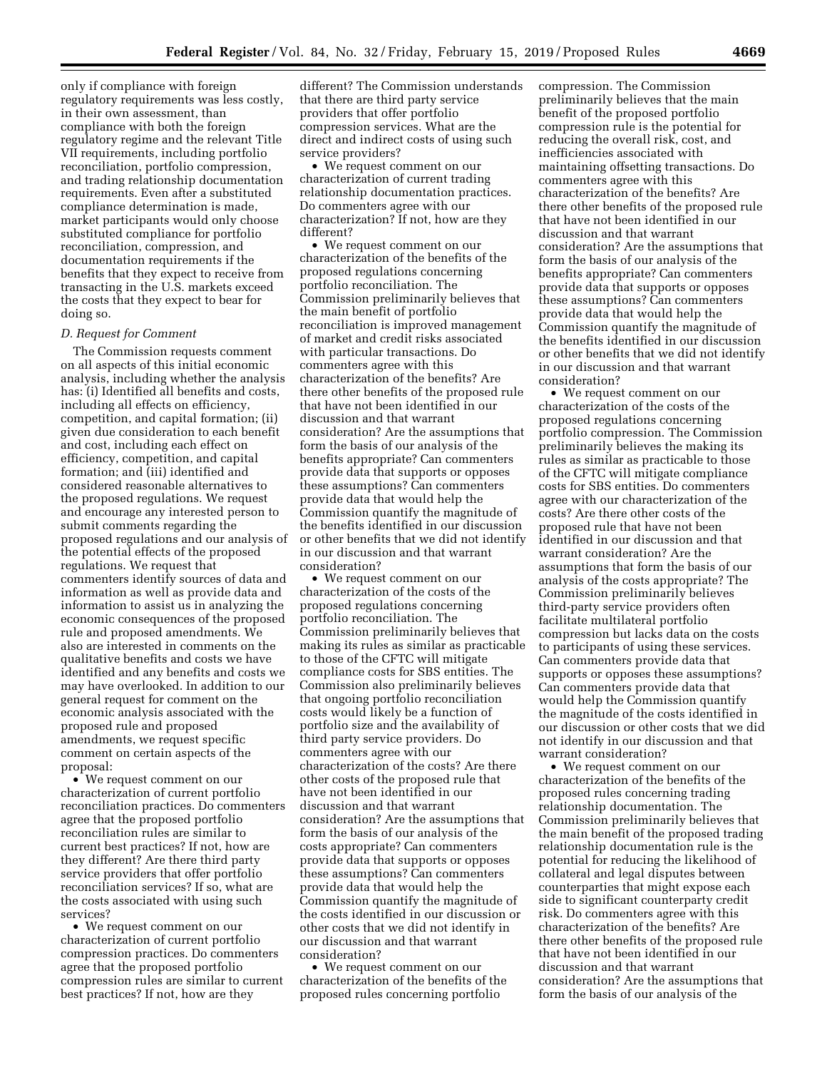only if compliance with foreign regulatory requirements was less costly, in their own assessment, than compliance with both the foreign regulatory regime and the relevant Title VII requirements, including portfolio reconciliation, portfolio compression, and trading relationship documentation requirements. Even after a substituted compliance determination is made, market participants would only choose substituted compliance for portfolio reconciliation, compression, and documentation requirements if the benefits that they expect to receive from transacting in the U.S. markets exceed the costs that they expect to bear for doing so.

### *D. Request for Comment*

The Commission requests comment on all aspects of this initial economic analysis, including whether the analysis has: (i) Identified all benefits and costs, including all effects on efficiency, competition, and capital formation; (ii) given due consideration to each benefit and cost, including each effect on efficiency, competition, and capital formation; and (iii) identified and considered reasonable alternatives to the proposed regulations. We request and encourage any interested person to submit comments regarding the proposed regulations and our analysis of the potential effects of the proposed regulations. We request that commenters identify sources of data and information as well as provide data and information to assist us in analyzing the economic consequences of the proposed rule and proposed amendments. We also are interested in comments on the qualitative benefits and costs we have identified and any benefits and costs we may have overlooked. In addition to our general request for comment on the economic analysis associated with the proposed rule and proposed amendments, we request specific comment on certain aspects of the proposal:

- We request comment on our characterization of current portfolio reconciliation practices. Do commenters agree that the proposed portfolio reconciliation rules are similar to current best practices? If not, how are they different? Are there third party service providers that offer portfolio reconciliation services? If so, what are the costs associated with using such services?
- We request comment on our characterization of current portfolio compression practices. Do commenters agree that the proposed portfolio compression rules are similar to current best practices? If not, how are they different? The Commission understands that there are third party service providers that offer portfolio compression services. What are the direct and indirect costs of using such service providers?
- We request comment on our characterization of current trading relationship documentation practices. Do commenters agree with our characterization? If not, how are they different?
- We request comment on our characterization of the benefits of the proposed regulations concerning portfolio reconciliation. The Commission preliminarily believes that the main benefit of portfolio reconciliation is improved management of market and credit risks associated with particular transactions. Do commenters agree with this characterization of the benefits? Are there other benefits of the proposed rule that have not been identified in our discussion and that warrant consideration? Are the assumptions that form the basis of our analysis of the benefits appropriate? Can commenters provide data that supports or opposes these assumptions? Can commenters provide data that would help the Commission quantify the magnitude of the benefits identified in our discussion or other benefits that we did not identify in our discussion and that warrant consideration?
- We request comment on our characterization of the costs of the proposed regulations concerning portfolio reconciliation. The Commission preliminarily believes that making its rules as similar as practicable to those of the CFTC will mitigate compliance costs for SBS entities. The Commission also preliminarily believes that ongoing portfolio reconciliation costs would likely be a function of portfolio size and the availability of third party service providers. Do commenters agree with our characterization of the costs? Are there other costs of the proposed rule that have not been identified in our discussion and that warrant consideration? Are the assumptions that form the basis of our analysis of the costs appropriate? Can commenters provide data that supports or opposes these assumptions? Can commenters provide data that would help the Commission quantify the magnitude of the costs identified in our discussion or other costs that we did not identify in our discussion and that warrant consideration?
- We request comment on our characterization of the benefits of the proposed rules concerning portfolio compression. The Commission preliminarily believes that the main benefit of the proposed portfolio compression rule is the potential for reducing the overall risk, cost, and inefficiencies associated with maintaining offsetting transactions. Do commenters agree with this characterization of the benefits? Are there other benefits of the proposed rule that have not been identified in our discussion and that warrant consideration? Are the assumptions that form the basis of our analysis of the benefits appropriate? Can commenters provide data that supports or opposes these assumptions? Can commenters provide data that would help the Commission quantify the magnitude of the benefits identified in our discussion or other benefits that we did not identify in our discussion and that warrant consideration?
- We request comment on our characterization of the costs of the proposed regulations concerning portfolio compression. The Commission preliminarily believes the making its rules as similar as practicable to those of the CFTC will mitigate compliance costs for SBS entities. Do commenters agree with our characterization of the costs? Are there other costs of the proposed rule that have not been identified in our discussion and that warrant consideration? Are the assumptions that form the basis of our analysis of the costs appropriate? The Commission preliminarily believes third-party service providers often facilitate multilateral portfolio compression but lacks data on the costs to participants of using these services. Can commenters provide data that supports or opposes these assumptions? Can commenters provide data that would help the Commission quantify the magnitude of the costs identified in our discussion or other costs that we did not identify in our discussion and that warrant consideration?
- We request comment on our characterization of the benefits of the proposed rules concerning trading relationship documentation. The Commission preliminarily believes that the main benefit of the proposed trading relationship documentation rule is the potential for reducing the likelihood of collateral and legal disputes between counterparties that might expose each side to significant counterparty credit risk. Do commenters agree with this characterization of the benefits? Are there other benefits of the proposed rule that have not been identified in our discussion and that warrant consideration? Are the assumptions that form the basis of our analysis of the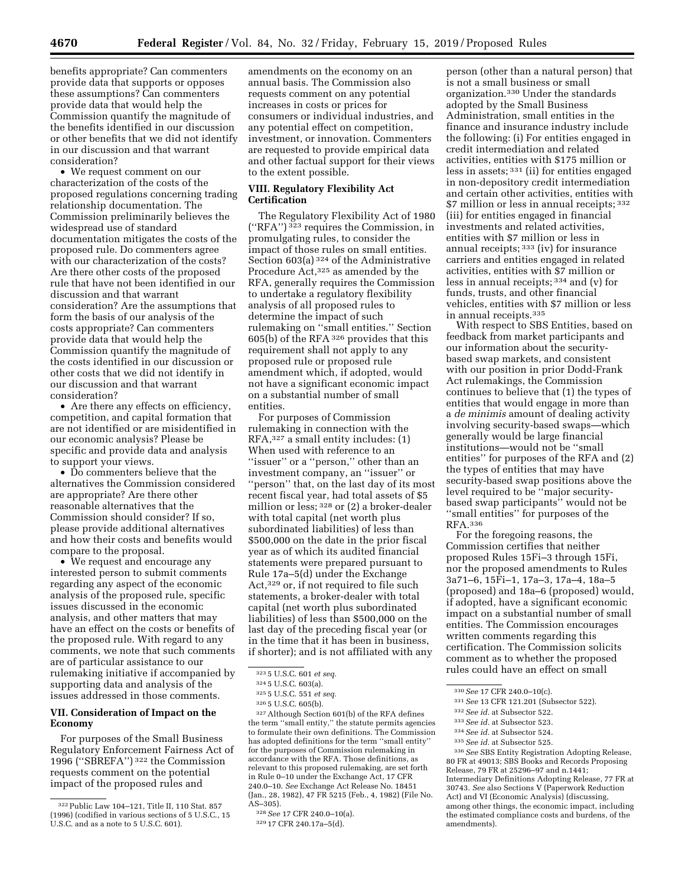benefits appropriate? Can commenters provide data that supports or opposes these assumptions? Can commenters provide data that would help the Commission quantify the magnitude of the benefits identified in our discussion or other benefits that we did not identify in our discussion and that warrant consideration?

- We request comment on our characterization of the costs of the proposed regulations concerning trading relationship documentation. The Commission preliminarily believes the widespread use of standard documentation mitigates the costs of the proposed rule. Do commenters agree with our characterization of the costs? Are there other costs of the proposed rule that have not been identified in our discussion and that warrant consideration? Are the assumptions that form the basis of our analysis of the costs appropriate? Can commenters provide data that would help the Commission quantify the magnitude of the costs identified in our discussion or other costs that we did not identify in our discussion and that warrant consideration?
- Are there any effects on efficiency, competition, and capital formation that are not identified or are misidentified in our economic analysis? Please be specific and provide data and analysis to support your views.
- Do commenters believe that the alternatives the Commission considered are appropriate? Are there other reasonable alternatives that the Commission should consider? If so, please provide additional alternatives and how their costs and benefits would compare to the proposal.
- We request and encourage any interested person to submit comments regarding any aspect of the economic analysis of the proposed rule, specific issues discussed in the economic analysis, and other matters that may have an effect on the costs or benefits of the proposed rule. With regard to any comments, we note that such comments are of particular assistance to our rulemaking initiative if accompanied by supporting data and analysis of the issues addressed in those comments.

## VII. Consideration of Impact on the Economy

For purposes of the Small Business Regulatory Enforcement Fairness Act of 1996 (''SBREFA'') [322] the Commission requests comment on the potential impact of the proposed rules and amendments on the economy on an annual basis. The Commission also requests comment on any potential increases in costs or prices for consumers or individual industries, and any potential effect on competition, investment, or innovation. Commenters are requested to provide empirical data and other factual support for their views to the extent possible.

## VIII. Regulatory Flexibility Act Certification

The Regulatory Flexibility Act of 1980 (''RFA'') [323] requires the Commission, in promulgating rules, to consider the impact of those rules on small entities. Section 603(a) [324] of the Administrative Procedure Act,[325] as amended by the RFA, generally requires the Commission to undertake a regulatory flexibility analysis of all proposed rules to determine the impact of such rulemaking on ''small entities.'' Section 605(b) of the RFA [326] provides that this requirement shall not apply to any proposed rule or proposed rule amendment which, if adopted, would not have a significant economic impact on a substantial number of small entities.

For purposes of Commission rulemaking in connection with the RFA,[327] a small entity includes: (1) When used with reference to an ''issuer'' or a ''person,'' other than an investment company, an ''issuer'' or ''person'' that, on the last day of its most recent fiscal year, had total assets of $5 million or less; [328] or (2) a broker-dealer with total capital (net worth plus subordinated liabilities) of less than $500,000 on the date in the prior fiscal year as of which its audited financial statements were prepared pursuant to Rule 17a–5(d) under the Exchange Act,[329] or, if not required to file such statements, a broker-dealer with total capital (net worth plus subordinated liabilities) of less than $500,000 on the last day of the preceding fiscal year (or in the time that it has been in business, if shorter); and is not affiliated with any person (other than a natural person) that is not a small business or small organization.[330] Under the standards adopted by the Small Business Administration, small entities in the finance and insurance industry include the following: (i) For entities engaged in credit intermediation and related activities, entities with $175 million or less in assets; [331] (ii) for entities engaged in non-depository credit intermediation and certain other activities, entities with $7 million or less in annual receipts; [332] (iii) for entities engaged in financial investments and related activities, entities with $7 million or less in annual receipts; [333] (iv) for insurance carriers and entities engaged in related activities, entities with $7 million or less in annual receipts; [334] and (v) for funds, trusts, and other financial vehicles, entities with $7 million or less in annual receipts.[335]

With respect to SBS Entities, based on feedback from market participants and our information about the security-based swap markets, and consistent with our position in prior Dodd-Frank Act rulemakings, the Commission continues to believe that (1) the types of entities that would engage in more than a *de minimis* amount of dealing activity involving security-based swaps—which generally would be large financial institutions—would not be ''small entities'' for purposes of the RFA and (2) the types of entities that may have security-based swap positions above the level required to be ''major security-based swap participants'' would not be ''small entities'' for purposes of the RFA.[336]

For the foregoing reasons, the Commission certifies that neither proposed Rules 15Fi–3 through 15Fi, nor the proposed amendments to Rules 3a71–6, 15Fi–1, 17a–3, 17a–4, 18a–5 (proposed) and 18a–6 (proposed) would, if adopted, have a significant economic impact on a substantial number of small entities. The Commission encourages written comments regarding this certification. The Commission solicits comment as to whether the proposed rules could have an effect on small

---

[322] Public Law 104–121, Title II, 110 Stat. 857 (1996) (codified in various sections of 5 U.S.C., 15 U.S.C. and as a note to 5 U.S.C. 601).

[323] 5 U.S.C. 601 *et seq.*

[324] 5 U.S.C. 603(a).

[325] 5 U.S.C. 551 *et seq.*

[326] 5 U.S.C. 605(b).

[327] Although Section 601(b) of the RFA defines the term ''small entity,'' the statute permits agencies to formulate their own definitions. The Commission has adopted definitions for the term ''small entity'' for the purposes of Commission rulemaking in accordance with the RFA. Those definitions, as relevant to this proposed rulemaking, are set forth in Rule 0–10 under the Exchange Act, 17 CFR 240.0–10. *See* Exchange Act Release No. 18451 (Jan., 28, 1982), 47 FR 5215 (Feb., 4, 1982) (File No. AS–305).

[328] *See* 17 CFR 240.0–10(a).

[329] 17 CFR 240.17a–5(d).

[330] *See* 17 CFR 240.0–10(c).

[331] *See* 13 CFR 121.201 (Subsector 522).

[332] *See id.* at Subsector 522.

[333] *See id.* at Subsector 523.

[334] *See id.* at Subsector 524.

[335] *See id.* at Subsector 525.

[336] *See* SBS Entity Registration Adopting Release, 80 FR at 49013; SBS Books and Records Proposing Release, 79 FR at 25296–97 and n.1441; Intermediary Definitions Adopting Release, 77 FR at 30743. *See* also Sections V (Paperwork Reduction Act) and VI (Economic Analysis) (discussing, among other things, the economic impact, including the estimated compliance costs and burdens, of the amendments).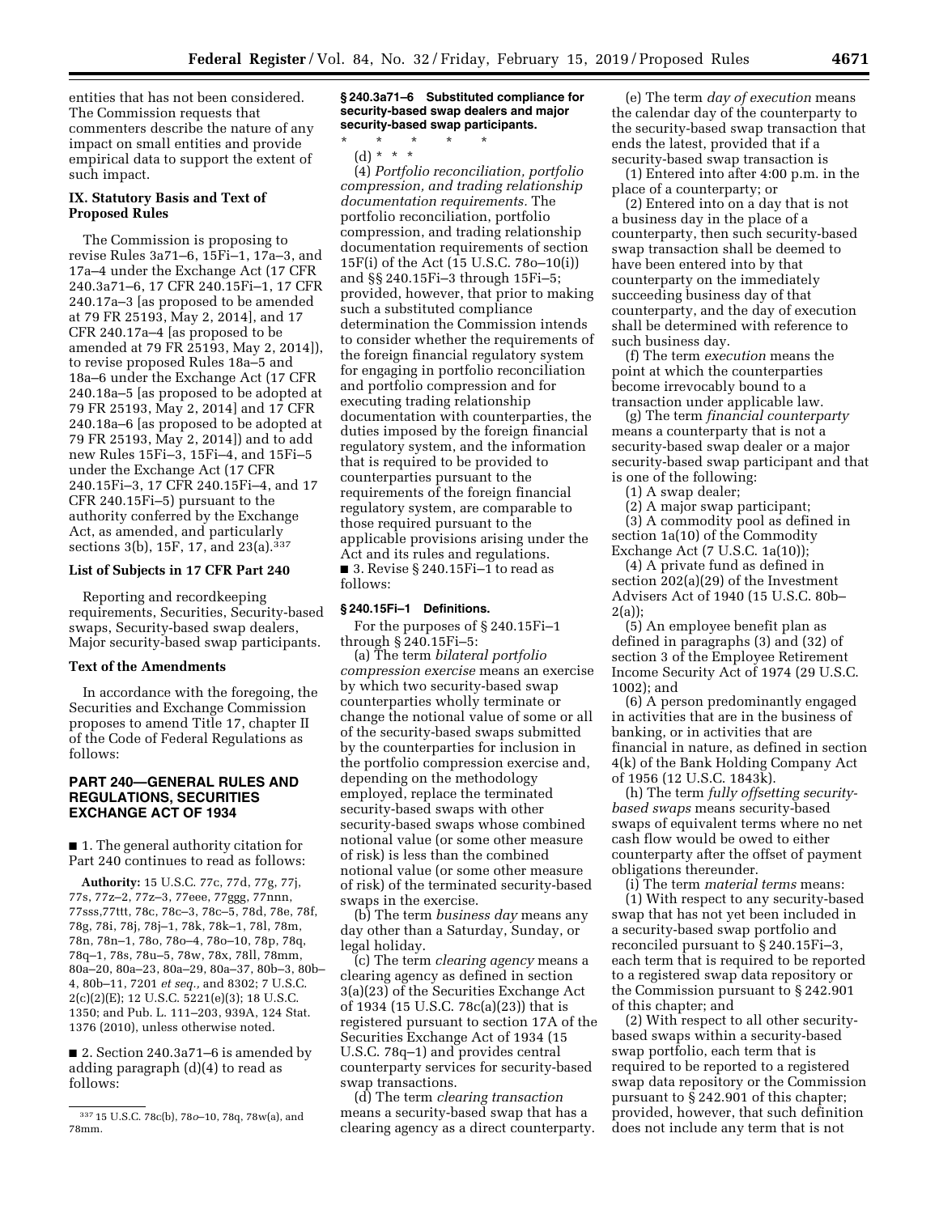entities that has not been considered. The Commission requests that commenters describe the nature of any impact on small entities and provide empirical data to support the extent of such impact.

## IX. Statutory Basis and Text of Proposed Rules

The Commission is proposing to revise Rules 3a71–6, 15Fi–1, 17a–3, and 17a–4 under the Exchange Act (17 CFR 240.3a71–6, 17 CFR 240.15Fi–1, 17 CFR 240.17a–3 [as proposed to be amended at 79 FR 25193, May 2, 2014], and 17 CFR 240.17a–4 [as proposed to be amended at 79 FR 25193, May 2, 2014]), to revise proposed Rules 18a–5 and 18a–6 under the Exchange Act (17 CFR 240.18a–5 [as proposed to be adopted at 79 FR 25193, May 2, 2014] and 17 CFR 240.18a–6 [as proposed to be adopted at 79 FR 25193, May 2, 2014]) and to add new Rules 15Fi–3, 15Fi–4, and 15Fi–5 under the Exchange Act (17 CFR 240.15Fi–3, 17 CFR 240.15Fi–4, and 17 CFR 240.15Fi–5) pursuant to the authority conferred by the Exchange Act, as amended, and particularly sections 3(b), 15F, 17, and 23(a).[337]

### List of Subjects in 17 CFR Part 240

Reporting and recordkeeping requirements, Securities, Security-based swaps, Security-based swap dealers, Major security-based swap participants.

### Text of the Amendments

In accordance with the foregoing, the Securities and Exchange Commission proposes to amend Title 17, chapter II of the Code of Federal Regulations as follows:

## PART 240—GENERAL RULES AND REGULATIONS, SECURITIES EXCHANGE ACT OF 1934

■ 1. The general authority citation for Part 240 continues to read as follows:

**Authority:** 15 U.S.C. 77c, 77d, 77g, 77j, 77s, 77z–2, 77z–3, 77eee, 77ggg, 77nnn, 77sss,77ttt, 78c, 78c–3, 78c–5, 78d, 78e, 78f, 78g, 78i, 78j, 78j–1, 78k, 78k–1, 78l, 78m, 78n, 78n–1, 78o, 78o–4, 78o–10, 78p, 78q, 78q–1, 78s, 78u–5, 78w, 78x, 78ll, 78mm, 80a–20, 80a–23, 80a–29, 80a–37, 80b–3, 80b–4, 80b–11, 7201 *et seq.,* and 8302; 7 U.S.C. 2(c)(2)(E); 12 U.S.C. 5221(e)(3); 18 U.S.C. 1350; and Pub. L. 111–203, 939A, 124 Stat. 1376 (2010), unless otherwise noted.

■ 2. Section 240.3a71–6 is amended by adding paragraph (d)(4) to read as follows:

[337] 15 U.S.C. 78c(b), 78*o*–10, 78q, 78w(a), and 78mm.

### § 240.3a71–6 Substituted compliance for security-based swap dealers and major security-based swap participants.

\* \* \* \* \*

(d) \* \* \*

(4) *Portfolio reconciliation, portfolio compression, and trading relationship documentation requirements.* The portfolio reconciliation, portfolio compression, and trading relationship documentation requirements of section 15F(i) of the Act (15 U.S.C. 78o–10(i)) and §§ 240.15Fi–3 through 15Fi–5; provided, however, that prior to making such a substituted compliance determination the Commission intends to consider whether the requirements of the foreign financial regulatory system for engaging in portfolio reconciliation and portfolio compression and for executing trading relationship documentation with counterparties, the duties imposed by the foreign financial regulatory system, and the information that is required to be provided to counterparties pursuant to the requirements of the foreign financial regulatory system, are comparable to those required pursuant to the applicable provisions arising under the Act and its rules and regulations.

■ 3. Revise § 240.15Fi–1 to read as follows:

### § 240.15Fi–1 Definitions.

For the purposes of § 240.15Fi–1 through § 240.15Fi–5:

(a) The term *bilateral portfolio compression exercise* means an exercise by which two security-based swap counterparties wholly terminate or change the notional value of some or all of the security-based swaps submitted by the counterparties for inclusion in the portfolio compression exercise and, depending on the methodology employed, replace the terminated security-based swaps with other security-based swaps whose combined notional value (or some other measure of risk) is less than the combined notional value (or some other measure of risk) of the terminated security-based swaps in the exercise.

(b) The term *business day* means any day other than a Saturday, Sunday, or legal holiday.

(c) The term *clearing agency* means a clearing agency as defined in section 3(a)(23) of the Securities Exchange Act of 1934 (15 U.S.C. 78c(a)(23)) that is registered pursuant to section 17A of the Securities Exchange Act of 1934 (15 U.S.C. 78q–1) and provides central counterparty services for security-based swap transactions.

(d) The term *clearing transaction* means a security-based swap that has a clearing agency as a direct counterparty.

(e) The term *day of execution* means the calendar day of the counterparty to the security-based swap transaction that ends the latest, provided that if a security-based swap transaction is

(1) Entered into after 4:00 p.m. in the place of a counterparty; or

(2) Entered into on a day that is not a business day in the place of a counterparty, then such security-based swap transaction shall be deemed to have been entered into by that counterparty on the immediately succeeding business day of that counterparty, and the day of execution shall be determined with reference to such business day.

(f) The term *execution* means the point at which the counterparties become irrevocably bound to a transaction under applicable law.

(g) The term *financial counterparty* means a counterparty that is not a security-based swap dealer or a major security-based swap participant and that is one of the following:

(1) A swap dealer;

(2) A major swap participant;

(3) A commodity pool as defined in section 1a(10) of the Commodity Exchange Act (7 U.S.C. 1a(10));

(4) A private fund as defined in section 202(a)(29) of the Investment Advisers Act of 1940 (15 U.S.C. 80b–2(a));

(5) An employee benefit plan as defined in paragraphs (3) and (32) of section 3 of the Employee Retirement Income Security Act of 1974 (29 U.S.C. 1002); and

(6) A person predominantly engaged in activities that are in the business of banking, or in activities that are financial in nature, as defined in section 4(k) of the Bank Holding Company Act of 1956 (12 U.S.C. 1843k).

(h) The term *fully offsetting security-based swaps* means security-based swaps of equivalent terms where no net cash flow would be owed to either counterparty after the offset of payment obligations thereunder.

(i) The term *material terms* means:

(1) With respect to any security-based swap that has not yet been included in a security-based swap portfolio and reconciled pursuant to § 240.15Fi–3, each term that is required to be reported to a registered swap data repository or the Commission pursuant to § 242.901 of this chapter; and

(2) With respect to all other security-based swaps within a security-based swap portfolio, each term that is required to be reported to a registered swap data repository or the Commission pursuant to § 242.901 of this chapter; provided, however, that such definition does not include any term that is not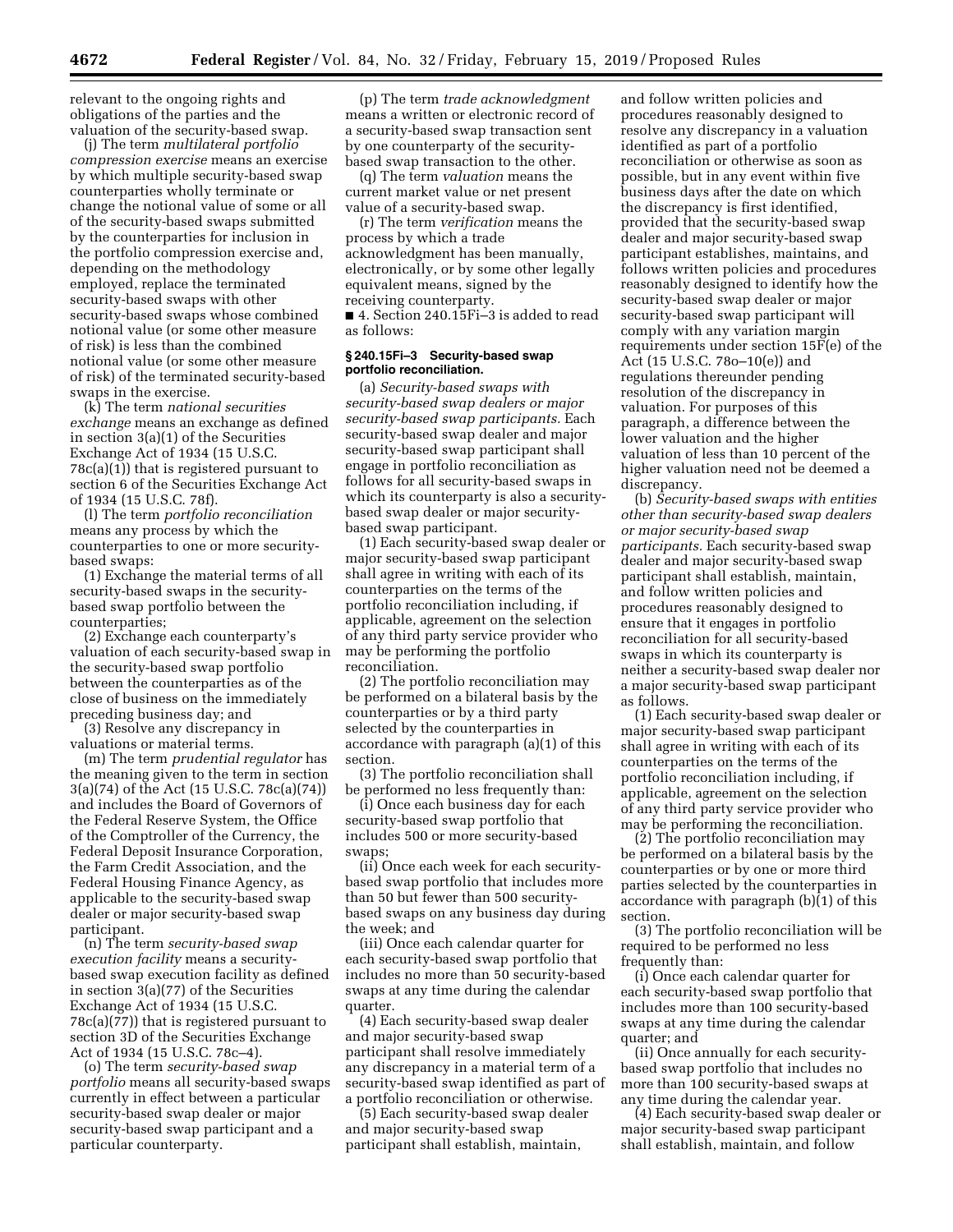relevant to the ongoing rights and obligations of the parties and the valuation of the security-based swap.

(j) The term *multilateral portfolio compression exercise* means an exercise by which multiple security-based swap counterparties wholly terminate or change the notional value of some or all of the security-based swaps submitted by the counterparties for inclusion in the portfolio compression exercise and, depending on the methodology employed, replace the terminated security-based swaps with other security-based swaps whose combined notional value (or some other measure of risk) is less than the combined notional value (or some other measure of risk) of the terminated security-based swaps in the exercise.

(k) The term *national securities exchange* means an exchange as defined in section 3(a)(1) of the Securities Exchange Act of 1934 (15 U.S.C. 78c(a)(1)) that is registered pursuant to section 6 of the Securities Exchange Act of 1934 (15 U.S.C. 78f).

(l) The term *portfolio reconciliation* means any process by which the counterparties to one or more security-based swaps:

(1) Exchange the material terms of all security-based swaps in the security-based swap portfolio between the counterparties;

(2) Exchange each counterparty's valuation of each security-based swap in the security-based swap portfolio between the counterparties as of the close of business on the immediately preceding business day; and

(3) Resolve any discrepancy in valuations or material terms.

(m) The term *prudential regulator* has the meaning given to the term in section 3(a)(74) of the Act (15 U.S.C. 78c(a)(74)) and includes the Board of Governors of the Federal Reserve System, the Office of the Comptroller of the Currency, the Federal Deposit Insurance Corporation, the Farm Credit Association, and the Federal Housing Finance Agency, as applicable to the security-based swap dealer or major security-based swap participant.

(n) The term *security-based swap execution facility* means a security-based swap execution facility as defined in section 3(a)(77) of the Securities Exchange Act of 1934 (15 U.S.C. 78c(a)(77)) that is registered pursuant to section 3D of the Securities Exchange Act of 1934 (15 U.S.C. 78c–4).

(o) The term *security-based swap portfolio* means all security-based swaps currently in effect between a particular security-based swap dealer or major security-based swap participant and a particular counterparty.

(p) The term *trade acknowledgment* means a written or electronic record of a security-based swap transaction sent by one counterparty of the security-based swap transaction to the other.

(q) The term *valuation* means the current market value or net present value of a security-based swap.

(r) The term *verification* means the process by which a trade acknowledgment has been manually, electronically, or by some other legally equivalent means, signed by the receiving counterparty.

■ 4. Section 240.15Fi–3 is added to read as follows:

#### § 240.15Fi–3 Security-based swap portfolio reconciliation.

(a) *Security-based swaps with security-based swap dealers or major security-based swap participants.* Each security-based swap dealer and major security-based swap participant shall engage in portfolio reconciliation as follows for all security-based swaps in which its counterparty is also a security-based swap dealer or major security-based swap participant.

(1) Each security-based swap dealer or major security-based swap participant shall agree in writing with each of its counterparties on the terms of the portfolio reconciliation including, if applicable, agreement on the selection of any third party service provider who may be performing the portfolio reconciliation.

(2) The portfolio reconciliation may be performed on a bilateral basis by the counterparties or by a third party selected by the counterparties in accordance with paragraph (a)(1) of this section.

(3) The portfolio reconciliation shall be performed no less frequently than:

(i) Once each business day for each security-based swap portfolio that includes 500 or more security-based swaps;

(ii) Once each week for each security-based swap portfolio that includes more than 50 but fewer than 500 security-based swaps on any business day during the week; and

(iii) Once each calendar quarter for each security-based swap portfolio that includes no more than 50 security-based swaps at any time during the calendar quarter.

(4) Each security-based swap dealer and major security-based swap participant shall resolve immediately any discrepancy in a material term of a security-based swap identified as part of a portfolio reconciliation or otherwise.

(5) Each security-based swap dealer and major security-based swap participant shall establish, maintain, and follow written policies and procedures reasonably designed to resolve any discrepancy in a valuation identified as part of a portfolio reconciliation or otherwise as soon as possible, but in any event within five business days after the date on which the discrepancy is first identified, provided that the security-based swap dealer and major security-based swap participant establishes, maintains, and follows written policies and procedures reasonably designed to identify how the security-based swap dealer or major security-based swap participant will comply with any variation margin requirements under section 15F(e) of the Act (15 U.S.C. 78o–10(e)) and regulations thereunder pending resolution of the discrepancy in valuation. For purposes of this paragraph, a difference between the lower valuation and the higher valuation of less than 10 percent of the higher valuation need not be deemed a discrepancy.

(b) *Security-based swaps with entities other than security-based swap dealers or major security-based swap participants.* Each security-based swap dealer and major security-based swap participant shall establish, maintain, and follow written policies and procedures reasonably designed to ensure that it engages in portfolio reconciliation for all security-based swaps in which its counterparty is neither a security-based swap dealer nor a major security-based swap participant as follows.

(1) Each security-based swap dealer or major security-based swap participant shall agree in writing with each of its counterparties on the terms of the portfolio reconciliation including, if applicable, agreement on the selection of any third party service provider who may be performing the reconciliation.

(2) The portfolio reconciliation may be performed on a bilateral basis by the counterparties or by one or more third parties selected by the counterparties in accordance with paragraph (b)(1) of this section.

(3) The portfolio reconciliation will be required to be performed no less frequently than:

(i) Once each calendar quarter for each security-based swap portfolio that includes more than 100 security-based swaps at any time during the calendar quarter; and

(ii) Once annually for each security-based swap portfolio that includes no more than 100 security-based swaps at any time during the calendar year.

(4) Each security-based swap dealer or major security-based swap participant shall establish, maintain, and follow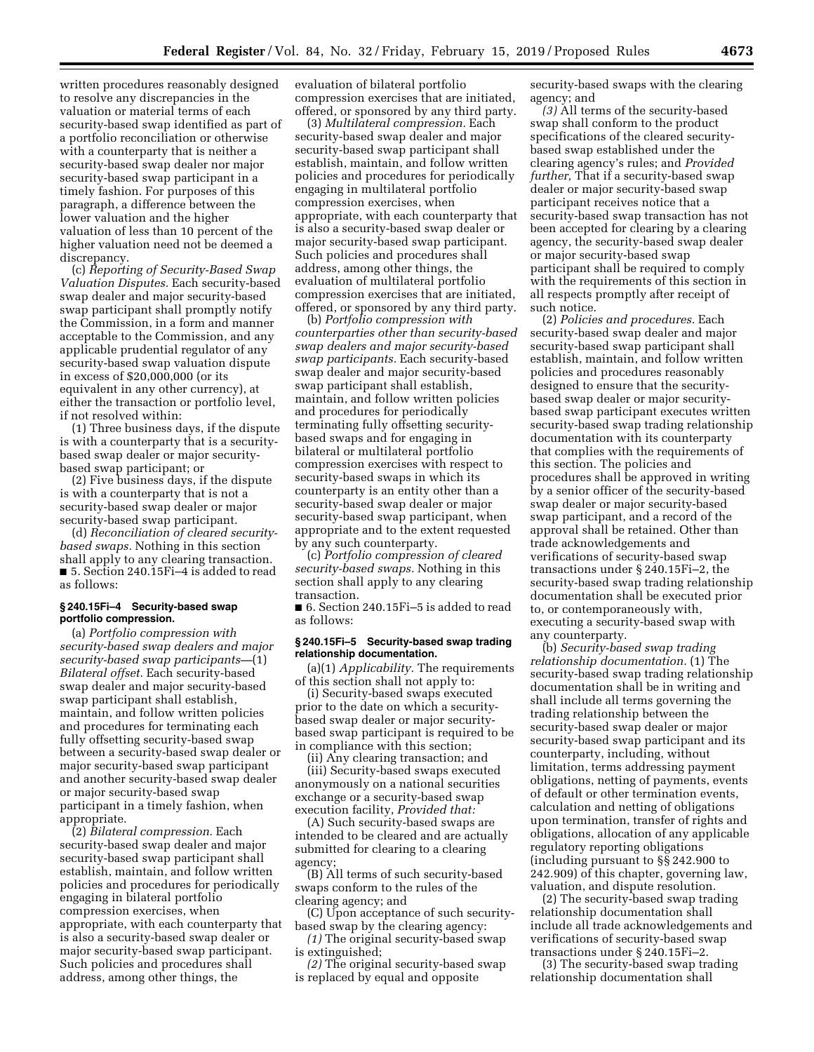written procedures reasonably designed to resolve any discrepancies in the valuation or material terms of each security-based swap identified as part of a portfolio reconciliation or otherwise with a counterparty that is neither a security-based swap dealer nor major security-based swap participant in a timely fashion. For purposes of this paragraph, a difference between the lower valuation and the higher valuation of less than 10 percent of the higher valuation need not be deemed a discrepancy.

(c) *Reporting of Security-Based Swap Valuation Disputes.* Each security-based swap dealer and major security-based swap participant shall promptly notify the Commission, in a form and manner acceptable to the Commission, and any applicable prudential regulator of any security-based swap valuation dispute in excess of $20,000,000 (or its equivalent in any other currency), at either the transaction or portfolio level, if not resolved within:

(1) Three business days, if the dispute is with a counterparty that is a security-based swap dealer or major security-based swap participant; or

(2) Five business days, if the dispute is with a counterparty that is not a security-based swap dealer or major security-based swap participant.

(d) *Reconciliation of cleared security-based swaps.* Nothing in this section shall apply to any clearing transaction.

■ 5. Section 240.15Fi–4 is added to read as follows:

### § 240.15Fi–4 Security-based swap portfolio compression.

(a) *Portfolio compression with security-based swap dealers and major security-based swap participants*—(1) *Bilateral offset.* Each security-based swap dealer and major security-based swap participant shall establish, maintain, and follow written policies and procedures for terminating each fully offsetting security-based swap between a security-based swap dealer or major security-based swap participant and another security-based swap dealer or major security-based swap participant in a timely fashion, when appropriate.

(2) *Bilateral compression.* Each security-based swap dealer and major security-based swap participant shall establish, maintain, and follow written policies and procedures for periodically engaging in bilateral portfolio compression exercises, when appropriate, with each counterparty that is also a security-based swap dealer or major security-based swap participant. Such policies and procedures shall address, among other things, the evaluation of bilateral portfolio compression exercises that are initiated, offered, or sponsored by any third party.

(3) *Multilateral compression.* Each security-based swap dealer and major security-based swap participant shall establish, maintain, and follow written policies and procedures for periodically engaging in multilateral portfolio compression exercises, when appropriate, with each counterparty that is also a security-based swap dealer or major security-based swap participant. Such policies and procedures shall address, among other things, the evaluation of multilateral portfolio compression exercises that are initiated, offered, or sponsored by any third party.

(b) *Portfolio compression with counterparties other than security-based swap dealers and major security-based swap participants.* Each security-based swap dealer and major security-based swap participant shall establish, maintain, and follow written policies and procedures for periodically terminating fully offsetting security-based swaps and for engaging in bilateral or multilateral portfolio compression exercises with respect to security-based swaps in which its counterparty is an entity other than a security-based swap dealer or major security-based swap participant, when appropriate and to the extent requested by any such counterparty.

(c) *Portfolio compression of cleared security-based swaps.* Nothing in this section shall apply to any clearing transaction.

■ 6. Section 240.15Fi–5 is added to read as follows:

### § 240.15Fi–5 Security-based swap trading relationship documentation.

(a)(1) *Applicability.* The requirements of this section shall not apply to:

(i) Security-based swaps executed prior to the date on which a security-based swap dealer or major security-based swap participant is required to be in compliance with this section;

(ii) Any clearing transaction; and

(iii) Security-based swaps executed anonymously on a national securities exchange or a security-based swap execution facility, *Provided that:*

(A) Such security-based swaps are intended to be cleared and are actually submitted for clearing to a clearing agency;

(B) All terms of such security-based swaps conform to the rules of the clearing agency; and

(C) Upon acceptance of such security-based swap by the clearing agency:

*(1)* The original security-based swap is extinguished;

*(2)* The original security-based swap is replaced by equal and opposite security-based swaps with the clearing agency; and

*(3)* All terms of the security-based swap shall conform to the product specifications of the cleared security-based swap established under the clearing agency's rules; and *Provided further,* That if a security-based swap dealer or major security-based swap participant receives notice that a security-based swap transaction has not been accepted for clearing by a clearing agency, the security-based swap dealer or major security-based swap participant shall be required to comply with the requirements of this section in all respects promptly after receipt of such notice.

(2) *Policies and procedures.* Each security-based swap dealer and major security-based swap participant shall establish, maintain, and follow written policies and procedures reasonably designed to ensure that the security-based swap dealer or major security-based swap participant executes written security-based swap trading relationship documentation with its counterparty that complies with the requirements of this section. The policies and procedures shall be approved in writing by a senior officer of the security-based swap dealer or major security-based swap participant, and a record of the approval shall be retained. Other than trade acknowledgements and verifications of security-based swap transactions under § 240.15Fi–2, the security-based swap trading relationship documentation shall be executed prior to, or contemporaneously with, executing a security-based swap with any counterparty.

(b) *Security-based swap trading relationship documentation.* (1) The security-based swap trading relationship documentation shall be in writing and shall include all terms governing the trading relationship between the security-based swap dealer or major security-based swap participant and its counterparty, including, without limitation, terms addressing payment obligations, netting of payments, events of default or other termination events, calculation and netting of obligations upon termination, transfer of rights and obligations, allocation of any applicable regulatory reporting obligations (including pursuant to §§ 242.900 to 242.909) of this chapter, governing law, valuation, and dispute resolution.

(2) The security-based swap trading relationship documentation shall include all trade acknowledgements and verifications of security-based swap transactions under § 240.15Fi–2.

(3) The security-based swap trading relationship documentation shall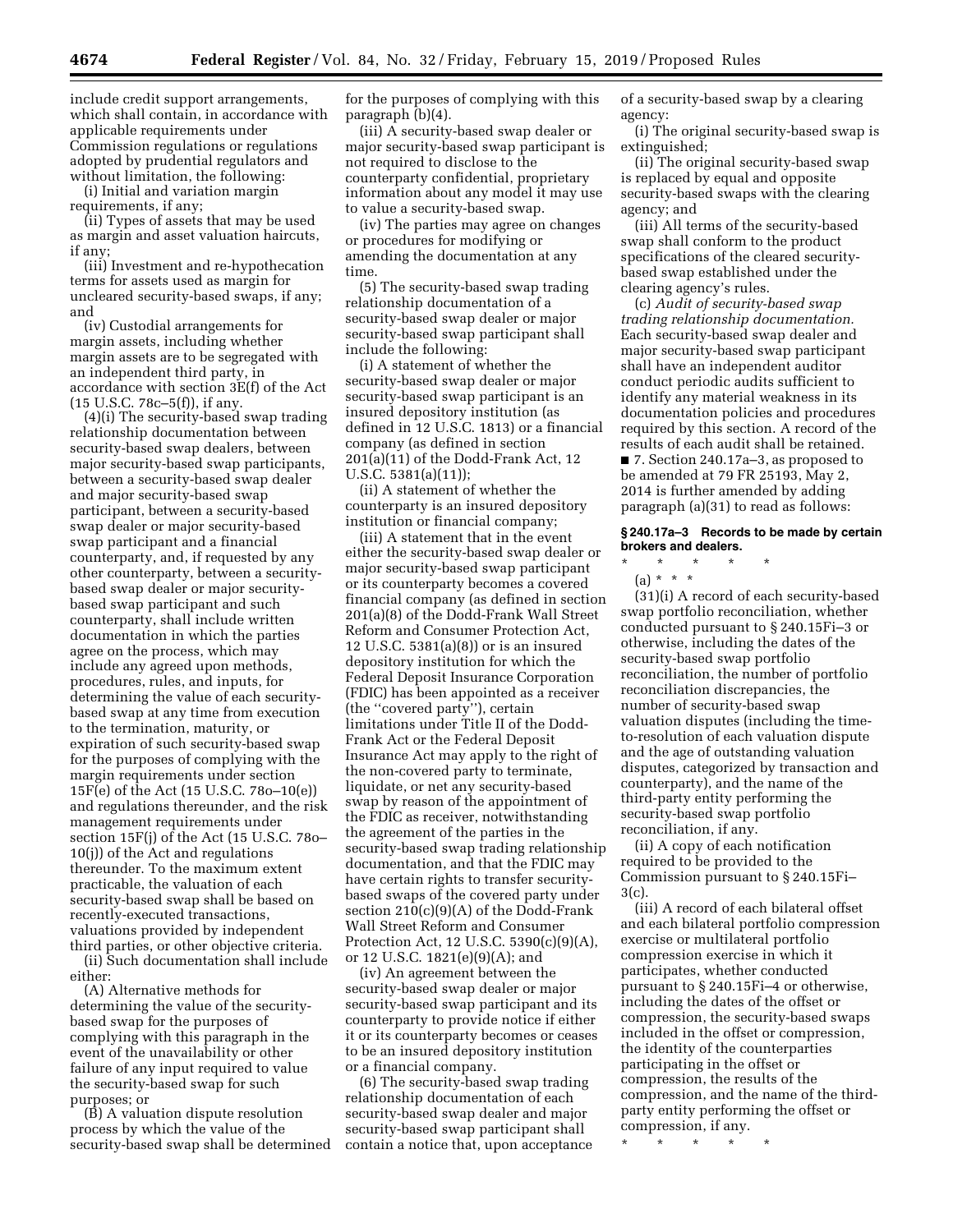include credit support arrangements, which shall contain, in accordance with applicable requirements under Commission regulations or regulations adopted by prudential regulators and without limitation, the following:

(i) Initial and variation margin requirements, if any;

(ii) Types of assets that may be used as margin and asset valuation haircuts, if any;

(iii) Investment and re-hypothecation terms for assets used as margin for uncleared security-based swaps, if any; and

(iv) Custodial arrangements for margin assets, including whether margin assets are to be segregated with an independent third party, in accordance with section 3E(f) of the Act (15 U.S.C. 78c–5(f)), if any.

(4)(i) The security-based swap trading relationship documentation between security-based swap dealers, between major security-based swap participants, between a security-based swap dealer and major security-based swap participant, between a security-based swap dealer or major security-based swap participant and a financial counterparty, and, if requested by any other counterparty, between a security-based swap dealer or major security-based swap participant and such counterparty, shall include written documentation in which the parties agree on the process, which may include any agreed upon methods, procedures, rules, and inputs, for determining the value of each security-based swap at any time from execution to the termination, maturity, or expiration of such security-based swap for the purposes of complying with the margin requirements under section 15F(e) of the Act (15 U.S.C. 78o–10(e)) and regulations thereunder, and the risk management requirements under section 15F(j) of the Act (15 U.S.C. 78o–10(j)) of the Act and regulations thereunder. To the maximum extent practicable, the valuation of each security-based swap shall be based on recently-executed transactions, valuations provided by independent third parties, or other objective criteria.

(ii) Such documentation shall include either:

(A) Alternative methods for determining the value of the security-based swap for the purposes of complying with this paragraph in the event of the unavailability or other failure of any input required to value the security-based swap for such purposes; or

(B) A valuation dispute resolution process by which the value of the security-based swap shall be determined for the purposes of complying with this paragraph (b)(4).

(iii) A security-based swap dealer or major security-based swap participant is not required to disclose to the counterparty confidential, proprietary information about any model it may use to value a security-based swap.

(iv) The parties may agree on changes or procedures for modifying or amending the documentation at any time.

(5) The security-based swap trading relationship documentation of a security-based swap dealer or major security-based swap participant shall include the following:

(i) A statement of whether the security-based swap dealer or major security-based swap participant is an insured depository institution (as defined in 12 U.S.C. 1813) or a financial company (as defined in section 201(a)(11) of the Dodd-Frank Act, 12 U.S.C. 5381(a)(11));

(ii) A statement of whether the counterparty is an insured depository institution or financial company;

(iii) A statement that in the event either the security-based swap dealer or major security-based swap participant or its counterparty becomes a covered financial company (as defined in section 201(a)(8) of the Dodd-Frank Wall Street Reform and Consumer Protection Act, 12 U.S.C. 5381(a)(8)) or is an insured depository institution for which the Federal Deposit Insurance Corporation (FDIC) has been appointed as a receiver (the "covered party"), certain limitations under Title II of the Dodd-Frank Act or the Federal Deposit Insurance Act may apply to the right of the non-covered party to terminate, liquidate, or net any security-based swap by reason of the appointment of the FDIC as receiver, notwithstanding the agreement of the parties in the security-based swap trading relationship documentation, and that the FDIC may have certain rights to transfer security-based swaps of the covered party under section 210(c)(9)(A) of the Dodd-Frank Wall Street Reform and Consumer Protection Act, 12 U.S.C. 5390(c)(9)(A), or 12 U.S.C. 1821(e)(9)(A); and

(iv) An agreement between the security-based swap dealer or major security-based swap participant and its counterparty to provide notice if either it or its counterparty becomes or ceases to be an insured depository institution or a financial company.

(6) The security-based swap trading relationship documentation of each security-based swap dealer and major security-based swap participant shall contain a notice that, upon acceptance of a security-based swap by a clearing agency:

(i) The original security-based swap is extinguished;

(ii) The original security-based swap is replaced by equal and opposite security-based swaps with the clearing agency; and

(iii) All terms of the security-based swap shall conform to the product specifications of the cleared security-based swap established under the clearing agency's rules.

(c) *Audit of security-based swap trading relationship documentation.* Each security-based swap dealer and major security-based swap participant shall have an independent auditor conduct periodic audits sufficient to identify any material weakness in its documentation policies and procedures required by this section. A record of the results of each audit shall be retained.

■ 7. Section 240.17a–3, as proposed to be amended at 79 FR 25193, May 2, 2014 is further amended by adding paragraph (a)(31) to read as follows:

**§ 240.17a–3 Records to be made by certain brokers and dealers.**

\* \* \* \* \*

(a) \* \* \*

(31)(i) A record of each security-based swap portfolio reconciliation, whether conducted pursuant to § 240.15Fi–3 or otherwise, including the dates of the security-based swap portfolio reconciliation, the number of portfolio reconciliation discrepancies, the number of security-based swap valuation disputes (including the time-to-resolution of each valuation dispute and the age of outstanding valuation disputes, categorized by transaction and counterparty), and the name of the third-party entity performing the security-based swap portfolio reconciliation, if any.

(ii) A copy of each notification required to be provided to the Commission pursuant to § 240.15Fi–3(c).

(iii) A record of each bilateral offset and each bilateral portfolio compression exercise or multilateral portfolio compression exercise in which it participates, whether conducted pursuant to § 240.15Fi–4 or otherwise, including the dates of the offset or compression, the security-based swaps included in the offset or compression, the identity of the counterparties participating in the offset or compression, the results of the compression, and the name of the third-party entity performing the offset or compression, if any.

\* \* \* \* \*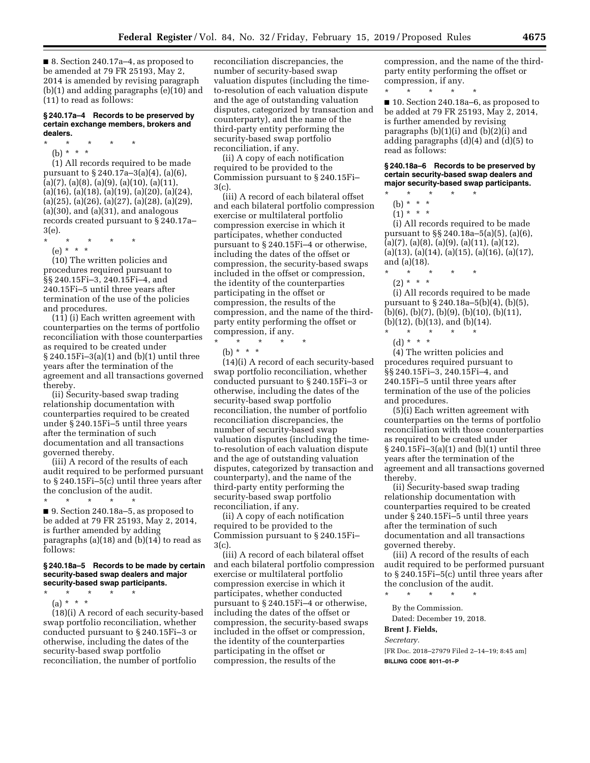■ 8. Section 240.17a–4, as proposed to be amended at 79 FR 25193, May 2, 2014 is amended by revising paragraph (b)(1) and adding paragraphs (e)(10) and (11) to read as follows:

**§ 240.17a–4 Records to be preserved by certain exchange members, brokers and dealers.**

\* \* \* \* \*

(b) \* \* \*

(1) All records required to be made pursuant to § 240.17a–3(a)(4), (a)(6), (a)(7), (a)(8), (a)(9), (a)(10), (a)(11), (a)(16), (a)(18), (a)(19), (a)(20), (a)(24), (a)(25), (a)(26), (a)(27), (a)(28), (a)(29), (a)(30), and (a)(31), and analogous records created pursuant to § 240.17a–3(e).

\* \* \* \* \*

(e) \* \* \*

(10) The written policies and procedures required pursuant to §§ 240.15Fi–3, 240.15Fi–4, and 240.15Fi–5 until three years after termination of the use of the policies and procedures.

(11) (i) Each written agreement with counterparties on the terms of portfolio reconciliation with those counterparties as required to be created under § 240.15Fi–3(a)(1) and (b)(1) until three years after the termination of the agreement and all transactions governed thereby.

(ii) Security-based swap trading relationship documentation with counterparties required to be created under § 240.15Fi–5 until three years after the termination of such documentation and all transactions governed thereby.

(iii) A record of the results of each audit required to be performed pursuant to § 240.15Fi–5(c) until three years after the conclusion of the audit.

\* \* \* \* \*

■ 9. Section 240.18a–5, as proposed to be added at 79 FR 25193, May 2, 2014, is further amended by adding paragraphs (a)(18) and (b)(14) to read as follows:

**§ 240.18a–5 Records to be made by certain security-based swap dealers and major security-based swap participants.**

\* \* \* \* \*

(a) \* \* \*

(18)(i) A record of each security-based swap portfolio reconciliation, whether conducted pursuant to § 240.15Fi–3 or otherwise, including the dates of the security-based swap portfolio reconciliation, the number of portfolio reconciliation discrepancies, the number of security-based swap valuation disputes (including the time-to-resolution of each valuation dispute and the age of outstanding valuation disputes, categorized by transaction and counterparty), and the name of the third-party entity performing the security-based swap portfolio reconciliation, if any.

(ii) A copy of each notification required to be provided to the Commission pursuant to § 240.15Fi–3(c).

(iii) A record of each bilateral offset and each bilateral portfolio compression exercise or multilateral portfolio compression exercise in which it participates, whether conducted pursuant to § 240.15Fi–4 or otherwise, including the dates of the offset or compression, the security-based swaps included in the offset or compression, the identity of the counterparties participating in the offset or compression, the results of the compression, and the name of the third-party entity performing the offset or compression, if any.

\* \* \* \* \*

(b) \* \* \*

(14)(i) A record of each security-based swap portfolio reconciliation, whether conducted pursuant to § 240.15Fi–3 or otherwise, including the dates of the security-based swap portfolio reconciliation, the number of portfolio reconciliation discrepancies, the number of security-based swap valuation disputes (including the time-to-resolution of each valuation dispute and the age of outstanding valuation disputes, categorized by transaction and counterparty), and the name of the third-party entity performing the security-based swap portfolio reconciliation, if any.

(ii) A copy of each notification required to be provided to the Commission pursuant to § 240.15Fi–3(c).

(iii) A record of each bilateral offset and each bilateral portfolio compression exercise or multilateral portfolio compression exercise in which it participates, whether conducted pursuant to § 240.15Fi–4 or otherwise, including the dates of the offset or compression, the security-based swaps included in the offset or compression, the identity of the counterparties participating in the offset or compression, the results of the compression, and the name of the third-party entity performing the offset or compression, if any.

\* \* \* \* \*

■ 10. Section 240.18a–6, as proposed to be added at 79 FR 25193, May 2, 2014, is further amended by revising paragraphs (b)(1)(i) and (b)(2)(i) and adding paragraphs (d)(4) and (d)(5) to read as follows:

**§ 240.18a–6 Records to be preserved by certain security-based swap dealers and major security-based swap participants.**

\* \* \* \* \*

(b) \* \* \*

(1) \* \* \*

(i) All records required to be made pursuant to §§ 240.18a–5(a)(5), (a)(6), (a)(7), (a)(8), (a)(9), (a)(11), (a)(12), (a)(13), (a)(14), (a)(15), (a)(16), (a)(17), and (a)(18).

\* \* \* \* \*

(2) \* \* \*

(i) All records required to be made pursuant to § 240.18a–5(b)(4), (b)(5), (b)(6), (b)(7), (b)(9), (b)(10), (b)(11), (b)(12), (b)(13), and (b)(14).

\* \* \* \* \*

(d) \* \* \*

(4) The written policies and procedures required pursuant to §§ 240.15Fi–3, 240.15Fi–4, and 240.15Fi–5 until three years after termination of the use of the policies and procedures.

(5)(i) Each written agreement with counterparties on the terms of portfolio reconciliation with those counterparties as required to be created under § 240.15Fi–3(a)(1) and (b)(1) until three years after the termination of the agreement and all transactions governed thereby.

(ii) Security-based swap trading relationship documentation with counterparties required to be created under § 240.15Fi–5 until three years after the termination of such documentation and all transactions governed thereby.

(iii) A record of the results of each audit required to be performed pursuant to § 240.15Fi–5(c) until three years after the conclusion of the audit.

\* \* \* \* \*

By the Commission.

Dated: December 19, 2018.

**Brent J. Fields,**

*Secretary.*

[FR Doc. 2018–27979 Filed 2–14–19; 8:45 am]

**BILLING CODE 8011–01–P**